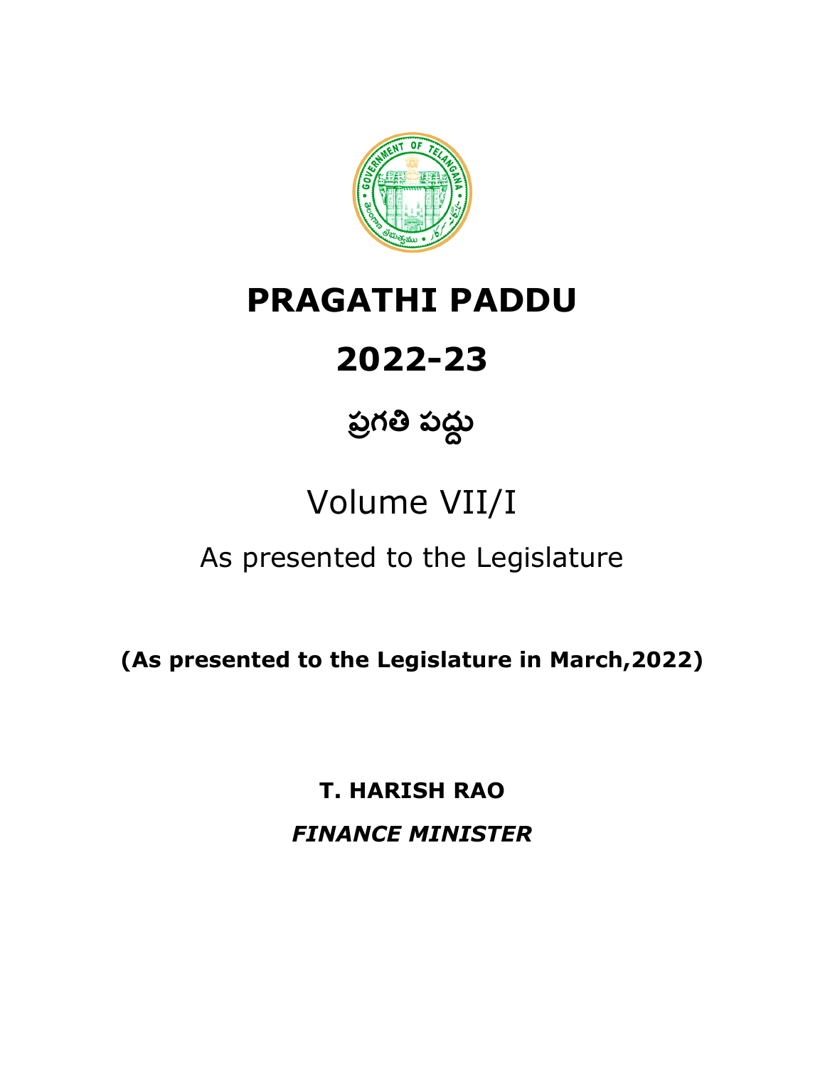# PRAGATHI PADDU

# 2022-23

# ప్రగతి పద్దు

## Volume VII/I

As presented to the Legislature

**(As presented to the Legislature in March,2022)**

**T. HARISH RAO**

***FINANCE MINISTER***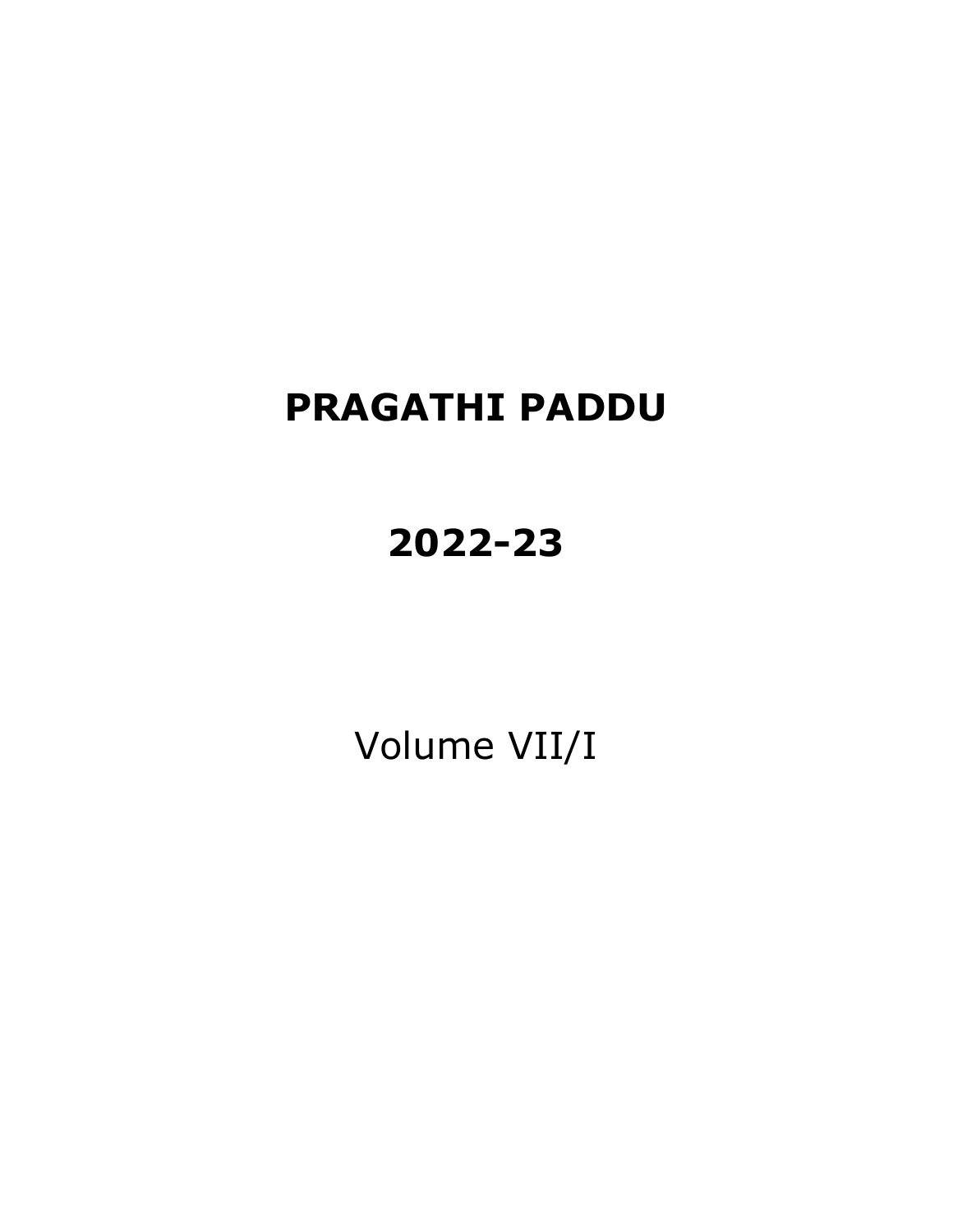# PRAGATHI PADDU

# 2022-23

Volume VII/I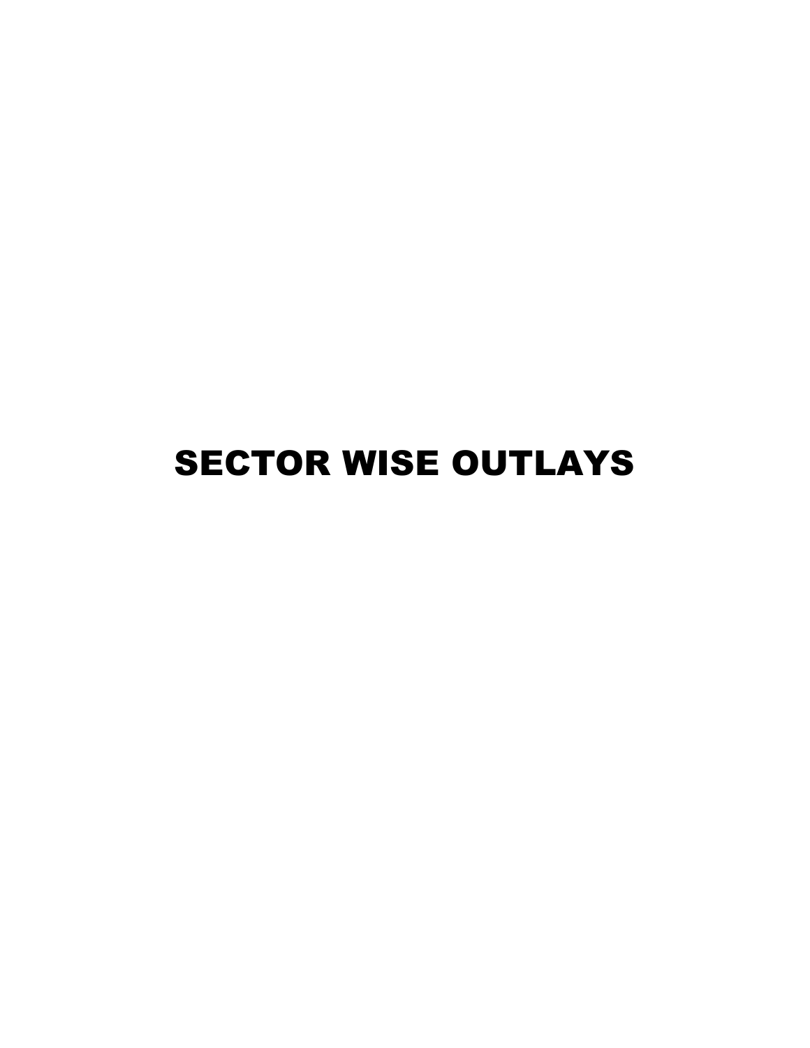# SECTOR WISE OUTLAYS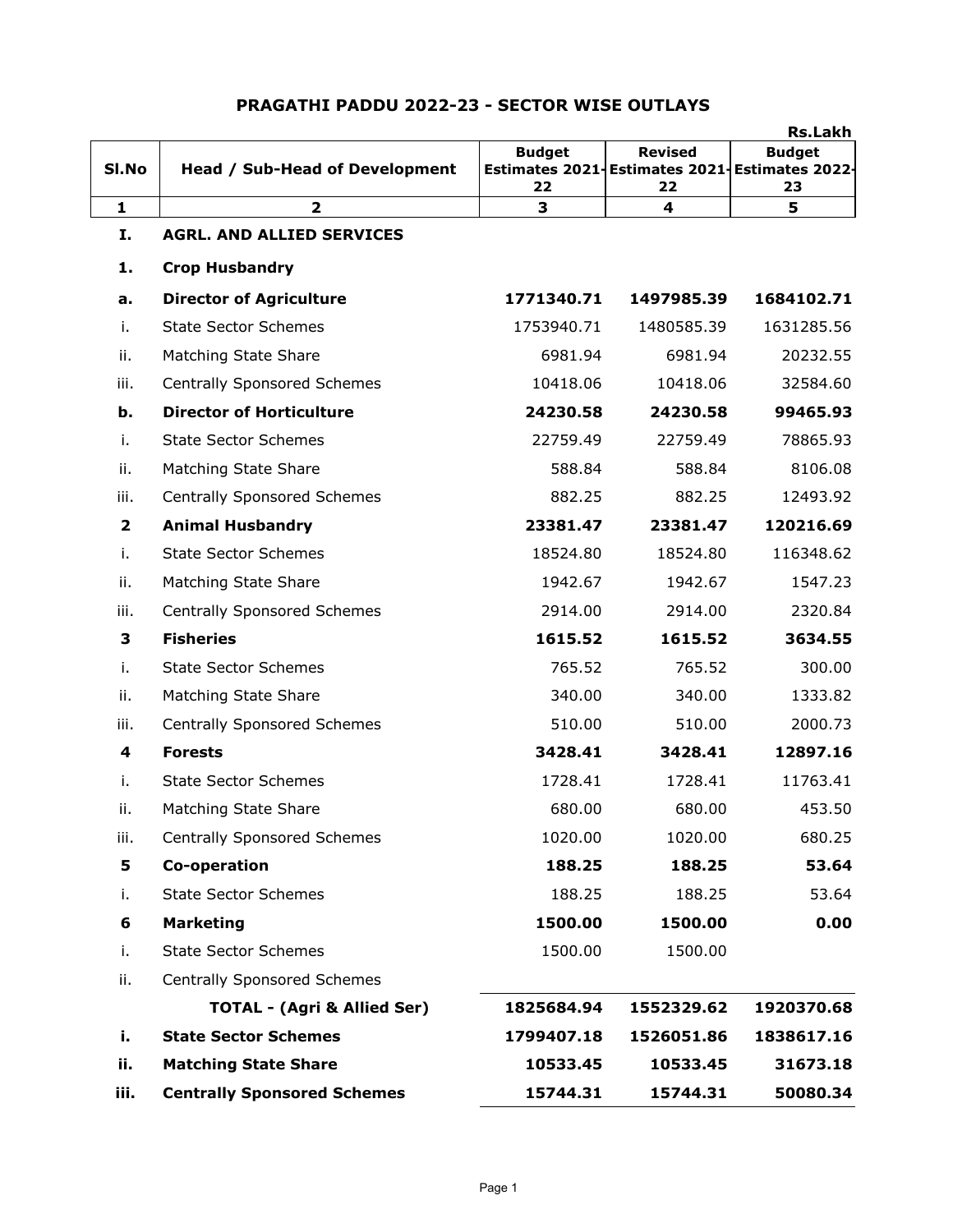# PRAGATHI PADDU 2022-23 - SECTOR WISE OUTLAYS

Rs.Lakh

| Sl.No | Head / Sub-Head of Development | Budget Estimates 2021-22 | Revised Estimates 2021-22 | Budget Estimates 2022-23 |
|---|---|---|---|---|
| 1 | 2 | 3 | 4 | 5 |
| **I.** | **AGRL. AND ALLIED SERVICES** | | | |
| **1.** | **Crop Husbandry** | | | |
| **a.** | **Director of Agriculture** | **1771340.71** | **1497985.39** | **1684102.71** |
| i. | State Sector Schemes | 1753940.71 | 1480585.39 | 1631285.56 |
| ii. | Matching State Share | 6981.94 | 6981.94 | 20232.55 |
| iii. | Centrally Sponsored Schemes | 10418.06 | 10418.06 | 32584.60 |
| **b.** | **Director of Horticulture** | **24230.58** | **24230.58** | **99465.93** |
| i. | State Sector Schemes | 22759.49 | 22759.49 | 78865.93 |
| ii. | Matching State Share | 588.84 | 588.84 | 8106.08 |
| iii. | Centrally Sponsored Schemes | 882.25 | 882.25 | 12493.92 |
| **2** | **Animal Husbandry** | **23381.47** | **23381.47** | **120216.69** |
| i. | State Sector Schemes | 18524.80 | 18524.80 | 116348.62 |
| ii. | Matching State Share | 1942.67 | 1942.67 | 1547.23 |
| iii. | Centrally Sponsored Schemes | 2914.00 | 2914.00 | 2320.84 |
| **3** | **Fisheries** | **1615.52** | **1615.52** | **3634.55** |
| i. | State Sector Schemes | 765.52 | 765.52 | 300.00 |
| ii. | Matching State Share | 340.00 | 340.00 | 1333.82 |
| iii. | Centrally Sponsored Schemes | 510.00 | 510.00 | 2000.73 |
| **4** | **Forests** | **3428.41** | **3428.41** | **12897.16** |
| i. | State Sector Schemes | 1728.41 | 1728.41 | 11763.41 |
| ii. | Matching State Share | 680.00 | 680.00 | 453.50 |
| iii. | Centrally Sponsored Schemes | 1020.00 | 1020.00 | 680.25 |
| **5** | **Co-operation** | **188.25** | **188.25** | **53.64** |
| i. | State Sector Schemes | 188.25 | 188.25 | 53.64 |
| **6** | **Marketing** | **1500.00** | **1500.00** | **0.00** |
| i. | State Sector Schemes | 1500.00 | 1500.00 | |
| ii. | Centrally Sponsored Schemes | | | |
| | **TOTAL - (Agri & Allied Ser)** | **1825684.94** | **1552329.62** | **1920370.68** |
| **i.** | **State Sector Schemes** | **1799407.18** | **1526051.86** | **1838617.16** |
| **ii.** | **Matching State Share** | **10533.45** | **10533.45** | **31673.18** |
| **iii.** | **Centrally Sponsored Schemes** | **15744.31** | **15744.31** | **50080.34** |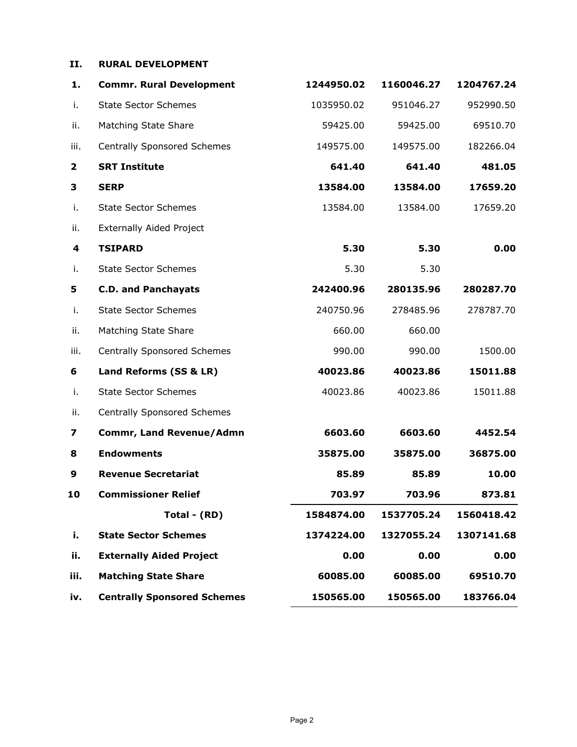**II. RURAL DEVELOPMENT**

| | | | | |
|---|---|---|---|---|
| **1.** | **Commr. Rural Development** | **1244950.02** | **1160046.27** | **1204767.24** |
| i. | State Sector Schemes | 1035950.02 | 951046.27 | 952990.50 |
| ii. | Matching State Share | 59425.00 | 59425.00 | 69510.70 |
| iii. | Centrally Sponsored Schemes | 149575.00 | 149575.00 | 182266.04 |
| **2** | **SRT Institute** | **641.40** | **641.40** | **481.05** |
| **3** | **SERP** | **13584.00** | **13584.00** | **17659.20** |
| i. | State Sector Schemes | 13584.00 | 13584.00 | 17659.20 |
| ii. | Externally Aided Project | | | |
| **4** | **TSIPARD** | **5.30** | **5.30** | **0.00** |
| i. | State Sector Schemes | 5.30 | 5.30 | |
| **5** | **C.D. and Panchayats** | **242400.96** | **280135.96** | **280287.70** |
| i. | State Sector Schemes | 240750.96 | 278485.96 | 278787.70 |
| ii. | Matching State Share | 660.00 | 660.00 | |
| iii. | Centrally Sponsored Schemes | 990.00 | 990.00 | 1500.00 |
| **6** | **Land Reforms (SS & LR)** | **40023.86** | **40023.86** | **15011.88** |
| i. | State Sector Schemes | 40023.86 | 40023.86 | 15011.88 |
| ii. | Centrally Sponsored Schemes | | | |
| **7** | **Commr, Land Revenue/Admn** | **6603.60** | **6603.60** | **4452.54** |
| **8** | **Endowments** | **35875.00** | **35875.00** | **36875.00** |
| **9** | **Revenue Secretariat** | **85.89** | **85.89** | **10.00** |
| **10** | **Commissioner Relief** | **703.97** | **703.96** | **873.81** |
| | **Total - (RD)** | **1584874.00** | **1537705.24** | **1560418.42** |
| **i.** | **State Sector Schemes** | **1374224.00** | **1327055.24** | **1307141.68** |
| **ii.** | **Externally Aided Project** | **0.00** | **0.00** | **0.00** |
| **iii.** | **Matching State Share** | **60085.00** | **60085.00** | **69510.70** |
| **iv.** | **Centrally Sponsored Schemes** | **150565.00** | **150565.00** | **183766.04** |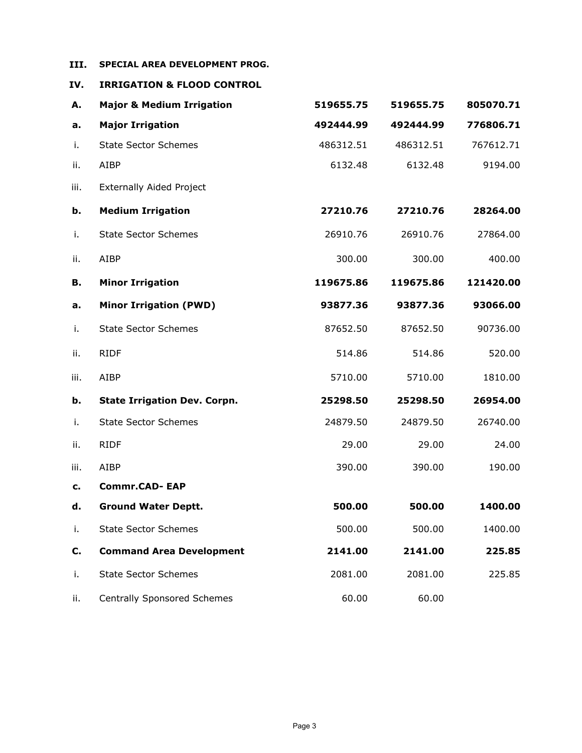| | | | | |
|---|---|---|---|---|
| **III.** | **SPECIAL AREA DEVELOPMENT PROG.** | | | |
| **IV.** | **IRRIGATION & FLOOD CONTROL** | | | |
| **A.** | **Major & Medium Irrigation** | **519655.75** | **519655.75** | **805070.71** |
| **a.** | **Major Irrigation** | **492444.99** | **492444.99** | **776806.71** |
| i. | State Sector Schemes | 486312.51 | 486312.51 | 767612.71 |
| ii. | AIBP | 6132.48 | 6132.48 | 9194.00 |
| iii. | Externally Aided Project | | | |
| **b.** | **Medium Irrigation** | **27210.76** | **27210.76** | **28264.00** |
| i. | State Sector Schemes | 26910.76 | 26910.76 | 27864.00 |
| ii. | AIBP | 300.00 | 300.00 | 400.00 |
| **B.** | **Minor Irrigation** | **119675.86** | **119675.86** | **121420.00** |
| **a.** | **Minor Irrigation (PWD)** | **93877.36** | **93877.36** | **93066.00** |
| i. | State Sector Schemes | 87652.50 | 87652.50 | 90736.00 |
| ii. | RIDF | 514.86 | 514.86 | 520.00 |
| iii. | AIBP | 5710.00 | 5710.00 | 1810.00 |
| **b.** | **State Irrigation Dev. Corpn.** | **25298.50** | **25298.50** | **26954.00** |
| i. | State Sector Schemes | 24879.50 | 24879.50 | 26740.00 |
| ii. | RIDF | 29.00 | 29.00 | 24.00 |
| iii. | AIBP | 390.00 | 390.00 | 190.00 |
| **c.** | **Commr.CAD- EAP** | | | |
| **d.** | **Ground Water Deptt.** | **500.00** | **500.00** | **1400.00** |
| i. | State Sector Schemes | 500.00 | 500.00 | 1400.00 |
| **C.** | **Command Area Development** | **2141.00** | **2141.00** | **225.85** |
| i. | State Sector Schemes | 2081.00 | 2081.00 | 225.85 |
| ii. | Centrally Sponsored Schemes | 60.00 | 60.00 | |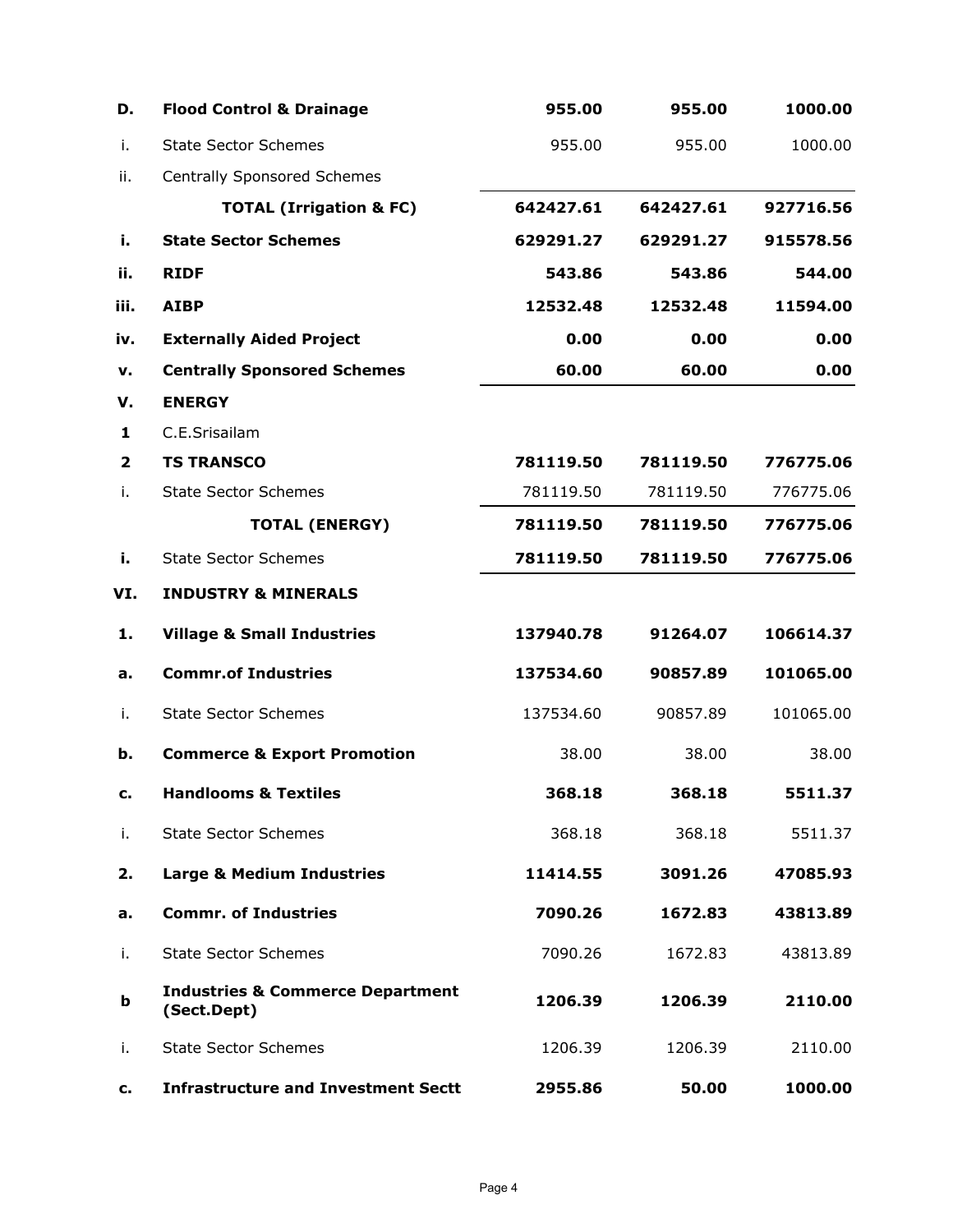| | | | | |
|---|---|---|---|---|
| **D.** | **Flood Control & Drainage** | **955.00** | **955.00** | **1000.00** |
| i. | State Sector Schemes | 955.00 | 955.00 | 1000.00 |
| ii. | Centrally Sponsored Schemes | | | |
| | **TOTAL (Irrigation & FC)** | **642427.61** | **642427.61** | **927716.56** |
| **i.** | **State Sector Schemes** | **629291.27** | **629291.27** | **915578.56** |
| **ii.** | **RIDF** | **543.86** | **543.86** | **544.00** |
| **iii.** | **AIBP** | **12532.48** | **12532.48** | **11594.00** |
| **iv.** | **Externally Aided Project** | **0.00** | **0.00** | **0.00** |
| **v.** | **Centrally Sponsored Schemes** | **60.00** | **60.00** | **0.00** |
| **V.** | **ENERGY** | | | |
| **1** | C.E.Srisailam | | | |
| **2** | **TS TRANSCO** | **781119.50** | **781119.50** | **776775.06** |
| i. | State Sector Schemes | 781119.50 | 781119.50 | 776775.06 |
| | **TOTAL (ENERGY)** | **781119.50** | **781119.50** | **776775.06** |
| **i.** | State Sector Schemes | **781119.50** | **781119.50** | **776775.06** |
| **VI.** | **INDUSTRY & MINERALS** | | | |
| **1.** | **Village & Small Industries** | **137940.78** | **91264.07** | **106614.37** |
| **a.** | **Commr.of Industries** | **137534.60** | **90857.89** | **101065.00** |
| i. | State Sector Schemes | 137534.60 | 90857.89 | 101065.00 |
| **b.** | **Commerce & Export Promotion** | 38.00 | 38.00 | 38.00 |
| **c.** | **Handlooms & Textiles** | **368.18** | **368.18** | **5511.37** |
| i. | State Sector Schemes | 368.18 | 368.18 | 5511.37 |
| **2.** | **Large & Medium Industries** | **11414.55** | **3091.26** | **47085.93** |
| **a.** | **Commr. of Industries** | **7090.26** | **1672.83** | **43813.89** |
| i. | State Sector Schemes | 7090.26 | 1672.83 | 43813.89 |
| **b** | **Industries & Commerce Department (Sect.Dept)** | **1206.39** | **1206.39** | **2110.00** |
| i. | State Sector Schemes | 1206.39 | 1206.39 | 2110.00 |
| **c.** | **Infrastructure and Investment Sectt** | **2955.86** | **50.00** | **1000.00** |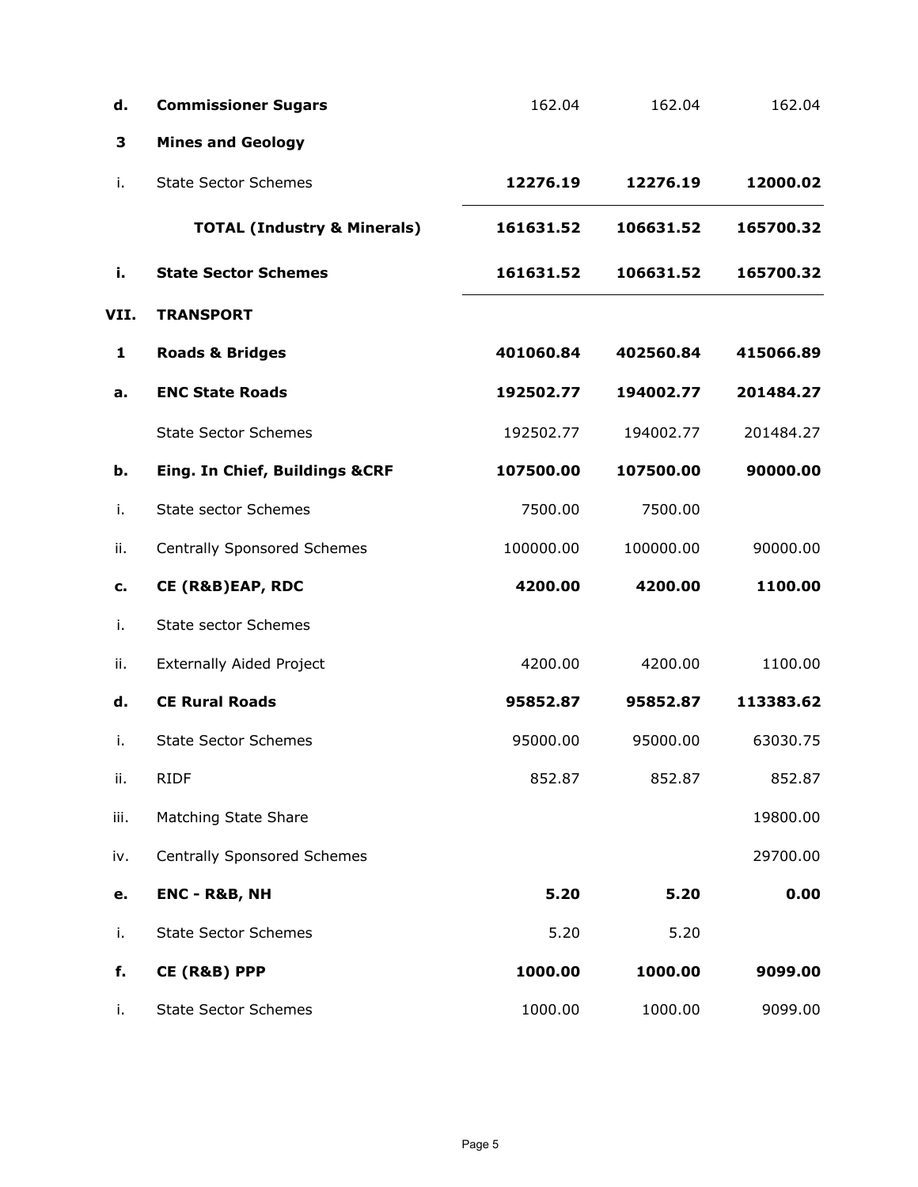| | | | | |
|---|---|---|---|---|
| **d.** | **Commissioner Sugars** | 162.04 | 162.04 | 162.04 |
| **3** | **Mines and Geology** | | | |
| i. | State Sector Schemes | **12276.19** | **12276.19** | **12000.02** |
| | **TOTAL (Industry & Minerals)** | **161631.52** | **106631.52** | **165700.32** |
| **i.** | **State Sector Schemes** | **161631.52** | **106631.52** | **165700.32** |
| **VII.** | **TRANSPORT** | | | |
| **1** | **Roads & Bridges** | **401060.84** | **402560.84** | **415066.89** |
| **a.** | **ENC State Roads** | **192502.77** | **194002.77** | **201484.27** |
| | State Sector Schemes | 192502.77 | 194002.77 | 201484.27 |
| **b.** | **Eing. In Chief, Buildings &CRF** | **107500.00** | **107500.00** | **90000.00** |
| i. | State sector Schemes | 7500.00 | 7500.00 | |
| ii. | Centrally Sponsored Schemes | 100000.00 | 100000.00 | 90000.00 |
| **c.** | **CE (R&B)EAP, RDC** | **4200.00** | **4200.00** | **1100.00** |
| i. | State sector Schemes | | | |
| ii. | Externally Aided Project | 4200.00 | 4200.00 | 1100.00 |
| **d.** | **CE Rural Roads** | **95852.87** | **95852.87** | **113383.62** |
| i. | State Sector Schemes | 95000.00 | 95000.00 | 63030.75 |
| ii. | RIDF | 852.87 | 852.87 | 852.87 |
| iii. | Matching State Share | | | 19800.00 |
| iv. | Centrally Sponsored Schemes | | | 29700.00 |
| **e.** | **ENC - R&B, NH** | **5.20** | **5.20** | **0.00** |
| i. | State Sector Schemes | 5.20 | 5.20 | |
| **f.** | **CE (R&B) PPP** | **1000.00** | **1000.00** | **9099.00** |
| i. | State Sector Schemes | 1000.00 | 1000.00 | 9099.00 |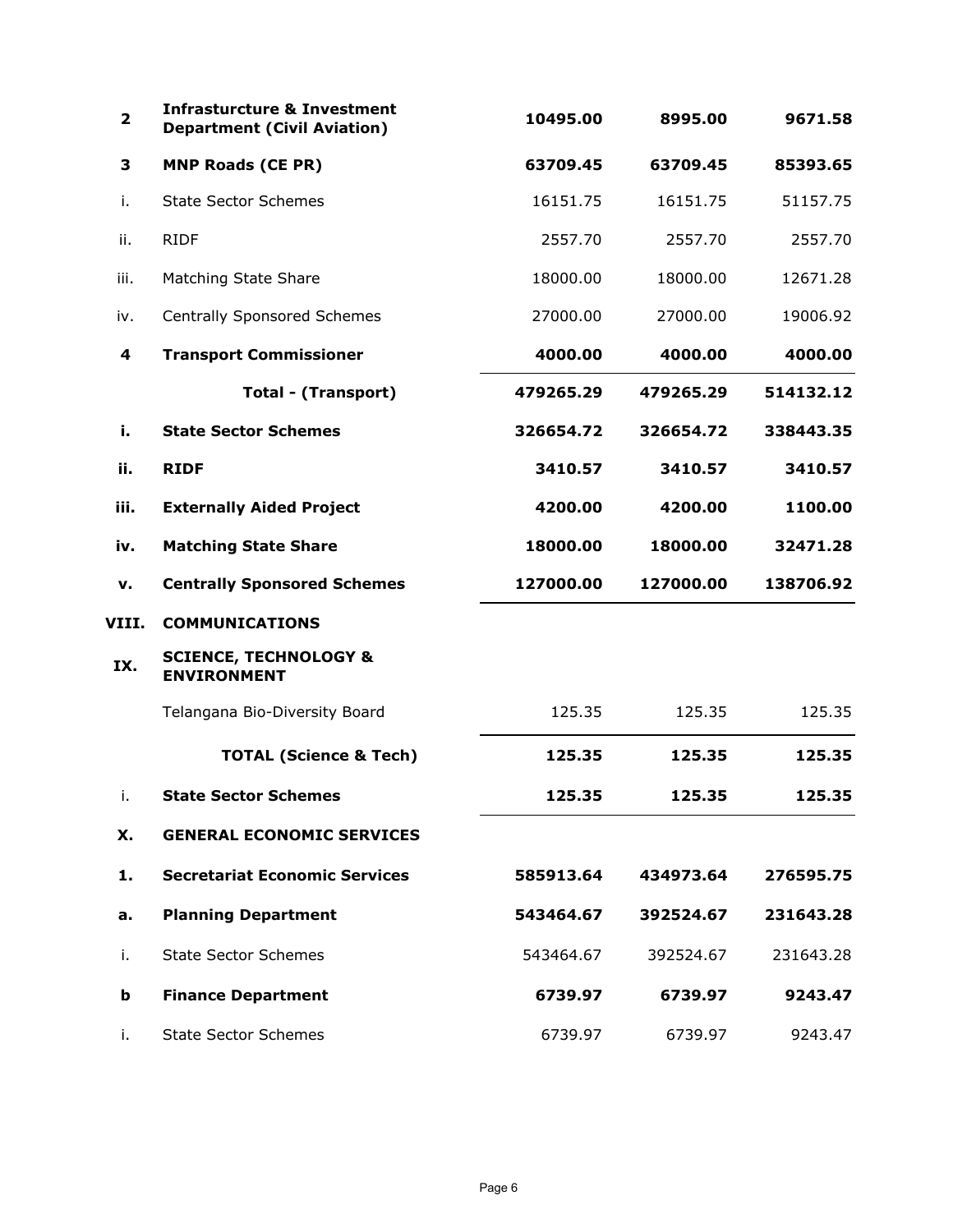| | | | | |
|---|---|---|---|---|
| **2** | **Infrasturcture & Investment Department (Civil Aviation)** | **10495.00** | **8995.00** | **9671.58** |
| **3** | **MNP Roads (CE PR)** | **63709.45** | **63709.45** | **85393.65** |
| i. | State Sector Schemes | 16151.75 | 16151.75 | 51157.75 |
| ii. | RIDF | 2557.70 | 2557.70 | 2557.70 |
| iii. | Matching State Share | 18000.00 | 18000.00 | 12671.28 |
| iv. | Centrally Sponsored Schemes | 27000.00 | 27000.00 | 19006.92 |
| **4** | **Transport Commissioner** | **4000.00** | **4000.00** | **4000.00** |
| | **Total - (Transport)** | **479265.29** | **479265.29** | **514132.12** |
| **i.** | **State Sector Schemes** | **326654.72** | **326654.72** | **338443.35** |
| **ii.** | **RIDF** | **3410.57** | **3410.57** | **3410.57** |
| **iii.** | **Externally Aided Project** | **4200.00** | **4200.00** | **1100.00** |
| **iv.** | **Matching State Share** | **18000.00** | **18000.00** | **32471.28** |
| **v.** | **Centrally Sponsored Schemes** | **127000.00** | **127000.00** | **138706.92** |
| **VIII.** | **COMMUNICATIONS** | | | |
| **IX.** | **SCIENCE, TECHNOLOGY & ENVIRONMENT** | | | |
| | Telangana Bio-Diversity Board | 125.35 | 125.35 | 125.35 |
| | **TOTAL (Science & Tech)** | **125.35** | **125.35** | **125.35** |
| i. | **State Sector Schemes** | **125.35** | **125.35** | **125.35** |
| **X.** | **GENERAL ECONOMIC SERVICES** | | | |
| **1.** | **Secretariat Economic Services** | **585913.64** | **434973.64** | **276595.75** |
| **a.** | **Planning Department** | **543464.67** | **392524.67** | **231643.28** |
| i. | State Sector Schemes | 543464.67 | 392524.67 | 231643.28 |
| **b** | **Finance Department** | **6739.97** | **6739.97** | **9243.47** |
| i. | State Sector Schemes | 6739.97 | 6739.97 | 9243.47 |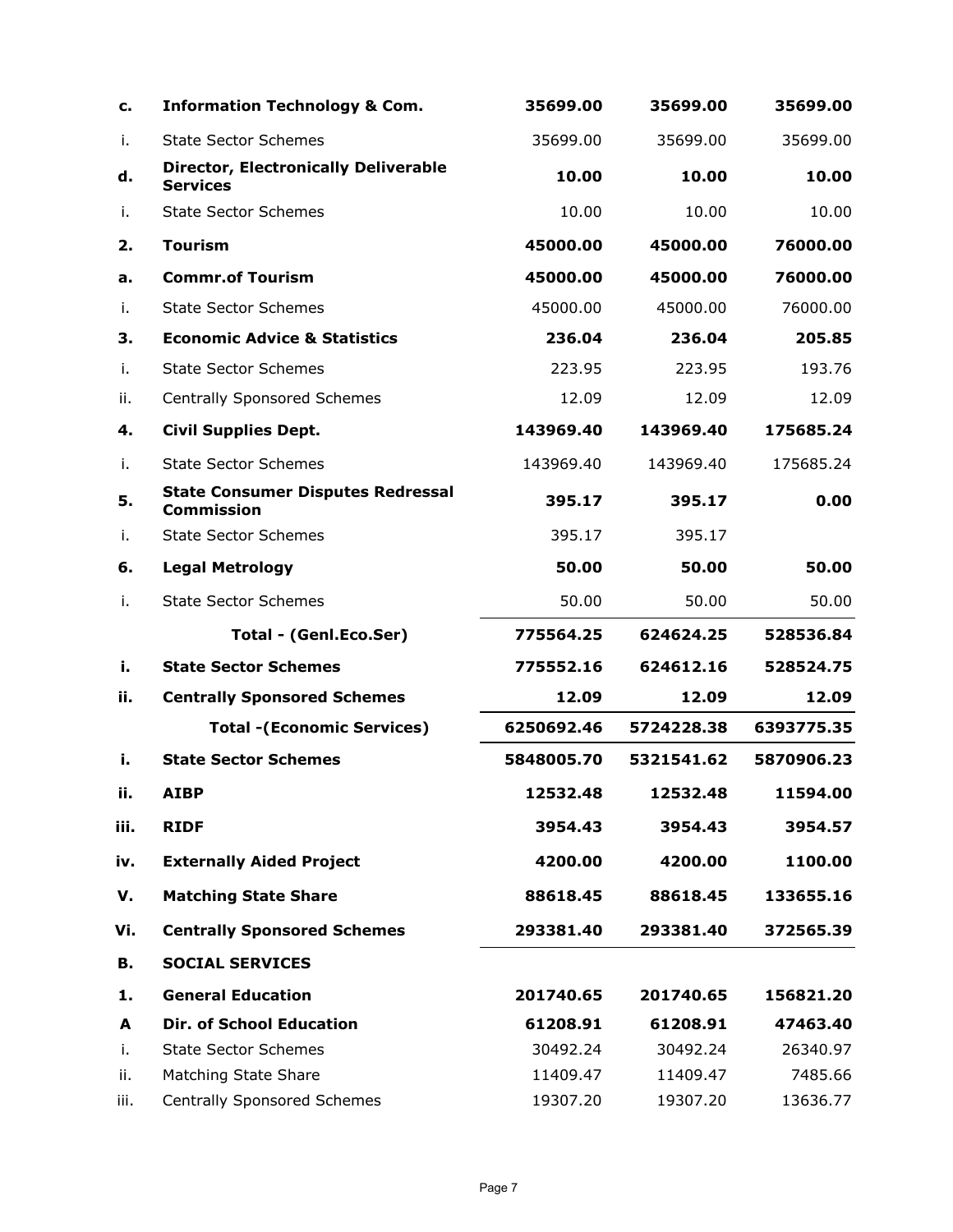| | | | | |
|---|---|---|---|---|
| **c.** | **Information Technology & Com.** | **35699.00** | **35699.00** | **35699.00** |
| i. | State Sector Schemes | 35699.00 | 35699.00 | 35699.00 |
| **d.** | **Director, Electronically Deliverable Services** | **10.00** | **10.00** | **10.00** |
| i. | State Sector Schemes | 10.00 | 10.00 | 10.00 |
| **2.** | **Tourism** | **45000.00** | **45000.00** | **76000.00** |
| **a.** | **Commr.of Tourism** | **45000.00** | **45000.00** | **76000.00** |
| i. | State Sector Schemes | 45000.00 | 45000.00 | 76000.00 |
| **3.** | **Economic Advice & Statistics** | **236.04** | **236.04** | **205.85** |
| i. | State Sector Schemes | 223.95 | 223.95 | 193.76 |
| ii. | Centrally Sponsored Schemes | 12.09 | 12.09 | 12.09 |
| **4.** | **Civil Supplies Dept.** | **143969.40** | **143969.40** | **175685.24** |
| i. | State Sector Schemes | 143969.40 | 143969.40 | 175685.24 |
| **5.** | **State Consumer Disputes Redressal Commission** | **395.17** | **395.17** | **0.00** |
| i. | State Sector Schemes | 395.17 | 395.17 | |
| **6.** | **Legal Metrology** | **50.00** | **50.00** | **50.00** |
| i. | State Sector Schemes | 50.00 | 50.00 | 50.00 |
| | **Total - (Genl.Eco.Ser)** | **775564.25** | **624624.25** | **528536.84** |
| **i.** | **State Sector Schemes** | **775552.16** | **624612.16** | **528524.75** |
| **ii.** | **Centrally Sponsored Schemes** | **12.09** | **12.09** | **12.09** |
| | **Total -(Economic Services)** | **6250692.46** | **5724228.38** | **6393775.35** |
| **i.** | **State Sector Schemes** | **5848005.70** | **5321541.62** | **5870906.23** |
| **ii.** | **AIBP** | **12532.48** | **12532.48** | **11594.00** |
| **iii.** | **RIDF** | **3954.43** | **3954.43** | **3954.57** |
| **iv.** | **Externally Aided Project** | **4200.00** | **4200.00** | **1100.00** |
| **V.** | **Matching State Share** | **88618.45** | **88618.45** | **133655.16** |
| **Vi.** | **Centrally Sponsored Schemes** | **293381.40** | **293381.40** | **372565.39** |
| **B.** | **SOCIAL SERVICES** | | | |
| **1.** | **General Education** | **201740.65** | **201740.65** | **156821.20** |
| **A** | **Dir. of School Education** | **61208.91** | **61208.91** | **47463.40** |
| i. | State Sector Schemes | 30492.24 | 30492.24 | 26340.97 |
| ii. | Matching State Share | 11409.47 | 11409.47 | 7485.66 |
| iii. | Centrally Sponsored Schemes | 19307.20 | 19307.20 | 13636.77 |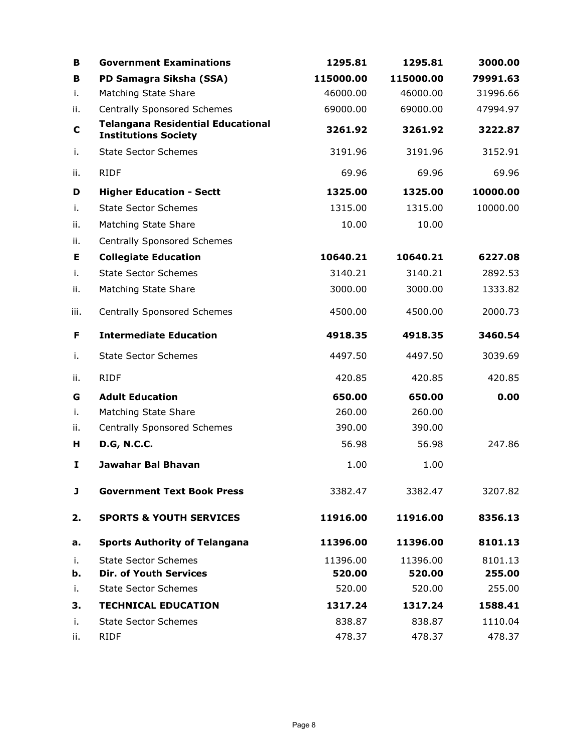| | | | | |
|---|---|---|---|---|
| **B** | **Government Examinations** | **1295.81** | **1295.81** | **3000.00** |
| **B** | **PD Samagra Siksha (SSA)** | **115000.00** | **115000.00** | **79991.63** |
| i. | Matching State Share | 46000.00 | 46000.00 | 31996.66 |
| ii. | Centrally Sponsored Schemes | 69000.00 | 69000.00 | 47994.97 |
| **C** | **Telangana Residential Educational Institutions Society** | **3261.92** | **3261.92** | **3222.87** |
| i. | State Sector Schemes | 3191.96 | 3191.96 | 3152.91 |
| ii. | RIDF | 69.96 | 69.96 | 69.96 |
| **D** | **Higher Education - Sectt** | **1325.00** | **1325.00** | **10000.00** |
| i. | State Sector Schemes | 1315.00 | 1315.00 | 10000.00 |
| ii. | Matching State Share | 10.00 | 10.00 | |
| ii. | Centrally Sponsored Schemes | | | |
| **E** | **Collegiate Education** | **10640.21** | **10640.21** | **6227.08** |
| i. | State Sector Schemes | 3140.21 | 3140.21 | 2892.53 |
| ii. | Matching State Share | 3000.00 | 3000.00 | 1333.82 |
| iii. | Centrally Sponsored Schemes | 4500.00 | 4500.00 | 2000.73 |
| **F** | **Intermediate Education** | **4918.35** | **4918.35** | **3460.54** |
| i. | State Sector Schemes | 4497.50 | 4497.50 | 3039.69 |
| ii. | RIDF | 420.85 | 420.85 | 420.85 |
| **G** | **Adult Education** | **650.00** | **650.00** | **0.00** |
| i. | Matching State Share | 260.00 | 260.00 | |
| ii. | Centrally Sponsored Schemes | 390.00 | 390.00 | |
| **H** | **D.G, N.C.C.** | 56.98 | 56.98 | 247.86 |
| **I** | **Jawahar Bal Bhavan** | 1.00 | 1.00 | |
| **J** | **Government Text Book Press** | 3382.47 | 3382.47 | 3207.82 |
| **2.** | **SPORTS & YOUTH SERVICES** | **11916.00** | **11916.00** | **8356.13** |
| **a.** | **Sports Authority of Telangana** | **11396.00** | **11396.00** | **8101.13** |
| i. | State Sector Schemes | 11396.00 | 11396.00 | 8101.13 |
| **b.** | **Dir. of Youth Services** | **520.00** | **520.00** | **255.00** |
| i. | State Sector Schemes | 520.00 | 520.00 | 255.00 |
| **3.** | **TECHNICAL EDUCATION** | **1317.24** | **1317.24** | **1588.41** |
| i. | State Sector Schemes | 838.87 | 838.87 | 1110.04 |
| ii. | RIDF | 478.37 | 478.37 | 478.37 |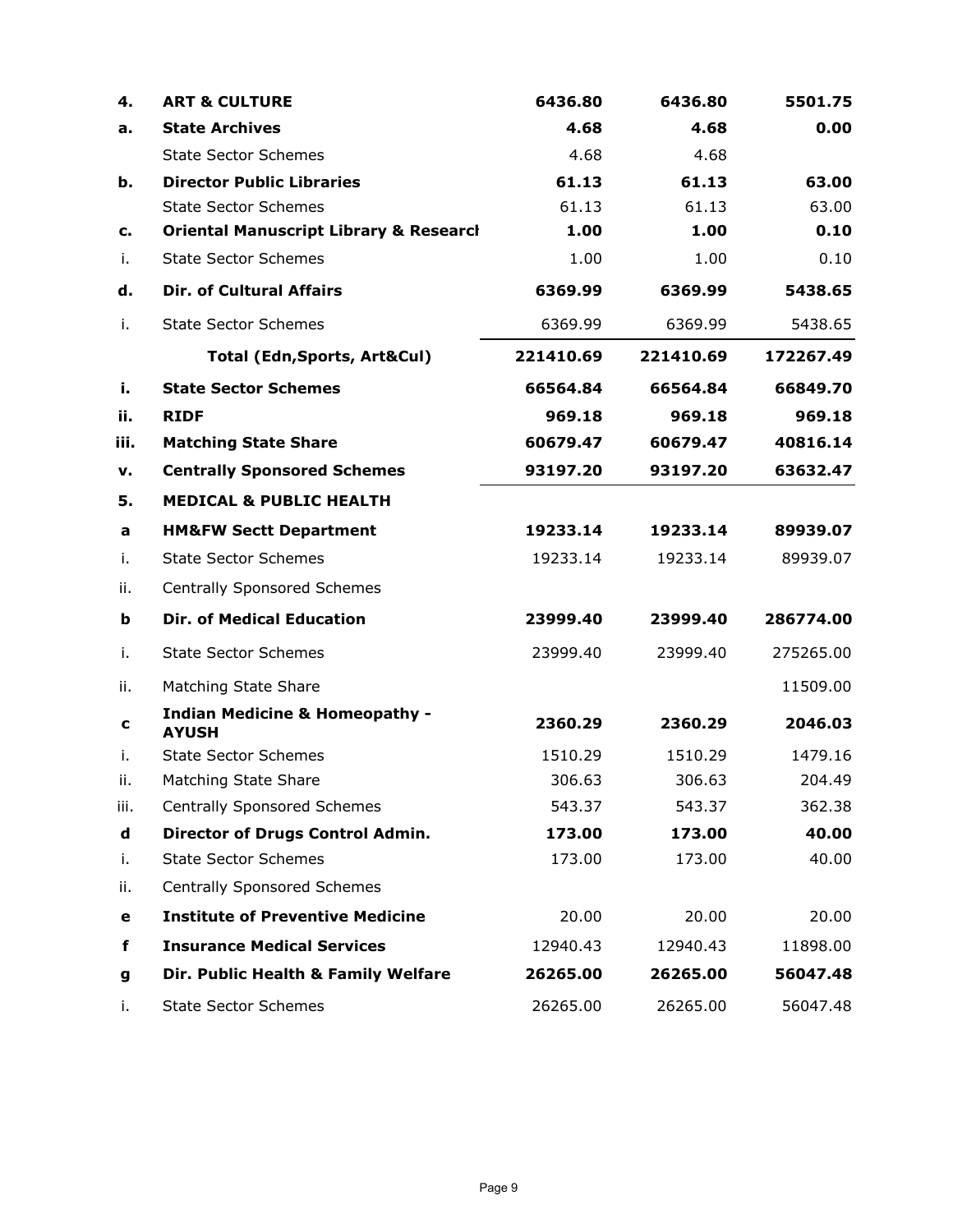| | | | | |
|---|---|---|---|---|
| **4.** | **ART & CULTURE** | **6436.80** | **6436.80** | **5501.75** |
| **a.** | **State Archives** | **4.68** | **4.68** | **0.00** |
| | State Sector Schemes | 4.68 | 4.68 | |
| **b.** | **Director Public Libraries** | **61.13** | **61.13** | **63.00** |
| | State Sector Schemes | 61.13 | 61.13 | 63.00 |
| **c.** | **Oriental Manuscript Library & Researcl** | **1.00** | **1.00** | **0.10** |
| i. | State Sector Schemes | 1.00 | 1.00 | 0.10 |
| **d.** | **Dir. of Cultural Affairs** | **6369.99** | **6369.99** | **5438.65** |
| i. | State Sector Schemes | 6369.99 | 6369.99 | 5438.65 |
| | **Total (Edn,Sports, Art&Cul)** | **221410.69** | **221410.69** | **172267.49** |
| **i.** | **State Sector Schemes** | **66564.84** | **66564.84** | **66849.70** |
| **ii.** | **RIDF** | **969.18** | **969.18** | **969.18** |
| **iii.** | **Matching State Share** | **60679.47** | **60679.47** | **40816.14** |
| **v.** | **Centrally Sponsored Schemes** | **93197.20** | **93197.20** | **63632.47** |
| **5.** | **MEDICAL & PUBLIC HEALTH** | | | |
| **a** | **HM&FW Sectt Department** | **19233.14** | **19233.14** | **89939.07** |
| i. | State Sector Schemes | 19233.14 | 19233.14 | 89939.07 |
| ii. | Centrally Sponsored Schemes | | | |
| **b** | **Dir. of Medical Education** | **23999.40** | **23999.40** | **286774.00** |
| i. | State Sector Schemes | 23999.40 | 23999.40 | 275265.00 |
| ii. | Matching State Share | | | 11509.00 |
| **c** | **Indian Medicine & Homeopathy - AYUSH** | **2360.29** | **2360.29** | **2046.03** |
| i. | State Sector Schemes | 1510.29 | 1510.29 | 1479.16 |
| ii. | Matching State Share | 306.63 | 306.63 | 204.49 |
| iii. | Centrally Sponsored Schemes | 543.37 | 543.37 | 362.38 |
| **d** | **Director of Drugs Control Admin.** | **173.00** | **173.00** | **40.00** |
| i. | State Sector Schemes | 173.00 | 173.00 | 40.00 |
| ii. | Centrally Sponsored Schemes | | | |
| **e** | **Institute of Preventive Medicine** | 20.00 | 20.00 | 20.00 |
| **f** | **Insurance Medical Services** | 12940.43 | 12940.43 | 11898.00 |
| **g** | **Dir. Public Health & Family Welfare** | **26265.00** | **26265.00** | **56047.48** |
| i. | State Sector Schemes | 26265.00 | 26265.00 | 56047.48 |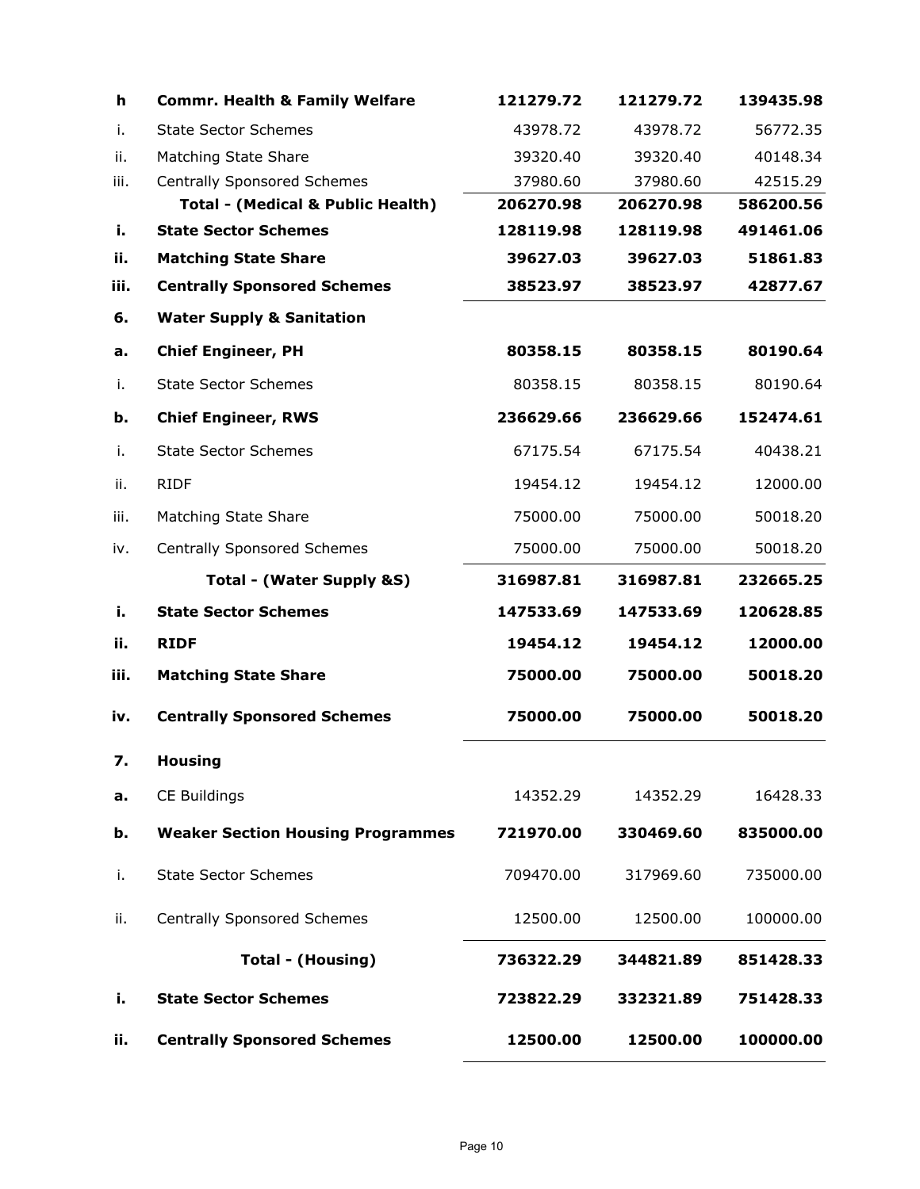| | | | | |
|---|---|---|---|---|
| **h** | **Commr. Health & Family Welfare** | **121279.72** | **121279.72** | **139435.98** |
| i. | State Sector Schemes | 43978.72 | 43978.72 | 56772.35 |
| ii. | Matching State Share | 39320.40 | 39320.40 | 40148.34 |
| iii. | Centrally Sponsored Schemes | 37980.60 | 37980.60 | 42515.29 |
| | **Total - (Medical & Public Health)** | **206270.98** | **206270.98** | **586200.56** |
| **i.** | **State Sector Schemes** | **128119.98** | **128119.98** | **491461.06** |
| **ii.** | **Matching State Share** | **39627.03** | **39627.03** | **51861.83** |
| **iii.** | **Centrally Sponsored Schemes** | **38523.97** | **38523.97** | **42877.67** |
| **6.** | **Water Supply & Sanitation** | | | |
| **a.** | **Chief Engineer, PH** | **80358.15** | **80358.15** | **80190.64** |
| i. | State Sector Schemes | 80358.15 | 80358.15 | 80190.64 |
| **b.** | **Chief Engineer, RWS** | **236629.66** | **236629.66** | **152474.61** |
| i. | State Sector Schemes | 67175.54 | 67175.54 | 40438.21 |
| ii. | RIDF | 19454.12 | 19454.12 | 12000.00 |
| iii. | Matching State Share | 75000.00 | 75000.00 | 50018.20 |
| iv. | Centrally Sponsored Schemes | 75000.00 | 75000.00 | 50018.20 |
| | **Total - (Water Supply &S)** | **316987.81** | **316987.81** | **232665.25** |
| **i.** | **State Sector Schemes** | **147533.69** | **147533.69** | **120628.85** |
| **ii.** | **RIDF** | **19454.12** | **19454.12** | **12000.00** |
| **iii.** | **Matching State Share** | **75000.00** | **75000.00** | **50018.20** |
| **iv.** | **Centrally Sponsored Schemes** | **75000.00** | **75000.00** | **50018.20** |
| **7.** | **Housing** | | | |
| **a.** | CE Buildings | 14352.29 | 14352.29 | 16428.33 |
| **b.** | **Weaker Section Housing Programmes** | **721970.00** | **330469.60** | **835000.00** |
| i. | State Sector Schemes | 709470.00 | 317969.60 | 735000.00 |
| ii. | Centrally Sponsored Schemes | 12500.00 | 12500.00 | 100000.00 |
| | **Total - (Housing)** | **736322.29** | **344821.89** | **851428.33** |
| **i.** | **State Sector Schemes** | **723822.29** | **332321.89** | **751428.33** |
| **ii.** | **Centrally Sponsored Schemes** | **12500.00** | **12500.00** | **100000.00** |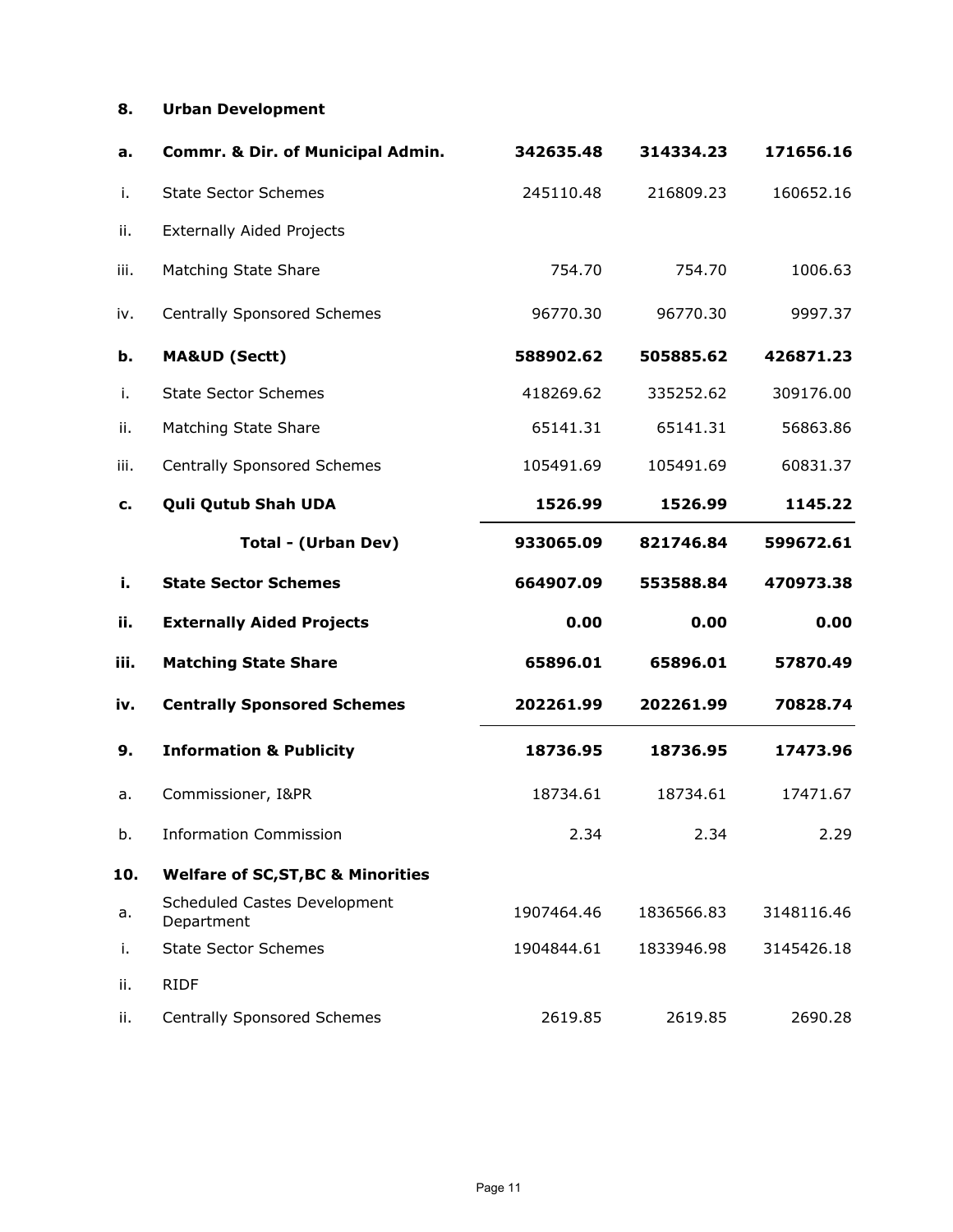| | | | | |
|---|---|---|---|---|
| **8.** | **Urban Development** | | | |
| **a.** | **Commr. & Dir. of Municipal Admin.** | **342635.48** | **314334.23** | **171656.16** |
| i. | State Sector Schemes | 245110.48 | 216809.23 | 160652.16 |
| ii. | Externally Aided Projects | | | |
| iii. | Matching State Share | 754.70 | 754.70 | 1006.63 |
| iv. | Centrally Sponsored Schemes | 96770.30 | 96770.30 | 9997.37 |
| **b.** | **MA&UD (Sectt)** | **588902.62** | **505885.62** | **426871.23** |
| i. | State Sector Schemes | 418269.62 | 335252.62 | 309176.00 |
| ii. | Matching State Share | 65141.31 | 65141.31 | 56863.86 |
| iii. | Centrally Sponsored Schemes | 105491.69 | 105491.69 | 60831.37 |
| **c.** | **Quli Qutub Shah UDA** | **1526.99** | **1526.99** | **1145.22** |
| | **Total - (Urban Dev)** | **933065.09** | **821746.84** | **599672.61** |
| **i.** | **State Sector Schemes** | **664907.09** | **553588.84** | **470973.38** |
| **ii.** | **Externally Aided Projects** | **0.00** | **0.00** | **0.00** |
| **iii.** | **Matching State Share** | **65896.01** | **65896.01** | **57870.49** |
| **iv.** | **Centrally Sponsored Schemes** | **202261.99** | **202261.99** | **70828.74** |
| **9.** | **Information & Publicity** | **18736.95** | **18736.95** | **17473.96** |
| a. | Commissioner, I&PR | 18734.61 | 18734.61 | 17471.67 |
| b. | Information Commission | 2.34 | 2.34 | 2.29 |
| **10.** | **Welfare of SC,ST,BC & Minorities** | | | |
| a. | Scheduled Castes Development Department | 1907464.46 | 1836566.83 | 3148116.46 |
| i. | State Sector Schemes | 1904844.61 | 1833946.98 | 3145426.18 |
| ii. | RIDF | | | |
| ii. | Centrally Sponsored Schemes | 2619.85 | 2619.85 | 2690.28 |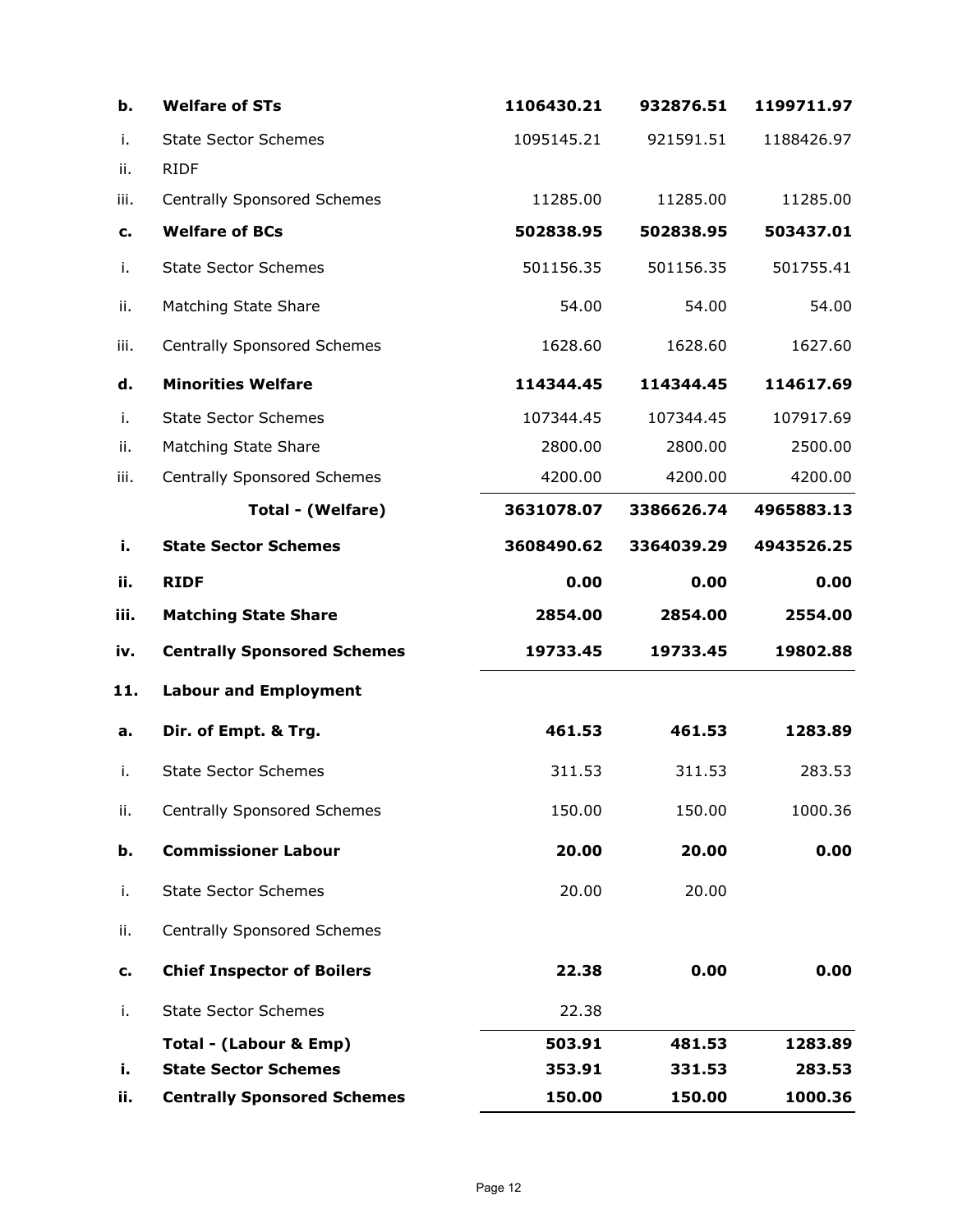| | | | | |
|---|---|---|---|---|
| **b.** | **Welfare of STs** | **1106430.21** | **932876.51** | **1199711.97** |
| i. | State Sector Schemes | 1095145.21 | 921591.51 | 1188426.97 |
| ii. | RIDF | | | |
| iii. | Centrally Sponsored Schemes | 11285.00 | 11285.00 | 11285.00 |
| **c.** | **Welfare of BCs** | **502838.95** | **502838.95** | **503437.01** |
| i. | State Sector Schemes | 501156.35 | 501156.35 | 501755.41 |
| ii. | Matching State Share | 54.00 | 54.00 | 54.00 |
| iii. | Centrally Sponsored Schemes | 1628.60 | 1628.60 | 1627.60 |
| **d.** | **Minorities Welfare** | **114344.45** | **114344.45** | **114617.69** |
| i. | State Sector Schemes | 107344.45 | 107344.45 | 107917.69 |
| ii. | Matching State Share | 2800.00 | 2800.00 | 2500.00 |
| iii. | Centrally Sponsored Schemes | 4200.00 | 4200.00 | 4200.00 |
| | **Total - (Welfare)** | **3631078.07** | **3386626.74** | **4965883.13** |
| **i.** | **State Sector Schemes** | **3608490.62** | **3364039.29** | **4943526.25** |
| **ii.** | **RIDF** | **0.00** | **0.00** | **0.00** |
| **iii.** | **Matching State Share** | **2854.00** | **2854.00** | **2554.00** |
| **iv.** | **Centrally Sponsored Schemes** | **19733.45** | **19733.45** | **19802.88** |
| **11.** | **Labour and Employment** | | | |
| **a.** | **Dir. of Empt. & Trg.** | **461.53** | **461.53** | **1283.89** |
| i. | State Sector Schemes | 311.53 | 311.53 | 283.53 |
| ii. | Centrally Sponsored Schemes | 150.00 | 150.00 | 1000.36 |
| **b.** | **Commissioner Labour** | **20.00** | **20.00** | **0.00** |
| i. | State Sector Schemes | 20.00 | 20.00 | |
| ii. | Centrally Sponsored Schemes | | | |
| **c.** | **Chief Inspector of Boilers** | **22.38** | **0.00** | **0.00** |
| i. | State Sector Schemes | 22.38 | | |
| | **Total - (Labour & Emp)** | **503.91** | **481.53** | **1283.89** |
| **i.** | **State Sector Schemes** | **353.91** | **331.53** | **283.53** |
| **ii.** | **Centrally Sponsored Schemes** | **150.00** | **150.00** | **1000.36** |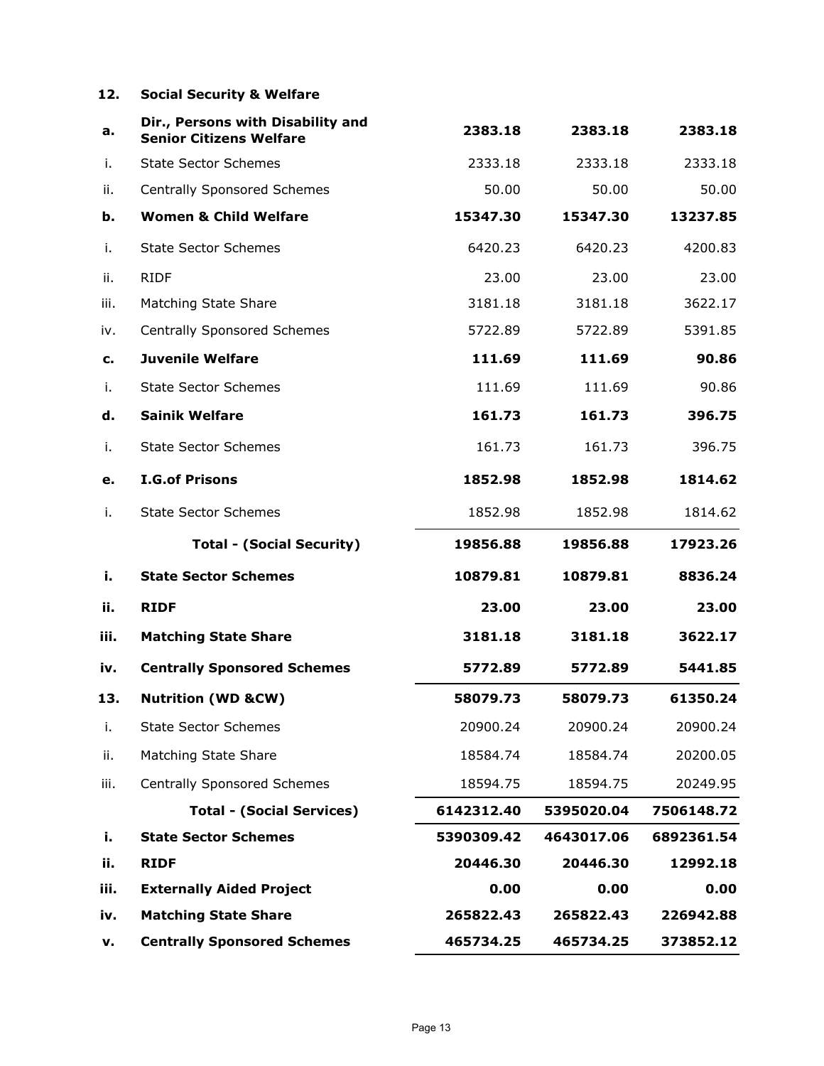| | | | | |
|---|---|---|---|---|
| **12.** | **Social Security & Welfare** | | | |
| **a.** | **Dir., Persons with Disability and Senior Citizens Welfare** | **2383.18** | **2383.18** | **2383.18** |
| i. | State Sector Schemes | 2333.18 | 2333.18 | 2333.18 |
| ii. | Centrally Sponsored Schemes | 50.00 | 50.00 | 50.00 |
| **b.** | **Women & Child Welfare** | **15347.30** | **15347.30** | **13237.85** |
| i. | State Sector Schemes | 6420.23 | 6420.23 | 4200.83 |
| ii. | RIDF | 23.00 | 23.00 | 23.00 |
| iii. | Matching State Share | 3181.18 | 3181.18 | 3622.17 |
| iv. | Centrally Sponsored Schemes | 5722.89 | 5722.89 | 5391.85 |
| **c.** | **Juvenile Welfare** | **111.69** | **111.69** | **90.86** |
| i. | State Sector Schemes | 111.69 | 111.69 | 90.86 |
| **d.** | **Sainik Welfare** | **161.73** | **161.73** | **396.75** |
| i. | State Sector Schemes | 161.73 | 161.73 | 396.75 |
| **e.** | **I.G.of Prisons** | **1852.98** | **1852.98** | **1814.62** |
| i. | State Sector Schemes | 1852.98 | 1852.98 | 1814.62 |
| | **Total - (Social Security)** | **19856.88** | **19856.88** | **17923.26** |
| **i.** | **State Sector Schemes** | **10879.81** | **10879.81** | **8836.24** |
| **ii.** | **RIDF** | **23.00** | **23.00** | **23.00** |
| **iii.** | **Matching State Share** | **3181.18** | **3181.18** | **3622.17** |
| **iv.** | **Centrally Sponsored Schemes** | **5772.89** | **5772.89** | **5441.85** |
| **13.** | **Nutrition (WD &CW)** | **58079.73** | **58079.73** | **61350.24** |
| i. | State Sector Schemes | 20900.24 | 20900.24 | 20900.24 |
| ii. | Matching State Share | 18584.74 | 18584.74 | 20200.05 |
| iii. | Centrally Sponsored Schemes | 18594.75 | 18594.75 | 20249.95 |
| | **Total - (Social Services)** | **6142312.40** | **5395020.04** | **7506148.72** |
| **i.** | **State Sector Schemes** | **5390309.42** | **4643017.06** | **6892361.54** |
| **ii.** | **RIDF** | **20446.30** | **20446.30** | **12992.18** |
| **iii.** | **Externally Aided Project** | **0.00** | **0.00** | **0.00** |
| **iv.** | **Matching State Share** | **265822.43** | **265822.43** | **226942.88** |
| **v.** | **Centrally Sponsored Schemes** | **465734.25** | **465734.25** | **373852.12** |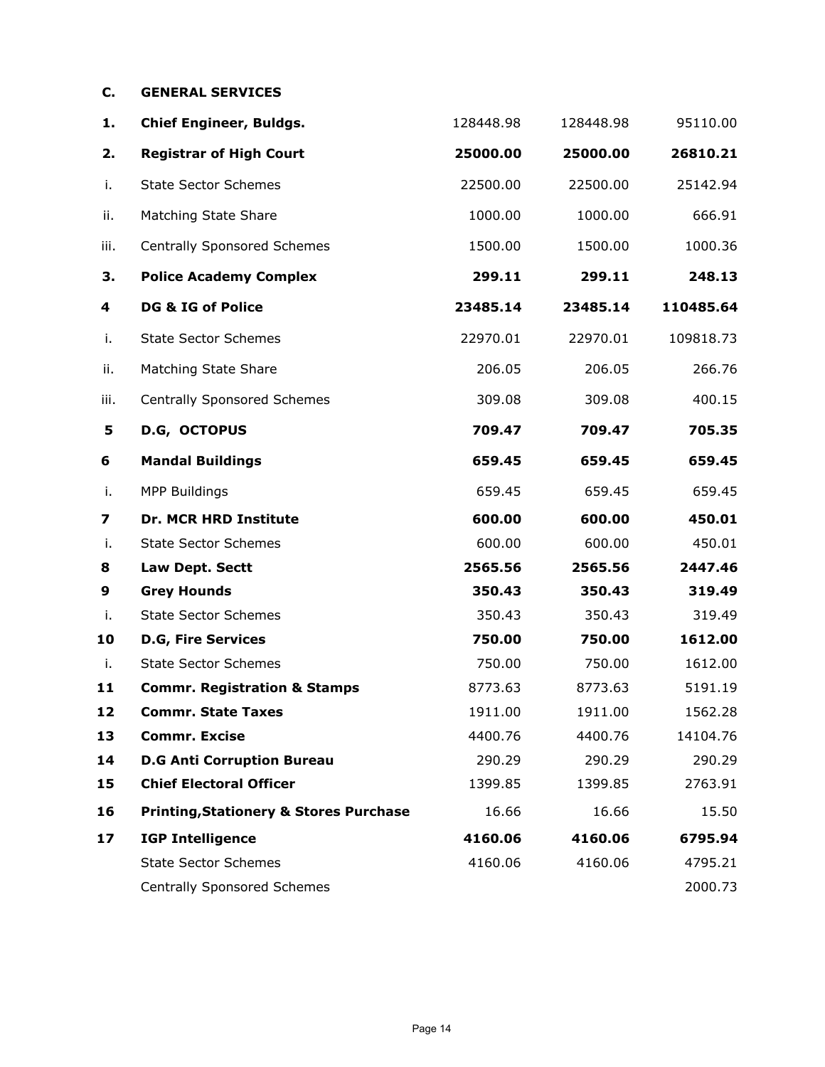## C. GENERAL SERVICES

| | | | | |
|---|---|---|---|---|
| **1.** | **Chief Engineer, Buldgs.** | 128448.98 | 128448.98 | 95110.00 |
| **2.** | **Registrar of High Court** | **25000.00** | **25000.00** | **26810.21** |
| i. | State Sector Schemes | 22500.00 | 22500.00 | 25142.94 |
| ii. | Matching State Share | 1000.00 | 1000.00 | 666.91 |
| iii. | Centrally Sponsored Schemes | 1500.00 | 1500.00 | 1000.36 |
| **3.** | **Police Academy Complex** | **299.11** | **299.11** | **248.13** |
| **4** | **DG & IG of Police** | **23485.14** | **23485.14** | **110485.64** |
| i. | State Sector Schemes | 22970.01 | 22970.01 | 109818.73 |
| ii. | Matching State Share | 206.05 | 206.05 | 266.76 |
| iii. | Centrally Sponsored Schemes | 309.08 | 309.08 | 400.15 |
| **5** | **D.G, OCTOPUS** | **709.47** | **709.47** | **705.35** |
| **6** | **Mandal Buildings** | **659.45** | **659.45** | **659.45** |
| i. | MPP Buildings | 659.45 | 659.45 | 659.45 |
| **7** | **Dr. MCR HRD Institute** | **600.00** | **600.00** | **450.01** |
| i. | State Sector Schemes | 600.00 | 600.00 | 450.01 |
| **8** | **Law Dept. Sectt** | **2565.56** | **2565.56** | **2447.46** |
| **9** | **Grey Hounds** | **350.43** | **350.43** | **319.49** |
| i. | State Sector Schemes | 350.43 | 350.43 | 319.49 |
| **10** | **D.G, Fire Services** | **750.00** | **750.00** | **1612.00** |
| i. | State Sector Schemes | 750.00 | 750.00 | 1612.00 |
| **11** | **Commr. Registration & Stamps** | 8773.63 | 8773.63 | 5191.19 |
| **12** | **Commr. State Taxes** | 1911.00 | 1911.00 | 1562.28 |
| **13** | **Commr. Excise** | 4400.76 | 4400.76 | 14104.76 |
| **14** | **D.G Anti Corruption Bureau** | 290.29 | 290.29 | 290.29 |
| **15** | **Chief Electoral Officer** | 1399.85 | 1399.85 | 2763.91 |
| **16** | **Printing,Stationery & Stores Purchase** | 16.66 | 16.66 | 15.50 |
| **17** | **IGP Intelligence** | **4160.06** | **4160.06** | **6795.94** |
| | State Sector Schemes | 4160.06 | 4160.06 | 4795.21 |
| | Centrally Sponsored Schemes | | | 2000.73 |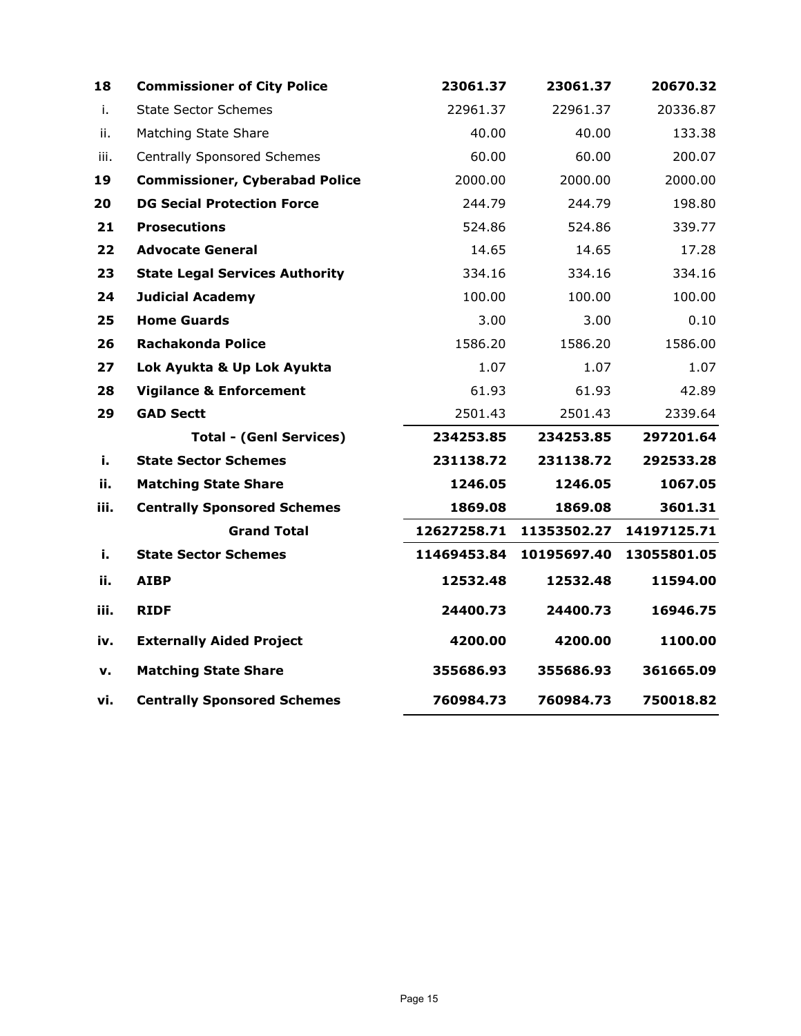| | | | | |
|---|---|---|---|---|
| **18** | **Commissioner of City Police** | **23061.37** | **23061.37** | **20670.32** |
| i. | State Sector Schemes | 22961.37 | 22961.37 | 20336.87 |
| ii. | Matching State Share | 40.00 | 40.00 | 133.38 |
| iii. | Centrally Sponsored Schemes | 60.00 | 60.00 | 200.07 |
| **19** | **Commissioner, Cyberabad Police** | 2000.00 | 2000.00 | 2000.00 |
| **20** | **DG Secial Protection Force** | 244.79 | 244.79 | 198.80 |
| **21** | **Prosecutions** | 524.86 | 524.86 | 339.77 |
| **22** | **Advocate General** | 14.65 | 14.65 | 17.28 |
| **23** | **State Legal Services Authority** | 334.16 | 334.16 | 334.16 |
| **24** | **Judicial Academy** | 100.00 | 100.00 | 100.00 |
| **25** | **Home Guards** | 3.00 | 3.00 | 0.10 |
| **26** | **Rachakonda Police** | 1586.20 | 1586.20 | 1586.00 |
| **27** | **Lok Ayukta & Up Lok Ayukta** | 1.07 | 1.07 | 1.07 |
| **28** | **Vigilance & Enforcement** | 61.93 | 61.93 | 42.89 |
| **29** | **GAD Sectt** | 2501.43 | 2501.43 | 2339.64 |
| | **Total - (Genl Services)** | **234253.85** | **234253.85** | **297201.64** |
| **i.** | **State Sector Schemes** | **231138.72** | **231138.72** | **292533.28** |
| **ii.** | **Matching State Share** | **1246.05** | **1246.05** | **1067.05** |
| **iii.** | **Centrally Sponsored Schemes** | **1869.08** | **1869.08** | **3601.31** |
| | **Grand Total** | **12627258.71** | **11353502.27** | **14197125.71** |
| **i.** | **State Sector Schemes** | **11469453.84** | **10195697.40** | **13055801.05** |
| **ii.** | **AIBP** | **12532.48** | **12532.48** | **11594.00** |
| **iii.** | **RIDF** | **24400.73** | **24400.73** | **16946.75** |
| **iv.** | **Externally Aided Project** | **4200.00** | **4200.00** | **1100.00** |
| **v.** | **Matching State Share** | **355686.93** | **355686.93** | **361665.09** |
| **vi.** | **Centrally Sponsored Schemes** | **760984.73** | **760984.73** | **750018.82** |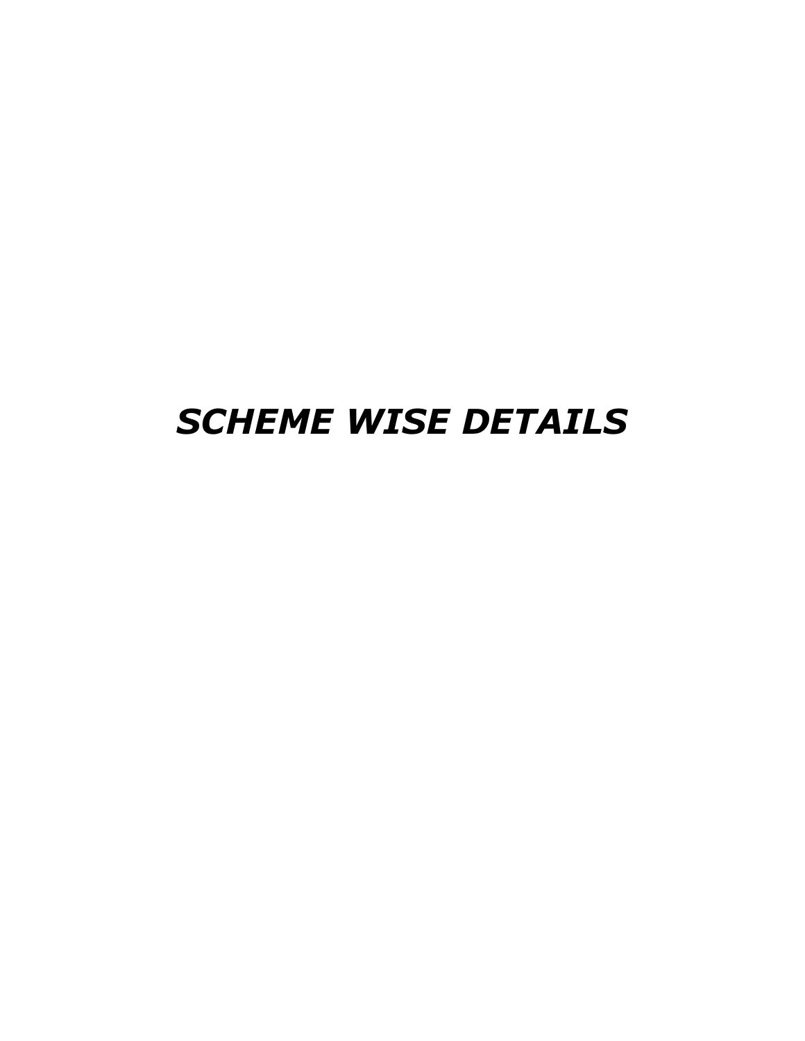# *SCHEME WISE DETAILS*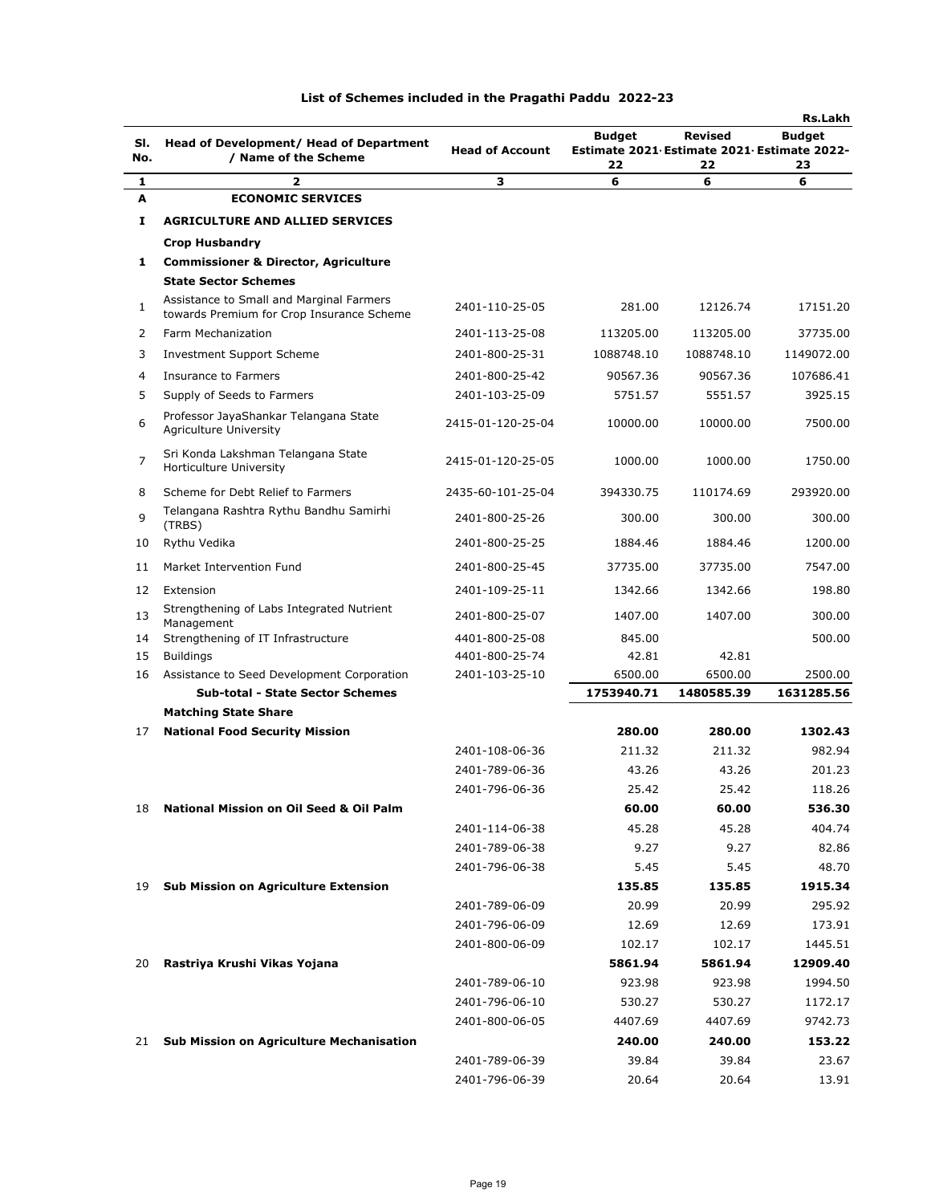## List of Schemes included in the Pragathi Paddu 2022-23

Rs.Lakh

| Sl. No. | Head of Development/ Head of Department / Name of the Scheme | Head of Account | Budget Estimate 2021-22 | Revised Estimate 2021-22 | Budget Estimate 2022-23 |
|---|---|---|---|---|---|
| 1 | 2 | 3 | 6 | 6 | 6 |
| **A** | **ECONOMIC SERVICES** | | | | |
| **I** | **AGRICULTURE AND ALLIED SERVICES** | | | | |
| | **Crop Husbandry** | | | | |
| **1** | **Commissioner & Director, Agriculture** | | | | |
| | **State Sector Schemes** | | | | |
| 1 | Assistance to Small and Marginal Farmers towards Premium for Crop Insurance Scheme | 2401-110-25-05 | 281.00 | 12126.74 | 17151.20 |
| 2 | Farm Mechanization | 2401-113-25-08 | 113205.00 | 113205.00 | 37735.00 |
| 3 | Investment Support Scheme | 2401-800-25-31 | 1088748.10 | 1088748.10 | 1149072.00 |
| 4 | Insurance to Farmers | 2401-800-25-42 | 90567.36 | 90567.36 | 107686.41 |
| 5 | Supply of Seeds to Farmers | 2401-103-25-09 | 5751.57 | 5551.57 | 3925.15 |
| 6 | Professor JayaShankar Telangana State Agriculture University | 2415-01-120-25-04 | 10000.00 | 10000.00 | 7500.00 |
| 7 | Sri Konda Lakshman Telangana State Horticulture University | 2415-01-120-25-05 | 1000.00 | 1000.00 | 1750.00 |
| 8 | Scheme for Debt Relief to Farmers | 2435-60-101-25-04 | 394330.75 | 110174.69 | 293920.00 |
| 9 | Telangana Rashtra Rythu Bandhu Samirhi (TRBS) | 2401-800-25-26 | 300.00 | 300.00 | 300.00 |
| 10 | Rythu Vedika | 2401-800-25-25 | 1884.46 | 1884.46 | 1200.00 |
| 11 | Market Intervention Fund | 2401-800-25-45 | 37735.00 | 37735.00 | 7547.00 |
| 12 | Extension | 2401-109-25-11 | 1342.66 | 1342.66 | 198.80 |
| 13 | Strengthening of Labs Integrated Nutrient Management | 2401-800-25-07 | 1407.00 | 1407.00 | 300.00 |
| 14 | Strengthening of IT Infrastructure | 4401-800-25-08 | 845.00 | | 500.00 |
| 15 | Buildings | 4401-800-25-74 | 42.81 | 42.81 | |
| 16 | Assistance to Seed Development Corporation | 2401-103-25-10 | 6500.00 | 6500.00 | 2500.00 |
| | **Sub-total - State Sector Schemes** | | **1753940.71** | **1480585.39** | **1631285.56** |
| | **Matching State Share** | | | | |
| 17 | **National Food Security Mission** | | **280.00** | **280.00** | **1302.43** |
| | | 2401-108-06-36 | 211.32 | 211.32 | 982.94 |
| | | 2401-789-06-36 | 43.26 | 43.26 | 201.23 |
| | | 2401-796-06-36 | 25.42 | 25.42 | 118.26 |
| 18 | **National Mission on Oil Seed & Oil Palm** | | **60.00** | **60.00** | **536.30** |
| | | 2401-114-06-38 | 45.28 | 45.28 | 404.74 |
| | | 2401-789-06-38 | 9.27 | 9.27 | 82.86 |
| | | 2401-796-06-38 | 5.45 | 5.45 | 48.70 |
| 19 | **Sub Mission on Agriculture Extension** | | **135.85** | **135.85** | **1915.34** |
| | | 2401-789-06-09 | 20.99 | 20.99 | 295.92 |
| | | 2401-796-06-09 | 12.69 | 12.69 | 173.91 |
| | | 2401-800-06-09 | 102.17 | 102.17 | 1445.51 |
| 20 | **Rastriya Krushi Vikas Yojana** | | **5861.94** | **5861.94** | **12909.40** |
| | | 2401-789-06-10 | 923.98 | 923.98 | 1994.50 |
| | | 2401-796-06-10 | 530.27 | 530.27 | 1172.17 |
| | | 2401-800-06-05 | 4407.69 | 4407.69 | 9742.73 |
| 21 | **Sub Mission on Agriculture Mechanisation** | | **240.00** | **240.00** | **153.22** |
| | | 2401-789-06-39 | 39.84 | 39.84 | 23.67 |
| | | 2401-796-06-39 | 20.64 | 20.64 | 13.91 |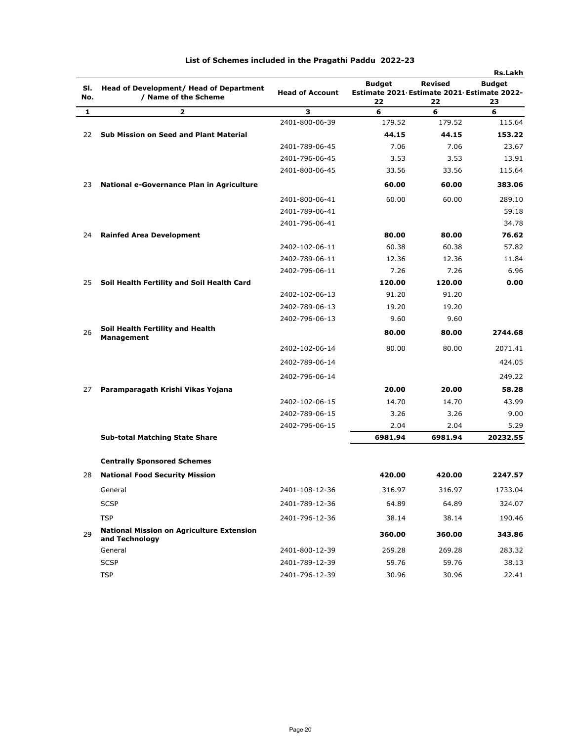## List of Schemes included in the Pragathi Paddu 2022-23

Rs.Lakh

| Sl. No. | Head of Development/ Head of Department / Name of the Scheme | Head of Account | Budget Estimate 2021-22 | Revised Estimate 2021-22 | Budget Estimate 2022-23 |
|---|---|---|---|---|---|
| 1 | 2 | 3 | 6 | 6 | 6 |
| | | 2401-800-06-39 | 179.52 | 179.52 | 115.64 |
| 22 | **Sub Mission on Seed and Plant Material** | | **44.15** | **44.15** | **153.22** |
| | | 2401-789-06-45 | 7.06 | 7.06 | 23.67 |
| | | 2401-796-06-45 | 3.53 | 3.53 | 13.91 |
| | | 2401-800-06-45 | 33.56 | 33.56 | 115.64 |
| 23 | **National e-Governance Plan in Agriculture** | | **60.00** | **60.00** | **383.06** |
| | | 2401-800-06-41 | 60.00 | 60.00 | 289.10 |
| | | 2401-789-06-41 | | | 59.18 |
| | | 2401-796-06-41 | | | 34.78 |
| 24 | **Rainfed Area Development** | | **80.00** | **80.00** | **76.62** |
| | | 2402-102-06-11 | 60.38 | 60.38 | 57.82 |
| | | 2402-789-06-11 | 12.36 | 12.36 | 11.84 |
| | | 2402-796-06-11 | 7.26 | 7.26 | 6.96 |
| 25 | **Soil Health Fertility and Soil Health Card** | | **120.00** | **120.00** | **0.00** |
| | | 2402-102-06-13 | 91.20 | 91.20 | |
| | | 2402-789-06-13 | 19.20 | 19.20 | |
| | | 2402-796-06-13 | 9.60 | 9.60 | |
| 26 | **Soil Health Fertility and Health Management** | | **80.00** | **80.00** | **2744.68** |
| | | 2402-102-06-14 | 80.00 | 80.00 | 2071.41 |
| | | 2402-789-06-14 | | | 424.05 |
| | | 2402-796-06-14 | | | 249.22 |
| 27 | **Paramparagath Krishi Vikas Yojana** | | **20.00** | **20.00** | **58.28** |
| | | 2402-102-06-15 | 14.70 | 14.70 | 43.99 |
| | | 2402-789-06-15 | 3.26 | 3.26 | 9.00 |
| | | 2402-796-06-15 | 2.04 | 2.04 | 5.29 |
| | **Sub-total Matching State Share** | | **6981.94** | **6981.94** | **20232.55** |
| | **Centrally Sponsored Schemes** | | | | |
| 28 | **National Food Security Mission** | | **420.00** | **420.00** | **2247.57** |
| | General | 2401-108-12-36 | 316.97 | 316.97 | 1733.04 |
| | SCSP | 2401-789-12-36 | 64.89 | 64.89 | 324.07 |
| | TSP | 2401-796-12-36 | 38.14 | 38.14 | 190.46 |
| 29 | **National Mission on Agriculture Extension and Technology** | | **360.00** | **360.00** | **343.86** |
| | General | 2401-800-12-39 | 269.28 | 269.28 | 283.32 |
| | SCSP | 2401-789-12-39 | 59.76 | 59.76 | 38.13 |
| | TSP | 2401-796-12-39 | 30.96 | 30.96 | 22.41 |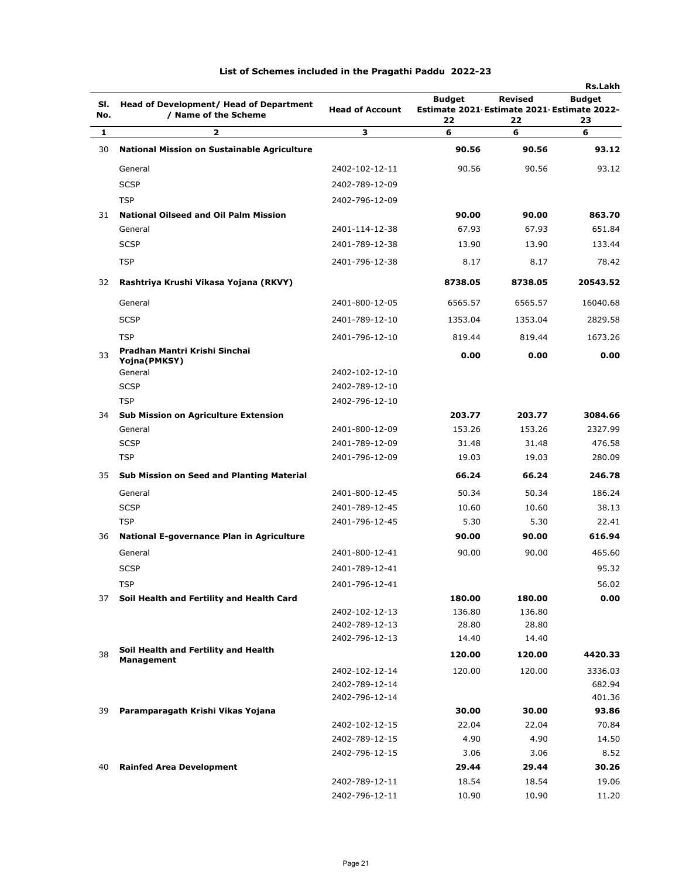## List of Schemes included in the Pragathi Paddu 2022-23

Rs.Lakh

| Sl. No. | Head of Development/ Head of Department / Name of the Scheme | Head of Account | Budget Estimate 2021-22 | Revised Estimate 2021-22 | Budget Estimate 2022-23 |
|---|---|---|---|---|---|
| 1 | 2 | 3 | 6 | 6 | 6 |
| 30 | **National Mission on Sustainable Agriculture** | | **90.56** | **90.56** | **93.12** |
| | General | 2402-102-12-11 | 90.56 | 90.56 | 93.12 |
| | SCSP | 2402-789-12-09 | | | |
| | TSP | 2402-796-12-09 | | | |
| 31 | **National Oilseed and Oil Palm Mission** | | **90.00** | **90.00** | **863.70** |
| | General | 2401-114-12-38 | 67.93 | 67.93 | 651.84 |
| | SCSP | 2401-789-12-38 | 13.90 | 13.90 | 133.44 |
| | TSP | 2401-796-12-38 | 8.17 | 8.17 | 78.42 |
| 32 | **Rashtriya Krushi Vikasa Yojana (RKVY)** | | **8738.05** | **8738.05** | **20543.52** |
| | General | 2401-800-12-05 | 6565.57 | 6565.57 | 16040.68 |
| | SCSP | 2401-789-12-10 | 1353.04 | 1353.04 | 2829.58 |
| | TSP | 2401-796-12-10 | 819.44 | 819.44 | 1673.26 |
| 33 | **Pradhan Mantri Krishi Sinchai Yojna(PMKSY)** | | **0.00** | **0.00** | **0.00** |
| | General | 2402-102-12-10 | | | |
| | SCSP | 2402-789-12-10 | | | |
| | TSP | 2402-796-12-10 | | | |
| 34 | **Sub Mission on Agriculture Extension** | | **203.77** | **203.77** | **3084.66** |
| | General | 2401-800-12-09 | 153.26 | 153.26 | 2327.99 |
| | SCSP | 2401-789-12-09 | 31.48 | 31.48 | 476.58 |
| | TSP | 2401-796-12-09 | 19.03 | 19.03 | 280.09 |
| 35 | **Sub Mission on Seed and Planting Material** | | **66.24** | **66.24** | **246.78** |
| | General | 2401-800-12-45 | 50.34 | 50.34 | 186.24 |
| | SCSP | 2401-789-12-45 | 10.60 | 10.60 | 38.13 |
| | TSP | 2401-796-12-45 | 5.30 | 5.30 | 22.41 |
| 36 | **National E-governance Plan in Agriculture** | | **90.00** | **90.00** | **616.94** |
| | General | 2401-800-12-41 | 90.00 | 90.00 | 465.60 |
| | SCSP | 2401-789-12-41 | | | 95.32 |
| | TSP | 2401-796-12-41 | | | 56.02 |
| 37 | **Soil Health and Fertility and Health Card** | | **180.00** | **180.00** | **0.00** |
| | | 2402-102-12-13 | 136.80 | 136.80 | |
| | | 2402-789-12-13 | 28.80 | 28.80 | |
| | | 2402-796-12-13 | 14.40 | 14.40 | |
| 38 | **Soil Health and Fertility and Health Management** | | **120.00** | **120.00** | **4420.33** |
| | | 2402-102-12-14 | 120.00 | 120.00 | 3336.03 |
| | | 2402-789-12-14 | | | 682.94 |
| | | 2402-796-12-14 | | | 401.36 |
| 39 | **Paramparagath Krishi Vikas Yojana** | | **30.00** | **30.00** | **93.86** |
| | | 2402-102-12-15 | 22.04 | 22.04 | 70.84 |
| | | 2402-789-12-15 | 4.90 | 4.90 | 14.50 |
| | | 2402-796-12-15 | 3.06 | 3.06 | 8.52 |
| 40 | **Rainfed Area Development** | | **29.44** | **29.44** | **30.26** |
| | | 2402-789-12-11 | 18.54 | 18.54 | 19.06 |
| | | 2402-796-12-11 | 10.90 | 10.90 | 11.20 |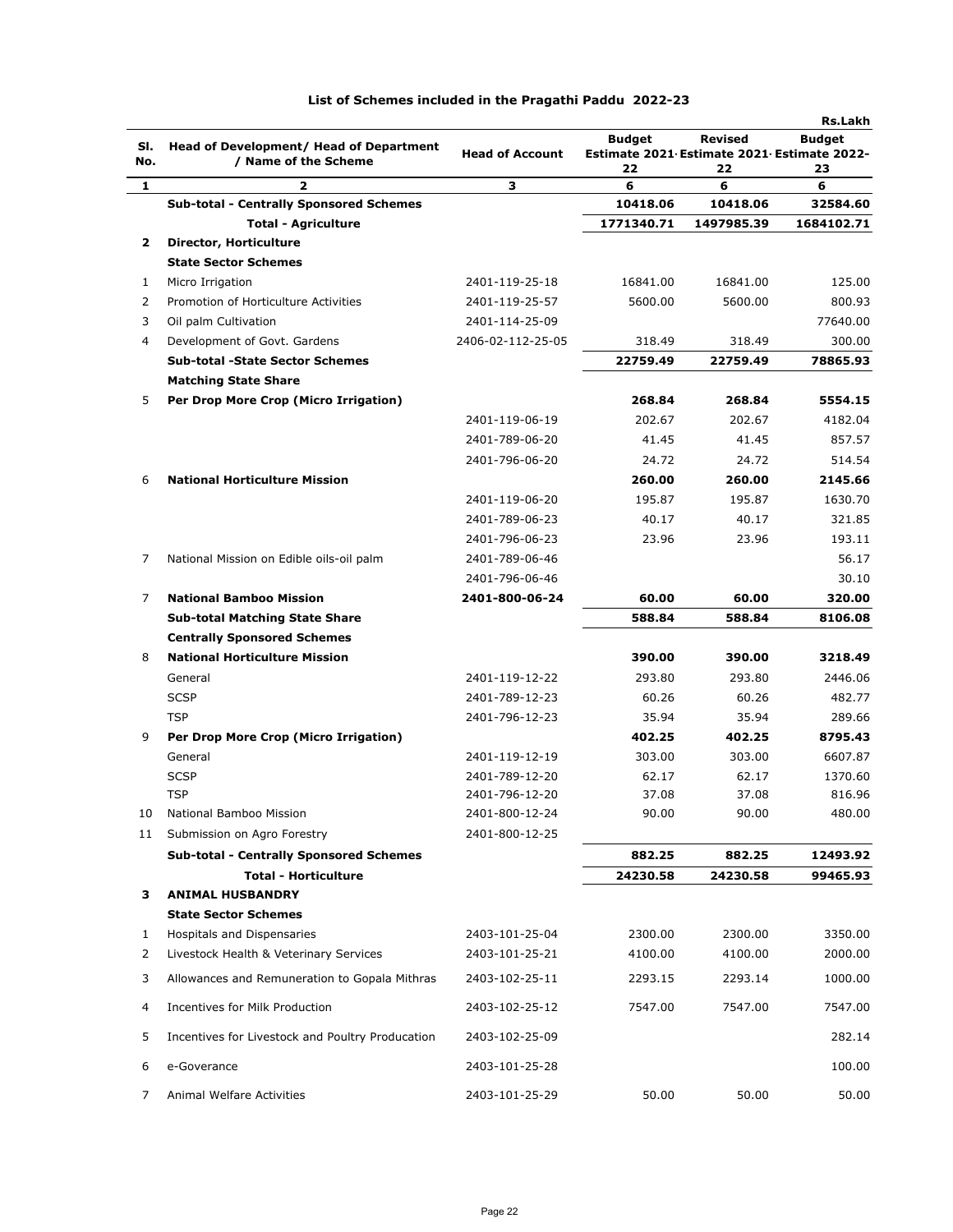## List of Schemes included in the Pragathi Paddu 2022-23

Rs.Lakh

| Sl. No. | Head of Development/ Head of Department / Name of the Scheme | Head of Account | Budget Estimate 2021-22 | Revised Estimate 2021-22 | Budget Estimate 2022-23 |
|---|---|---|---|---|---|
| 1 | 2 | 3 | 6 | 6 | 6 |
| | **Sub-total - Centrally Sponsored Schemes** | | **10418.06** | **10418.06** | **32584.60** |
| | **Total - Agriculture** | | **1771340.71** | **1497985.39** | **1684102.71** |
| **2** | **Director, Horticulture** | | | | |
| | **State Sector Schemes** | | | | |
| 1 | Micro Irrigation | 2401-119-25-18 | 16841.00 | 16841.00 | 125.00 |
| 2 | Promotion of Horticulture Activities | 2401-119-25-57 | 5600.00 | 5600.00 | 800.93 |
| 3 | Oil palm Cultivation | 2401-114-25-09 | | | 77640.00 |
| 4 | Development of Govt. Gardens | 2406-02-112-25-05 | 318.49 | 318.49 | 300.00 |
| | **Sub-total -State Sector Schemes** | | **22759.49** | **22759.49** | **78865.93** |
| | **Matching State Share** | | | | |
| 5 | **Per Drop More Crop (Micro Irrigation)** | | **268.84** | **268.84** | **5554.15** |
| | | 2401-119-06-19 | 202.67 | 202.67 | 4182.04 |
| | | 2401-789-06-20 | 41.45 | 41.45 | 857.57 |
| | | 2401-796-06-20 | 24.72 | 24.72 | 514.54 |
| 6 | **National Horticulture Mission** | | **260.00** | **260.00** | **2145.66** |
| | | 2401-119-06-20 | 195.87 | 195.87 | 1630.70 |
| | | 2401-789-06-23 | 40.17 | 40.17 | 321.85 |
| | | 2401-796-06-23 | 23.96 | 23.96 | 193.11 |
| 7 | National Mission on Edible oils-oil palm | 2401-789-06-46 | | | 56.17 |
| | | 2401-796-06-46 | | | 30.10 |
| 7 | **National Bamboo Mission** | **2401-800-06-24** | **60.00** | **60.00** | **320.00** |
| | **Sub-total Matching State Share** | | **588.84** | **588.84** | **8106.08** |
| | **Centrally Sponsored Schemes** | | | | |
| 8 | **National Horticulture Mission** | | **390.00** | **390.00** | **3218.49** |
| | General | 2401-119-12-22 | 293.80 | 293.80 | 2446.06 |
| | SCSP | 2401-789-12-23 | 60.26 | 60.26 | 482.77 |
| | TSP | 2401-796-12-23 | 35.94 | 35.94 | 289.66 |
| 9 | **Per Drop More Crop (Micro Irrigation)** | | **402.25** | **402.25** | **8795.43** |
| | General | 2401-119-12-19 | 303.00 | 303.00 | 6607.87 |
| | SCSP | 2401-789-12-20 | 62.17 | 62.17 | 1370.60 |
| | TSP | 2401-796-12-20 | 37.08 | 37.08 | 816.96 |
| 10 | National Bamboo Mission | 2401-800-12-24 | 90.00 | 90.00 | 480.00 |
| 11 | Submission on Agro Forestry | 2401-800-12-25 | | | |
| | **Sub-total - Centrally Sponsored Schemes** | | **882.25** | **882.25** | **12493.92** |
| | **Total - Horticulture** | | **24230.58** | **24230.58** | **99465.93** |
| **3** | **ANIMAL HUSBANDRY** | | | | |
| | **State Sector Schemes** | | | | |
| 1 | Hospitals and Dispensaries | 2403-101-25-04 | 2300.00 | 2300.00 | 3350.00 |
| 2 | Livestock Health & Veterinary Services | 2403-101-25-21 | 4100.00 | 4100.00 | 2000.00 |
| 3 | Allowances and Remuneration to Gopala Mithras | 2403-102-25-11 | 2293.15 | 2293.14 | 1000.00 |
| 4 | Incentives for Milk Production | 2403-102-25-12 | 7547.00 | 7547.00 | 7547.00 |
| 5 | Incentives for Livestock and Poultry Producation | 2403-102-25-09 | | | 282.14 |
| 6 | e-Goverance | 2403-101-25-28 | | | 100.00 |
| 7 | Animal Welfare Activities | 2403-101-25-29 | 50.00 | 50.00 | 50.00 |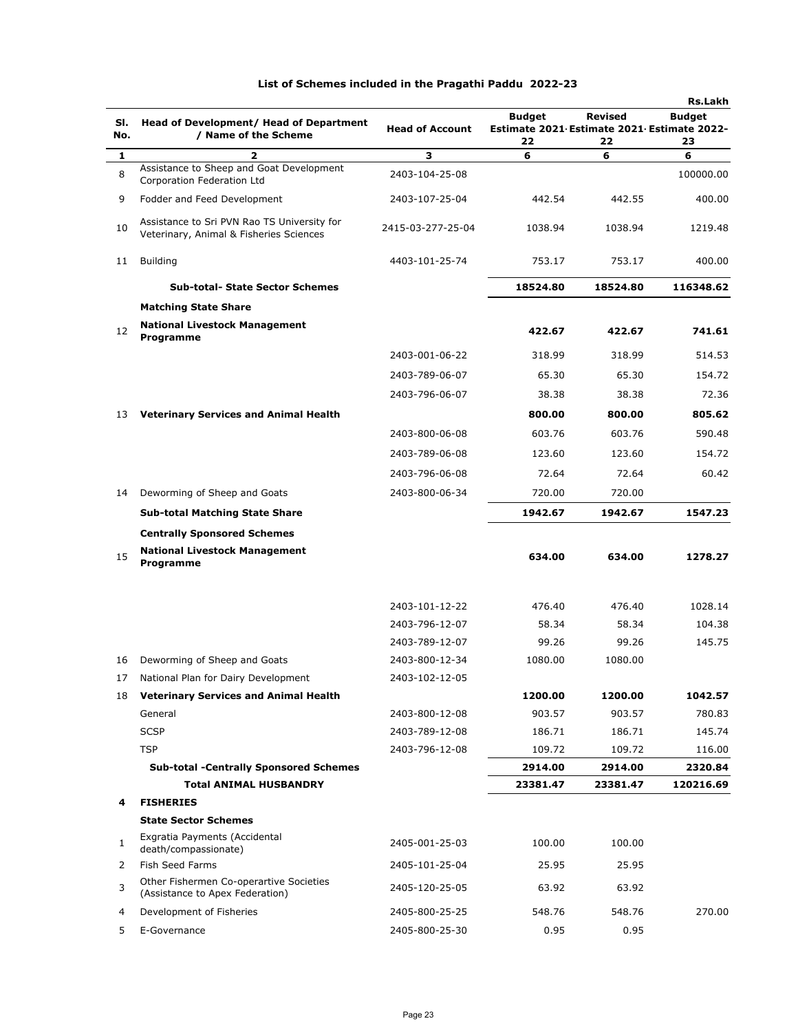## List of Schemes included in the Pragathi Paddu 2022-23

Rs.Lakh

| Sl. No. | Head of Development/ Head of Department / Name of the Scheme | Head of Account | Budget Estimate 2021-22 | Revised Estimate 2021-22 | Budget Estimate 2022-23 |
|---|---|---|---|---|---|
| 1 | 2 | 3 | 6 | 6 | 6 |
| 8 | Assistance to Sheep and Goat Development Corporation Federation Ltd | 2403-104-25-08 | | | 100000.00 |
| 9 | Fodder and Feed Development | 2403-107-25-04 | 442.54 | 442.55 | 400.00 |
| 10 | Assistance to Sri PVN Rao TS University for Veterinary, Animal & Fisheries Sciences | 2415-03-277-25-04 | 1038.94 | 1038.94 | 1219.48 |
| 11 | Building | 4403-101-25-74 | 753.17 | 753.17 | 400.00 |
| | **Sub-total- State Sector Schemes** | | **18524.80** | **18524.80** | **116348.62** |
| | **Matching State Share** | | | | |
| 12 | **National Livestock Management Programme** | | **422.67** | **422.67** | **741.61** |
| | | 2403-001-06-22 | 318.99 | 318.99 | 514.53 |
| | | 2403-789-06-07 | 65.30 | 65.30 | 154.72 |
| | | 2403-796-06-07 | 38.38 | 38.38 | 72.36 |
| 13 | **Veterinary Services and Animal Health** | | **800.00** | **800.00** | **805.62** |
| | | 2403-800-06-08 | 603.76 | 603.76 | 590.48 |
| | | 2403-789-06-08 | 123.60 | 123.60 | 154.72 |
| | | 2403-796-06-08 | 72.64 | 72.64 | 60.42 |
| 14 | Deworming of Sheep and Goats | 2403-800-06-34 | 720.00 | 720.00 | |
| | **Sub-total Matching State Share** | | **1942.67** | **1942.67** | **1547.23** |
| | **Centrally Sponsored Schemes** | | | | |
| 15 | **National Livestock Management Programme** | | **634.00** | **634.00** | **1278.27** |
| | | 2403-101-12-22 | 476.40 | 476.40 | 1028.14 |
| | | 2403-796-12-07 | 58.34 | 58.34 | 104.38 |
| | | 2403-789-12-07 | 99.26 | 99.26 | 145.75 |
| 16 | Deworming of Sheep and Goats | 2403-800-12-34 | 1080.00 | 1080.00 | |
| 17 | National Plan for Dairy Development | 2403-102-12-05 | | | |
| 18 | **Veterinary Services and Animal Health** | | **1200.00** | **1200.00** | **1042.57** |
| | General | 2403-800-12-08 | 903.57 | 903.57 | 780.83 |
| | SCSP | 2403-789-12-08 | 186.71 | 186.71 | 145.74 |
| | TSP | 2403-796-12-08 | 109.72 | 109.72 | 116.00 |
| | **Sub-total -Centrally Sponsored Schemes** | | **2914.00** | **2914.00** | **2320.84** |
| | **Total ANIMAL HUSBANDRY** | | **23381.47** | **23381.47** | **120216.69** |
| **4** | **FISHERIES** | | | | |
| | **State Sector Schemes** | | | | |
| 1 | Exgratia Payments (Accidental death/compassionate) | 2405-001-25-03 | 100.00 | 100.00 | |
| 2 | Fish Seed Farms | 2405-101-25-04 | 25.95 | 25.95 | |
| 3 | Other Fishermen Co-operartive Societies (Assistance to Apex Federation) | 2405-120-25-05 | 63.92 | 63.92 | |
| 4 | Development of Fisheries | 2405-800-25-25 | 548.76 | 548.76 | 270.00 |
| 5 | E-Governance | 2405-800-25-30 | 0.95 | 0.95 | |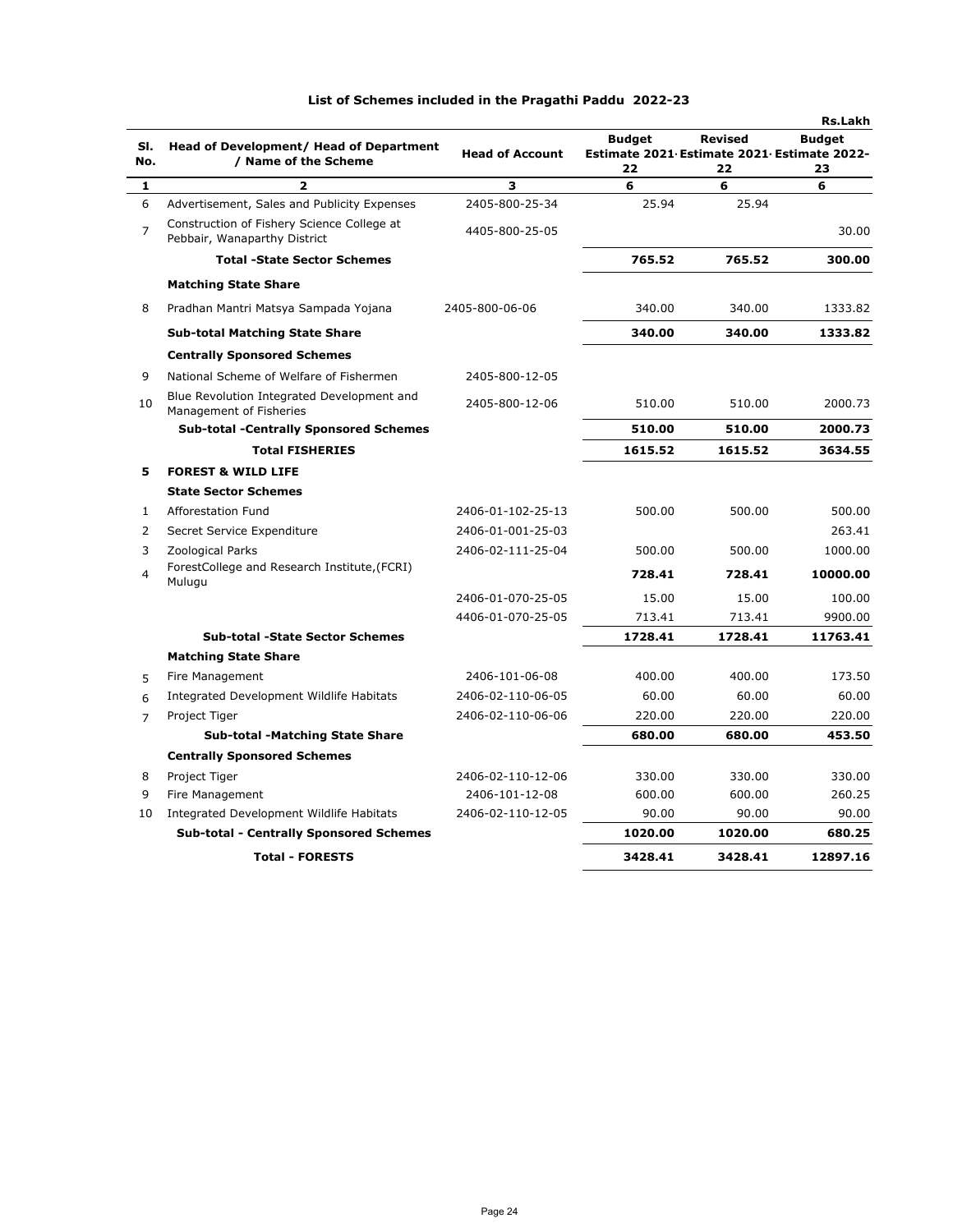## List of Schemes included in the Pragathi Paddu 2022-23

Rs.Lakh

| Sl. No. | Head of Development/ Head of Department / Name of the Scheme | Head of Account | Budget Estimate 2021-22 | Revised Estimate 2021-22 | Budget Estimate 2022-23 |
|---|---|---|---|---|---|
| 1 | 2 | 3 | 6 | 6 | 6 |
| 6 | Advertisement, Sales and Publicity Expenses | 2405-800-25-34 | 25.94 | 25.94 | |
| 7 | Construction of Fishery Science College at Pebbair, Wanaparthy District | 4405-800-25-05 | | | 30.00 |
| | **Total -State Sector Schemes** | | **765.52** | **765.52** | **300.00** |
| | **Matching State Share** | | | | |
| 8 | Pradhan Mantri Matsya Sampada Yojana | 2405-800-06-06 | 340.00 | 340.00 | 1333.82 |
| | **Sub-total Matching State Share** | | **340.00** | **340.00** | **1333.82** |
| | **Centrally Sponsored Schemes** | | | | |
| 9 | National Scheme of Welfare of Fishermen | 2405-800-12-05 | | | |
| 10 | Blue Revolution Integrated Development and Management of Fisheries | 2405-800-12-06 | 510.00 | 510.00 | 2000.73 |
| | **Sub-total -Centrally Sponsored Schemes** | | **510.00** | **510.00** | **2000.73** |
| | **Total FISHERIES** | | **1615.52** | **1615.52** | **3634.55** |
| **5** | **FOREST & WILD LIFE** | | | | |
| | **State Sector Schemes** | | | | |
| 1 | Afforestation Fund | 2406-01-102-25-13 | 500.00 | 500.00 | 500.00 |
| 2 | Secret Service Expenditure | 2406-01-001-25-03 | | | 263.41 |
| 3 | Zoological Parks | 2406-02-111-25-04 | 500.00 | 500.00 | 1000.00 |
| 4 | ForestCollege and Research Institute,(FCRI) Mulugu | | **728.41** | **728.41** | **10000.00** |
| | | 2406-01-070-25-05 | 15.00 | 15.00 | 100.00 |
| | | 4406-01-070-25-05 | 713.41 | 713.41 | 9900.00 |
| | **Sub-total -State Sector Schemes** | | **1728.41** | **1728.41** | **11763.41** |
| | **Matching State Share** | | | | |
| 5 | Fire Management | 2406-101-06-08 | 400.00 | 400.00 | 173.50 |
| 6 | Integrated Development Wildlife Habitats | 2406-02-110-06-05 | 60.00 | 60.00 | 60.00 |
| 7 | Project Tiger | 2406-02-110-06-06 | 220.00 | 220.00 | 220.00 |
| | **Sub-total -Matching State Share** | | **680.00** | **680.00** | **453.50** |
| | **Centrally Sponsored Schemes** | | | | |
| 8 | Project Tiger | 2406-02-110-12-06 | 330.00 | 330.00 | 330.00 |
| 9 | Fire Management | 2406-101-12-08 | 600.00 | 600.00 | 260.25 |
| 10 | Integrated Development Wildlife Habitats | 2406-02-110-12-05 | 90.00 | 90.00 | 90.00 |
| | **Sub-total - Centrally Sponsored Schemes** | | **1020.00** | **1020.00** | **680.25** |
| | **Total - FORESTS** | | **3428.41** | **3428.41** | **12897.16** |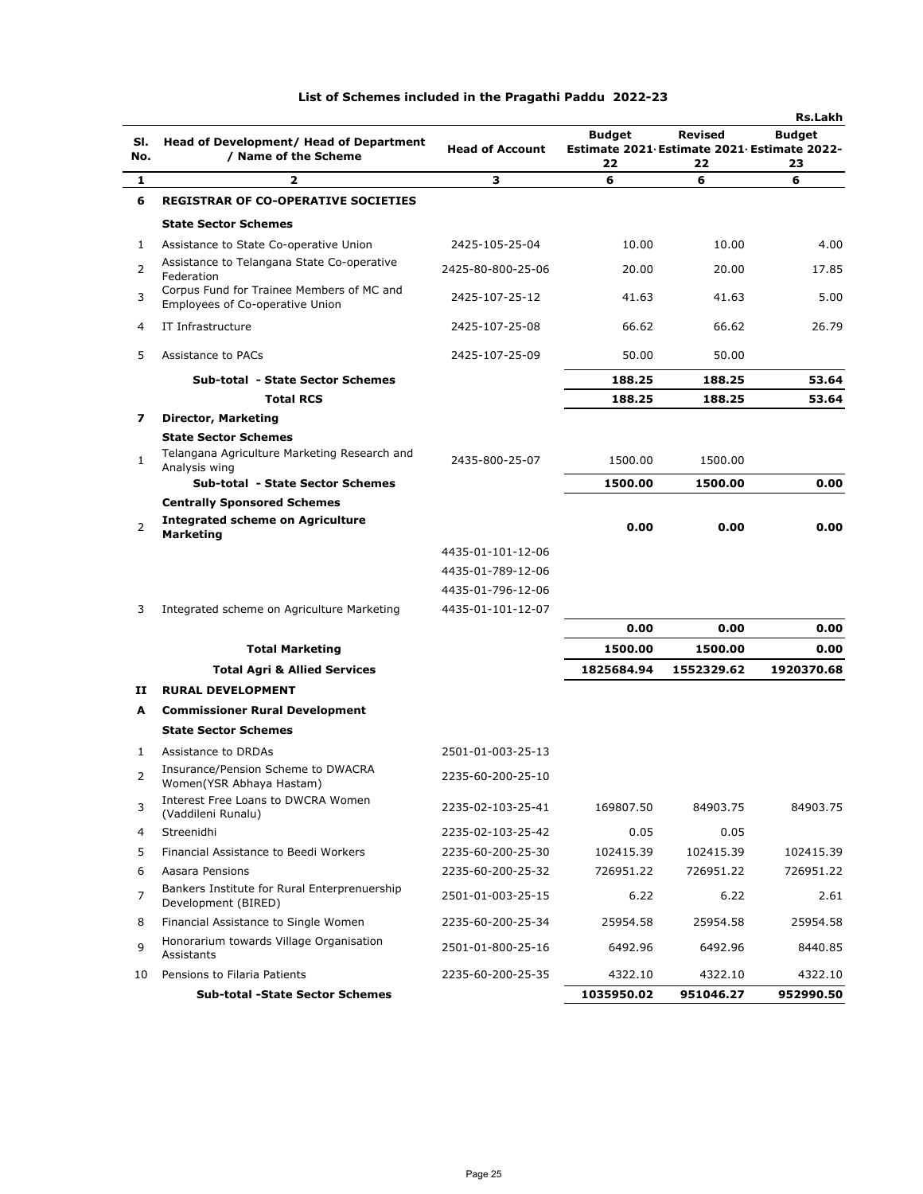## List of Schemes included in the Pragathi Paddu 2022-23

Rs.Lakh

| Sl. No. | Head of Development/ Head of Department / Name of the Scheme | Head of Account | Budget Estimate 2021-22 | Revised Estimate 2021-22 | Budget Estimate 2022-23 |
|---|---|---|---|---|---|
| 1 | 2 | 3 | 6 | 6 | 6 |
| **6** | **REGISTRAR OF CO-OPERATIVE SOCIETIES** | | | | |
| | **State Sector Schemes** | | | | |
| 1 | Assistance to State Co-operative Union | 2425-105-25-04 | 10.00 | 10.00 | 4.00 |
| 2 | Assistance to Telangana State Co-operative Federation | 2425-80-800-25-06 | 20.00 | 20.00 | 17.85 |
| 3 | Corpus Fund for Trainee Members of MC and Employees of Co-operative Union | 2425-107-25-12 | 41.63 | 41.63 | 5.00 |
| 4 | IT Infrastructure | 2425-107-25-08 | 66.62 | 66.62 | 26.79 |
| 5 | Assistance to PACs | 2425-107-25-09 | 50.00 | 50.00 | |
| | **Sub-total - State Sector Schemes** | | **188.25** | **188.25** | **53.64** |
| | **Total RCS** | | **188.25** | **188.25** | **53.64** |
| **7** | **Director, Marketing** | | | | |
| | **State Sector Schemes** | | | | |
| 1 | Telangana Agriculture Marketing Research and Analysis wing | 2435-800-25-07 | 1500.00 | 1500.00 | |
| | **Sub-total - State Sector Schemes** | | **1500.00** | **1500.00** | **0.00** |
| | **Centrally Sponsored Schemes** | | | | |
| 2 | **Integrated scheme on Agriculture Marketing** | | **0.00** | **0.00** | **0.00** |
| | | 4435-01-101-12-06 | | | |
| | | 4435-01-789-12-06 | | | |
| | | 4435-01-796-12-06 | | | |
| 3 | Integrated scheme on Agriculture Marketing | 4435-01-101-12-07 | | | |
| | | | **0.00** | **0.00** | **0.00** |
| | **Total Marketing** | | **1500.00** | **1500.00** | **0.00** |
| | **Total Agri & Allied Services** | | **1825684.94** | **1552329.62** | **1920370.68** |
| **II** | **RURAL DEVELOPMENT** | | | | |
| **A** | **Commissioner Rural Development** | | | | |
| | **State Sector Schemes** | | | | |
| 1 | Assistance to DRDAs | 2501-01-003-25-13 | | | |
| 2 | Insurance/Pension Scheme to DWACRA Women(YSR Abhaya Hastam) | 2235-60-200-25-10 | | | |
| 3 | Interest Free Loans to DWCRA Women (Vaddileni Runalu) | 2235-02-103-25-41 | 169807.50 | 84903.75 | 84903.75 |
| 4 | Streenidhi | 2235-02-103-25-42 | 0.05 | 0.05 | |
| 5 | Financial Assistance to Beedi Workers | 2235-60-200-25-30 | 102415.39 | 102415.39 | 102415.39 |
| 6 | Aasara Pensions | 2235-60-200-25-32 | 726951.22 | 726951.22 | 726951.22 |
| 7 | Bankers Institute for Rural Enterprenuership Development (BIRED) | 2501-01-003-25-15 | 6.22 | 6.22 | 2.61 |
| 8 | Financial Assistance to Single Women | 2235-60-200-25-34 | 25954.58 | 25954.58 | 25954.58 |
| 9 | Honorarium towards Village Organisation Assistants | 2501-01-800-25-16 | 6492.96 | 6492.96 | 8440.85 |
| 10 | Pensions to Filaria Patients | 2235-60-200-25-35 | 4322.10 | 4322.10 | 4322.10 |
| | **Sub-total -State Sector Schemes** | | **1035950.02** | **951046.27** | **952990.50** |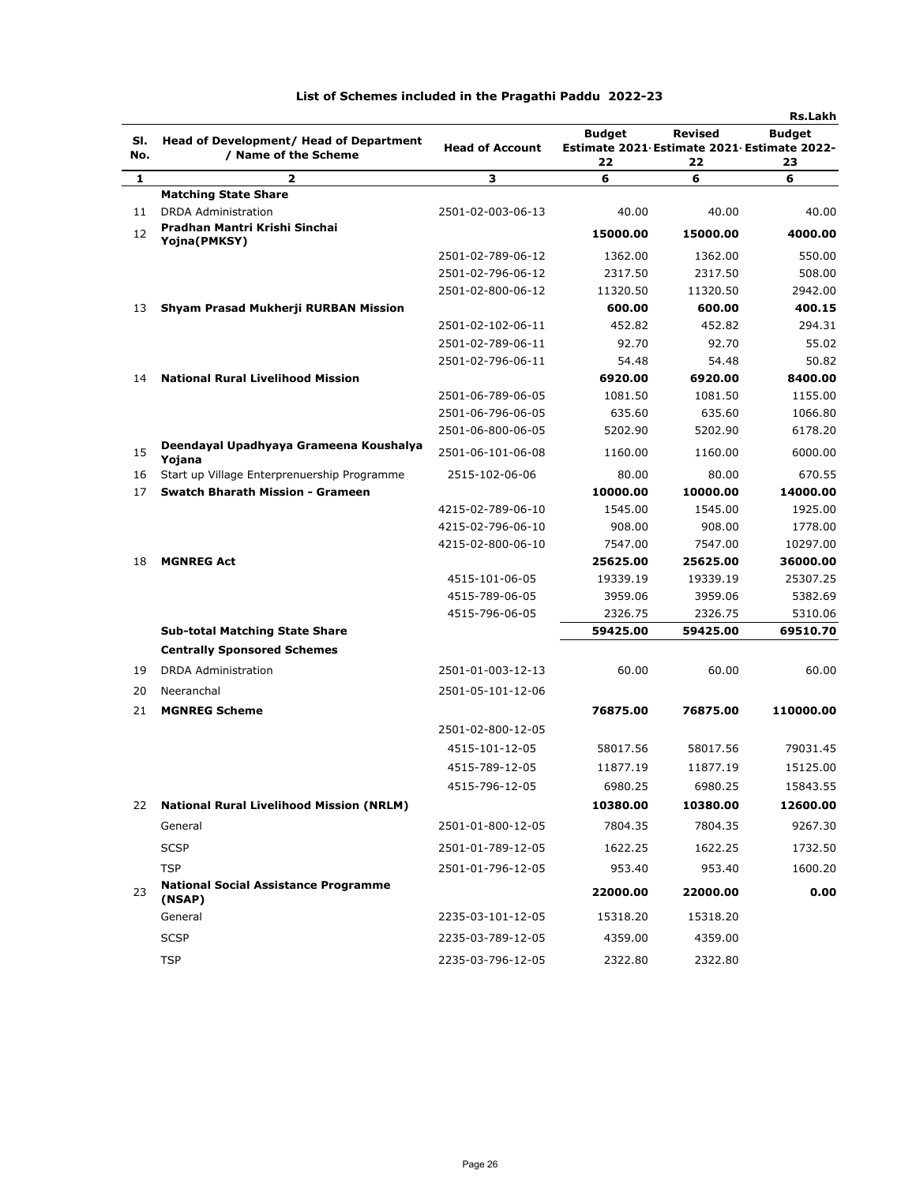## List of Schemes included in the Pragathi Paddu 2022-23

Rs.Lakh

| Sl. No. | Head of Development/ Head of Department / Name of the Scheme | Head of Account | Budget Estimate 2021-22 | Revised Estimate 2021-22 | Budget Estimate 2022-23 |
|---|---|---|---|---|---|
| 1 | 2 | 3 | 6 | 6 | 6 |
| | **Matching State Share** | | | | |
| 11 | DRDA Administration | 2501-02-003-06-13 | 40.00 | 40.00 | 40.00 |
| 12 | **Pradhan Mantri Krishi Sinchai Yojna(PMKSY)** | | **15000.00** | **15000.00** | **4000.00** |
| | | 2501-02-789-06-12 | 1362.00 | 1362.00 | 550.00 |
| | | 2501-02-796-06-12 | 2317.50 | 2317.50 | 508.00 |
| | | 2501-02-800-06-12 | 11320.50 | 11320.50 | 2942.00 |
| 13 | **Shyam Prasad Mukherji RURBAN Mission** | | **600.00** | **600.00** | **400.15** |
| | | 2501-02-102-06-11 | 452.82 | 452.82 | 294.31 |
| | | 2501-02-789-06-11 | 92.70 | 92.70 | 55.02 |
| | | 2501-02-796-06-11 | 54.48 | 54.48 | 50.82 |
| 14 | **National Rural Livelihood Mission** | | **6920.00** | **6920.00** | **8400.00** |
| | | 2501-06-789-06-05 | 1081.50 | 1081.50 | 1155.00 |
| | | 2501-06-796-06-05 | 635.60 | 635.60 | 1066.80 |
| | | 2501-06-800-06-05 | 5202.90 | 5202.90 | 6178.20 |
| 15 | **Deendayal Upadhyaya Grameena Koushalya Yojana** | 2501-06-101-06-08 | 1160.00 | 1160.00 | 6000.00 |
| 16 | Start up Village Enterprenuership Programme | 2515-102-06-06 | 80.00 | 80.00 | 670.55 |
| 17 | **Swatch Bharath Mission - Grameen** | | **10000.00** | **10000.00** | **14000.00** |
| | | 4215-02-789-06-10 | 1545.00 | 1545.00 | 1925.00 |
| | | 4215-02-796-06-10 | 908.00 | 908.00 | 1778.00 |
| | | 4215-02-800-06-10 | 7547.00 | 7547.00 | 10297.00 |
| 18 | **MGNREG Act** | | **25625.00** | **25625.00** | **36000.00** |
| | | 4515-101-06-05 | 19339.19 | 19339.19 | 25307.25 |
| | | 4515-789-06-05 | 3959.06 | 3959.06 | 5382.69 |
| | | 4515-796-06-05 | 2326.75 | 2326.75 | 5310.06 |
| | **Sub-total Matching State Share** | | **59425.00** | **59425.00** | **69510.70** |
| | **Centrally Sponsored Schemes** | | | | |
| 19 | DRDA Administration | 2501-01-003-12-13 | 60.00 | 60.00 | 60.00 |
| 20 | Neeranchal | 2501-05-101-12-06 | | | |
| 21 | **MGNREG Scheme** | | **76875.00** | **76875.00** | **110000.00** |
| | | 2501-02-800-12-05 | | | |
| | | 4515-101-12-05 | 58017.56 | 58017.56 | 79031.45 |
| | | 4515-789-12-05 | 11877.19 | 11877.19 | 15125.00 |
| | | 4515-796-12-05 | 6980.25 | 6980.25 | 15843.55 |
| 22 | **National Rural Livelihood Mission (NRLM)** | | **10380.00** | **10380.00** | **12600.00** |
| | General | 2501-01-800-12-05 | 7804.35 | 7804.35 | 9267.30 |
| | SCSP | 2501-01-789-12-05 | 1622.25 | 1622.25 | 1732.50 |
| | TSP | 2501-01-796-12-05 | 953.40 | 953.40 | 1600.20 |
| 23 | **National Social Assistance Programme (NSAP)** | | **22000.00** | **22000.00** | **0.00** |
| | General | 2235-03-101-12-05 | 15318.20 | 15318.20 | |
| | SCSP | 2235-03-789-12-05 | 4359.00 | 4359.00 | |
| | TSP | 2235-03-796-12-05 | 2322.80 | 2322.80 | |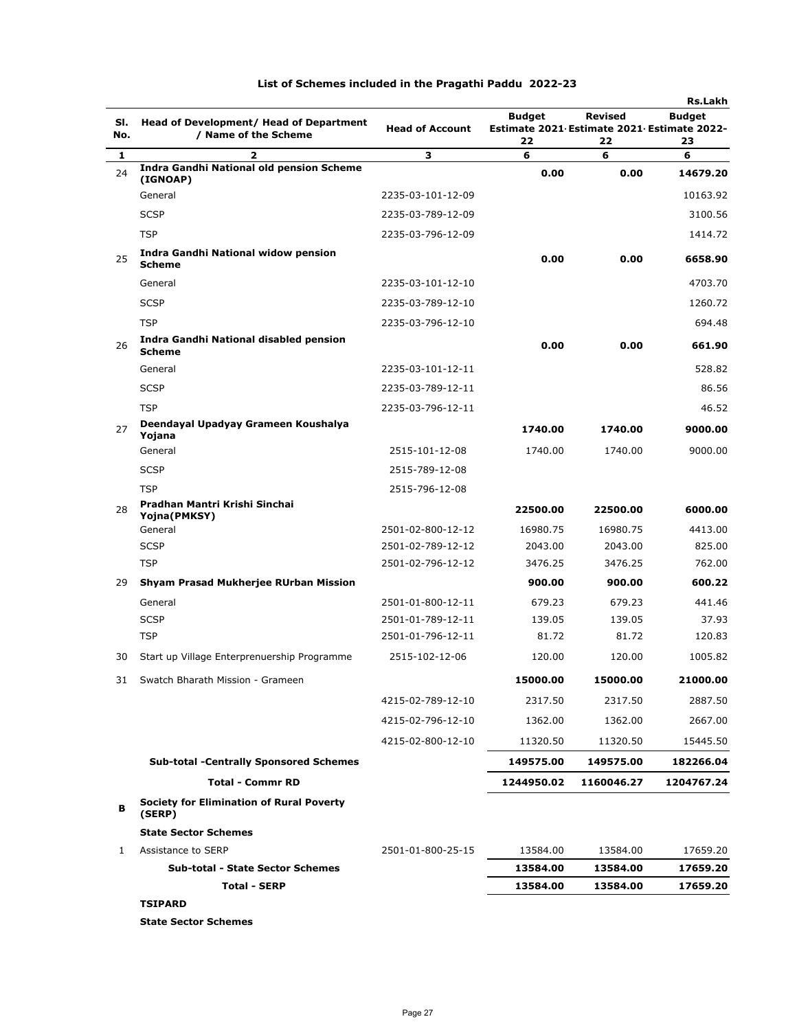## List of Schemes included in the Pragathi Paddu 2022-23

Rs.Lakh

| Sl. No. | Head of Development/ Head of Department / Name of the Scheme | Head of Account | Budget Estimate 2021-22 | Revised Estimate 2021-22 | Budget Estimate 2022-23 |
|---|---|---|---|---|---|
| 1 | 2 | 3 | 6 | 6 | 6 |
| 24 | **Indra Gandhi National old pension Scheme (IGNOAP)** | | **0.00** | **0.00** | **14679.20** |
| | General | 2235-03-101-12-09 | | | 10163.92 |
| | SCSP | 2235-03-789-12-09 | | | 3100.56 |
| | TSP | 2235-03-796-12-09 | | | 1414.72 |
| 25 | **Indra Gandhi National widow pension Scheme** | | **0.00** | **0.00** | **6658.90** |
| | General | 2235-03-101-12-10 | | | 4703.70 |
| | SCSP | 2235-03-789-12-10 | | | 1260.72 |
| | TSP | 2235-03-796-12-10 | | | 694.48 |
| 26 | **Indra Gandhi National disabled pension Scheme** | | **0.00** | **0.00** | **661.90** |
| | General | 2235-03-101-12-11 | | | 528.82 |
| | SCSP | 2235-03-789-12-11 | | | 86.56 |
| | TSP | 2235-03-796-12-11 | | | 46.52 |
| 27 | **Deendayal Upadyay Grameen Koushalya Yojana** | | **1740.00** | **1740.00** | **9000.00** |
| | General | 2515-101-12-08 | 1740.00 | 1740.00 | 9000.00 |
| | SCSP | 2515-789-12-08 | | | |
| | TSP | 2515-796-12-08 | | | |
| 28 | **Pradhan Mantri Krishi Sinchai Yojna(PMKSY)** | | **22500.00** | **22500.00** | **6000.00** |
| | General | 2501-02-800-12-12 | 16980.75 | 16980.75 | 4413.00 |
| | SCSP | 2501-02-789-12-12 | 2043.00 | 2043.00 | 825.00 |
| | TSP | 2501-02-796-12-12 | 3476.25 | 3476.25 | 762.00 |
| 29 | **Shyam Prasad Mukherjee RUrban Mission** | | **900.00** | **900.00** | **600.22** |
| | General | 2501-01-800-12-11 | 679.23 | 679.23 | 441.46 |
| | SCSP | 2501-01-789-12-11 | 139.05 | 139.05 | 37.93 |
| | TSP | 2501-01-796-12-11 | 81.72 | 81.72 | 120.83 |
| 30 | Start up Village Enterprenuership Programme | 2515-102-12-06 | 120.00 | 120.00 | 1005.82 |
| 31 | Swatch Bharath Mission - Grameen | | **15000.00** | **15000.00** | **21000.00** |
| | | 4215-02-789-12-10 | 2317.50 | 2317.50 | 2887.50 |
| | | 4215-02-796-12-10 | 1362.00 | 1362.00 | 2667.00 |
| | | 4215-02-800-12-10 | 11320.50 | 11320.50 | 15445.50 |
| | **Sub-total -Centrally Sponsored Schemes** | | **149575.00** | **149575.00** | **182266.04** |
| | **Total - Commr RD** | | **1244950.02** | **1160046.27** | **1204767.24** |
| **B** | **Society for Elimination of Rural Poverty (SERP)** | | | | |
| | **State Sector Schemes** | | | | |
| 1 | Assistance to SERP | 2501-01-800-25-15 | 13584.00 | 13584.00 | 17659.20 |
| | **Sub-total - State Sector Schemes** | | **13584.00** | **13584.00** | **17659.20** |
| | **Total - SERP** | | **13584.00** | **13584.00** | **17659.20** |
| | **TSIPARD** | | | | |
| | **State Sector Schemes** | | | | |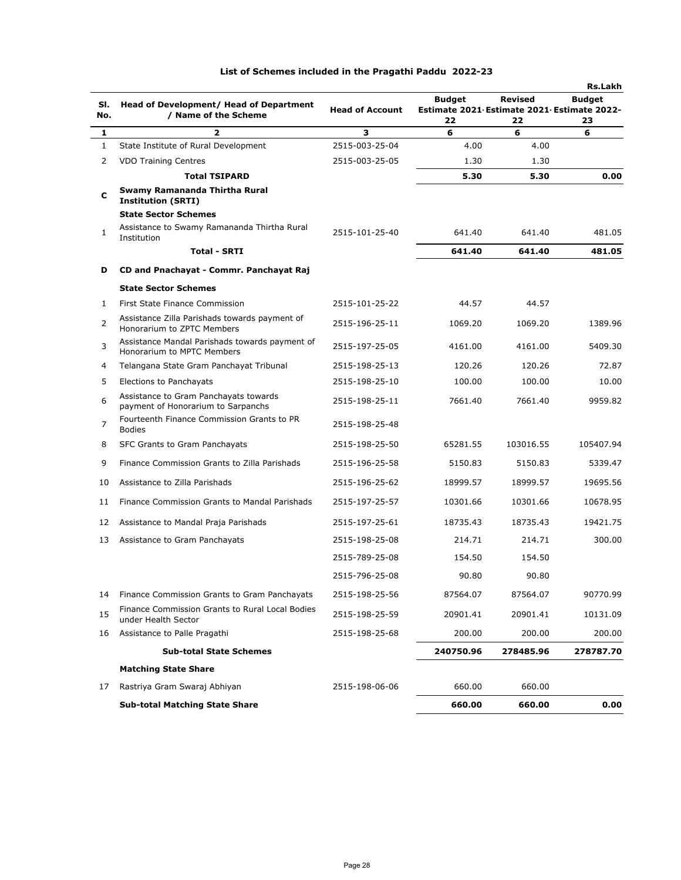## List of Schemes included in the Pragathi Paddu 2022-23

Rs.Lakh

| Sl. No. | Head of Development/ Head of Department / Name of the Scheme | Head of Account | Budget Estimate 2021-22 | Revised Estimate 2021-22 | Budget Estimate 2022-23 |
|---|---|---|---|---|---|
| 1 | 2 | 3 | 6 | 6 | 6 |
| 1 | State Institute of Rural Development | 2515-003-25-04 | 4.00 | 4.00 | |
| 2 | VDO Training Centres | 2515-003-25-05 | 1.30 | 1.30 | |
| | **Total TSIPARD** | | **5.30** | **5.30** | **0.00** |
| **C** | **Swamy Ramananda Thirtha Rural Institution (SRTI)** | | | | |
| | **State Sector Schemes** | | | | |
| 1 | Assistance to Swamy Ramananda Thirtha Rural Institution | 2515-101-25-40 | 641.40 | 641.40 | 481.05 |
| | **Total - SRTI** | | **641.40** | **641.40** | **481.05** |
| **D** | **CD and Pnachayat - Commr. Panchayat Raj** | | | | |
| | **State Sector Schemes** | | | | |
| 1 | First State Finance Commission | 2515-101-25-22 | 44.57 | 44.57 | |
| 2 | Assistance Zilla Parishads towards payment of Honorarium to ZPTC Members | 2515-196-25-11 | 1069.20 | 1069.20 | 1389.96 |
| 3 | Assistance Mandal Parishads towards payment of Honorarium to MPTC Members | 2515-197-25-05 | 4161.00 | 4161.00 | 5409.30 |
| 4 | Telangana State Gram Panchayat Tribunal | 2515-198-25-13 | 120.26 | 120.26 | 72.87 |
| 5 | Elections to Panchayats | 2515-198-25-10 | 100.00 | 100.00 | 10.00 |
| 6 | Assistance to Gram Panchayats towards payment of Honorarium to Sarpanchs | 2515-198-25-11 | 7661.40 | 7661.40 | 9959.82 |
| 7 | Fourteenth Finance Commission Grants to PR Bodies | 2515-198-25-48 | | | |
| 8 | SFC Grants to Gram Panchayats | 2515-198-25-50 | 65281.55 | 103016.55 | 105407.94 |
| 9 | Finance Commission Grants to Zilla Parishads | 2515-196-25-58 | 5150.83 | 5150.83 | 5339.47 |
| 10 | Assistance to Zilla Parishads | 2515-196-25-62 | 18999.57 | 18999.57 | 19695.56 |
| 11 | Finance Commission Grants to Mandal Parishads | 2515-197-25-57 | 10301.66 | 10301.66 | 10678.95 |
| 12 | Assistance to Mandal Praja Parishads | 2515-197-25-61 | 18735.43 | 18735.43 | 19421.75 |
| 13 | Assistance to Gram Panchayats | 2515-198-25-08 | 214.71 | 214.71 | 300.00 |
| | | 2515-789-25-08 | 154.50 | 154.50 | |
| | | 2515-796-25-08 | 90.80 | 90.80 | |
| 14 | Finance Commission Grants to Gram Panchayats | 2515-198-25-56 | 87564.07 | 87564.07 | 90770.99 |
| 15 | Finance Commission Grants to Rural Local Bodies under Health Sector | 2515-198-25-59 | 20901.41 | 20901.41 | 10131.09 |
| 16 | Assistance to Palle Pragathi | 2515-198-25-68 | 200.00 | 200.00 | 200.00 |
| | **Sub-total State Schemes** | | **240750.96** | **278485.96** | **278787.70** |
| | **Matching State Share** | | | | |
| 17 | Rastriya Gram Swaraj Abhiyan | 2515-198-06-06 | 660.00 | 660.00 | |
| | **Sub-total Matching State Share** | | **660.00** | **660.00** | **0.00** |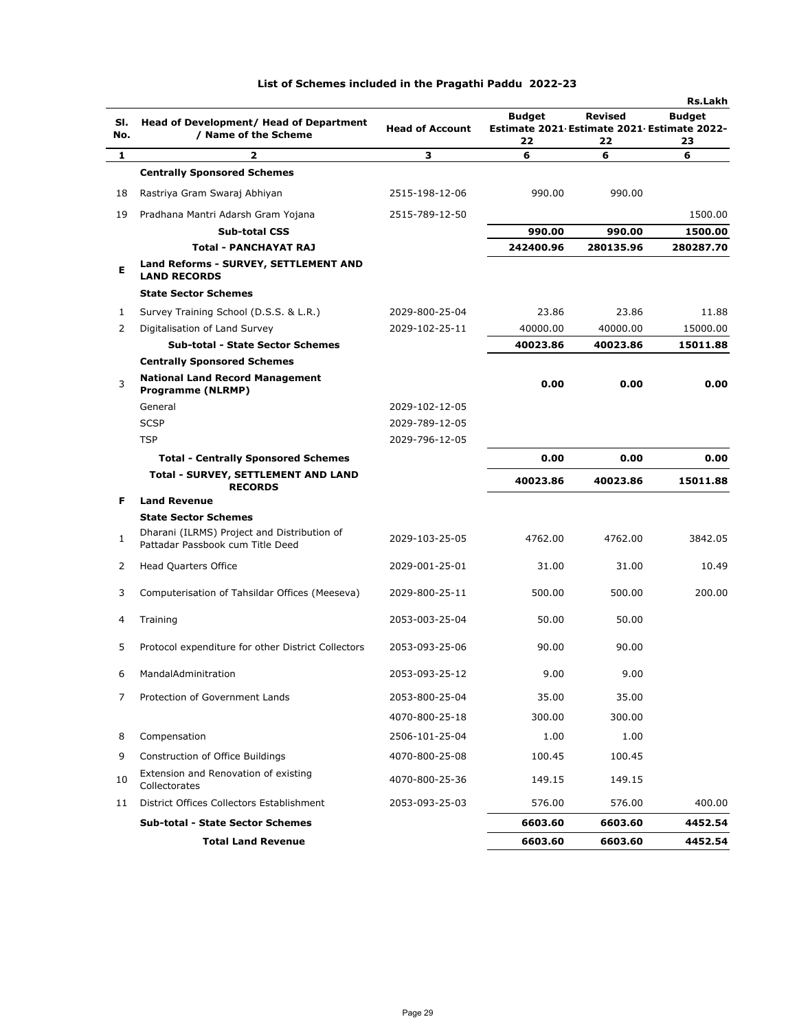## List of Schemes included in the Pragathi Paddu 2022-23

Rs.Lakh

| Sl. No. | Head of Development/ Head of Department / Name of the Scheme | Head of Account | Budget Estimate 2021-22 | Revised Estimate 2021-22 | Budget Estimate 2022-23 |
|---|---|---|---|---|---|
| 1 | 2 | 3 | 6 | 6 | 6 |
| | **Centrally Sponsored Schemes** | | | | |
| 18 | Rastriya Gram Swaraj Abhiyan | 2515-198-12-06 | 990.00 | 990.00 | |
| 19 | Pradhana Mantri Adarsh Gram Yojana | 2515-789-12-50 | | | 1500.00 |
| | **Sub-total CSS** | | **990.00** | **990.00** | **1500.00** |
| | **Total - PANCHAYAT RAJ** | | **242400.96** | **280135.96** | **280287.70** |
| **E** | **Land Reforms - SURVEY, SETTLEMENT AND LAND RECORDS** | | | | |
| | **State Sector Schemes** | | | | |
| 1 | Survey Training School (D.S.S. & L.R.) | 2029-800-25-04 | 23.86 | 23.86 | 11.88 |
| 2 | Digitalisation of Land Survey | 2029-102-25-11 | 40000.00 | 40000.00 | 15000.00 |
| | **Sub-total - State Sector Schemes** | | **40023.86** | **40023.86** | **15011.88** |
| | **Centrally Sponsored Schemes** | | | | |
| 3 | **National Land Record Management Programme (NLRMP)** | | **0.00** | **0.00** | **0.00** |
| | General | 2029-102-12-05 | | | |
| | SCSP | 2029-789-12-05 | | | |
| | TSP | 2029-796-12-05 | | | |
| | **Total - Centrally Sponsored Schemes** | | **0.00** | **0.00** | **0.00** |
| | **Total - SURVEY, SETTLEMENT AND LAND RECORDS** | | **40023.86** | **40023.86** | **15011.88** |
| **F** | **Land Revenue** | | | | |
| | **State Sector Schemes** | | | | |
| 1 | Dharani (ILRMS) Project and Distribution of Pattadar Passbook cum Title Deed | 2029-103-25-05 | 4762.00 | 4762.00 | 3842.05 |
| 2 | Head Quarters Office | 2029-001-25-01 | 31.00 | 31.00 | 10.49 |
| 3 | Computerisation of Tahsildar Offices (Meeseva) | 2029-800-25-11 | 500.00 | 500.00 | 200.00 |
| 4 | Training | 2053-003-25-04 | 50.00 | 50.00 | |
| 5 | Protocol expenditure for other District Collectors | 2053-093-25-06 | 90.00 | 90.00 | |
| 6 | MandalAdminitration | 2053-093-25-12 | 9.00 | 9.00 | |
| 7 | Protection of Government Lands | 2053-800-25-04 | 35.00 | 35.00 | |
| | | 4070-800-25-18 | 300.00 | 300.00 | |
| 8 | Compensation | 2506-101-25-04 | 1.00 | 1.00 | |
| 9 | Construction of Office Buildings | 4070-800-25-08 | 100.45 | 100.45 | |
| 10 | Extension and Renovation of existing Collectorates | 4070-800-25-36 | 149.15 | 149.15 | |
| 11 | District Offices Collectors Establishment | 2053-093-25-03 | 576.00 | 576.00 | 400.00 |
| | **Sub-total - State Sector Schemes** | | **6603.60** | **6603.60** | **4452.54** |
| | **Total Land Revenue** | | **6603.60** | **6603.60** | **4452.54** |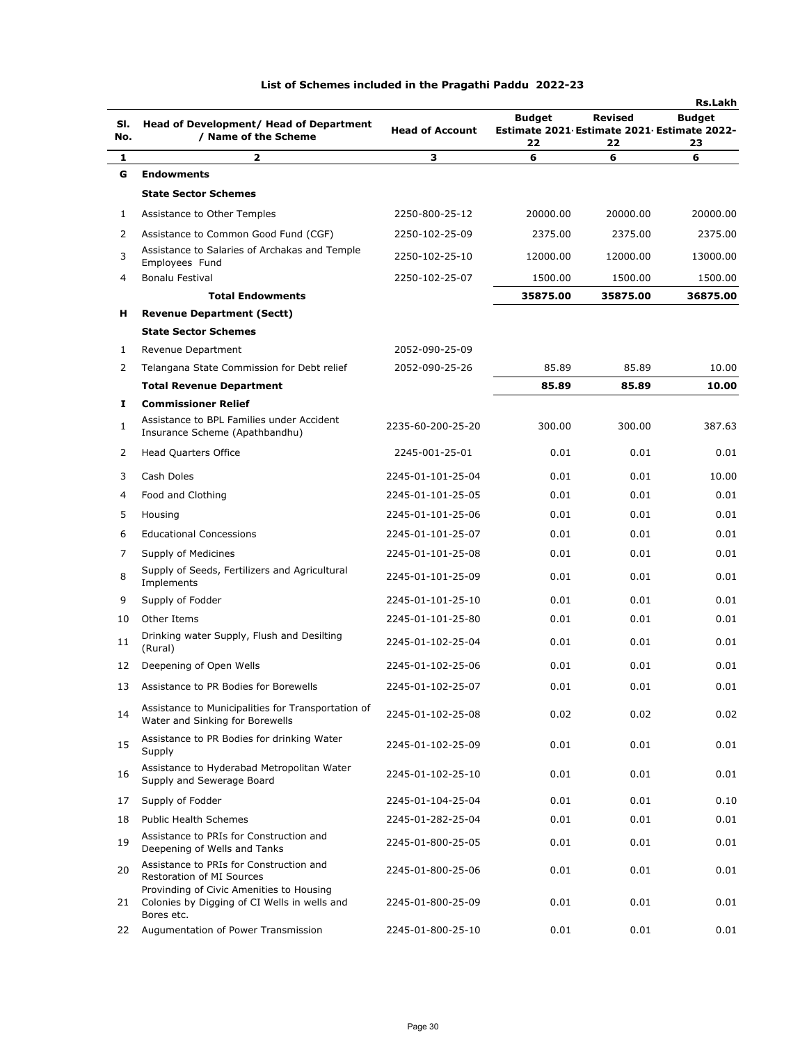## List of Schemes included in the Pragathi Paddu 2022-23

Rs.Lakh

| Sl. No. | Head of Development/ Head of Department / Name of the Scheme | Head of Account | Budget Estimate 2021-22 | Revised Estimate 2021-22 | Budget Estimate 2022-23 |
|---|---|---|---|---|---|
| 1 | 2 | 3 | 6 | 6 | 6 |
| **G** | **Endowments** | | | | |
| | **State Sector Schemes** | | | | |
| 1 | Assistance to Other Temples | 2250-800-25-12 | 20000.00 | 20000.00 | 20000.00 |
| 2 | Assistance to Common Good Fund (CGF) | 2250-102-25-09 | 2375.00 | 2375.00 | 2375.00 |
| 3 | Assistance to Salaries of Archakas and Temple Employees Fund | 2250-102-25-10 | 12000.00 | 12000.00 | 13000.00 |
| 4 | Bonalu Festival | 2250-102-25-07 | 1500.00 | 1500.00 | 1500.00 |
| | **Total Endowments** | | **35875.00** | **35875.00** | **36875.00** |
| **H** | **Revenue Department (Sectt)** | | | | |
| | **State Sector Schemes** | | | | |
| 1 | Revenue Department | 2052-090-25-09 | | | |
| 2 | Telangana State Commission for Debt relief | 2052-090-25-26 | 85.89 | 85.89 | 10.00 |
| | **Total Revenue Department** | | **85.89** | **85.89** | **10.00** |
| **I** | **Commissioner Relief** | | | | |
| 1 | Assistance to BPL Families under Accident Insurance Scheme (Apathbandhu) | 2235-60-200-25-20 | 300.00 | 300.00 | 387.63 |
| 2 | Head Quarters Office | 2245-001-25-01 | 0.01 | 0.01 | 0.01 |
| 3 | Cash Doles | 2245-01-101-25-04 | 0.01 | 0.01 | 10.00 |
| 4 | Food and Clothing | 2245-01-101-25-05 | 0.01 | 0.01 | 0.01 |
| 5 | Housing | 2245-01-101-25-06 | 0.01 | 0.01 | 0.01 |
| 6 | Educational Concessions | 2245-01-101-25-07 | 0.01 | 0.01 | 0.01 |
| 7 | Supply of Medicines | 2245-01-101-25-08 | 0.01 | 0.01 | 0.01 |
| 8 | Supply of Seeds, Fertilizers and Agricultural Implements | 2245-01-101-25-09 | 0.01 | 0.01 | 0.01 |
| 9 | Supply of Fodder | 2245-01-101-25-10 | 0.01 | 0.01 | 0.01 |
| 10 | Other Items | 2245-01-101-25-80 | 0.01 | 0.01 | 0.01 |
| 11 | Drinking water Supply, Flush and Desilting (Rural) | 2245-01-102-25-04 | 0.01 | 0.01 | 0.01 |
| 12 | Deepening of Open Wells | 2245-01-102-25-06 | 0.01 | 0.01 | 0.01 |
| 13 | Assistance to PR Bodies for Borewells | 2245-01-102-25-07 | 0.01 | 0.01 | 0.01 |
| 14 | Assistance to Municipalities for Transportation of Water and Sinking for Borewells | 2245-01-102-25-08 | 0.02 | 0.02 | 0.02 |
| 15 | Assistance to PR Bodies for drinking Water Supply | 2245-01-102-25-09 | 0.01 | 0.01 | 0.01 |
| 16 | Assistance to Hyderabad Metropolitan Water Supply and Sewerage Board | 2245-01-102-25-10 | 0.01 | 0.01 | 0.01 |
| 17 | Supply of Fodder | 2245-01-104-25-04 | 0.01 | 0.01 | 0.10 |
| 18 | Public Health Schemes | 2245-01-282-25-04 | 0.01 | 0.01 | 0.01 |
| 19 | Assistance to PRIs for Construction and Deepening of Wells and Tanks | 2245-01-800-25-05 | 0.01 | 0.01 | 0.01 |
| 20 | Assistance to PRIs for Construction and Restoration of MI Sources | 2245-01-800-25-06 | 0.01 | 0.01 | 0.01 |
| 21 | Provinding of Civic Amenities to Housing Colonies by Digging of CI Wells in wells and Bores etc. | 2245-01-800-25-09 | 0.01 | 0.01 | 0.01 |
| 22 | Augumentation of Power Transmission | 2245-01-800-25-10 | 0.01 | 0.01 | 0.01 |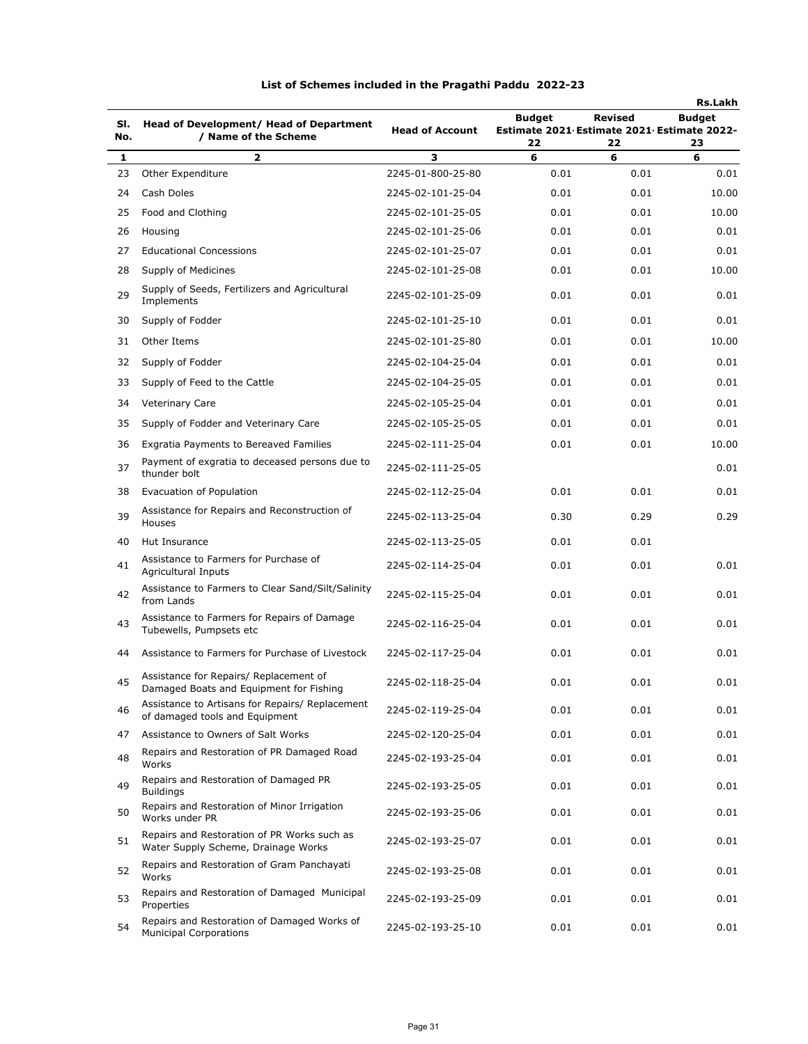# List of Schemes included in the Pragathi Paddu 2022-23

Rs.Lakh

| Sl. No. | Head of Development/ Head of Department / Name of the Scheme | Head of Account | Budget Estimate 2021-22 | Revised Estimate 2021-22 | Budget Estimate 2022-23 |
|---|---|---|---|---|---|
| 1 | 2 | 3 | 6 | 6 | 6 |
| 23 | Other Expenditure | 2245-01-800-25-80 | 0.01 | 0.01 | 0.01 |
| 24 | Cash Doles | 2245-02-101-25-04 | 0.01 | 0.01 | 10.00 |
| 25 | Food and Clothing | 2245-02-101-25-05 | 0.01 | 0.01 | 10.00 |
| 26 | Housing | 2245-02-101-25-06 | 0.01 | 0.01 | 0.01 |
| 27 | Educational Concessions | 2245-02-101-25-07 | 0.01 | 0.01 | 0.01 |
| 28 | Supply of Medicines | 2245-02-101-25-08 | 0.01 | 0.01 | 10.00 |
| 29 | Supply of Seeds, Fertilizers and Agricultural Implements | 2245-02-101-25-09 | 0.01 | 0.01 | 0.01 |
| 30 | Supply of Fodder | 2245-02-101-25-10 | 0.01 | 0.01 | 0.01 |
| 31 | Other Items | 2245-02-101-25-80 | 0.01 | 0.01 | 10.00 |
| 32 | Supply of Fodder | 2245-02-104-25-04 | 0.01 | 0.01 | 0.01 |
| 33 | Supply of Feed to the Cattle | 2245-02-104-25-05 | 0.01 | 0.01 | 0.01 |
| 34 | Veterinary Care | 2245-02-105-25-04 | 0.01 | 0.01 | 0.01 |
| 35 | Supply of Fodder and Veterinary Care | 2245-02-105-25-05 | 0.01 | 0.01 | 0.01 |
| 36 | Exgratia Payments to Bereaved Families | 2245-02-111-25-04 | 0.01 | 0.01 | 10.00 |
| 37 | Payment of exgratia to deceased persons due to thunder bolt | 2245-02-111-25-05 | | | 0.01 |
| 38 | Evacuation of Population | 2245-02-112-25-04 | 0.01 | 0.01 | 0.01 |
| 39 | Assistance for Repairs and Reconstruction of Houses | 2245-02-113-25-04 | 0.30 | 0.29 | 0.29 |
| 40 | Hut Insurance | 2245-02-113-25-05 | 0.01 | 0.01 | |
| 41 | Assistance to Farmers for Purchase of Agricultural Inputs | 2245-02-114-25-04 | 0.01 | 0.01 | 0.01 |
| 42 | Assistance to Farmers to Clear Sand/Silt/Salinity from Lands | 2245-02-115-25-04 | 0.01 | 0.01 | 0.01 |
| 43 | Assistance to Farmers for Repairs of Damage Tubewells, Pumpsets etc | 2245-02-116-25-04 | 0.01 | 0.01 | 0.01 |
| 44 | Assistance to Farmers for Purchase of Livestock | 2245-02-117-25-04 | 0.01 | 0.01 | 0.01 |
| 45 | Assistance for Repairs/ Replacement of Damaged Boats and Equipment for Fishing | 2245-02-118-25-04 | 0.01 | 0.01 | 0.01 |
| 46 | Assistance to Artisans for Repairs/ Replacement of damaged tools and Equipment | 2245-02-119-25-04 | 0.01 | 0.01 | 0.01 |
| 47 | Assistance to Owners of Salt Works | 2245-02-120-25-04 | 0.01 | 0.01 | 0.01 |
| 48 | Repairs and Restoration of PR Damaged Road Works | 2245-02-193-25-04 | 0.01 | 0.01 | 0.01 |
| 49 | Repairs and Restoration of Damaged PR Buildings | 2245-02-193-25-05 | 0.01 | 0.01 | 0.01 |
| 50 | Repairs and Restoration of Minor Irrigation Works under PR | 2245-02-193-25-06 | 0.01 | 0.01 | 0.01 |
| 51 | Repairs and Restoration of PR Works such as Water Supply Scheme, Drainage Works | 2245-02-193-25-07 | 0.01 | 0.01 | 0.01 |
| 52 | Repairs and Restoration of Gram Panchayati Works | 2245-02-193-25-08 | 0.01 | 0.01 | 0.01 |
| 53 | Repairs and Restoration of Damaged Municipal Properties | 2245-02-193-25-09 | 0.01 | 0.01 | 0.01 |
| 54 | Repairs and Restoration of Damaged Works of Municipal Corporations | 2245-02-193-25-10 | 0.01 | 0.01 | 0.01 |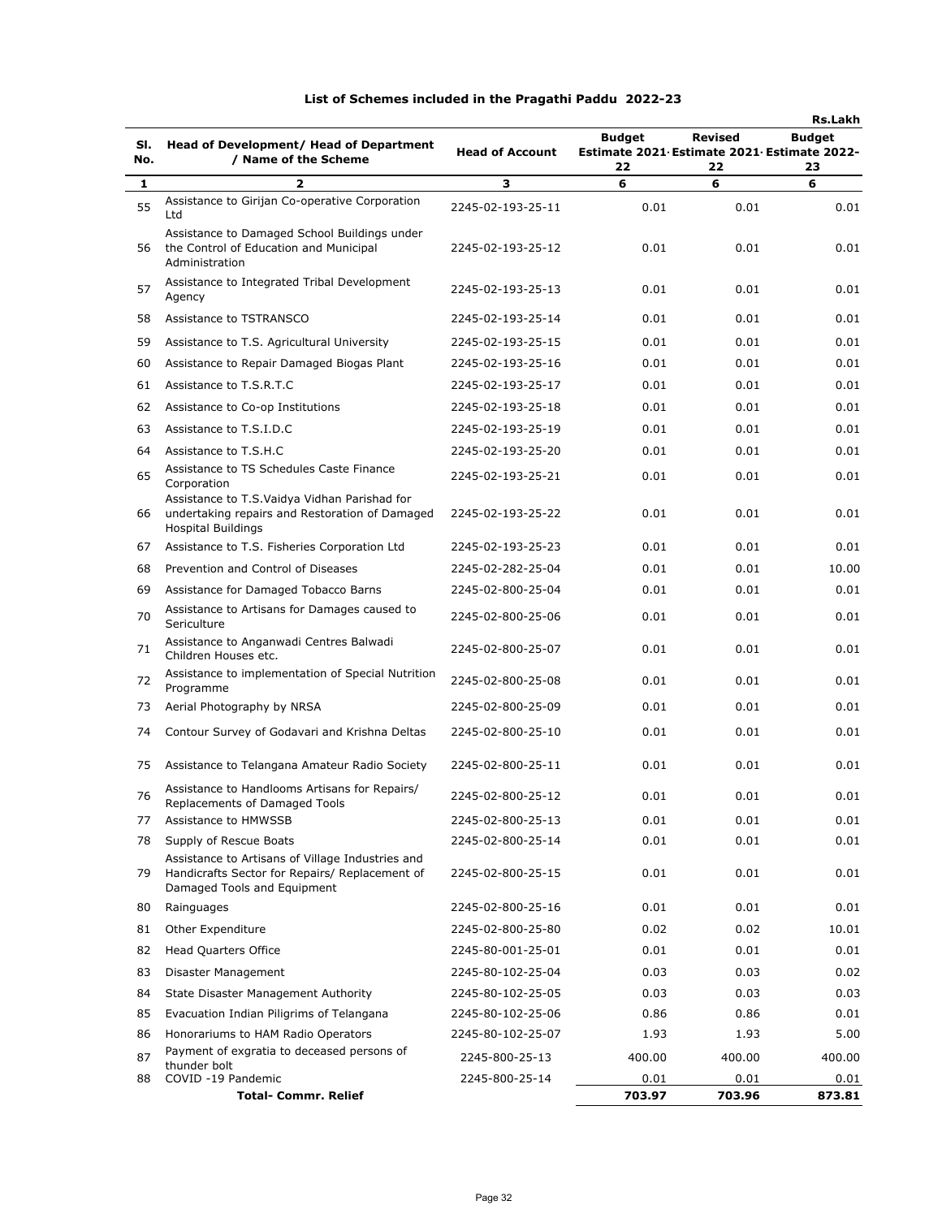## List of Schemes included in the Pragathi Paddu 2022-23

Rs.Lakh

| Sl. No. | Head of Development/ Head of Department / Name of the Scheme | Head of Account | Budget Estimate 2021-22 | Revised Estimate 2021-22 | Budget Estimate 2022-23 |
|---|---|---|---|---|---|
| 1 | 2 | 3 | 6 | 6 | 6 |
| 55 | Assistance to Girijan Co-operative Corporation Ltd | 2245-02-193-25-11 | 0.01 | 0.01 | 0.01 |
| 56 | Assistance to Damaged School Buildings under the Control of Education and Municipal Administration | 2245-02-193-25-12 | 0.01 | 0.01 | 0.01 |
| 57 | Assistance to Integrated Tribal Development Agency | 2245-02-193-25-13 | 0.01 | 0.01 | 0.01 |
| 58 | Assistance to TSTRANSCO | 2245-02-193-25-14 | 0.01 | 0.01 | 0.01 |
| 59 | Assistance to T.S. Agricultural University | 2245-02-193-25-15 | 0.01 | 0.01 | 0.01 |
| 60 | Assistance to Repair Damaged Biogas Plant | 2245-02-193-25-16 | 0.01 | 0.01 | 0.01 |
| 61 | Assistance to T.S.R.T.C | 2245-02-193-25-17 | 0.01 | 0.01 | 0.01 |
| 62 | Assistance to Co-op Institutions | 2245-02-193-25-18 | 0.01 | 0.01 | 0.01 |
| 63 | Assistance to T.S.I.D.C | 2245-02-193-25-19 | 0.01 | 0.01 | 0.01 |
| 64 | Assistance to T.S.H.C | 2245-02-193-25-20 | 0.01 | 0.01 | 0.01 |
| 65 | Assistance to TS Schedules Caste Finance Corporation | 2245-02-193-25-21 | 0.01 | 0.01 | 0.01 |
| 66 | Assistance to T.S.Vaidya Vidhan Parishad for undertaking repairs and Restoration of Damaged Hospital Buildings | 2245-02-193-25-22 | 0.01 | 0.01 | 0.01 |
| 67 | Assistance to T.S. Fisheries Corporation Ltd | 2245-02-193-25-23 | 0.01 | 0.01 | 0.01 |
| 68 | Prevention and Control of Diseases | 2245-02-282-25-04 | 0.01 | 0.01 | 10.00 |
| 69 | Assistance for Damaged Tobacco Barns | 2245-02-800-25-04 | 0.01 | 0.01 | 0.01 |
| 70 | Assistance to Artisans for Damages caused to Sericulture | 2245-02-800-25-06 | 0.01 | 0.01 | 0.01 |
| 71 | Assistance to Anganwadi Centres Balwadi Children Houses etc. | 2245-02-800-25-07 | 0.01 | 0.01 | 0.01 |
| 72 | Assistance to implementation of Special Nutrition Programme | 2245-02-800-25-08 | 0.01 | 0.01 | 0.01 |
| 73 | Aerial Photography by NRSA | 2245-02-800-25-09 | 0.01 | 0.01 | 0.01 |
| 74 | Contour Survey of Godavari and Krishna Deltas | 2245-02-800-25-10 | 0.01 | 0.01 | 0.01 |
| 75 | Assistance to Telangana Amateur Radio Society | 2245-02-800-25-11 | 0.01 | 0.01 | 0.01 |
| 76 | Assistance to Handlooms Artisans for Repairs/ Replacements of Damaged Tools | 2245-02-800-25-12 | 0.01 | 0.01 | 0.01 |
| 77 | Assistance to HMWSSB | 2245-02-800-25-13 | 0.01 | 0.01 | 0.01 |
| 78 | Supply of Rescue Boats | 2245-02-800-25-14 | 0.01 | 0.01 | 0.01 |
| 79 | Assistance to Artisans of Village Industries and Handicrafts Sector for Repairs/ Replacement of Damaged Tools and Equipment | 2245-02-800-25-15 | 0.01 | 0.01 | 0.01 |
| 80 | Rainguages | 2245-02-800-25-16 | 0.01 | 0.01 | 0.01 |
| 81 | Other Expenditure | 2245-02-800-25-80 | 0.02 | 0.02 | 10.01 |
| 82 | Head Quarters Office | 2245-80-001-25-01 | 0.01 | 0.01 | 0.01 |
| 83 | Disaster Management | 2245-80-102-25-04 | 0.03 | 0.03 | 0.02 |
| 84 | State Disaster Management Authority | 2245-80-102-25-05 | 0.03 | 0.03 | 0.03 |
| 85 | Evacuation Indian Piligrims of Telangana | 2245-80-102-25-06 | 0.86 | 0.86 | 0.01 |
| 86 | Honorariums to HAM Radio Operators | 2245-80-102-25-07 | 1.93 | 1.93 | 5.00 |
| 87 | Payment of exgratia to deceased persons of thunder bolt | 2245-800-25-13 | 400.00 | 400.00 | 400.00 |
| 88 | COVID -19 Pandemic | 2245-800-25-14 | 0.01 | 0.01 | 0.01 |
| | **Total- Commr. Relief** | | **703.97** | **703.96** | **873.81** |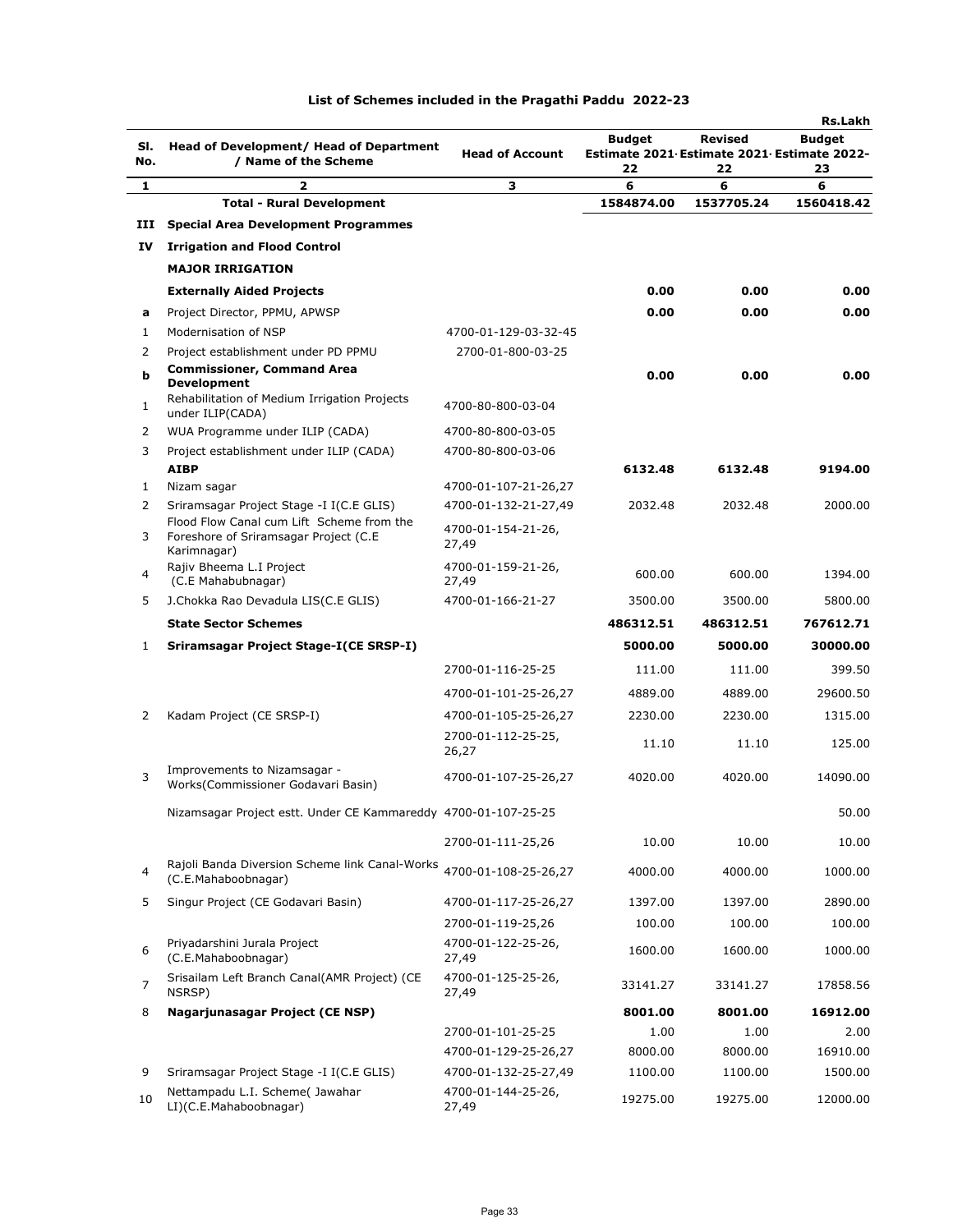## List of Schemes included in the Pragathi Paddu 2022-23

Rs.Lakh

| Sl. No. | Head of Development/ Head of Department / Name of the Scheme | Head of Account | Budget Estimate 2021-22 | Revised Estimate 2021-22 | Budget Estimate 2022-23 |
|---|---|---|---|---|---|
| 1 | 2 | 3 | 6 | 6 | 6 |
| | **Total - Rural Development** | | **1584874.00** | **1537705.24** | **1560418.42** |
| **III** | **Special Area Development Programmes** | | | | |
| **IV** | **Irrigation and Flood Control** | | | | |
| | **MAJOR IRRIGATION** | | | | |
| | **Externally Aided Projects** | | **0.00** | **0.00** | **0.00** |
| **a** | Project Director, PPMU, APWSP | | **0.00** | **0.00** | **0.00** |
| 1 | Modernisation of NSP | 4700-01-129-03-32-45 | | | |
| 2 | Project establishment under PD PPMU | 2700-01-800-03-25 | | | |
| **b** | **Commissioner, Command Area Development** | | **0.00** | **0.00** | **0.00** |
| 1 | Rehabilitation of Medium Irrigation Projects under ILIP(CADA) | 4700-80-800-03-04 | | | |
| 2 | WUA Programme under ILIP (CADA) | 4700-80-800-03-05 | | | |
| 3 | Project establishment under ILIP (CADA) | 4700-80-800-03-06 | | | |
| | **AIBP** | | **6132.48** | **6132.48** | **9194.00** |
| 1 | Nizam sagar | 4700-01-107-21-26,27 | | | |
| 2 | Sriramsagar Project Stage -I I(C.E GLIS) | 4700-01-132-21-27,49 | 2032.48 | 2032.48 | 2000.00 |
| 3 | Flood Flow Canal cum Lift Scheme from the Foreshore of Sriramsagar Project (C.E Karimnagar) | 4700-01-154-21-26, 27,49 | | | |
| 4 | Rajiv Bheema L.I Project (C.E Mahabubnagar) | 4700-01-159-21-26, 27,49 | 600.00 | 600.00 | 1394.00 |
| 5 | J.Chokka Rao Devadula LIS(C.E GLIS) | 4700-01-166-21-27 | 3500.00 | 3500.00 | 5800.00 |
| | **State Sector Schemes** | | **486312.51** | **486312.51** | **767612.71** |
| 1 | **Sriramsagar Project Stage-I(CE SRSP-I)** | | **5000.00** | **5000.00** | **30000.00** |
| | | 2700-01-116-25-25 | 111.00 | 111.00 | 399.50 |
| | | 4700-01-101-25-26,27 | 4889.00 | 4889.00 | 29600.50 |
| 2 | Kadam Project (CE SRSP-I) | 4700-01-105-25-26,27 | 2230.00 | 2230.00 | 1315.00 |
| | | 2700-01-112-25-25, 26,27 | 11.10 | 11.10 | 125.00 |
| 3 | Improvements to Nizamsagar - Works(Commissioner Godavari Basin) | 4700-01-107-25-26,27 | 4020.00 | 4020.00 | 14090.00 |
| | Nizamsagar Project estt. Under CE Kammareddy | 4700-01-107-25-25 | | | 50.00 |
| | | 2700-01-111-25,26 | 10.00 | 10.00 | 10.00 |
| 4 | Rajoli Banda Diversion Scheme link Canal-Works (C.E.Mahaboobnagar) | 4700-01-108-25-26,27 | 4000.00 | 4000.00 | 1000.00 |
| 5 | Singur Project (CE Godavari Basin) | 4700-01-117-25-26,27 | 1397.00 | 1397.00 | 2890.00 |
| | | 2700-01-119-25,26 | 100.00 | 100.00 | 100.00 |
| 6 | Priyadarshini Jurala Project (C.E.Mahaboobnagar) | 4700-01-122-25-26, 27,49 | 1600.00 | 1600.00 | 1000.00 |
| 7 | Srisailam Left Branch Canal(AMR Project) (CE NSRSP) | 4700-01-125-25-26, 27,49 | 33141.27 | 33141.27 | 17858.56 |
| 8 | **Nagarjunasagar Project (CE NSP)** | | **8001.00** | **8001.00** | **16912.00** |
| | | 2700-01-101-25-25 | 1.00 | 1.00 | 2.00 |
| | | 4700-01-129-25-26,27 | 8000.00 | 8000.00 | 16910.00 |
| 9 | Sriramsagar Project Stage -I I(C.E GLIS) | 4700-01-132-25-27,49 | 1100.00 | 1100.00 | 1500.00 |
| 10 | Nettampadu L.I. Scheme( Jawahar LI)(C.E.Mahaboobnagar) | 4700-01-144-25-26, 27,49 | 19275.00 | 19275.00 | 12000.00 |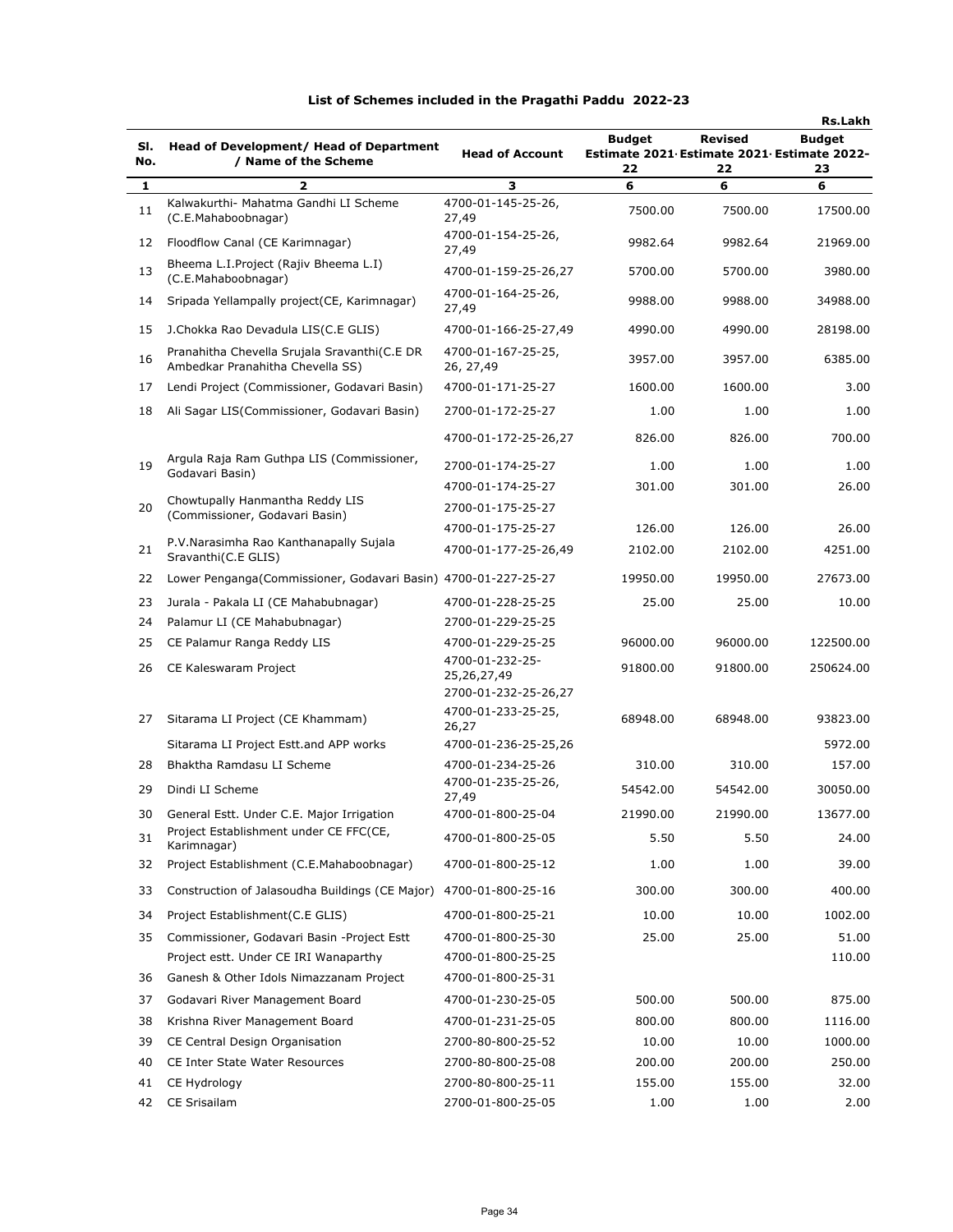# List of Schemes included in the Pragathi Paddu 2022-23

Rs.Lakh

| Sl. No. | Head of Development/ Head of Department / Name of the Scheme | Head of Account | Budget Estimate 2021-22 | Revised Estimate 2021-22 | Budget Estimate 2022-23 |
|---|---|---|---|---|---|
| 1 | 2 | 3 | 6 | 6 | 6 |
| 11 | Kalwakurthi- Mahatma Gandhi LI Scheme (C.E.Mahaboobnagar) | 4700-01-145-25-26, 27,49 | 7500.00 | 7500.00 | 17500.00 |
| 12 | Floodflow Canal (CE Karimnagar) | 4700-01-154-25-26, 27,49 | 9982.64 | 9982.64 | 21969.00 |
| 13 | Bheema L.I.Project (Rajiv Bheema L.I) (C.E.Mahaboobnagar) | 4700-01-159-25-26,27 | 5700.00 | 5700.00 | 3980.00 |
| 14 | Sripada Yellampally project(CE, Karimnagar) | 4700-01-164-25-26, 27,49 | 9988.00 | 9988.00 | 34988.00 |
| 15 | J.Chokka Rao Devadula LIS(C.E GLIS) | 4700-01-166-25-27,49 | 4990.00 | 4990.00 | 28198.00 |
| 16 | Pranahitha Chevella Srujala Sravanthi(C.E DR Ambedkar Pranahitha Chevella SS) | 4700-01-167-25-25, 26, 27,49 | 3957.00 | 3957.00 | 6385.00 |
| 17 | Lendi Project (Commissioner, Godavari Basin) | 4700-01-171-25-27 | 1600.00 | 1600.00 | 3.00 |
| 18 | Ali Sagar LIS(Commissioner, Godavari Basin) | 2700-01-172-25-27 | 1.00 | 1.00 | 1.00 |
| | | 4700-01-172-25-26,27 | 826.00 | 826.00 | 700.00 |
| 19 | Argula Raja Ram Guthpa LIS (Commissioner, Godavari Basin) | 2700-01-174-25-27 | 1.00 | 1.00 | 1.00 |
| | | 4700-01-174-25-27 | 301.00 | 301.00 | 26.00 |
| 20 | Chowtupally Hanmantha Reddy LIS (Commissioner, Godavari Basin) | 2700-01-175-25-27 | | | |
| | | 4700-01-175-25-27 | 126.00 | 126.00 | 26.00 |
| 21 | P.V.Narasimha Rao Kanthanapally Sujala Sravanthi(C.E GLIS) | 4700-01-177-25-26,49 | 2102.00 | 2102.00 | 4251.00 |
| 22 | Lower Penganga(Commissioner, Godavari Basin) | 4700-01-227-25-27 | 19950.00 | 19950.00 | 27673.00 |
| 23 | Jurala - Pakala LI (CE Mahabubnagar) | 4700-01-228-25-25 | 25.00 | 25.00 | 10.00 |
| 24 | Palamur LI (CE Mahabubnagar) | 2700-01-229-25-25 | | | |
| 25 | CE Palamur Ranga Reddy LIS | 4700-01-229-25-25 | 96000.00 | 96000.00 | 122500.00 |
| 26 | CE Kaleswaram Project | 4700-01-232-25-25,26,27,49 | 91800.00 | 91800.00 | 250624.00 |
| | | 2700-01-232-25-26,27 | | | |
| 27 | Sitarama LI Project (CE Khammam) | 4700-01-233-25-25, 26,27 | 68948.00 | 68948.00 | 93823.00 |
| | Sitarama LI Project Estt.and APP works | 4700-01-236-25-25,26 | | | 5972.00 |
| 28 | Bhaktha Ramdasu LI Scheme | 4700-01-234-25-26 | 310.00 | 310.00 | 157.00 |
| 29 | Dindi LI Scheme | 4700-01-235-25-26, 27,49 | 54542.00 | 54542.00 | 30050.00 |
| 30 | General Estt. Under C.E. Major Irrigation | 4700-01-800-25-04 | 21990.00 | 21990.00 | 13677.00 |
| 31 | Project Establishment under CE FFC(CE, Karimnagar) | 4700-01-800-25-05 | 5.50 | 5.50 | 24.00 |
| 32 | Project Establishment (C.E.Mahaboobnagar) | 4700-01-800-25-12 | 1.00 | 1.00 | 39.00 |
| 33 | Construction of Jalasoudha Buildings (CE Major) | 4700-01-800-25-16 | 300.00 | 300.00 | 400.00 |
| 34 | Project Establishment(C.E GLIS) | 4700-01-800-25-21 | 10.00 | 10.00 | 1002.00 |
| 35 | Commissioner, Godavari Basin -Project Estt | 4700-01-800-25-30 | 25.00 | 25.00 | 51.00 |
| | Project estt. Under CE IRI Wanaparthy | 4700-01-800-25-25 | | | 110.00 |
| 36 | Ganesh & Other Idols Nimazzanam Project | 4700-01-800-25-31 | | | |
| 37 | Godavari River Management Board | 4700-01-230-25-05 | 500.00 | 500.00 | 875.00 |
| 38 | Krishna River Management Board | 4700-01-231-25-05 | 800.00 | 800.00 | 1116.00 |
| 39 | CE Central Design Organisation | 2700-80-800-25-52 | 10.00 | 10.00 | 1000.00 |
| 40 | CE Inter State Water Resources | 2700-80-800-25-08 | 200.00 | 200.00 | 250.00 |
| 41 | CE Hydrology | 2700-80-800-25-11 | 155.00 | 155.00 | 32.00 |
| 42 | CE Srisailam | 2700-01-800-25-05 | 1.00 | 1.00 | 2.00 |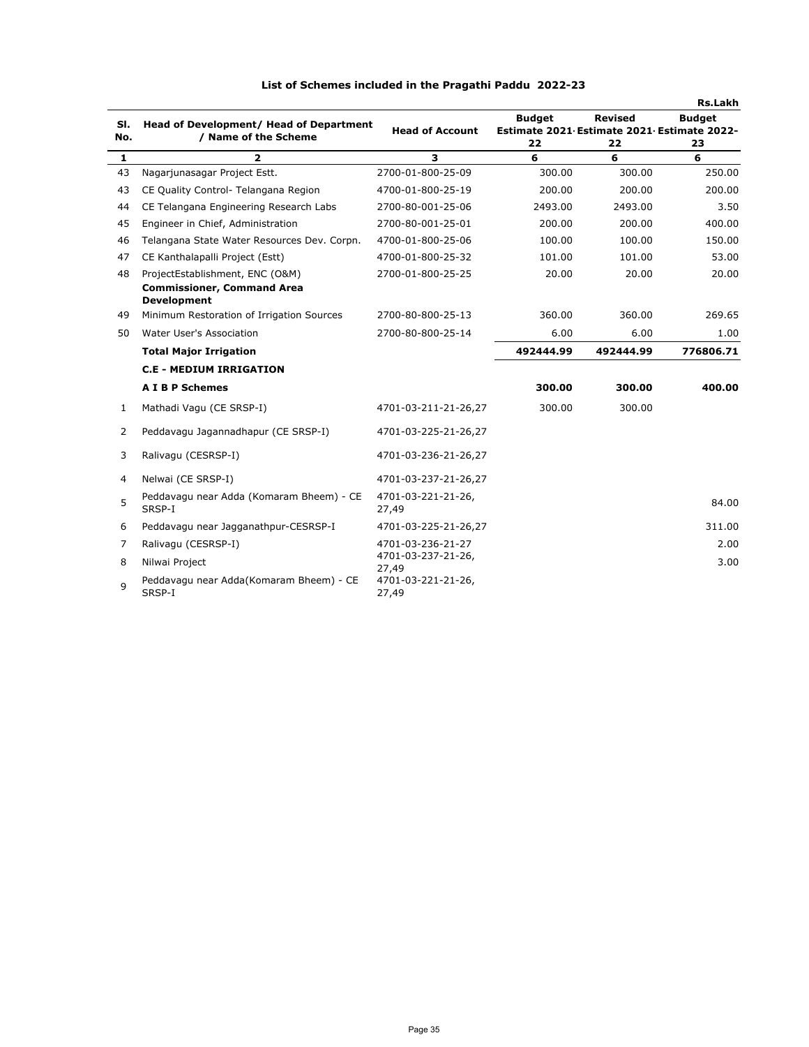## List of Schemes included in the Pragathi Paddu 2022-23

Rs.Lakh

| Sl. No. | Head of Development/ Head of Department / Name of the Scheme | Head of Account | Budget Estimate 2021-22 | Revised Estimate 2021-22 | Budget Estimate 2022-23 |
|---|---|---|---|---|---|
| 1 | 2 | 3 | 6 | 6 | 6 |
| 43 | Nagarjunasagar Project Estt. | 2700-01-800-25-09 | 300.00 | 300.00 | 250.00 |
| 43 | CE Quality Control- Telangana Region | 4700-01-800-25-19 | 200.00 | 200.00 | 200.00 |
| 44 | CE Telangana Engineering Research Labs | 2700-80-001-25-06 | 2493.00 | 2493.00 | 3.50 |
| 45 | Engineer in Chief, Administration | 2700-80-001-25-01 | 200.00 | 200.00 | 400.00 |
| 46 | Telangana State Water Resources Dev. Corpn. | 4700-01-800-25-06 | 100.00 | 100.00 | 150.00 |
| 47 | CE Kanthalapalli Project (Estt) | 4700-01-800-25-32 | 101.00 | 101.00 | 53.00 |
| 48 | ProjectEstablishment, ENC (O&M) | 2700-01-800-25-25 | 20.00 | 20.00 | 20.00 |
| | **Commissioner, Command Area Development** | | | | |
| 49 | Minimum Restoration of Irrigation Sources | 2700-80-800-25-13 | 360.00 | 360.00 | 269.65 |
| 50 | Water User's Association | 2700-80-800-25-14 | 6.00 | 6.00 | 1.00 |
| | **Total Major Irrigation** | | **492444.99** | **492444.99** | **776806.71** |
| | **C.E - MEDIUM IRRIGATION** | | | | |
| | **A I B P Schemes** | | **300.00** | **300.00** | **400.00** |
| 1 | Mathadi Vagu (CE SRSP-I) | 4701-03-211-21-26,27 | 300.00 | 300.00 | |
| 2 | Peddavagu Jagannadhapur (CE SRSP-I) | 4701-03-225-21-26,27 | | | |
| 3 | Ralivagu (CESRSP-I) | 4701-03-236-21-26,27 | | | |
| 4 | Nelwai (CE SRSP-I) | 4701-03-237-21-26,27 | | | |
| 5 | Peddavagu near Adda (Komaram Bheem) - CE SRSP-I | 4701-03-221-21-26, 27,49 | | | 84.00 |
| 6 | Peddavagu near Jagganathpur-CESRSP-I | 4701-03-225-21-26,27 | | | 311.00 |
| 7 | Ralivagu (CESRSP-I) | 4701-03-236-21-27 | | | 2.00 |
| 8 | Nilwai Project | 4701-03-237-21-26, 27,49 | | | 3.00 |
| 9 | Peddavagu near Adda(Komaram Bheem) - CE SRSP-I | 4701-03-221-21-26, 27,49 | | | |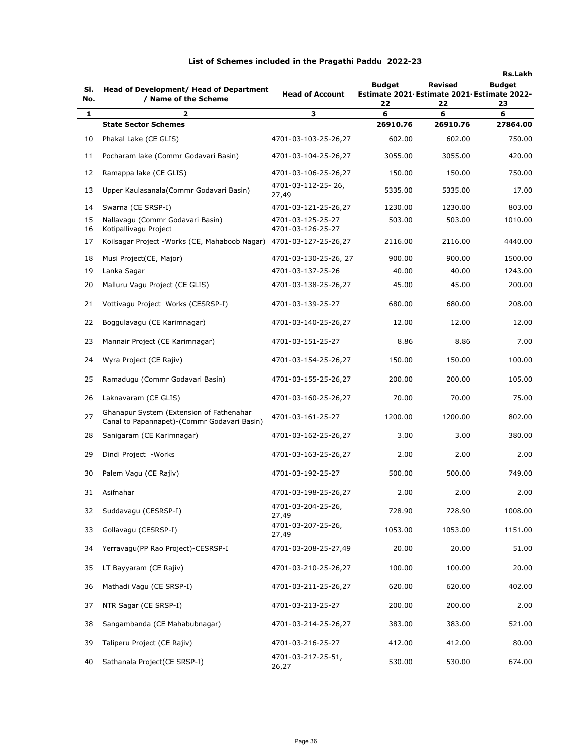# List of Schemes included in the Pragathi Paddu 2022-23

Rs.Lakh

| Sl. No. | Head of Development/ Head of Department / Name of the Scheme | Head of Account | Budget Estimate 2021-22 | Revised Estimate 2021-22 | Budget Estimate 2022-23 |
|---|---|---|---|---|---|
| 1 | 2 | 3 | 6 | 6 | 6 |
| | **State Sector Schemes** | | **26910.76** | **26910.76** | **27864.00** |
| 10 | Phakal Lake (CE GLIS) | 4701-03-103-25-26,27 | 602.00 | 602.00 | 750.00 |
| 11 | Pocharam lake (Commr Godavari Basin) | 4701-03-104-25-26,27 | 3055.00 | 3055.00 | 420.00 |
| 12 | Ramappa lake (CE GLIS) | 4701-03-106-25-26,27 | 150.00 | 150.00 | 750.00 |
| 13 | Upper Kaulasanala(Commr Godavari Basin) | 4701-03-112-25- 26, 27,49 | 5335.00 | 5335.00 | 17.00 |
| 14 | Swarna (CE SRSP-I) | 4701-03-121-25-26,27 | 1230.00 | 1230.00 | 803.00 |
| 15 | Nallavagu (Commr Godavari Basin) | 4701-03-125-25-27 | 503.00 | 503.00 | 1010.00 |
| 16 | Kotipallivagu Project | 4701-03-126-25-27 | | | |
| 17 | Koilsagar Project -Works (CE, Mahaboob Nagar) | 4701-03-127-25-26,27 | 2116.00 | 2116.00 | 4440.00 |
| 18 | Musi Project(CE, Major) | 4701-03-130-25-26, 27 | 900.00 | 900.00 | 1500.00 |
| 19 | Lanka Sagar | 4701-03-137-25-26 | 40.00 | 40.00 | 1243.00 |
| 20 | Malluru Vagu Project (CE GLIS) | 4701-03-138-25-26,27 | 45.00 | 45.00 | 200.00 |
| 21 | Vottivagu Project Works (CESRSP-I) | 4701-03-139-25-27 | 680.00 | 680.00 | 208.00 |
| 22 | Boggulavagu (CE Karimnagar) | 4701-03-140-25-26,27 | 12.00 | 12.00 | 12.00 |
| 23 | Mannair Project (CE Karimnagar) | 4701-03-151-25-27 | 8.86 | 8.86 | 7.00 |
| 24 | Wyra Project (CE Rajiv) | 4701-03-154-25-26,27 | 150.00 | 150.00 | 100.00 |
| 25 | Ramadugu (Commr Godavari Basin) | 4701-03-155-25-26,27 | 200.00 | 200.00 | 105.00 |
| 26 | Laknavaram (CE GLIS) | 4701-03-160-25-26,27 | 70.00 | 70.00 | 75.00 |
| 27 | Ghanapur System (Extension of Fathenahar Canal to Papannapet)-(Commr Godavari Basin) | 4701-03-161-25-27 | 1200.00 | 1200.00 | 802.00 |
| 28 | Sanigaram (CE Karimnagar) | 4701-03-162-25-26,27 | 3.00 | 3.00 | 380.00 |
| 29 | Dindi Project -Works | 4701-03-163-25-26,27 | 2.00 | 2.00 | 2.00 |
| 30 | Palem Vagu (CE Rajiv) | 4701-03-192-25-27 | 500.00 | 500.00 | 749.00 |
| 31 | Asifnahar | 4701-03-198-25-26,27 | 2.00 | 2.00 | 2.00 |
| 32 | Suddavagu (CESRSP-I) | 4701-03-204-25-26, 27,49 | 728.90 | 728.90 | 1008.00 |
| 33 | Gollavagu (CESRSP-I) | 4701-03-207-25-26, 27,49 | 1053.00 | 1053.00 | 1151.00 |
| 34 | Yerravagu(PP Rao Project)-CESRSP-I | 4701-03-208-25-27,49 | 20.00 | 20.00 | 51.00 |
| 35 | LT Bayyaram (CE Rajiv) | 4701-03-210-25-26,27 | 100.00 | 100.00 | 20.00 |
| 36 | Mathadi Vagu (CE SRSP-I) | 4701-03-211-25-26,27 | 620.00 | 620.00 | 402.00 |
| 37 | NTR Sagar (CE SRSP-I) | 4701-03-213-25-27 | 200.00 | 200.00 | 2.00 |
| 38 | Sangambanda (CE Mahabubnagar) | 4701-03-214-25-26,27 | 383.00 | 383.00 | 521.00 |
| 39 | Taliperu Project (CE Rajiv) | 4701-03-216-25-27 | 412.00 | 412.00 | 80.00 |
| 40 | Sathanala Project(CE SRSP-I) | 4701-03-217-25-51, 26,27 | 530.00 | 530.00 | 674.00 |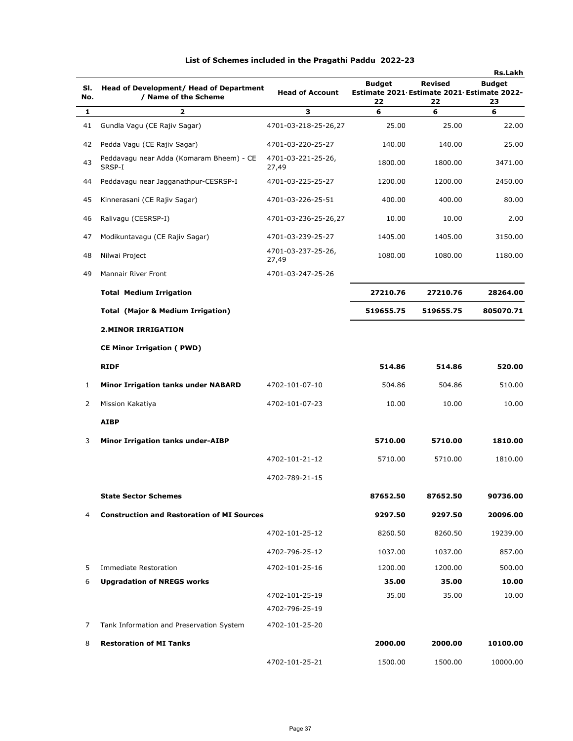## List of Schemes included in the Pragathi Paddu 2022-23

Rs.Lakh

| Sl. No. | Head of Development/ Head of Department / Name of the Scheme | Head of Account | Budget Estimate 2021-22 | Revised Estimate 2021-22 | Budget Estimate 2022-23 |
|---|---|---|---|---|---|
| 1 | 2 | 3 | 6 | 6 | 6 |
| 41 | Gundla Vagu (CE Rajiv Sagar) | 4701-03-218-25-26,27 | 25.00 | 25.00 | 22.00 |
| 42 | Pedda Vagu (CE Rajiv Sagar) | 4701-03-220-25-27 | 140.00 | 140.00 | 25.00 |
| 43 | Peddavagu near Adda (Komaram Bheem) - CE SRSP-I | 4701-03-221-25-26, 27,49 | 1800.00 | 1800.00 | 3471.00 |
| 44 | Peddavagu near Jagganathpur-CESRSP-I | 4701-03-225-25-27 | 1200.00 | 1200.00 | 2450.00 |
| 45 | Kinnerasani (CE Rajiv Sagar) | 4701-03-226-25-51 | 400.00 | 400.00 | 80.00 |
| 46 | Ralivagu (CESRSP-I) | 4701-03-236-25-26,27 | 10.00 | 10.00 | 2.00 |
| 47 | Modikuntavagu (CE Rajiv Sagar) | 4701-03-239-25-27 | 1405.00 | 1405.00 | 3150.00 |
| 48 | Nilwai Project | 4701-03-237-25-26, 27,49 | 1080.00 | 1080.00 | 1180.00 |
| 49 | Mannair River Front | 4701-03-247-25-26 | | | |
| | **Total Medium Irrigation** | | **27210.76** | **27210.76** | **28264.00** |
| | **Total (Major & Medium Irrigation)** | | **519655.75** | **519655.75** | **805070.71** |
| | **2.MINOR IRRIGATION** | | | | |
| | **CE Minor Irrigation ( PWD)** | | | | |
| | **RIDF** | | **514.86** | **514.86** | **520.00** |
| 1 | **Minor Irrigation tanks under NABARD** | 4702-101-07-10 | 504.86 | 504.86 | 510.00 |
| 2 | Mission Kakatiya | 4702-101-07-23 | 10.00 | 10.00 | 10.00 |
| | **AIBP** | | | | |
| 3 | **Minor Irrigation tanks under-AIBP** | | **5710.00** | **5710.00** | **1810.00** |
| | | 4702-101-21-12 | 5710.00 | 5710.00 | 1810.00 |
| | | 4702-789-21-15 | | | |
| | **State Sector Schemes** | | **87652.50** | **87652.50** | **90736.00** |
| 4 | **Construction and Restoration of MI Sources** | | **9297.50** | **9297.50** | **20096.00** |
| | | 4702-101-25-12 | 8260.50 | 8260.50 | 19239.00 |
| | | 4702-796-25-12 | 1037.00 | 1037.00 | 857.00 |
| 5 | Immediate Restoration | 4702-101-25-16 | 1200.00 | 1200.00 | 500.00 |
| 6 | **Upgradation of NREGS works** | | **35.00** | **35.00** | **10.00** |
| | | 4702-101-25-19 | 35.00 | 35.00 | 10.00 |
| | | 4702-796-25-19 | | | |
| 7 | Tank Information and Preservation System | 4702-101-25-20 | | | |
| 8 | **Restoration of MI Tanks** | | **2000.00** | **2000.00** | **10100.00** |
| | | 4702-101-25-21 | 1500.00 | 1500.00 | 10000.00 |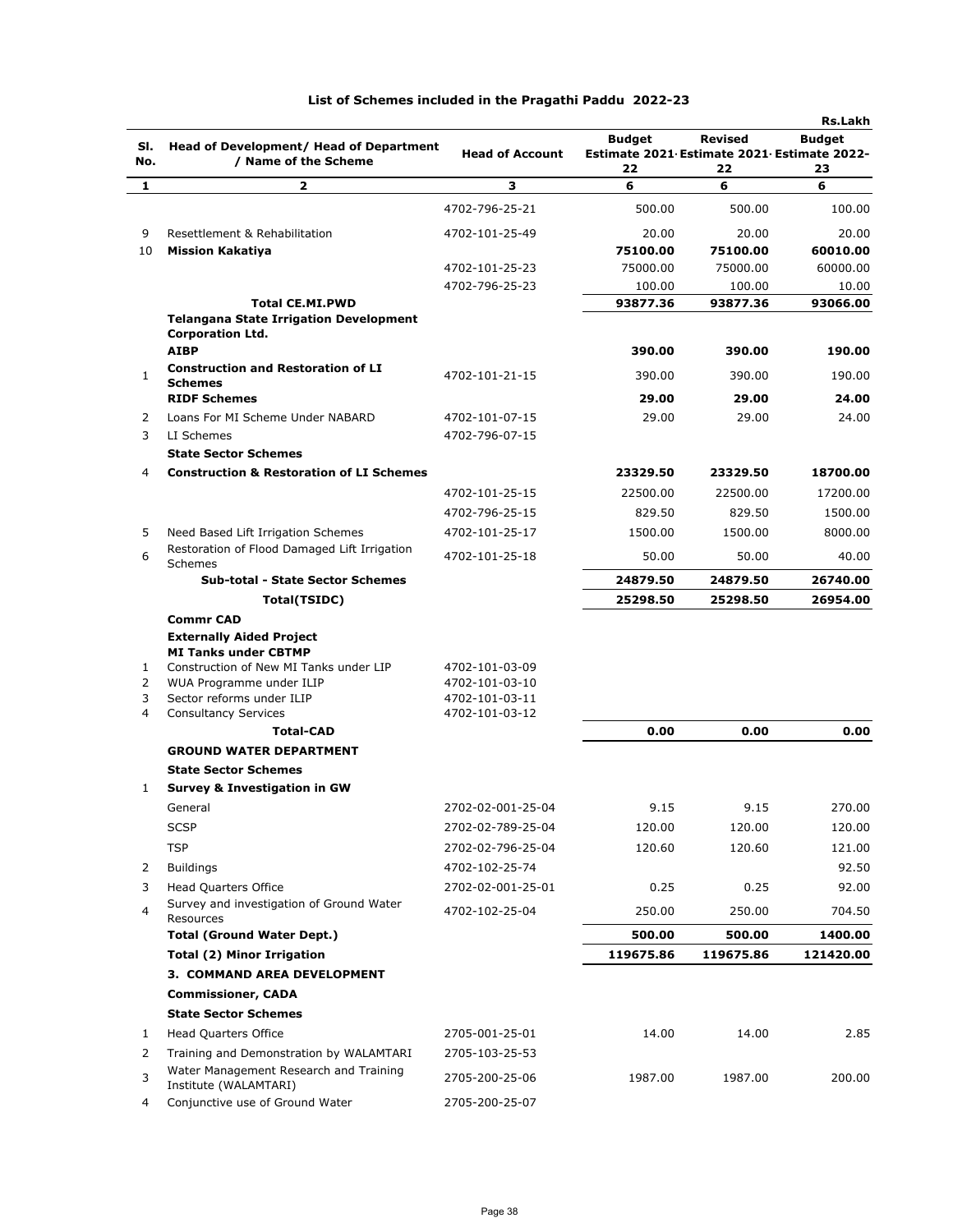## List of Schemes included in the Pragathi Paddu 2022-23

Rs.Lakh

| Sl. No. | Head of Development/ Head of Department / Name of the Scheme | Head of Account | Budget Estimate 2021-22 | Revised Estimate 2021-22 | Budget Estimate 2022-23 |
|---|---|---|---|---|---|
| 1 | 2 | 3 | 6 | 6 | 6 |
| | | 4702-796-25-21 | 500.00 | 500.00 | 100.00 |
| 9 | Resettlement & Rehabilitation | 4702-101-25-49 | 20.00 | 20.00 | 20.00 |
| 10 | **Mission Kakatiya** | | **75100.00** | **75100.00** | **60010.00** |
| | | 4702-101-25-23 | 75000.00 | 75000.00 | 60000.00 |
| | | 4702-796-25-23 | 100.00 | 100.00 | 10.00 |
| | **Total CE.MI.PWD** | | **93877.36** | **93877.36** | **93066.00** |
| | **Telangana State Irrigation Development Corporation Ltd.** | | | | |
| | **AIBP** | | **390.00** | **390.00** | **190.00** |
| 1 | **Construction and Restoration of LI Schemes** | 4702-101-21-15 | 390.00 | 390.00 | 190.00 |
| | **RIDF Schemes** | | **29.00** | **29.00** | **24.00** |
| 2 | Loans For MI Scheme Under NABARD | 4702-101-07-15 | 29.00 | 29.00 | 24.00 |
| 3 | LI Schemes | 4702-796-07-15 | | | |
| | **State Sector Schemes** | | | | |
| 4 | **Construction & Restoration of LI Schemes** | | **23329.50** | **23329.50** | **18700.00** |
| | | 4702-101-25-15 | 22500.00 | 22500.00 | 17200.00 |
| | | 4702-796-25-15 | 829.50 | 829.50 | 1500.00 |
| 5 | Need Based Lift Irrigation Schemes | 4702-101-25-17 | 1500.00 | 1500.00 | 8000.00 |
| 6 | Restoration of Flood Damaged Lift Irrigation Schemes | 4702-101-25-18 | 50.00 | 50.00 | 40.00 |
| | **Sub-total - State Sector Schemes** | | **24879.50** | **24879.50** | **26740.00** |
| | **Total(TSIDC)** | | **25298.50** | **25298.50** | **26954.00** |
| | **Commr CAD** | | | | |
| | **Externally Aided Project** | | | | |
| | **MI Tanks under CBTMP** | | | | |
| 1 | Construction of New MI Tanks under LIP | 4702-101-03-09 | | | |
| 2 | WUA Programme under ILIP | 4702-101-03-10 | | | |
| 3 | Sector reforms under ILIP | 4702-101-03-11 | | | |
| 4 | Consultancy Services | 4702-101-03-12 | | | |
| | **Total-CAD** | | **0.00** | **0.00** | **0.00** |
| | **GROUND WATER DEPARTMENT** | | | | |
| | **State Sector Schemes** | | | | |
| 1 | **Survey & Investigation in GW** | | | | |
| | General | 2702-02-001-25-04 | 9.15 | 9.15 | 270.00 |
| | SCSP | 2702-02-789-25-04 | 120.00 | 120.00 | 120.00 |
| | TSP | 2702-02-796-25-04 | 120.60 | 120.60 | 121.00 |
| 2 | Buildings | 4702-102-25-74 | | | 92.50 |
| 3 | Head Quarters Office | 2702-02-001-25-01 | 0.25 | 0.25 | 92.00 |
| 4 | Survey and investigation of Ground Water Resources | 4702-102-25-04 | 250.00 | 250.00 | 704.50 |
| | **Total (Ground Water Dept.)** | | **500.00** | **500.00** | **1400.00** |
| | **Total (2) Minor Irrigation** | | **119675.86** | **119675.86** | **121420.00** |
| | **3. COMMAND AREA DEVELOPMENT** | | | | |
| | **Commissioner, CADA** | | | | |
| | **State Sector Schemes** | | | | |
| 1 | Head Quarters Office | 2705-001-25-01 | 14.00 | 14.00 | 2.85 |
| 2 | Training and Demonstration by WALAMTARI | 2705-103-25-53 | | | |
| 3 | Water Management Research and Training Institute (WALAMTARI) | 2705-200-25-06 | 1987.00 | 1987.00 | 200.00 |
| 4 | Conjunctive use of Ground Water | 2705-200-25-07 | | | |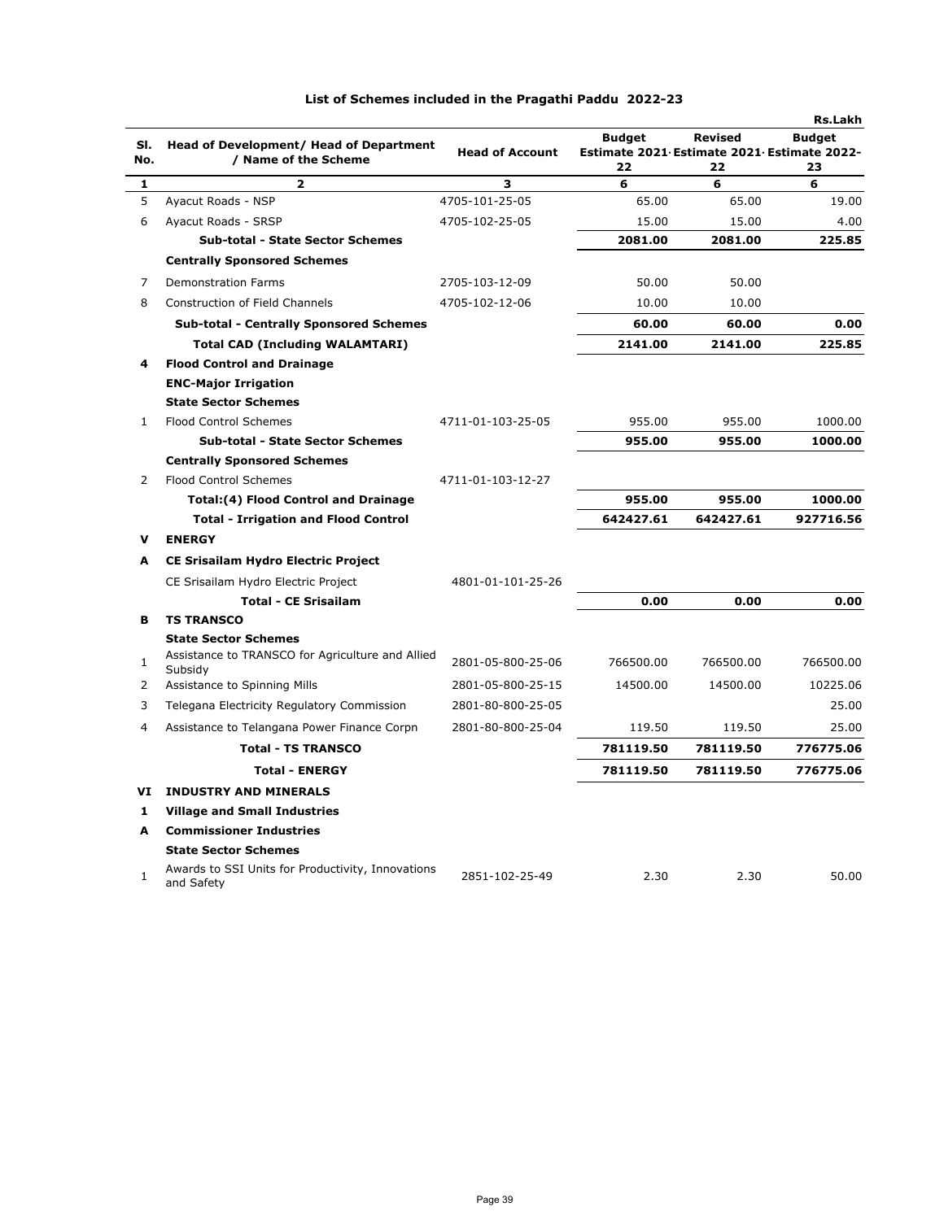## List of Schemes included in the Pragathi Paddu 2022-23

Rs.Lakh

| Sl. No. | Head of Development/ Head of Department / Name of the Scheme | Head of Account | Budget Estimate 2021-22 | Revised Estimate 2021-22 | Budget Estimate 2022-23 |
|---|---|---|---|---|---|
| 1 | 2 | 3 | 6 | 6 | 6 |
| 5 | Ayacut Roads - NSP | 4705-101-25-05 | 65.00 | 65.00 | 19.00 |
| 6 | Ayacut Roads - SRSP | 4705-102-25-05 | 15.00 | 15.00 | 4.00 |
| | **Sub-total - State Sector Schemes** | | **2081.00** | **2081.00** | **225.85** |
| | **Centrally Sponsored Schemes** | | | | |
| 7 | Demonstration Farms | 2705-103-12-09 | 50.00 | 50.00 | |
| 8 | Construction of Field Channels | 4705-102-12-06 | 10.00 | 10.00 | |
| | **Sub-total - Centrally Sponsored Schemes** | | **60.00** | **60.00** | **0.00** |
| | **Total CAD (Including WALAMTARI)** | | **2141.00** | **2141.00** | **225.85** |
| **4** | **Flood Control and Drainage** | | | | |
| | **ENC-Major Irrigation** | | | | |
| | **State Sector Schemes** | | | | |
| 1 | Flood Control Schemes | 4711-01-103-25-05 | 955.00 | 955.00 | 1000.00 |
| | **Sub-total - State Sector Schemes** | | **955.00** | **955.00** | **1000.00** |
| | **Centrally Sponsored Schemes** | | | | |
| 2 | Flood Control Schemes | 4711-01-103-12-27 | | | |
| | **Total:(4) Flood Control and Drainage** | | **955.00** | **955.00** | **1000.00** |
| | **Total - Irrigation and Flood Control** | | **642427.61** | **642427.61** | **927716.56** |
| **V** | **ENERGY** | | | | |
| **A** | **CE Srisailam Hydro Electric Project** | | | | |
| | CE Srisailam Hydro Electric Project | 4801-01-101-25-26 | | | |
| | **Total - CE Srisailam** | | **0.00** | **0.00** | **0.00** |
| **B** | **TS TRANSCO** | | | | |
| | **State Sector Schemes** | | | | |
| 1 | Assistance to TRANSCO for Agriculture and Allied Subsidy | 2801-05-800-25-06 | 766500.00 | 766500.00 | 766500.00 |
| 2 | Assistance to Spinning Mills | 2801-05-800-25-15 | 14500.00 | 14500.00 | 10225.06 |
| 3 | Telegana Electricity Regulatory Commission | 2801-80-800-25-05 | | | 25.00 |
| 4 | Assistance to Telangana Power Finance Corpn | 2801-80-800-25-04 | 119.50 | 119.50 | 25.00 |
| | **Total - TS TRANSCO** | | **781119.50** | **781119.50** | **776775.06** |
| | **Total - ENERGY** | | **781119.50** | **781119.50** | **776775.06** |
| **VI** | **INDUSTRY AND MINERALS** | | | | |
| **1** | **Village and Small Industries** | | | | |
| **A** | **Commissioner Industries** | | | | |
| | **State Sector Schemes** | | | | |
| 1 | Awards to SSI Units for Productivity, Innovations and Safety | 2851-102-25-49 | 2.30 | 2.30 | 50.00 |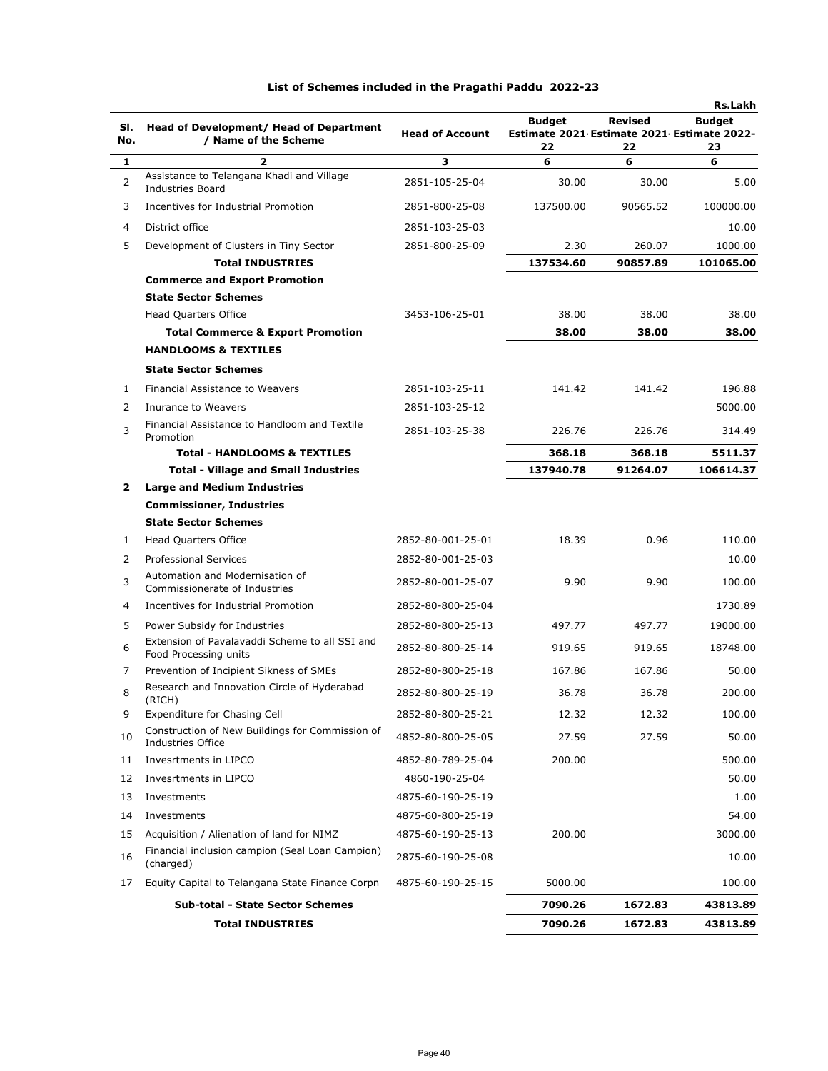## List of Schemes included in the Pragathi Paddu 2022-23

Rs.Lakh

| Sl. No. | Head of Development/ Head of Department / Name of the Scheme | Head of Account | Budget Estimate 2021-22 | Revised Estimate 2021-22 | Budget Estimate 2022-23 |
|---|---|---|---|---|---|
| 1 | 2 | 3 | 6 | 6 | 6 |
| 2 | Assistance to Telangana Khadi and Village Industries Board | 2851-105-25-04 | 30.00 | 30.00 | 5.00 |
| 3 | Incentives for Industrial Promotion | 2851-800-25-08 | 137500.00 | 90565.52 | 100000.00 |
| 4 | District office | 2851-103-25-03 | | | 10.00 |
| 5 | Development of Clusters in Tiny Sector | 2851-800-25-09 | 2.30 | 260.07 | 1000.00 |
| | **Total INDUSTRIES** | | **137534.60** | **90857.89** | **101065.00** |
| | **Commerce and Export Promotion** | | | | |
| | **State Sector Schemes** | | | | |
| | Head Quarters Office | 3453-106-25-01 | 38.00 | 38.00 | 38.00 |
| | **Total Commerce & Export Promotion** | | **38.00** | **38.00** | **38.00** |
| | **HANDLOOMS & TEXTILES** | | | | |
| | **State Sector Schemes** | | | | |
| 1 | Financial Assistance to Weavers | 2851-103-25-11 | 141.42 | 141.42 | 196.88 |
| 2 | Inurance to Weavers | 2851-103-25-12 | | | 5000.00 |
| 3 | Financial Assistance to Handloom and Textile Promotion | 2851-103-25-38 | 226.76 | 226.76 | 314.49 |
| | **Total - HANDLOOMS & TEXTILES** | | **368.18** | **368.18** | **5511.37** |
| | **Total - Village and Small Industries** | | **137940.78** | **91264.07** | **106614.37** |
| **2** | **Large and Medium Industries** | | | | |
| | **Commissioner, Industries** | | | | |
| | **State Sector Schemes** | | | | |
| 1 | Head Quarters Office | 2852-80-001-25-01 | 18.39 | 0.96 | 110.00 |
| 2 | Professional Services | 2852-80-001-25-03 | | | 10.00 |
| 3 | Automation and Modernisation of Commissionerate of Industries | 2852-80-001-25-07 | 9.90 | 9.90 | 100.00 |
| 4 | Incentives for Industrial Promotion | 2852-80-800-25-04 | | | 1730.89 |
| 5 | Power Subsidy for Industries | 2852-80-800-25-13 | 497.77 | 497.77 | 19000.00 |
| 6 | Extension of Pavalavaddi Scheme to all SSI and Food Processing units | 2852-80-800-25-14 | 919.65 | 919.65 | 18748.00 |
| 7 | Prevention of Incipient Sikness of SMEs | 2852-80-800-25-18 | 167.86 | 167.86 | 50.00 |
| 8 | Research and Innovation Circle of Hyderabad (RICH) | 2852-80-800-25-19 | 36.78 | 36.78 | 200.00 |
| 9 | Expenditure for Chasing Cell | 2852-80-800-25-21 | 12.32 | 12.32 | 100.00 |
| 10 | Construction of New Buildings for Commission of Industries Office | 4852-80-800-25-05 | 27.59 | 27.59 | 50.00 |
| 11 | Invesrtments in LIPCO | 4852-80-789-25-04 | 200.00 | | 500.00 |
| 12 | Invesrtments in LIPCO | 4860-190-25-04 | | | 50.00 |
| 13 | Investments | 4875-60-190-25-19 | | | 1.00 |
| 14 | Investments | 4875-60-800-25-19 | | | 54.00 |
| 15 | Acquisition / Alienation of land for NIMZ | 4875-60-190-25-13 | 200.00 | | 3000.00 |
| 16 | Financial inclusion campion (Seal Loan Campion) (charged) | 2875-60-190-25-08 | | | 10.00 |
| 17 | Equity Capital to Telangana State Finance Corpn | 4875-60-190-25-15 | 5000.00 | | 100.00 |
| | **Sub-total - State Sector Schemes** | | **7090.26** | **1672.83** | **43813.89** |
| | **Total INDUSTRIES** | | **7090.26** | **1672.83** | **43813.89** |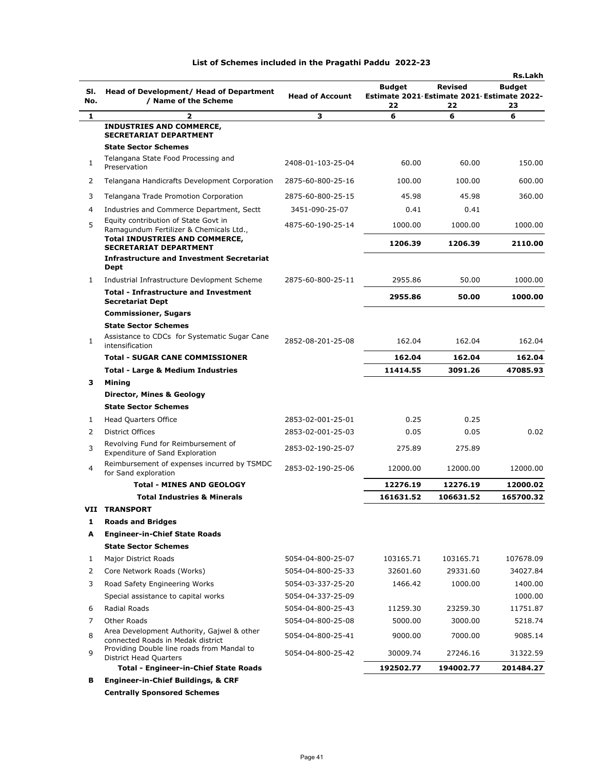## List of Schemes included in the Pragathi Paddu 2022-23

Rs.Lakh

| Sl. No. | Head of Development/ Head of Department / Name of the Scheme | Head of Account | Budget Estimate 2021-22 | Revised Estimate 2021-22 | Budget Estimate 2022-23 |
|---|---|---|---|---|---|
| 1 | 2 | 3 | 6 | 6 | 6 |
| | **INDUSTRIES AND COMMERCE, SECRETARIAT DEPARTMENT** | | | | |
| | **State Sector Schemes** | | | | |
| 1 | Telangana State Food Processing and Preservation | 2408-01-103-25-04 | 60.00 | 60.00 | 150.00 |
| 2 | Telangana Handicrafts Development Corporation | 2875-60-800-25-16 | 100.00 | 100.00 | 600.00 |
| 3 | Telangana Trade Promotion Corporation | 2875-60-800-25-15 | 45.98 | 45.98 | 360.00 |
| 4 | Industries and Commerce Department, Sectt | 3451-090-25-07 | 0.41 | 0.41 | |
| 5 | Equity contribution of State Govt in Ramagundum Fertilizer & Chemicals Ltd., | 4875-60-190-25-14 | 1000.00 | 1000.00 | 1000.00 |
| | **Total INDUSTRIES AND COMMERCE, SECRETARIAT DEPARTMENT** | | **1206.39** | **1206.39** | **2110.00** |
| | **Infrastructure and Investment Secretariat Dept** | | | | |
| 1 | Industrial Infrastructure Devlopment Scheme | 2875-60-800-25-11 | 2955.86 | 50.00 | 1000.00 |
| | **Total - Infrastructure and Investment Secretariat Dept** | | **2955.86** | **50.00** | **1000.00** |
| | **Commissioner, Sugars** | | | | |
| | **State Sector Schemes** | | | | |
| 1 | Assistance to CDCs for Systematic Sugar Cane intensification | 2852-08-201-25-08 | 162.04 | 162.04 | 162.04 |
| | **Total - SUGAR CANE COMMISSIONER** | | **162.04** | **162.04** | **162.04** |
| | **Total - Large & Medium Industries** | | **11414.55** | **3091.26** | **47085.93** |
| **3** | **Mining** | | | | |
| | **Director, Mines & Geology** | | | | |
| | **State Sector Schemes** | | | | |
| 1 | Head Quarters Office | 2853-02-001-25-01 | 0.25 | 0.25 | |
| 2 | District Offices | 2853-02-001-25-03 | 0.05 | 0.05 | 0.02 |
| 3 | Revolving Fund for Reimbursement of Expenditure of Sand Exploration | 2853-02-190-25-07 | 275.89 | 275.89 | |
| 4 | Reimbursement of expenses incurred by TSMDC for Sand exploration | 2853-02-190-25-06 | 12000.00 | 12000.00 | 12000.00 |
| | **Total - MINES AND GEOLOGY** | | **12276.19** | **12276.19** | **12000.02** |
| | **Total Industries & Minerals** | | **161631.52** | **106631.52** | **165700.32** |
| **VII** | **TRANSPORT** | | | | |
| **1** | **Roads and Bridges** | | | | |
| **A** | **Engineer-in-Chief State Roads** | | | | |
| | **State Sector Schemes** | | | | |
| 1 | Major District Roads | 5054-04-800-25-07 | 103165.71 | 103165.71 | 107678.09 |
| 2 | Core Network Roads (Works) | 5054-04-800-25-33 | 32601.60 | 29331.60 | 34027.84 |
| 3 | Road Safety Engineering Works | 5054-03-337-25-20 | 1466.42 | 1000.00 | 1400.00 |
| | Special assistance to capital works | 5054-04-337-25-09 | | | 1000.00 |
| 6 | Radial Roads | 5054-04-800-25-43 | 11259.30 | 23259.30 | 11751.87 |
| 7 | Other Roads | 5054-04-800-25-08 | 5000.00 | 3000.00 | 5218.74 |
| 8 | Area Development Authority, Gajwel & other connected Roads in Medak district | 5054-04-800-25-41 | 9000.00 | 7000.00 | 9085.14 |
| 9 | Providing Double line roads from Mandal to District Head Quarters | 5054-04-800-25-42 | 30009.74 | 27246.16 | 31322.59 |
| | **Total - Engineer-in-Chief State Roads** | | **192502.77** | **194002.77** | **201484.27** |
| **B** | **Engineer-in-Chief Buildings, & CRF** | | | | |
| | **Centrally Sponsored Schemes** | | | | |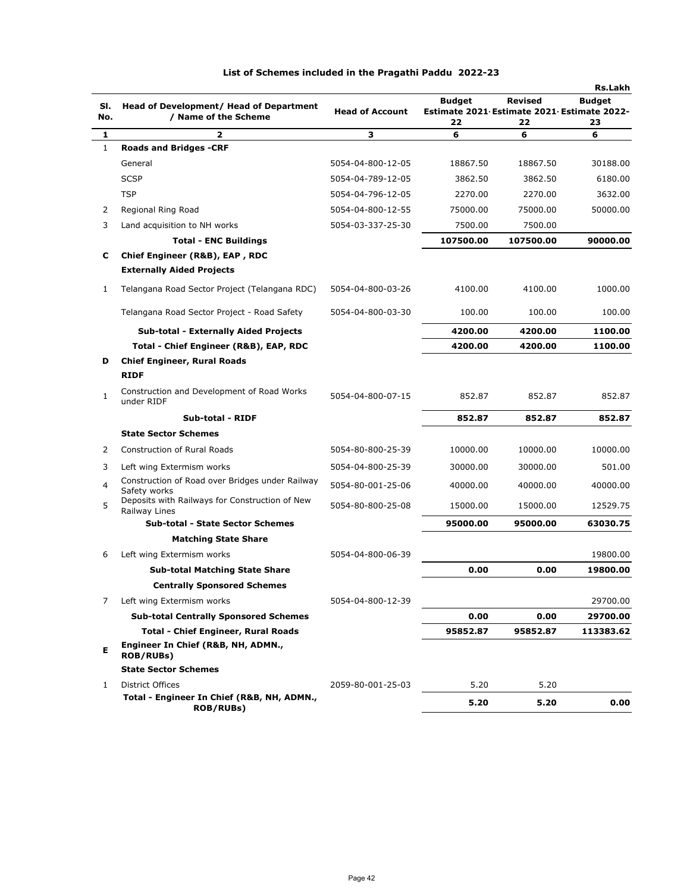## List of Schemes included in the Pragathi Paddu 2022-23

Rs.Lakh

| Sl. No. | Head of Development/ Head of Department / Name of the Scheme | Head of Account | Budget Estimate 2021-22 | Revised Estimate 2021-22 | Budget Estimate 2022-23 |
|---|---|---|---|---|---|
| **1** | **2** | **3** | **6** | **6** | **6** |
| 1 | **Roads and Bridges -CRF** | | | | |
| | General | 5054-04-800-12-05 | 18867.50 | 18867.50 | 30188.00 |
| | SCSP | 5054-04-789-12-05 | 3862.50 | 3862.50 | 6180.00 |
| | TSP | 5054-04-796-12-05 | 2270.00 | 2270.00 | 3632.00 |
| 2 | Regional Ring Road | 5054-04-800-12-55 | 75000.00 | 75000.00 | 50000.00 |
| 3 | Land acquisition to NH works | 5054-03-337-25-30 | 7500.00 | 7500.00 | |
| | **Total - ENC Buildings** | | **107500.00** | **107500.00** | **90000.00** |
| **C** | **Chief Engineer (R&B), EAP , RDC** | | | | |
| | **Externally Aided Projects** | | | | |
| 1 | Telangana Road Sector Project (Telangana RDC) | 5054-04-800-03-26 | 4100.00 | 4100.00 | 1000.00 |
| | Telangana Road Sector Project - Road Safety | 5054-04-800-03-30 | 100.00 | 100.00 | 100.00 |
| | **Sub-total - Externally Aided Projects** | | **4200.00** | **4200.00** | **1100.00** |
| | **Total - Chief Engineer (R&B), EAP, RDC** | | **4200.00** | **4200.00** | **1100.00** |
| **D** | **Chief Engineer, Rural Roads** | | | | |
| | **RIDF** | | | | |
| 1 | Construction and Development of Road Works under RIDF | 5054-04-800-07-15 | 852.87 | 852.87 | 852.87 |
| | **Sub-total - RIDF** | | **852.87** | **852.87** | **852.87** |
| | **State Sector Schemes** | | | | |
| 2 | Construction of Rural Roads | 5054-80-800-25-39 | 10000.00 | 10000.00 | 10000.00 |
| 3 | Left wing Extermism works | 5054-04-800-25-39 | 30000.00 | 30000.00 | 501.00 |
| 4 | Construction of Road over Bridges under Railway Safety works | 5054-80-001-25-06 | 40000.00 | 40000.00 | 40000.00 |
| 5 | Deposits with Railways for Construction of New Railway Lines | 5054-80-800-25-08 | 15000.00 | 15000.00 | 12529.75 |
| | **Sub-total - State Sector Schemes** | | **95000.00** | **95000.00** | **63030.75** |
| | **Matching State Share** | | | | |
| 6 | Left wing Extermism works | 5054-04-800-06-39 | | | 19800.00 |
| | **Sub-total Matching State Share** | | **0.00** | **0.00** | **19800.00** |
| | **Centrally Sponsored Schemes** | | | | |
| 7 | Left wing Extermism works | 5054-04-800-12-39 | | | 29700.00 |
| | **Sub-total Centrally Sponsored Schemes** | | **0.00** | **0.00** | **29700.00** |
| | **Total - Chief Engineer, Rural Roads** | | **95852.87** | **95852.87** | **113383.62** |
| **E** | **Engineer In Chief (R&B, NH, ADMN., ROB/RUBs)** | | | | |
| | **State Sector Schemes** | | | | |
| 1 | District Offices | 2059-80-001-25-03 | 5.20 | 5.20 | |
| | **Total - Engineer In Chief (R&B, NH, ADMN., ROB/RUBs)** | | **5.20** | **5.20** | **0.00** |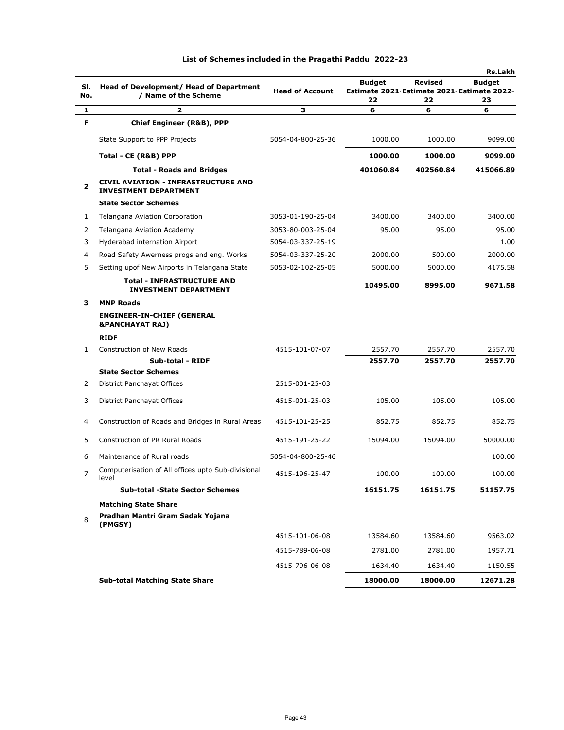## List of Schemes included in the Pragathi Paddu 2022-23

Rs.Lakh

| Sl. No. | Head of Development/ Head of Department / Name of the Scheme | Head of Account | Budget Estimate 2021-22 | Revised Estimate 2021-22 | Budget Estimate 2022-23 |
|---|---|---|---|---|---|
| 1 | 2 | 3 | 6 | 6 | 6 |
| **F** | **Chief Engineer (R&B), PPP** | | | | |
| | State Support to PPP Projects | 5054-04-800-25-36 | 1000.00 | 1000.00 | 9099.00 |
| | **Total - CE (R&B) PPP** | | **1000.00** | **1000.00** | **9099.00** |
| | **Total - Roads and Bridges** | | **401060.84** | **402560.84** | **415066.89** |
| **2** | **CIVIL AVIATION - INFRASTRUCTURE AND INVESTMENT DEPARTMENT** | | | | |
| | **State Sector Schemes** | | | | |
| 1 | Telangana Aviation Corporation | 3053-01-190-25-04 | 3400.00 | 3400.00 | 3400.00 |
| 2 | Telangana Aviation Academy | 3053-80-003-25-04 | 95.00 | 95.00 | 95.00 |
| 3 | Hyderabad internation Airport | 5054-03-337-25-19 | | | 1.00 |
| 4 | Road Safety Awerness progs and eng. Works | 5054-03-337-25-20 | 2000.00 | 500.00 | 2000.00 |
| 5 | Setting upof New Airports in Telangana State | 5053-02-102-25-05 | 5000.00 | 5000.00 | 4175.58 |
| | **Total - INFRASTRUCTURE AND INVESTMENT DEPARTMENT** | | **10495.00** | **8995.00** | **9671.58** |
| **3** | **MNP Roads** | | | | |
| | **ENGINEER-IN-CHIEF (GENERAL &PANCHAYAT RAJ)** | | | | |
| | **RIDF** | | | | |
| 1 | Construction of New Roads | 4515-101-07-07 | 2557.70 | 2557.70 | 2557.70 |
| | **Sub-total - RIDF** | | **2557.70** | **2557.70** | **2557.70** |
| | **State Sector Schemes** | | | | |
| 2 | District Panchayat Offices | 2515-001-25-03 | | | |
| 3 | District Panchayat Offices | 4515-001-25-03 | 105.00 | 105.00 | 105.00 |
| 4 | Construction of Roads and Bridges in Rural Areas | 4515-101-25-25 | 852.75 | 852.75 | 852.75 |
| 5 | Construction of PR Rural Roads | 4515-191-25-22 | 15094.00 | 15094.00 | 50000.00 |
| 6 | Maintenance of Rural roads | 5054-04-800-25-46 | | | 100.00 |
| 7 | Computerisation of All offices upto Sub-divisional level | 4515-196-25-47 | 100.00 | 100.00 | 100.00 |
| | **Sub-total -State Sector Schemes** | | **16151.75** | **16151.75** | **51157.75** |
| | **Matching State Share** | | | | |
| 8 | **Pradhan Mantri Gram Sadak Yojana (PMGSY)** | | | | |
| | | 4515-101-06-08 | 13584.60 | 13584.60 | 9563.02 |
| | | 4515-789-06-08 | 2781.00 | 2781.00 | 1957.71 |
| | | 4515-796-06-08 | 1634.40 | 1634.40 | 1150.55 |
| | **Sub-total Matching State Share** | | **18000.00** | **18000.00** | **12671.28** |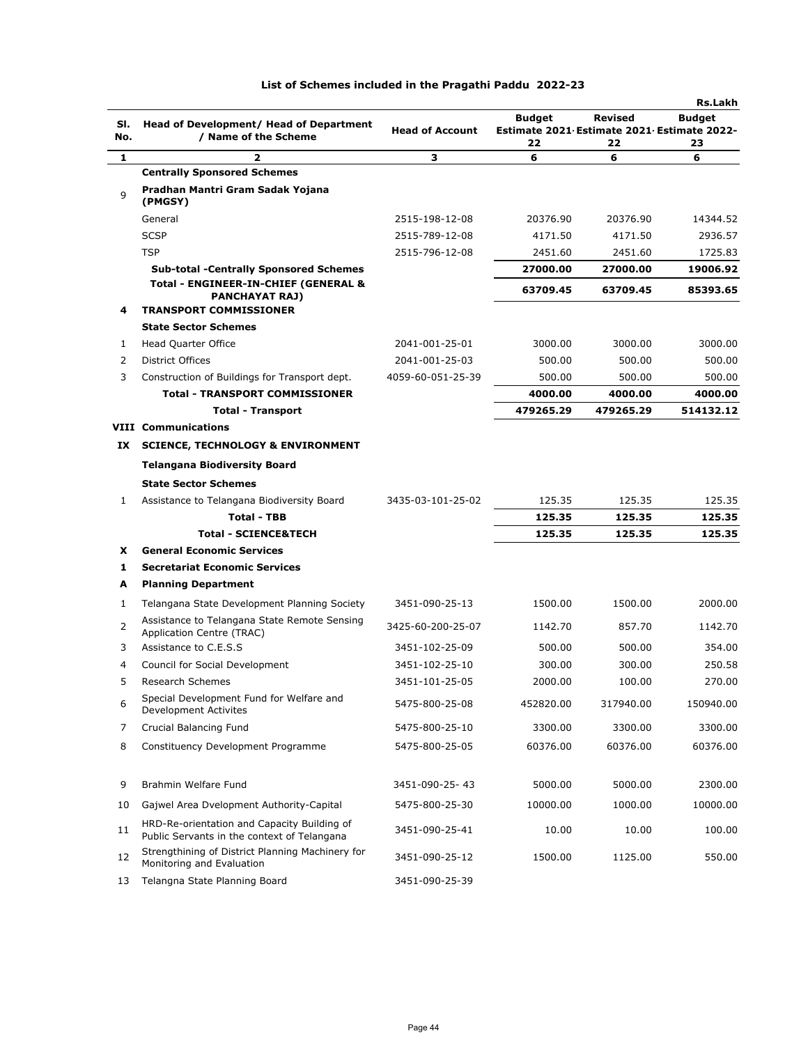## List of Schemes included in the Pragathi Paddu 2022-23

Rs.Lakh

| Sl. No. | Head of Development/ Head of Department / Name of the Scheme | Head of Account | Budget Estimate 2021-22 | Revised Estimate 2021-22 | Budget Estimate 2022-23 |
|---|---|---|---|---|---|
| 1 | 2 | 3 | 6 | 6 | 6 |
| | **Centrally Sponsored Schemes** | | | | |
| 9 | **Pradhan Mantri Gram Sadak Yojana (PMGSY)** | | | | |
| | General | 2515-198-12-08 | 20376.90 | 20376.90 | 14344.52 |
| | SCSP | 2515-789-12-08 | 4171.50 | 4171.50 | 2936.57 |
| | TSP | 2515-796-12-08 | 2451.60 | 2451.60 | 1725.83 |
| | **Sub-total -Centrally Sponsored Schemes** | | **27000.00** | **27000.00** | **19006.92** |
| | **Total - ENGINEER-IN-CHIEF (GENERAL & PANCHAYAT RAJ)** | | **63709.45** | **63709.45** | **85393.65** |
| **4** | **TRANSPORT COMMISSIONER** | | | | |
| | **State Sector Schemes** | | | | |
| 1 | Head Quarter Office | 2041-001-25-01 | 3000.00 | 3000.00 | 3000.00 |
| 2 | District Offices | 2041-001-25-03 | 500.00 | 500.00 | 500.00 |
| 3 | Construction of Buildings for Transport dept. | 4059-60-051-25-39 | 500.00 | 500.00 | 500.00 |
| | **Total - TRANSPORT COMMISSIONER** | | **4000.00** | **4000.00** | **4000.00** |
| | **Total - Transport** | | **479265.29** | **479265.29** | **514132.12** |
| **VIII** | **Communications** | | | | |
| **IX** | **SCIENCE, TECHNOLOGY & ENVIRONMENT** | | | | |
| | **Telangana Biodiversity Board** | | | | |
| | **State Sector Schemes** | | | | |
| 1 | Assistance to Telangana Biodiversity Board | 3435-03-101-25-02 | 125.35 | 125.35 | 125.35 |
| | **Total - TBB** | | **125.35** | **125.35** | **125.35** |
| | **Total - SCIENCE&TECH** | | **125.35** | **125.35** | **125.35** |
| **X** | **General Economic Services** | | | | |
| **1** | **Secretariat Economic Services** | | | | |
| **A** | **Planning Department** | | | | |
| 1 | Telangana State Development Planning Society | 3451-090-25-13 | 1500.00 | 1500.00 | 2000.00 |
| 2 | Assistance to Telangana State Remote Sensing Application Centre (TRAC) | 3425-60-200-25-07 | 1142.70 | 857.70 | 1142.70 |
| 3 | Assistance to C.E.S.S | 3451-102-25-09 | 500.00 | 500.00 | 354.00 |
| 4 | Council for Social Development | 3451-102-25-10 | 300.00 | 300.00 | 250.58 |
| 5 | Research Schemes | 3451-101-25-05 | 2000.00 | 100.00 | 270.00 |
| 6 | Special Development Fund for Welfare and Development Activites | 5475-800-25-08 | 452820.00 | 317940.00 | 150940.00 |
| 7 | Crucial Balancing Fund | 5475-800-25-10 | 3300.00 | 3300.00 | 3300.00 |
| 8 | Constituency Development Programme | 5475-800-25-05 | 60376.00 | 60376.00 | 60376.00 |
| 9 | Brahmin Welfare Fund | 3451-090-25- 43 | 5000.00 | 5000.00 | 2300.00 |
| 10 | Gajwel Area Dvelopment Authority-Capital | 5475-800-25-30 | 10000.00 | 1000.00 | 10000.00 |
| 11 | HRD-Re-orientation and Capacity Building of Public Servants in the context of Telangana | 3451-090-25-41 | 10.00 | 10.00 | 100.00 |
| 12 | Strengthining of District Planning Machinery for Monitoring and Evaluation | 3451-090-25-12 | 1500.00 | 1125.00 | 550.00 |
| 13 | Telangna State Planning Board | 3451-090-25-39 | | | |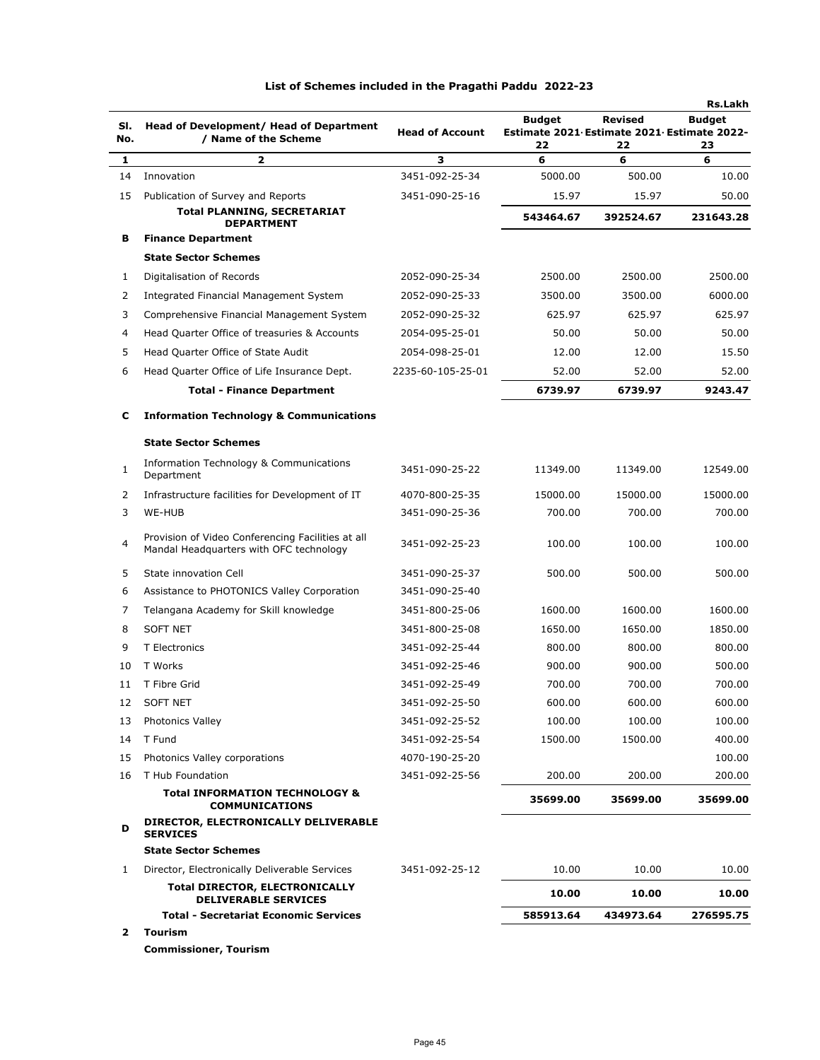# List of Schemes included in the Pragathi Paddu 2022-23

Rs.Lakh

| Sl. No. | Head of Development/ Head of Department / Name of the Scheme | Head of Account | Budget Estimate 2021-22 | Revised Estimate 2021-22 | Budget Estimate 2022-23 |
|---|---|---|---|---|---|
| 1 | 2 | 3 | 6 | 6 | 6 |
| 14 | Innovation | 3451-092-25-34 | 5000.00 | 500.00 | 10.00 |
| 15 | Publication of Survey and Reports | 3451-090-25-16 | 15.97 | 15.97 | 50.00 |
| | **Total PLANNING, SECRETARIAT DEPARTMENT** | | **543464.67** | **392524.67** | **231643.28** |
| **B** | **Finance Department** | | | | |
| | **State Sector Schemes** | | | | |
| 1 | Digitalisation of Records | 2052-090-25-34 | 2500.00 | 2500.00 | 2500.00 |
| 2 | Integrated Financial Management System | 2052-090-25-33 | 3500.00 | 3500.00 | 6000.00 |
| 3 | Comprehensive Financial Management System | 2052-090-25-32 | 625.97 | 625.97 | 625.97 |
| 4 | Head Quarter Office of treasuries & Accounts | 2054-095-25-01 | 50.00 | 50.00 | 50.00 |
| 5 | Head Quarter Office of State Audit | 2054-098-25-01 | 12.00 | 12.00 | 15.50 |
| 6 | Head Quarter Office of Life Insurance Dept. | 2235-60-105-25-01 | 52.00 | 52.00 | 52.00 |
| | **Total - Finance Department** | | **6739.97** | **6739.97** | **9243.47** |
| **C** | **Information Technology & Communications** | | | | |
| | **State Sector Schemes** | | | | |
| 1 | Information Technology & Communications Department | 3451-090-25-22 | 11349.00 | 11349.00 | 12549.00 |
| 2 | Infrastructure facilities for Development of IT | 4070-800-25-35 | 15000.00 | 15000.00 | 15000.00 |
| 3 | WE-HUB | 3451-090-25-36 | 700.00 | 700.00 | 700.00 |
| 4 | Provision of Video Conferencing Facilities at all Mandal Headquarters with OFC technology | 3451-092-25-23 | 100.00 | 100.00 | 100.00 |
| 5 | State innovation Cell | 3451-090-25-37 | 500.00 | 500.00 | 500.00 |
| 6 | Assistance to PHOTONICS Valley Corporation | 3451-090-25-40 | | | |
| 7 | Telangana Academy for Skill knowledge | 3451-800-25-06 | 1600.00 | 1600.00 | 1600.00 |
| 8 | SOFT NET | 3451-800-25-08 | 1650.00 | 1650.00 | 1850.00 |
| 9 | T Electronics | 3451-092-25-44 | 800.00 | 800.00 | 800.00 |
| 10 | T Works | 3451-092-25-46 | 900.00 | 900.00 | 500.00 |
| 11 | T Fibre Grid | 3451-092-25-49 | 700.00 | 700.00 | 700.00 |
| 12 | SOFT NET | 3451-092-25-50 | 600.00 | 600.00 | 600.00 |
| 13 | Photonics Valley | 3451-092-25-52 | 100.00 | 100.00 | 100.00 |
| 14 | T Fund | 3451-092-25-54 | 1500.00 | 1500.00 | 400.00 |
| 15 | Photonics Valley corporations | 4070-190-25-20 | | | 100.00 |
| 16 | T Hub Foundation | 3451-092-25-56 | 200.00 | 200.00 | 200.00 |
| | **Total INFORMATION TECHNOLOGY & COMMUNICATIONS** | | **35699.00** | **35699.00** | **35699.00** |
| **D** | **DIRECTOR, ELECTRONICALLY DELIVERABLE SERVICES** | | | | |
| | **State Sector Schemes** | | | | |
| 1 | Director, Electronically Deliverable Services | 3451-092-25-12 | 10.00 | 10.00 | 10.00 |
| | **Total DIRECTOR, ELECTRONICALLY DELIVERABLE SERVICES** | | **10.00** | **10.00** | **10.00** |
| | **Total - Secretariat Economic Services** | | **585913.64** | **434973.64** | **276595.75** |
| **2** | **Tourism** | | | | |
| | **Commissioner, Tourism** | | | | |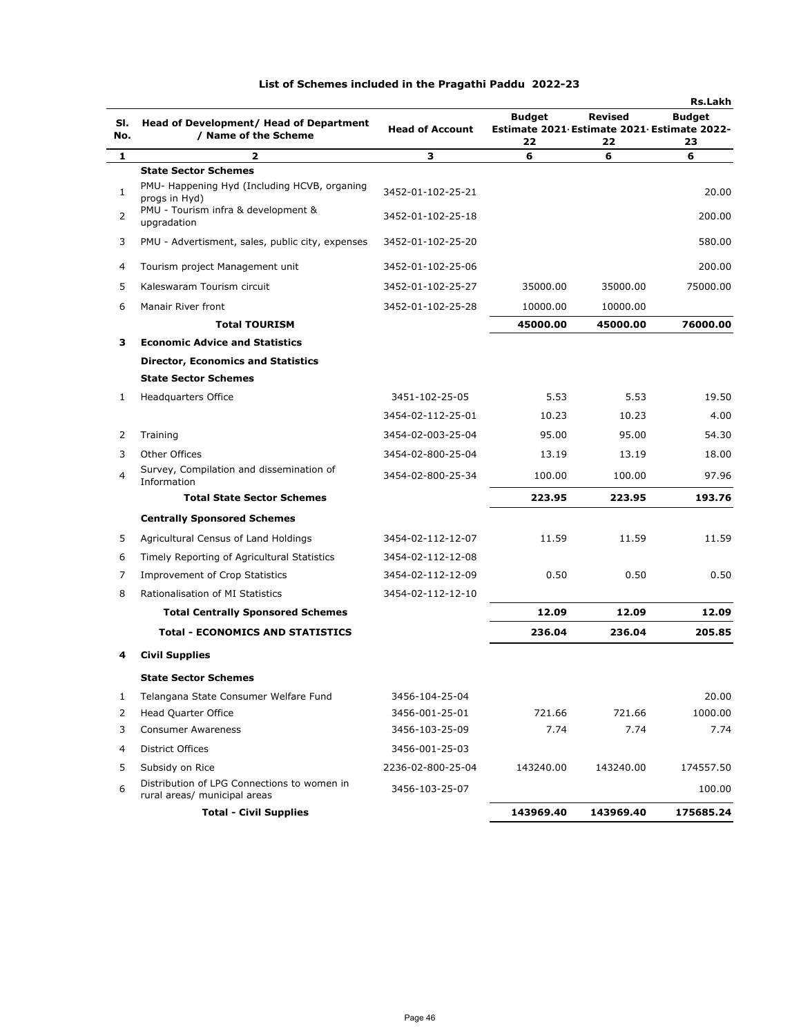## List of Schemes included in the Pragathi Paddu 2022-23

Rs.Lakh

| Sl. No. | Head of Development/ Head of Department / Name of the Scheme | Head of Account | Budget Estimate 2021-22 | Revised Estimate 2021-22 | Budget Estimate 2022-23 |
|---|---|---|---|---|---|
| 1 | 2 | 3 | 6 | 6 | 6 |
| | **State Sector Schemes** | | | | |
| 1 | PMU- Happening Hyd (Including HCVB, organing progs in Hyd) | 3452-01-102-25-21 | | | 20.00 |
| 2 | PMU - Tourism infra & development & upgradation | 3452-01-102-25-18 | | | 200.00 |
| 3 | PMU - Advertisment, sales, public city, expenses | 3452-01-102-25-20 | | | 580.00 |
| 4 | Tourism project Management unit | 3452-01-102-25-06 | | | 200.00 |
| 5 | Kaleswaram Tourism circuit | 3452-01-102-25-27 | 35000.00 | 35000.00 | 75000.00 |
| 6 | Manair River front | 3452-01-102-25-28 | 10000.00 | 10000.00 | |
| | **Total TOURISM** | | **45000.00** | **45000.00** | **76000.00** |
| **3** | **Economic Advice and Statistics** | | | | |
| | **Director, Economics and Statistics** | | | | |
| | **State Sector Schemes** | | | | |
| 1 | Headquarters Office | 3451-102-25-05 | 5.53 | 5.53 | 19.50 |
| | | 3454-02-112-25-01 | 10.23 | 10.23 | 4.00 |
| 2 | Training | 3454-02-003-25-04 | 95.00 | 95.00 | 54.30 |
| 3 | Other Offices | 3454-02-800-25-04 | 13.19 | 13.19 | 18.00 |
| 4 | Survey, Compilation and dissemination of Information | 3454-02-800-25-34 | 100.00 | 100.00 | 97.96 |
| | **Total State Sector Schemes** | | **223.95** | **223.95** | **193.76** |
| | **Centrally Sponsored Schemes** | | | | |
| 5 | Agricultural Census of Land Holdings | 3454-02-112-12-07 | 11.59 | 11.59 | 11.59 |
| 6 | Timely Reporting of Agricultural Statistics | 3454-02-112-12-08 | | | |
| 7 | Improvement of Crop Statistics | 3454-02-112-12-09 | 0.50 | 0.50 | 0.50 |
| 8 | Rationalisation of MI Statistics | 3454-02-112-12-10 | | | |
| | **Total Centrally Sponsored Schemes** | | **12.09** | **12.09** | **12.09** |
| | **Total - ECONOMICS AND STATISTICS** | | **236.04** | **236.04** | **205.85** |
| **4** | **Civil Supplies** | | | | |
| | **State Sector Schemes** | | | | |
| 1 | Telangana State Consumer Welfare Fund | 3456-104-25-04 | | | 20.00 |
| 2 | Head Quarter Office | 3456-001-25-01 | 721.66 | 721.66 | 1000.00 |
| 3 | Consumer Awareness | 3456-103-25-09 | 7.74 | 7.74 | 7.74 |
| 4 | District Offices | 3456-001-25-03 | | | |
| 5 | Subsidy on Rice | 2236-02-800-25-04 | 143240.00 | 143240.00 | 174557.50 |
| 6 | Distribution of LPG Connections to women in rural areas/ municipal areas | 3456-103-25-07 | | | 100.00 |
| | **Total - Civil Supplies** | | **143969.40** | **143969.40** | **175685.24** |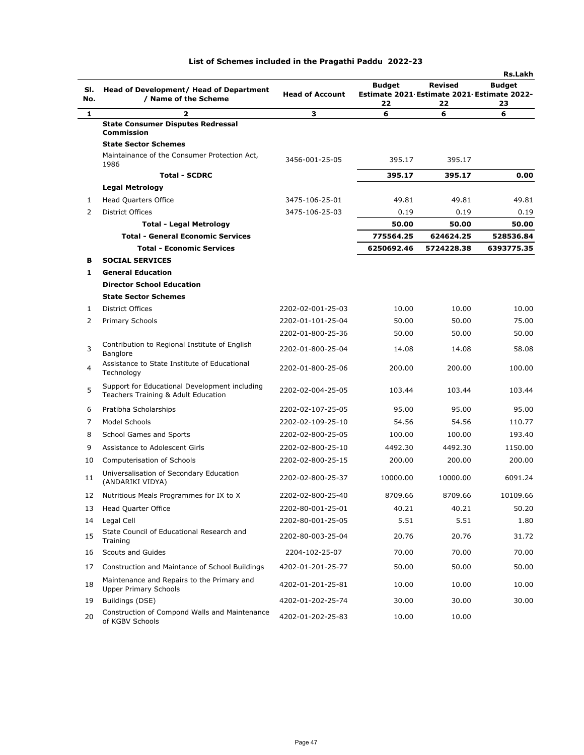## List of Schemes included in the Pragathi Paddu 2022-23

Rs.Lakh

| Sl. No. | Head of Development/ Head of Department / Name of the Scheme | Head of Account | Budget Estimate 2021-22 | Revised Estimate 2021-22 | Budget Estimate 2022-23 |
|---|---|---|---|---|---|
| 1 | 2 | 3 | 6 | 6 | 6 |
| | **State Consumer Disputes Redressal Commission** | | | | |
| | **State Sector Schemes** | | | | |
| | Maintainance of the Consumer Protection Act, 1986 | 3456-001-25-05 | 395.17 | 395.17 | |
| | **Total - SCDRC** | | **395.17** | **395.17** | **0.00** |
| | **Legal Metrology** | | | | |
| 1 | Head Quarters Office | 3475-106-25-01 | 49.81 | 49.81 | 49.81 |
| 2 | District Offices | 3475-106-25-03 | 0.19 | 0.19 | 0.19 |
| | **Total - Legal Metrology** | | **50.00** | **50.00** | **50.00** |
| | **Total - General Economic Services** | | **775564.25** | **624624.25** | **528536.84** |
| | **Total - Economic Services** | | **6250692.46** | **5724228.38** | **6393775.35** |
| **B** | **SOCIAL SERVICES** | | | | |
| **1** | **General Education** | | | | |
| | **Director School Education** | | | | |
| | **State Sector Schemes** | | | | |
| 1 | District Offices | 2202-02-001-25-03 | 10.00 | 10.00 | 10.00 |
| 2 | Primary Schools | 2202-01-101-25-04 | 50.00 | 50.00 | 75.00 |
| | | 2202-01-800-25-36 | 50.00 | 50.00 | 50.00 |
| 3 | Contribution to Regional Institute of English Banglore | 2202-01-800-25-04 | 14.08 | 14.08 | 58.08 |
| 4 | Assistance to State Institute of Educational Technology | 2202-01-800-25-06 | 200.00 | 200.00 | 100.00 |
| 5 | Support for Educational Development including Teachers Training & Adult Education | 2202-02-004-25-05 | 103.44 | 103.44 | 103.44 |
| 6 | Pratibha Scholarships | 2202-02-107-25-05 | 95.00 | 95.00 | 95.00 |
| 7 | Model Schools | 2202-02-109-25-10 | 54.56 | 54.56 | 110.77 |
| 8 | School Games and Sports | 2202-02-800-25-05 | 100.00 | 100.00 | 193.40 |
| 9 | Assistance to Adolescent Girls | 2202-02-800-25-10 | 4492.30 | 4492.30 | 1150.00 |
| 10 | Computerisation of Schools | 2202-02-800-25-15 | 200.00 | 200.00 | 200.00 |
| 11 | Universalisation of Secondary Education (ANDARIKI VIDYA) | 2202-02-800-25-37 | 10000.00 | 10000.00 | 6091.24 |
| 12 | Nutritious Meals Programmes for IX to X | 2202-02-800-25-40 | 8709.66 | 8709.66 | 10109.66 |
| 13 | Head Quarter Office | 2202-80-001-25-01 | 40.21 | 40.21 | 50.20 |
| 14 | Legal Cell | 2202-80-001-25-05 | 5.51 | 5.51 | 1.80 |
| 15 | State Council of Educational Research and Training | 2202-80-003-25-04 | 20.76 | 20.76 | 31.72 |
| 16 | Scouts and Guides | 2204-102-25-07 | 70.00 | 70.00 | 70.00 |
| 17 | Construction and Maintance of School Buildings | 4202-01-201-25-77 | 50.00 | 50.00 | 50.00 |
| 18 | Maintenance and Repairs to the Primary and Upper Primary Schools | 4202-01-201-25-81 | 10.00 | 10.00 | 10.00 |
| 19 | Buildings (DSE) | 4202-01-202-25-74 | 30.00 | 30.00 | 30.00 |
| 20 | Construction of Compond Walls and Maintenance of KGBV Schools | 4202-01-202-25-83 | 10.00 | 10.00 | |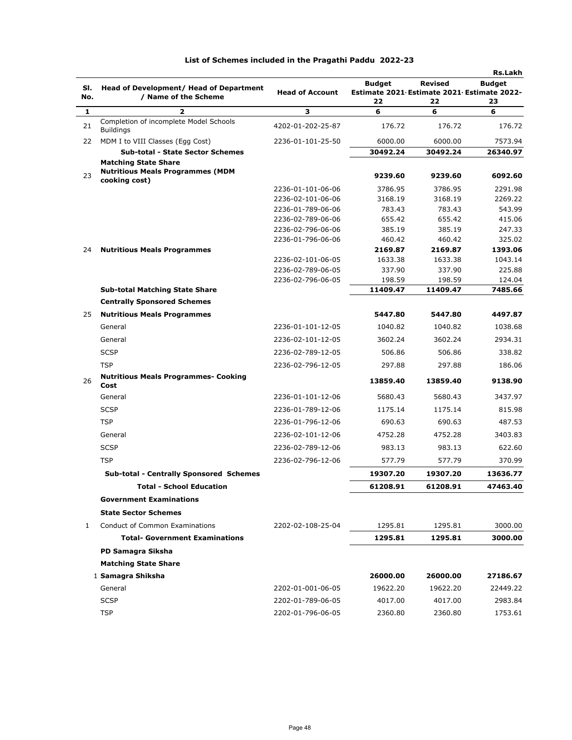## List of Schemes included in the Pragathi Paddu 2022-23

Rs.Lakh

| Sl. No. | Head of Development/ Head of Department / Name of the Scheme | Head of Account | Budget Estimate 2021-22 | Revised Estimate 2021-22 | Budget Estimate 2022-23 |
|---|---|---|---|---|---|
| 1 | 2 | 3 | 6 | 6 | 6 |
| 21 | Completion of incomplete Model Schools Buildings | 4202-01-202-25-87 | 176.72 | 176.72 | 176.72 |
| 22 | MDM I to VIII Classes (Egg Cost) | 2236-01-101-25-50 | 6000.00 | 6000.00 | 7573.94 |
| | **Sub-total - State Sector Schemes** | | **30492.24** | **30492.24** | **26340.97** |
| | **Matching State Share** | | | | |
| 23 | **Nutritious Meals Programmes (MDM cooking cost)** | | **9239.60** | **9239.60** | **6092.60** |
| | | 2236-01-101-06-06 | 3786.95 | 3786.95 | 2291.98 |
| | | 2236-02-101-06-06 | 3168.19 | 3168.19 | 2269.22 |
| | | 2236-01-789-06-06 | 783.43 | 783.43 | 543.99 |
| | | 2236-02-789-06-06 | 655.42 | 655.42 | 415.06 |
| | | 2236-02-796-06-06 | 385.19 | 385.19 | 247.33 |
| | | 2236-01-796-06-06 | 460.42 | 460.42 | 325.02 |
| 24 | **Nutritious Meals Programmes** | | **2169.87** | **2169.87** | **1393.06** |
| | | 2236-02-101-06-05 | 1633.38 | 1633.38 | 1043.14 |
| | | 2236-02-789-06-05 | 337.90 | 337.90 | 225.88 |
| | | 2236-02-796-06-05 | 198.59 | 198.59 | 124.04 |
| | **Sub-total Matching State Share** | | **11409.47** | **11409.47** | **7485.66** |
| | **Centrally Sponsored Schemes** | | | | |
| 25 | **Nutritious Meals Programmes** | | **5447.80** | **5447.80** | **4497.87** |
| | General | 2236-01-101-12-05 | 1040.82 | 1040.82 | 1038.68 |
| | General | 2236-02-101-12-05 | 3602.24 | 3602.24 | 2934.31 |
| | SCSP | 2236-02-789-12-05 | 506.86 | 506.86 | 338.82 |
| | TSP | 2236-02-796-12-05 | 297.88 | 297.88 | 186.06 |
| 26 | **Nutritious Meals Programmes- Cooking Cost** | | **13859.40** | **13859.40** | **9138.90** |
| | General | 2236-01-101-12-06 | 5680.43 | 5680.43 | 3437.97 |
| | SCSP | 2236-01-789-12-06 | 1175.14 | 1175.14 | 815.98 |
| | TSP | 2236-01-796-12-06 | 690.63 | 690.63 | 487.53 |
| | General | 2236-02-101-12-06 | 4752.28 | 4752.28 | 3403.83 |
| | SCSP | 2236-02-789-12-06 | 983.13 | 983.13 | 622.60 |
| | TSP | 2236-02-796-12-06 | 577.79 | 577.79 | 370.99 |
| | **Sub-total - Centrally Sponsored Schemes** | | **19307.20** | **19307.20** | **13636.77** |
| | **Total - School Education** | | **61208.91** | **61208.91** | **47463.40** |
| | **Government Examinations** | | | | |
| | **State Sector Schemes** | | | | |
| 1 | Conduct of Common Examinations | 2202-02-108-25-04 | 1295.81 | 1295.81 | 3000.00 |
| | **Total- Government Examinations** | | **1295.81** | **1295.81** | **3000.00** |
| | **PD Samagra Siksha** | | | | |
| | **Matching State Share** | | | | |
| 1 | **Samagra Shiksha** | | **26000.00** | **26000.00** | **27186.67** |
| | General | 2202-01-001-06-05 | 19622.20 | 19622.20 | 22449.22 |
| | SCSP | 2202-01-789-06-05 | 4017.00 | 4017.00 | 2983.84 |
| | TSP | 2202-01-796-06-05 | 2360.80 | 2360.80 | 1753.61 |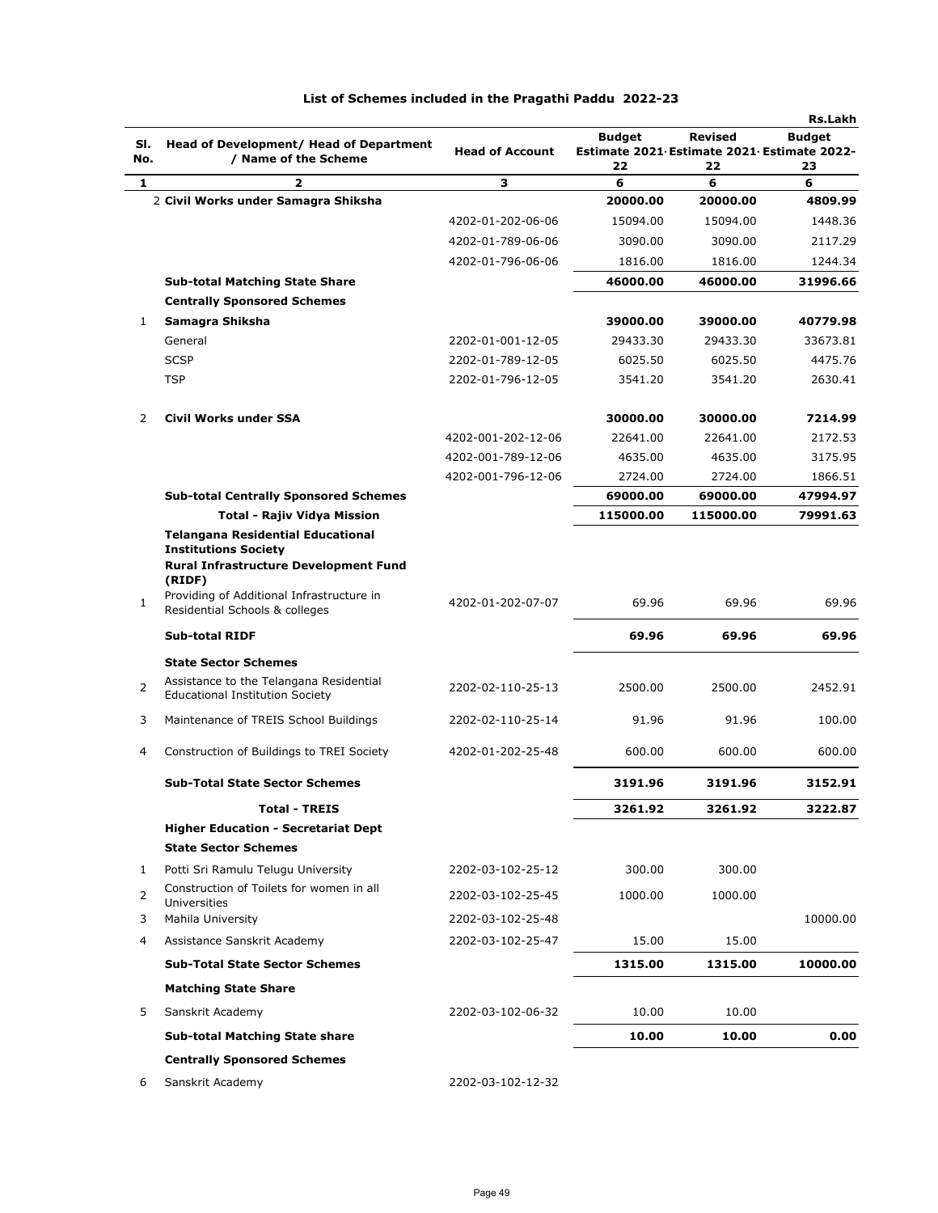## List of Schemes included in the Pragathi Paddu 2022-23

Rs.Lakh

| Sl. No. | Head of Development/ Head of Department / Name of the Scheme | Head of Account | Budget Estimate 2021-22 | Revised Estimate 2021-22 | Budget Estimate 2022-23 |
|---|---|---|---|---|---|
| 1 | 2 | 3 | 6 | 6 | 6 |
| 2 | **Civil Works under Samagra Shiksha** | | **20000.00** | **20000.00** | **4809.99** |
| | | 4202-01-202-06-06 | 15094.00 | 15094.00 | 1448.36 |
| | | 4202-01-789-06-06 | 3090.00 | 3090.00 | 2117.29 |
| | | 4202-01-796-06-06 | 1816.00 | 1816.00 | 1244.34 |
| | **Sub-total Matching State Share** | | **46000.00** | **46000.00** | **31996.66** |
| | **Centrally Sponsored Schemes** | | | | |
| 1 | **Samagra Shiksha** | | **39000.00** | **39000.00** | **40779.98** |
| | General | 2202-01-001-12-05 | 29433.30 | 29433.30 | 33673.81 |
| | SCSP | 2202-01-789-12-05 | 6025.50 | 6025.50 | 4475.76 |
| | TSP | 2202-01-796-12-05 | 3541.20 | 3541.20 | 2630.41 |
| 2 | **Civil Works under SSA** | | **30000.00** | **30000.00** | **7214.99** |
| | | 4202-001-202-12-06 | 22641.00 | 22641.00 | 2172.53 |
| | | 4202-001-789-12-06 | 4635.00 | 4635.00 | 3175.95 |
| | | 4202-001-796-12-06 | 2724.00 | 2724.00 | 1866.51 |
| | **Sub-total Centrally Sponsored Schemes** | | **69000.00** | **69000.00** | **47994.97** |
| | **Total - Rajiv Vidya Mission** | | **115000.00** | **115000.00** | **79991.63** |
| | **Telangana Residential Educational Institutions Society** | | | | |
| | **Rural Infrastructure Development Fund (RIDF)** | | | | |
| 1 | Providing of Additional Infrastructure in Residential Schools & colleges | 4202-01-202-07-07 | 69.96 | 69.96 | 69.96 |
| | **Sub-total RIDF** | | **69.96** | **69.96** | **69.96** |
| | **State Sector Schemes** | | | | |
| 2 | Assistance to the Telangana Residential Educational Institution Society | 2202-02-110-25-13 | 2500.00 | 2500.00 | 2452.91 |
| 3 | Maintenance of TREIS School Buildings | 2202-02-110-25-14 | 91.96 | 91.96 | 100.00 |
| 4 | Construction of Buildings to TREI Society | 4202-01-202-25-48 | 600.00 | 600.00 | 600.00 |
| | **Sub-Total State Sector Schemes** | | **3191.96** | **3191.96** | **3152.91** |
| | **Total - TREIS** | | **3261.92** | **3261.92** | **3222.87** |
| | **Higher Education - Secretariat Dept** | | | | |
| | **State Sector Schemes** | | | | |
| 1 | Potti Sri Ramulu Telugu University | 2202-03-102-25-12 | 300.00 | 300.00 | |
| 2 | Construction of Toilets for women in all Universities | 2202-03-102-25-45 | 1000.00 | 1000.00 | |
| 3 | Mahila University | 2202-03-102-25-48 | | | 10000.00 |
| 4 | Assistance Sanskrit Academy | 2202-03-102-25-47 | 15.00 | 15.00 | |
| | **Sub-Total State Sector Schemes** | | **1315.00** | **1315.00** | **10000.00** |
| | **Matching State Share** | | | | |
| 5 | Sanskrit Academy | 2202-03-102-06-32 | 10.00 | 10.00 | |
| | **Sub-total Matching State share** | | **10.00** | **10.00** | **0.00** |
| | **Centrally Sponsored Schemes** | | | | |
| 6 | Sanskrit Academy | 2202-03-102-12-32 | | | |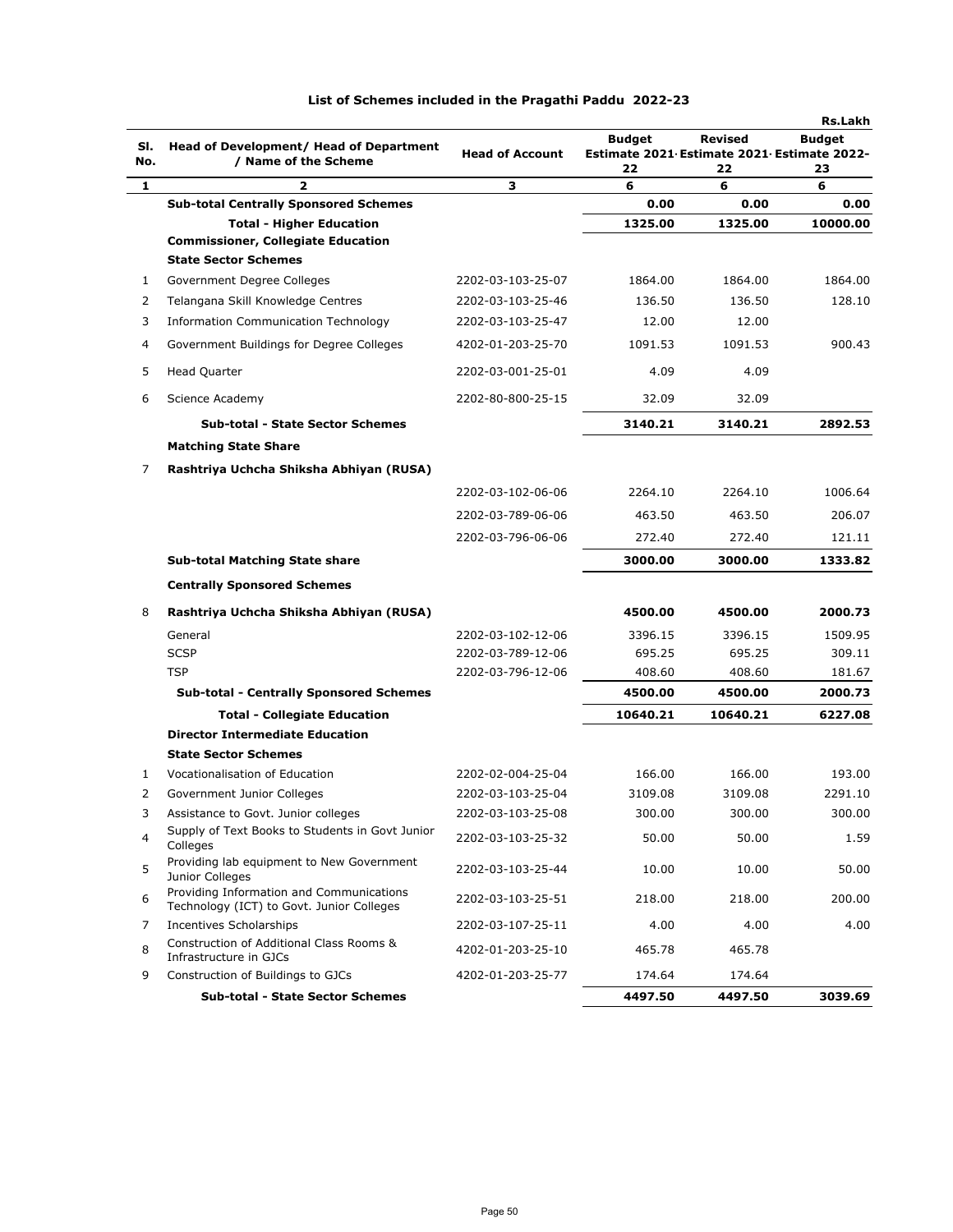## List of Schemes included in the Pragathi Paddu 2022-23

Rs.Lakh

| Sl. No. | Head of Development/ Head of Department / Name of the Scheme | Head of Account | Budget Estimate 2021-22 | Revised Estimate 2021-22 | Budget Estimate 2022-23 |
|---|---|---|---|---|---|
| 1 | 2 | 3 | 6 | 6 | 6 |
| | **Sub-total Centrally Sponsored Schemes** | | **0.00** | **0.00** | **0.00** |
| | **Total - Higher Education** | | **1325.00** | **1325.00** | **10000.00** |
| | **Commissioner, Collegiate Education** | | | | |
| | **State Sector Schemes** | | | | |
| 1 | Government Degree Colleges | 2202-03-103-25-07 | 1864.00 | 1864.00 | 1864.00 |
| 2 | Telangana Skill Knowledge Centres | 2202-03-103-25-46 | 136.50 | 136.50 | 128.10 |
| 3 | Information Communication Technology | 2202-03-103-25-47 | 12.00 | 12.00 | |
| 4 | Government Buildings for Degree Colleges | 4202-01-203-25-70 | 1091.53 | 1091.53 | 900.43 |
| 5 | Head Quarter | 2202-03-001-25-01 | 4.09 | 4.09 | |
| 6 | Science Academy | 2202-80-800-25-15 | 32.09 | 32.09 | |
| | **Sub-total - State Sector Schemes** | | **3140.21** | **3140.21** | **2892.53** |
| | **Matching State Share** | | | | |
| 7 | **Rashtriya Uchcha Shiksha Abhiyan (RUSA)** | | | | |
| | | 2202-03-102-06-06 | 2264.10 | 2264.10 | 1006.64 |
| | | 2202-03-789-06-06 | 463.50 | 463.50 | 206.07 |
| | | 2202-03-796-06-06 | 272.40 | 272.40 | 121.11 |
| | **Sub-total Matching State share** | | **3000.00** | **3000.00** | **1333.82** |
| | **Centrally Sponsored Schemes** | | | | |
| 8 | **Rashtriya Uchcha Shiksha Abhiyan (RUSA)** | | **4500.00** | **4500.00** | **2000.73** |
| | General | 2202-03-102-12-06 | 3396.15 | 3396.15 | 1509.95 |
| | SCSP | 2202-03-789-12-06 | 695.25 | 695.25 | 309.11 |
| | TSP | 2202-03-796-12-06 | 408.60 | 408.60 | 181.67 |
| | **Sub-total - Centrally Sponsored Schemes** | | **4500.00** | **4500.00** | **2000.73** |
| | **Total - Collegiate Education** | | **10640.21** | **10640.21** | **6227.08** |
| | **Director Intermediate Education** | | | | |
| | **State Sector Schemes** | | | | |
| 1 | Vocationalisation of Education | 2202-02-004-25-04 | 166.00 | 166.00 | 193.00 |
| 2 | Government Junior Colleges | 2202-03-103-25-04 | 3109.08 | 3109.08 | 2291.10 |
| 3 | Assistance to Govt. Junior colleges | 2202-03-103-25-08 | 300.00 | 300.00 | 300.00 |
| 4 | Supply of Text Books to Students in Govt Junior Colleges | 2202-03-103-25-32 | 50.00 | 50.00 | 1.59 |
| 5 | Providing lab equipment to New Government Junior Colleges | 2202-03-103-25-44 | 10.00 | 10.00 | 50.00 |
| 6 | Providing Information and Communications Technology (ICT) to Govt. Junior Colleges | 2202-03-103-25-51 | 218.00 | 218.00 | 200.00 |
| 7 | Incentives Scholarships | 2202-03-107-25-11 | 4.00 | 4.00 | 4.00 |
| 8 | Construction of Additional Class Rooms & Infrastructure in GJCs | 4202-01-203-25-10 | 465.78 | 465.78 | |
| 9 | Construction of Buildings to GJCs | 4202-01-203-25-77 | 174.64 | 174.64 | |
| | **Sub-total - State Sector Schemes** | | **4497.50** | **4497.50** | **3039.69** |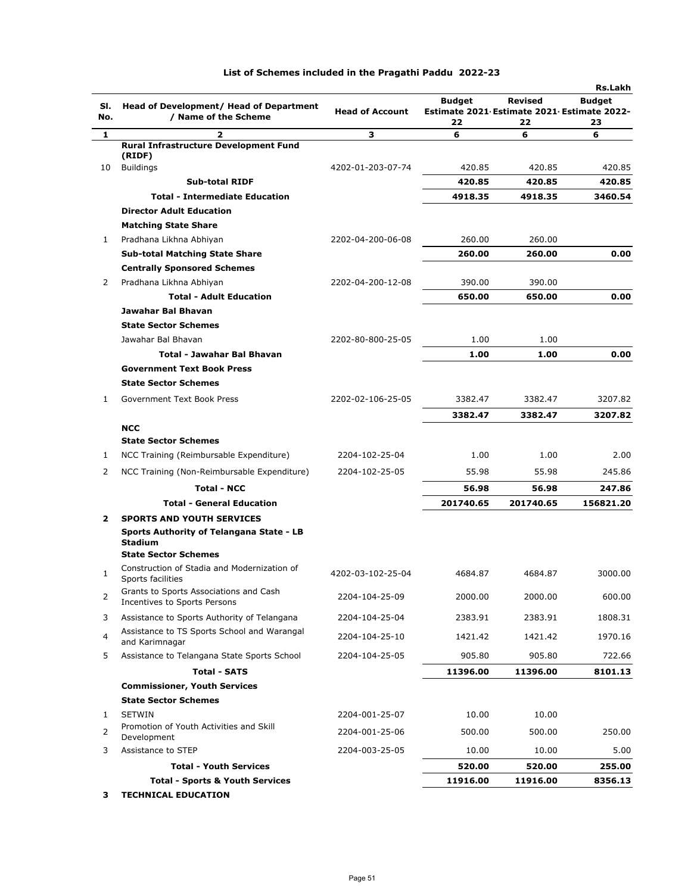## List of Schemes included in the Pragathi Paddu 2022-23

Rs.Lakh

| Sl. No. | Head of Development/ Head of Department / Name of the Scheme | Head of Account | Budget Estimate 2021-22 | Revised Estimate 2021-22 | Budget Estimate 2022-23 |
|---|---|---|---|---|---|
| 1 | 2 | 3 | 6 | 6 | 6 |
| | **Rural Infrastructure Development Fund (RIDF)** | | | | |
| 10 | Buildings | 4202-01-203-07-74 | 420.85 | 420.85 | 420.85 |
| | **Sub-total RIDF** | | **420.85** | **420.85** | **420.85** |
| | **Total - Intermediate Education** | | **4918.35** | **4918.35** | **3460.54** |
| | **Director Adult Education** | | | | |
| | **Matching State Share** | | | | |
| 1 | Pradhana Likhna Abhiyan | 2202-04-200-06-08 | 260.00 | 260.00 | |
| | **Sub-total Matching State Share** | | **260.00** | **260.00** | **0.00** |
| | **Centrally Sponsored Schemes** | | | | |
| 2 | Pradhana Likhna Abhiyan | 2202-04-200-12-08 | 390.00 | 390.00 | |
| | **Total - Adult Education** | | **650.00** | **650.00** | **0.00** |
| | **Jawahar Bal Bhavan** | | | | |
| | **State Sector Schemes** | | | | |
| | Jawahar Bal Bhavan | 2202-80-800-25-05 | 1.00 | 1.00 | |
| | **Total - Jawahar Bal Bhavan** | | **1.00** | **1.00** | **0.00** |
| | **Government Text Book Press** | | | | |
| | **State Sector Schemes** | | | | |
| 1 | Government Text Book Press | 2202-02-106-25-05 | 3382.47 | 3382.47 | 3207.82 |
| | | | **3382.47** | **3382.47** | **3207.82** |
| | **NCC** | | | | |
| | **State Sector Schemes** | | | | |
| 1 | NCC Training (Reimbursable Expenditure) | 2204-102-25-04 | 1.00 | 1.00 | 2.00 |
| 2 | NCC Training (Non-Reimbursable Expenditure) | 2204-102-25-05 | 55.98 | 55.98 | 245.86 |
| | **Total - NCC** | | **56.98** | **56.98** | **247.86** |
| | **Total - General Education** | | **201740.65** | **201740.65** | **156821.20** |
| **2** | **SPORTS AND YOUTH SERVICES** | | | | |
| | **Sports Authority of Telangana State - LB Stadium** | | | | |
| | **State Sector Schemes** | | | | |
| 1 | Construction of Stadia and Modernization of Sports facilities | 4202-03-102-25-04 | 4684.87 | 4684.87 | 3000.00 |
| 2 | Grants to Sports Associations and Cash Incentives to Sports Persons | 2204-104-25-09 | 2000.00 | 2000.00 | 600.00 |
| 3 | Assistance to Sports Authority of Telangana | 2204-104-25-04 | 2383.91 | 2383.91 | 1808.31 |
| 4 | Assistance to TS Sports School and Warangal and Karimnagar | 2204-104-25-10 | 1421.42 | 1421.42 | 1970.16 |
| 5 | Assistance to Telangana State Sports School | 2204-104-25-05 | 905.80 | 905.80 | 722.66 |
| | **Total - SATS** | | **11396.00** | **11396.00** | **8101.13** |
| | **Commissioner, Youth Services** | | | | |
| | **State Sector Schemes** | | | | |
| 1 | SETWIN | 2204-001-25-07 | 10.00 | 10.00 | |
| 2 | Promotion of Youth Activities and Skill Development | 2204-001-25-06 | 500.00 | 500.00 | 250.00 |
| 3 | Assistance to STEP | 2204-003-25-05 | 10.00 | 10.00 | 5.00 |
| | **Total - Youth Services** | | **520.00** | **520.00** | **255.00** |
| | **Total - Sports & Youth Services** | | **11916.00** | **11916.00** | **8356.13** |
| **3** | **TECHNICAL EDUCATION** | | | | |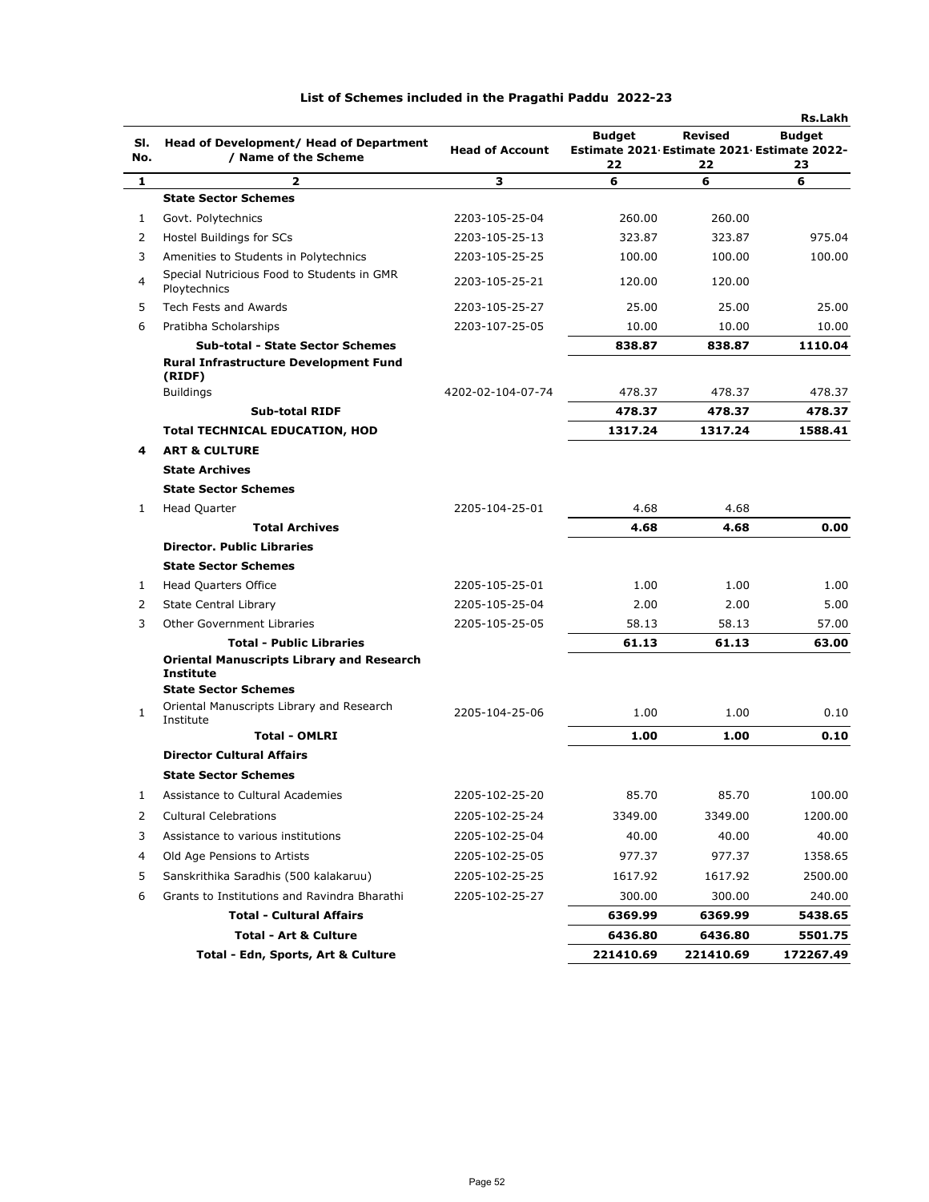## List of Schemes included in the Pragathi Paddu 2022-23

Rs.Lakh

| Sl. No. | Head of Development/ Head of Department / Name of the Scheme | Head of Account | Budget Estimate 2021-22 | Revised Estimate 2021-22 | Budget Estimate 2022-23 |
|---|---|---|---|---|---|
| 1 | 2 | 3 | 6 | 6 | 6 |
| | **State Sector Schemes** | | | | |
| 1 | Govt. Polytechnics | 2203-105-25-04 | 260.00 | 260.00 | |
| 2 | Hostel Buildings for SCs | 2203-105-25-13 | 323.87 | 323.87 | 975.04 |
| 3 | Amenities to Students in Polytechnics | 2203-105-25-25 | 100.00 | 100.00 | 100.00 |
| 4 | Special Nutricious Food to Students in GMR Ploytechnics | 2203-105-25-21 | 120.00 | 120.00 | |
| 5 | Tech Fests and Awards | 2203-105-25-27 | 25.00 | 25.00 | 25.00 |
| 6 | Pratibha Scholarships | 2203-107-25-05 | 10.00 | 10.00 | 10.00 |
| | **Sub-total - State Sector Schemes** | | **838.87** | **838.87** | **1110.04** |
| | **Rural Infrastructure Development Fund (RIDF)** | | | | |
| | Buildings | 4202-02-104-07-74 | 478.37 | 478.37 | 478.37 |
| | **Sub-total RIDF** | | **478.37** | **478.37** | **478.37** |
| | **Total TECHNICAL EDUCATION, HOD** | | **1317.24** | **1317.24** | **1588.41** |
| **4** | **ART & CULTURE** | | | | |
| | **State Archives** | | | | |
| | **State Sector Schemes** | | | | |
| 1 | Head Quarter | 2205-104-25-01 | 4.68 | 4.68 | |
| | **Total Archives** | | **4.68** | **4.68** | **0.00** |
| | **Director. Public Libraries** | | | | |
| | **State Sector Schemes** | | | | |
| 1 | Head Quarters Office | 2205-105-25-01 | 1.00 | 1.00 | 1.00 |
| 2 | State Central Library | 2205-105-25-04 | 2.00 | 2.00 | 5.00 |
| 3 | Other Government Libraries | 2205-105-25-05 | 58.13 | 58.13 | 57.00 |
| | **Total - Public Libraries** | | **61.13** | **61.13** | **63.00** |
| | **Oriental Manuscripts Library and Research Institute** | | | | |
| | **State Sector Schemes** | | | | |
| 1 | Oriental Manuscripts Library and Research Institute | 2205-104-25-06 | 1.00 | 1.00 | 0.10 |
| | **Total - OMLRI** | | **1.00** | **1.00** | **0.10** |
| | **Director Cultural Affairs** | | | | |
| | **State Sector Schemes** | | | | |
| 1 | Assistance to Cultural Academies | 2205-102-25-20 | 85.70 | 85.70 | 100.00 |
| 2 | Cultural Celebrations | 2205-102-25-24 | 3349.00 | 3349.00 | 1200.00 |
| 3 | Assistance to various institutions | 2205-102-25-04 | 40.00 | 40.00 | 40.00 |
| 4 | Old Age Pensions to Artists | 2205-102-25-05 | 977.37 | 977.37 | 1358.65 |
| 5 | Sanskrithika Saradhis (500 kalakaruu) | 2205-102-25-25 | 1617.92 | 1617.92 | 2500.00 |
| 6 | Grants to Institutions and Ravindra Bharathi | 2205-102-25-27 | 300.00 | 300.00 | 240.00 |
| | **Total - Cultural Affairs** | | **6369.99** | **6369.99** | **5438.65** |
| | **Total - Art & Culture** | | **6436.80** | **6436.80** | **5501.75** |
| | **Total - Edn, Sports, Art & Culture** | | **221410.69** | **221410.69** | **172267.49** |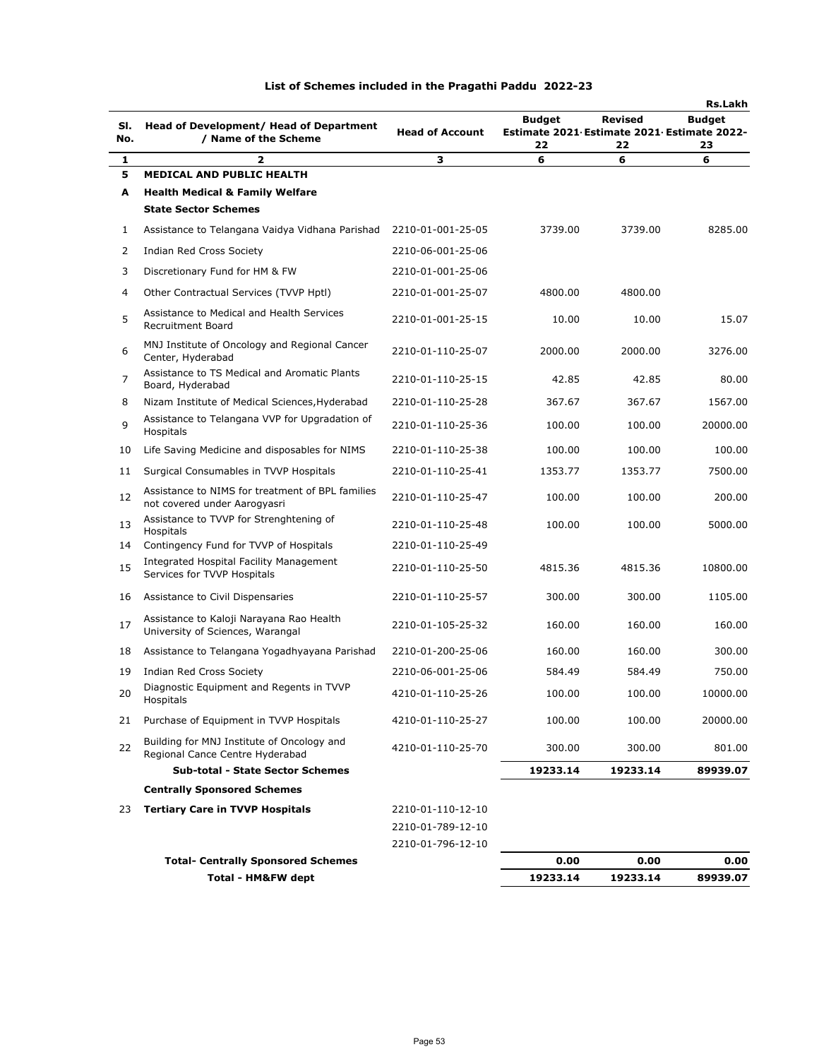# List of Schemes included in the Pragathi Paddu 2022-23

Rs.Lakh

| Sl. No. | Head of Development/ Head of Department / Name of the Scheme | Head of Account | Budget Estimate 2021-22 | Revised Estimate 2021-22 | Budget Estimate 2022-23 |
|---|---|---|---|---|---|
| 1 | 2 | 3 | 6 | 6 | 6 |
| 5 | **MEDICAL AND PUBLIC HEALTH** | | | | |
| A | **Health Medical & Family Welfare** | | | | |
| | **State Sector Schemes** | | | | |
| 1 | Assistance to Telangana Vaidya Vidhana Parishad | 2210-01-001-25-05 | 3739.00 | 3739.00 | 8285.00 |
| 2 | Indian Red Cross Society | 2210-06-001-25-06 | | | |
| 3 | Discretionary Fund for HM & FW | 2210-01-001-25-06 | | | |
| 4 | Other Contractual Services (TVVP Hptl) | 2210-01-001-25-07 | 4800.00 | 4800.00 | |
| 5 | Assistance to Medical and Health Services Recruitment Board | 2210-01-001-25-15 | 10.00 | 10.00 | 15.07 |
| 6 | MNJ Institute of Oncology and Regional Cancer Center, Hyderabad | 2210-01-110-25-07 | 2000.00 | 2000.00 | 3276.00 |
| 7 | Assistance to TS Medical and Aromatic Plants Board, Hyderabad | 2210-01-110-25-15 | 42.85 | 42.85 | 80.00 |
| 8 | Nizam Institute of Medical Sciences,Hyderabad | 2210-01-110-25-28 | 367.67 | 367.67 | 1567.00 |
| 9 | Assistance to Telangana VVP for Upgradation of Hospitals | 2210-01-110-25-36 | 100.00 | 100.00 | 20000.00 |
| 10 | Life Saving Medicine and disposables for NIMS | 2210-01-110-25-38 | 100.00 | 100.00 | 100.00 |
| 11 | Surgical Consumables in TVVP Hospitals | 2210-01-110-25-41 | 1353.77 | 1353.77 | 7500.00 |
| 12 | Assistance to NIMS for treatment of BPL families not covered under Aarogyasri | 2210-01-110-25-47 | 100.00 | 100.00 | 200.00 |
| 13 | Assistance to TVVP for Strenghtening of Hospitals | 2210-01-110-25-48 | 100.00 | 100.00 | 5000.00 |
| 14 | Contingency Fund for TVVP of Hospitals | 2210-01-110-25-49 | | | |
| 15 | Integrated Hospital Facility Management Services for TVVP Hospitals | 2210-01-110-25-50 | 4815.36 | 4815.36 | 10800.00 |
| 16 | Assistance to Civil Dispensaries | 2210-01-110-25-57 | 300.00 | 300.00 | 1105.00 |
| 17 | Assistance to Kaloji Narayana Rao Health University of Sciences, Warangal | 2210-01-105-25-32 | 160.00 | 160.00 | 160.00 |
| 18 | Assistance to Telangana Yogadhyayana Parishad | 2210-01-200-25-06 | 160.00 | 160.00 | 300.00 |
| 19 | Indian Red Cross Society | 2210-06-001-25-06 | 584.49 | 584.49 | 750.00 |
| 20 | Diagnostic Equipment and Regents in TVVP Hospitals | 4210-01-110-25-26 | 100.00 | 100.00 | 10000.00 |
| 21 | Purchase of Equipment in TVVP Hospitals | 4210-01-110-25-27 | 100.00 | 100.00 | 20000.00 |
| 22 | Building for MNJ Institute of Oncology and Regional Cance Centre Hyderabad | 4210-01-110-25-70 | 300.00 | 300.00 | 801.00 |
| | **Sub-total - State Sector Schemes** | | **19233.14** | **19233.14** | **89939.07** |
| | **Centrally Sponsored Schemes** | | | | |
| 23 | **Tertiary Care in TVVP Hospitals** | 2210-01-110-12-10 | | | |
| | | 2210-01-789-12-10 | | | |
| | | 2210-01-796-12-10 | | | |
| | **Total- Centrally Sponsored Schemes** | | **0.00** | **0.00** | **0.00** |
| | **Total - HM&FW dept** | | **19233.14** | **19233.14** | **89939.07** |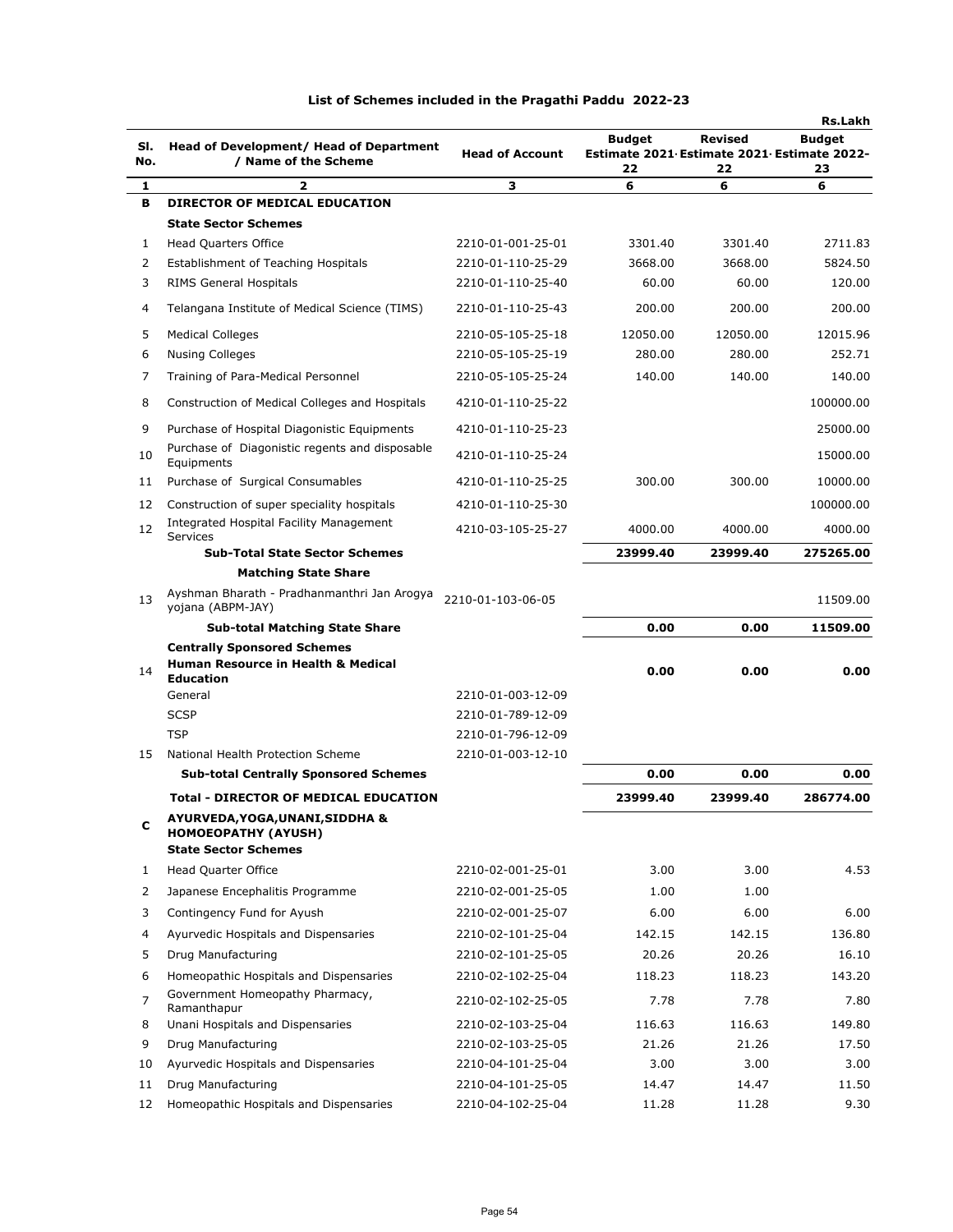## List of Schemes included in the Pragathi Paddu 2022-23

Rs.Lakh

| Sl. No. | Head of Development/ Head of Department / Name of the Scheme | Head of Account | Budget Estimate 2021-22 | Revised Estimate 2021-22 | Budget Estimate 2022-23 |
|---|---|---|---|---|---|
| 1 | 2 | 3 | 6 | 6 | 6 |
| **B** | **DIRECTOR OF MEDICAL EDUCATION** | | | | |
| | **State Sector Schemes** | | | | |
| 1 | Head Quarters Office | 2210-01-001-25-01 | 3301.40 | 3301.40 | 2711.83 |
| 2 | Establishment of Teaching Hospitals | 2210-01-110-25-29 | 3668.00 | 3668.00 | 5824.50 |
| 3 | RIMS General Hospitals | 2210-01-110-25-40 | 60.00 | 60.00 | 120.00 |
| 4 | Telangana Institute of Medical Science (TIMS) | 2210-01-110-25-43 | 200.00 | 200.00 | 200.00 |
| 5 | Medical Colleges | 2210-05-105-25-18 | 12050.00 | 12050.00 | 12015.96 |
| 6 | Nusing Colleges | 2210-05-105-25-19 | 280.00 | 280.00 | 252.71 |
| 7 | Training of Para-Medical Personnel | 2210-05-105-25-24 | 140.00 | 140.00 | 140.00 |
| 8 | Construction of Medical Colleges and Hospitals | 4210-01-110-25-22 | | | 100000.00 |
| 9 | Purchase of Hospital Diagonistic Equipments | 4210-01-110-25-23 | | | 25000.00 |
| 10 | Purchase of Diagonistic regents and disposable Equipments | 4210-01-110-25-24 | | | 15000.00 |
| 11 | Purchase of Surgical Consumables | 4210-01-110-25-25 | 300.00 | 300.00 | 10000.00 |
| 12 | Construction of super speciality hospitals | 4210-01-110-25-30 | | | 100000.00 |
| 12 | Integrated Hospital Facility Management Services | 4210-03-105-25-27 | 4000.00 | 4000.00 | 4000.00 |
| | **Sub-Total State Sector Schemes** | | **23999.40** | **23999.40** | **275265.00** |
| | **Matching State Share** | | | | |
| 13 | Ayshman Bharath - Pradhanmanthri Jan Arogya yojana (ABPM-JAY) | 2210-01-103-06-05 | | | 11509.00 |
| | **Sub-total Matching State Share** | | **0.00** | **0.00** | **11509.00** |
| | **Centrally Sponsored Schemes** | | | | |
| 14 | **Human Resource in Health & Medical Education** | | **0.00** | **0.00** | **0.00** |
| | General | 2210-01-003-12-09 | | | |
| | SCSP | 2210-01-789-12-09 | | | |
| | TSP | 2210-01-796-12-09 | | | |
| 15 | National Health Protection Scheme | 2210-01-003-12-10 | | | |
| | **Sub-total Centrally Sponsored Schemes** | | **0.00** | **0.00** | **0.00** |
| | **Total - DIRECTOR OF MEDICAL EDUCATION** | | **23999.40** | **23999.40** | **286774.00** |
| **C** | **AYURVEDA,YOGA,UNANI,SIDDHA & HOMOEOPATHY (AYUSH)** | | | | |
| | **State Sector Schemes** | | | | |
| 1 | Head Quarter Office | 2210-02-001-25-01 | 3.00 | 3.00 | 4.53 |
| 2 | Japanese Encephalitis Programme | 2210-02-001-25-05 | 1.00 | 1.00 | |
| 3 | Contingency Fund for Ayush | 2210-02-001-25-07 | 6.00 | 6.00 | 6.00 |
| 4 | Ayurvedic Hospitals and Dispensaries | 2210-02-101-25-04 | 142.15 | 142.15 | 136.80 |
| 5 | Drug Manufacturing | 2210-02-101-25-05 | 20.26 | 20.26 | 16.10 |
| 6 | Homeopathic Hospitals and Dispensaries | 2210-02-102-25-04 | 118.23 | 118.23 | 143.20 |
| 7 | Government Homeopathy Pharmacy, Ramanthapur | 2210-02-102-25-05 | 7.78 | 7.78 | 7.80 |
| 8 | Unani Hospitals and Dispensaries | 2210-02-103-25-04 | 116.63 | 116.63 | 149.80 |
| 9 | Drug Manufacturing | 2210-02-103-25-05 | 21.26 | 21.26 | 17.50 |
| 10 | Ayurvedic Hospitals and Dispensaries | 2210-04-101-25-04 | 3.00 | 3.00 | 3.00 |
| 11 | Drug Manufacturing | 2210-04-101-25-05 | 14.47 | 14.47 | 11.50 |
| 12 | Homeopathic Hospitals and Dispensaries | 2210-04-102-25-04 | 11.28 | 11.28 | 9.30 |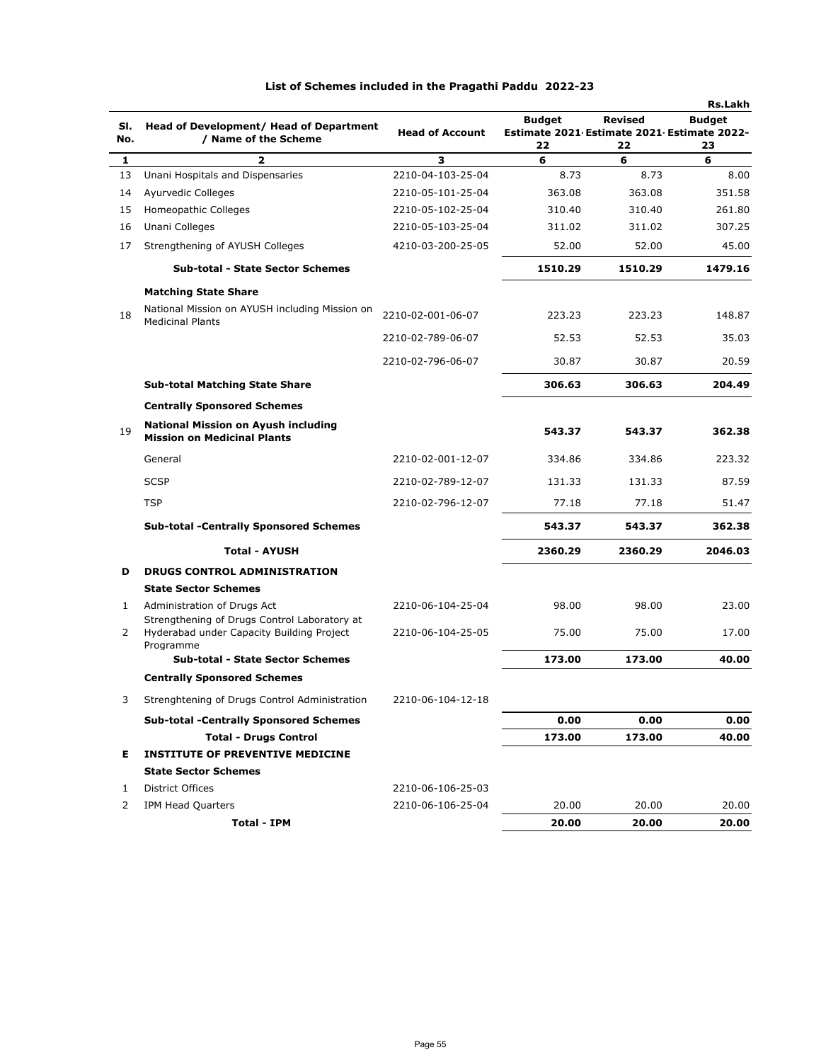## List of Schemes included in the Pragathi Paddu 2022-23

Rs.Lakh

| Sl. No. | Head of Development/ Head of Department / Name of the Scheme | Head of Account | Budget Estimate 2021-22 | Revised Estimate 2021-22 | Budget Estimate 2022-23 |
|---|---|---|---|---|---|
| 1 | 2 | 3 | 6 | 6 | 6 |
| 13 | Unani Hospitals and Dispensaries | 2210-04-103-25-04 | 8.73 | 8.73 | 8.00 |
| 14 | Ayurvedic Colleges | 2210-05-101-25-04 | 363.08 | 363.08 | 351.58 |
| 15 | Homeopathic Colleges | 2210-05-102-25-04 | 310.40 | 310.40 | 261.80 |
| 16 | Unani Colleges | 2210-05-103-25-04 | 311.02 | 311.02 | 307.25 |
| 17 | Strengthening of AYUSH Colleges | 4210-03-200-25-05 | 52.00 | 52.00 | 45.00 |
| | **Sub-total - State Sector Schemes** | | **1510.29** | **1510.29** | **1479.16** |
| | **Matching State Share** | | | | |
| 18 | National Mission on AYUSH including Mission on Medicinal Plants | 2210-02-001-06-07 | 223.23 | 223.23 | 148.87 |
| | | 2210-02-789-06-07 | 52.53 | 52.53 | 35.03 |
| | | 2210-02-796-06-07 | 30.87 | 30.87 | 20.59 |
| | **Sub-total Matching State Share** | | **306.63** | **306.63** | **204.49** |
| | **Centrally Sponsored Schemes** | | | | |
| 19 | **National Mission on Ayush including Mission on Medicinal Plants** | | **543.37** | **543.37** | **362.38** |
| | General | 2210-02-001-12-07 | 334.86 | 334.86 | 223.32 |
| | SCSP | 2210-02-789-12-07 | 131.33 | 131.33 | 87.59 |
| | TSP | 2210-02-796-12-07 | 77.18 | 77.18 | 51.47 |
| | **Sub-total -Centrally Sponsored Schemes** | | **543.37** | **543.37** | **362.38** |
| | **Total - AYUSH** | | **2360.29** | **2360.29** | **2046.03** |
| **D** | **DRUGS CONTROL ADMINISTRATION** | | | | |
| | **State Sector Schemes** | | | | |
| 1 | Administration of Drugs Act | 2210-06-104-25-04 | 98.00 | 98.00 | 23.00 |
| 2 | Strengthening of Drugs Control Laboratory at Hyderabad under Capacity Building Project Programme | 2210-06-104-25-05 | 75.00 | 75.00 | 17.00 |
| | **Sub-total - State Sector Schemes** | | **173.00** | **173.00** | **40.00** |
| | **Centrally Sponsored Schemes** | | | | |
| 3 | Strenghtening of Drugs Control Administration | 2210-06-104-12-18 | | | |
| | **Sub-total -Centrally Sponsored Schemes** | | **0.00** | **0.00** | **0.00** |
| | **Total - Drugs Control** | | **173.00** | **173.00** | **40.00** |
| **E** | **INSTITUTE OF PREVENTIVE MEDICINE** | | | | |
| | **State Sector Schemes** | | | | |
| 1 | District Offices | 2210-06-106-25-03 | | | |
| 2 | IPM Head Quarters | 2210-06-106-25-04 | 20.00 | 20.00 | 20.00 |
| | **Total - IPM** | | **20.00** | **20.00** | **20.00** |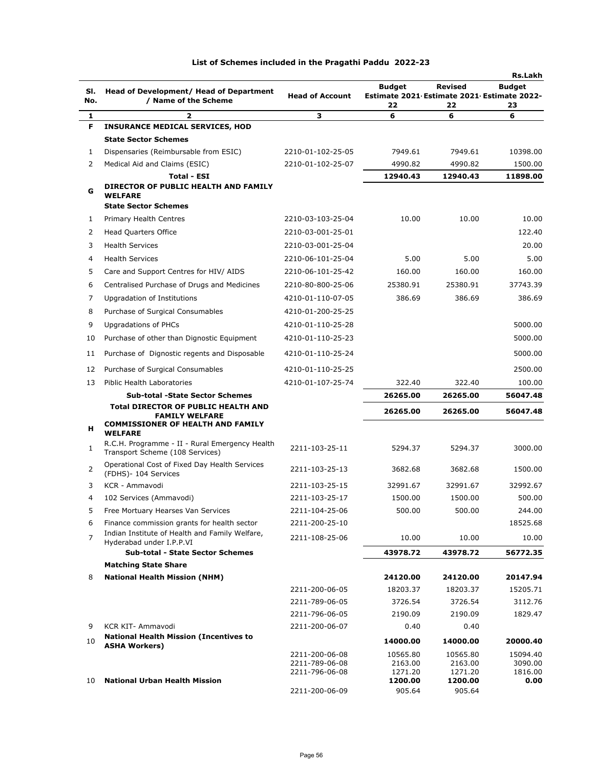## List of Schemes included in the Pragathi Paddu 2022-23

Rs.Lakh

| Sl. No. | Head of Development/ Head of Department / Name of the Scheme | Head of Account | Budget Estimate 2021-22 | Revised Estimate 2021-22 | Budget Estimate 2022-23 |
|---|---|---|---|---|---|
| 1 | 2 | 3 | 6 | 6 | 6 |
| **F** | **INSURANCE MEDICAL SERVICES, HOD** | | | | |
| | **State Sector Schemes** | | | | |
| 1 | Dispensaries (Reimbursable from ESIC) | 2210-01-102-25-05 | 7949.61 | 7949.61 | 10398.00 |
| 2 | Medical Aid and Claims (ESIC) | 2210-01-102-25-07 | 4990.82 | 4990.82 | 1500.00 |
| | **Total - ESI** | | **12940.43** | **12940.43** | **11898.00** |
| **G** | **DIRECTOR OF PUBLIC HEALTH AND FAMILY WELFARE** | | | | |
| | **State Sector Schemes** | | | | |
| 1 | Primary Health Centres | 2210-03-103-25-04 | 10.00 | 10.00 | 10.00 |
| 2 | Head Quarters Office | 2210-03-001-25-01 | | | 122.40 |
| 3 | Health Services | 2210-03-001-25-04 | | | 20.00 |
| 4 | Health Services | 2210-06-101-25-04 | 5.00 | 5.00 | 5.00 |
| 5 | Care and Support Centres for HIV/ AIDS | 2210-06-101-25-42 | 160.00 | 160.00 | 160.00 |
| 6 | Centralised Purchase of Drugs and Medicines | 2210-80-800-25-06 | 25380.91 | 25380.91 | 37743.39 |
| 7 | Upgradation of Institutions | 4210-01-110-07-05 | 386.69 | 386.69 | 386.69 |
| 8 | Purchase of Surgical Consumables | 4210-01-200-25-25 | | | |
| 9 | Upgradations of PHCs | 4210-01-110-25-28 | | | 5000.00 |
| 10 | Purchase of other than Dignostic Equipment | 4210-01-110-25-23 | | | 5000.00 |
| 11 | Purchase of Dignostic regents and Disposable | 4210-01-110-25-24 | | | 5000.00 |
| 12 | Purchase of Surgical Consumables | 4210-01-110-25-25 | | | 2500.00 |
| 13 | Piblic Health Laboratories | 4210-01-107-25-74 | 322.40 | 322.40 | 100.00 |
| | **Sub-total -State Sector Schemes** | | **26265.00** | **26265.00** | **56047.48** |
| | **Total DIRECTOR OF PUBLIC HEALTH AND FAMILY WELFARE** | | **26265.00** | **26265.00** | **56047.48** |
| **H** | **COMMISSIONER OF HEALTH AND FAMILY WELFARE** | | | | |
| 1 | R.C.H. Programme - II - Rural Emergency Health Transport Scheme (108 Services) | 2211-103-25-11 | 5294.37 | 5294.37 | 3000.00 |
| 2 | Operational Cost of Fixed Day Health Services (FDHS)- 104 Services | 2211-103-25-13 | 3682.68 | 3682.68 | 1500.00 |
| 3 | KCR - Ammavodi | 2211-103-25-15 | 32991.67 | 32991.67 | 32992.67 |
| 4 | 102 Services (Ammavodi) | 2211-103-25-17 | 1500.00 | 1500.00 | 500.00 |
| 5 | Free Mortuary Hearses Van Services | 2211-104-25-06 | 500.00 | 500.00 | 244.00 |
| 6 | Finance commission grants for health sector | 2211-200-25-10 | | | 18525.68 |
| 7 | Indian Institute of Health and Family Welfare, Hyderabad under I.P.P.VI | 2211-108-25-06 | 10.00 | 10.00 | 10.00 |
| | **Sub-total - State Sector Schemes** | | **43978.72** | **43978.72** | **56772.35** |
| | **Matching State Share** | | | | |
| 8 | **National Health Mission (NHM)** | | **24120.00** | **24120.00** | **20147.94** |
| | | 2211-200-06-05 | 18203.37 | 18203.37 | 15205.71 |
| | | 2211-789-06-05 | 3726.54 | 3726.54 | 3112.76 |
| | | 2211-796-06-05 | 2190.09 | 2190.09 | 1829.47 |
| 9 | KCR KIT- Ammavodi | 2211-200-06-07 | 0.40 | 0.40 | |
| 10 | **National Health Mission (Incentives to ASHA Workers)** | | **14000.00** | **14000.00** | **20000.40** |
| | | 2211-200-06-08 | 10565.80 | 10565.80 | 15094.40 |
| | | 2211-789-06-08 | 2163.00 | 2163.00 | 3090.00 |
| | | 2211-796-06-08 | 1271.20 | 1271.20 | 1816.00 |
| 10 | **National Urban Health Mission** | | **1200.00** | **1200.00** | **0.00** |
| | | 2211-200-06-09 | 905.64 | 905.64 | |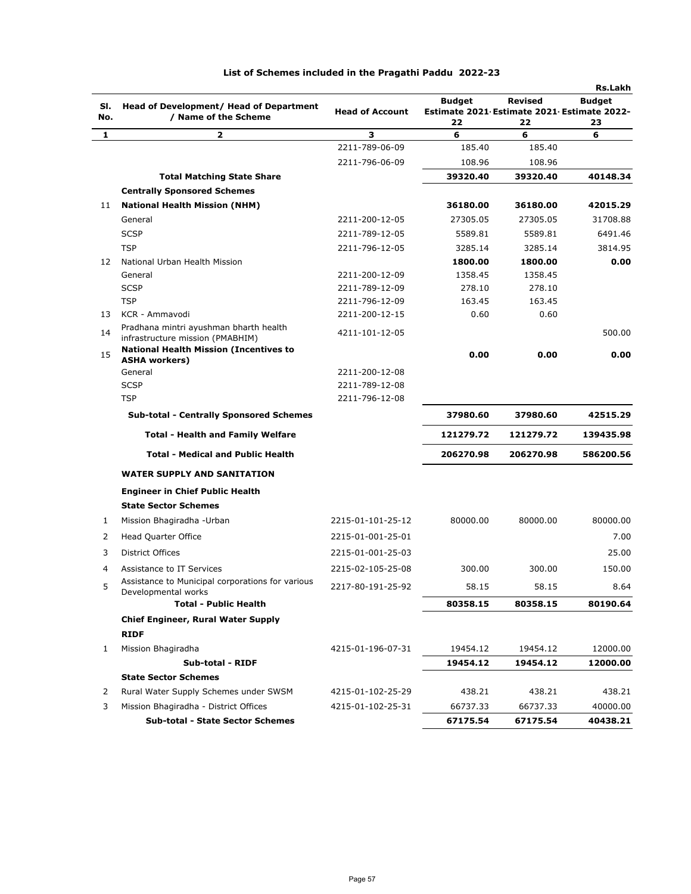# List of Schemes included in the Pragathi Paddu 2022-23

Rs.Lakh

| Sl. No. | Head of Development/ Head of Department / Name of the Scheme | Head of Account | Budget Estimate 2021-22 | Revised Estimate 2021-22 | Budget Estimate 2022-23 |
|---|---|---|---|---|---|
| 1 | 2 | 3 | 6 | 6 | 6 |
| | | 2211-789-06-09 | 185.40 | 185.40 | |
| | | 2211-796-06-09 | 108.96 | 108.96 | |
| | **Total Matching State Share** | | **39320.40** | **39320.40** | **40148.34** |
| | **Centrally Sponsored Schemes** | | | | |
| 11 | **National Health Mission (NHM)** | | **36180.00** | **36180.00** | **42015.29** |
| | General | 2211-200-12-05 | 27305.05 | 27305.05 | 31708.88 |
| | SCSP | 2211-789-12-05 | 5589.81 | 5589.81 | 6491.46 |
| | TSP | 2211-796-12-05 | 3285.14 | 3285.14 | 3814.95 |
| 12 | National Urban Health Mission | | **1800.00** | **1800.00** | **0.00** |
| | General | 2211-200-12-09 | 1358.45 | 1358.45 | |
| | SCSP | 2211-789-12-09 | 278.10 | 278.10 | |
| | TSP | 2211-796-12-09 | 163.45 | 163.45 | |
| 13 | KCR - Ammavodi | 2211-200-12-15 | 0.60 | 0.60 | |
| 14 | Pradhana mintri ayushman bharth health infrastructure mission (PMABHIM) | 4211-101-12-05 | | | 500.00 |
| 15 | **National Health Mission (Incentives to ASHA workers)** | | **0.00** | **0.00** | **0.00** |
| | General | 2211-200-12-08 | | | |
| | SCSP | 2211-789-12-08 | | | |
| | TSP | 2211-796-12-08 | | | |
| | **Sub-total - Centrally Sponsored Schemes** | | **37980.60** | **37980.60** | **42515.29** |
| | **Total - Health and Family Welfare** | | **121279.72** | **121279.72** | **139435.98** |
| | **Total - Medical and Public Health** | | **206270.98** | **206270.98** | **586200.56** |
| | **WATER SUPPLY AND SANITATION** | | | | |
| | **Engineer in Chief Public Health** | | | | |
| | **State Sector Schemes** | | | | |
| 1 | Mission Bhagiradha -Urban | 2215-01-101-25-12 | 80000.00 | 80000.00 | 80000.00 |
| 2 | Head Quarter Office | 2215-01-001-25-01 | | | 7.00 |
| 3 | District Offices | 2215-01-001-25-03 | | | 25.00 |
| 4 | Assistance to IT Services | 2215-02-105-25-08 | 300.00 | 300.00 | 150.00 |
| 5 | Assistance to Municipal corporations for various Developmental works | 2217-80-191-25-92 | 58.15 | 58.15 | 8.64 |
| | **Total - Public Health** | | **80358.15** | **80358.15** | **80190.64** |
| | **Chief Engineer, Rural Water Supply** | | | | |
| | **RIDF** | | | | |
| 1 | Mission Bhagiradha | 4215-01-196-07-31 | 19454.12 | 19454.12 | 12000.00 |
| | **Sub-total - RIDF** | | **19454.12** | **19454.12** | **12000.00** |
| | **State Sector Schemes** | | | | |
| 2 | Rural Water Supply Schemes under SWSM | 4215-01-102-25-29 | 438.21 | 438.21 | 438.21 |
| 3 | Mission Bhagiradha - District Offices | 4215-01-102-25-31 | 66737.33 | 66737.33 | 40000.00 |
| | **Sub-total - State Sector Schemes** | | **67175.54** | **67175.54** | **40438.21** |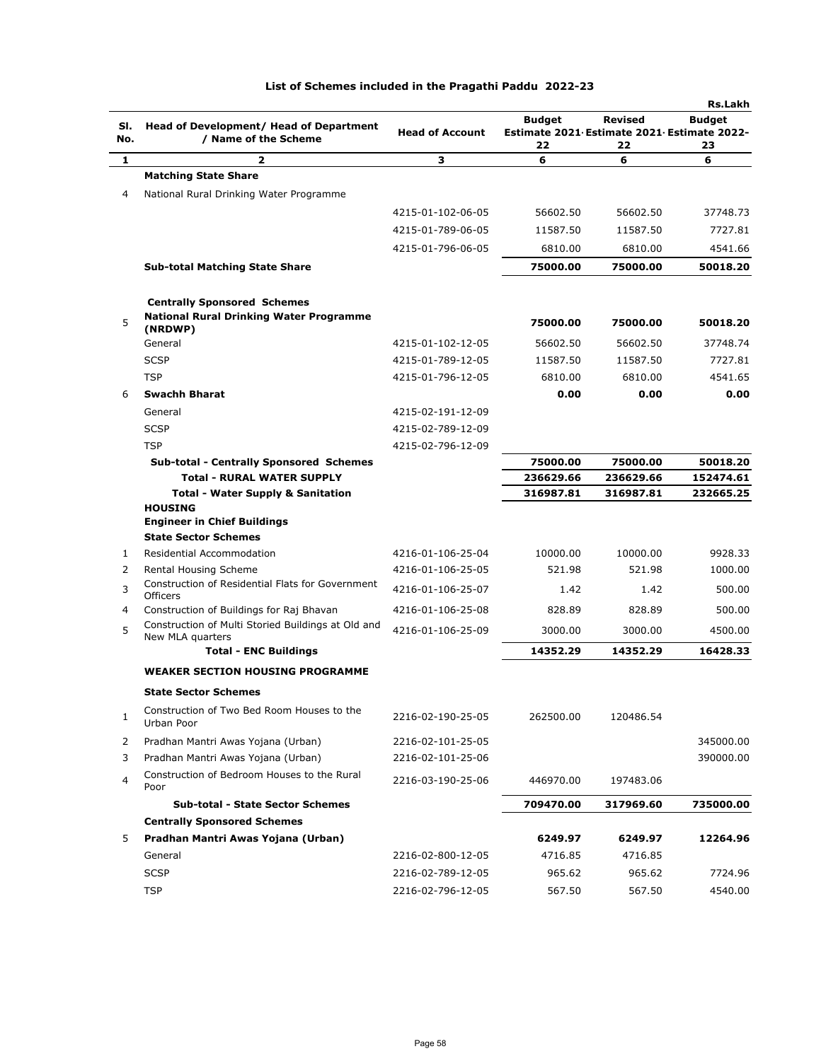## List of Schemes included in the Pragathi Paddu 2022-23

Rs.Lakh

| Sl. No. | Head of Development/ Head of Department / Name of the Scheme | Head of Account | Budget Estimate 2021-22 | Revised Estimate 2021-22 | Budget Estimate 2022-23 |
|---|---|---|---|---|---|
| 1 | 2 | 3 | 6 | 6 | 6 |
| | **Matching State Share** | | | | |
| 4 | National Rural Drinking Water Programme | | | | |
| | | 4215-01-102-06-05 | 56602.50 | 56602.50 | 37748.73 |
| | | 4215-01-789-06-05 | 11587.50 | 11587.50 | 7727.81 |
| | | 4215-01-796-06-05 | 6810.00 | 6810.00 | 4541.66 |
| | **Sub-total Matching State Share** | | **75000.00** | **75000.00** | **50018.20** |
| | **Centrally Sponsored Schemes** | | | | |
| 5 | **National Rural Drinking Water Programme (NRDWP)** | | **75000.00** | **75000.00** | **50018.20** |
| | General | 4215-01-102-12-05 | 56602.50 | 56602.50 | 37748.74 |
| | SCSP | 4215-01-789-12-05 | 11587.50 | 11587.50 | 7727.81 |
| | TSP | 4215-01-796-12-05 | 6810.00 | 6810.00 | 4541.65 |
| 6 | **Swachh Bharat** | | **0.00** | **0.00** | **0.00** |
| | General | 4215-02-191-12-09 | | | |
| | SCSP | 4215-02-789-12-09 | | | |
| | TSP | 4215-02-796-12-09 | | | |
| | **Sub-total - Centrally Sponsored Schemes** | | **75000.00** | **75000.00** | **50018.20** |
| | **Total - RURAL WATER SUPPLY** | | **236629.66** | **236629.66** | **152474.61** |
| | **Total - Water Supply & Sanitation** | | **316987.81** | **316987.81** | **232665.25** |
| | **HOUSING** | | | | |
| | **Engineer in Chief Buildings** | | | | |
| | **State Sector Schemes** | | | | |
| 1 | Residential Accommodation | 4216-01-106-25-04 | 10000.00 | 10000.00 | 9928.33 |
| 2 | Rental Housing Scheme | 4216-01-106-25-05 | 521.98 | 521.98 | 1000.00 |
| 3 | Construction of Residential Flats for Government Officers | 4216-01-106-25-07 | 1.42 | 1.42 | 500.00 |
| 4 | Construction of Buildings for Raj Bhavan | 4216-01-106-25-08 | 828.89 | 828.89 | 500.00 |
| 5 | Construction of Multi Storied Buildings at Old and New MLA quarters | 4216-01-106-25-09 | 3000.00 | 3000.00 | 4500.00 |
| | **Total - ENC Buildings** | | **14352.29** | **14352.29** | **16428.33** |
| | **WEAKER SECTION HOUSING PROGRAMME** | | | | |
| | **State Sector Schemes** | | | | |
| 1 | Construction of Two Bed Room Houses to the Urban Poor | 2216-02-190-25-05 | 262500.00 | 120486.54 | |
| 2 | Pradhan Mantri Awas Yojana (Urban) | 2216-02-101-25-05 | | | 345000.00 |
| 3 | Pradhan Mantri Awas Yojana (Urban) | 2216-02-101-25-06 | | | 390000.00 |
| 4 | Construction of Bedroom Houses to the Rural Poor | 2216-03-190-25-06 | 446970.00 | 197483.06 | |
| | **Sub-total - State Sector Schemes** | | **709470.00** | **317969.60** | **735000.00** |
| | **Centrally Sponsored Schemes** | | | | |
| 5 | **Pradhan Mantri Awas Yojana (Urban)** | | **6249.97** | **6249.97** | **12264.96** |
| | General | 2216-02-800-12-05 | 4716.85 | 4716.85 | |
| | SCSP | 2216-02-789-12-05 | 965.62 | 965.62 | 7724.96 |
| | TSP | 2216-02-796-12-05 | 567.50 | 567.50 | 4540.00 |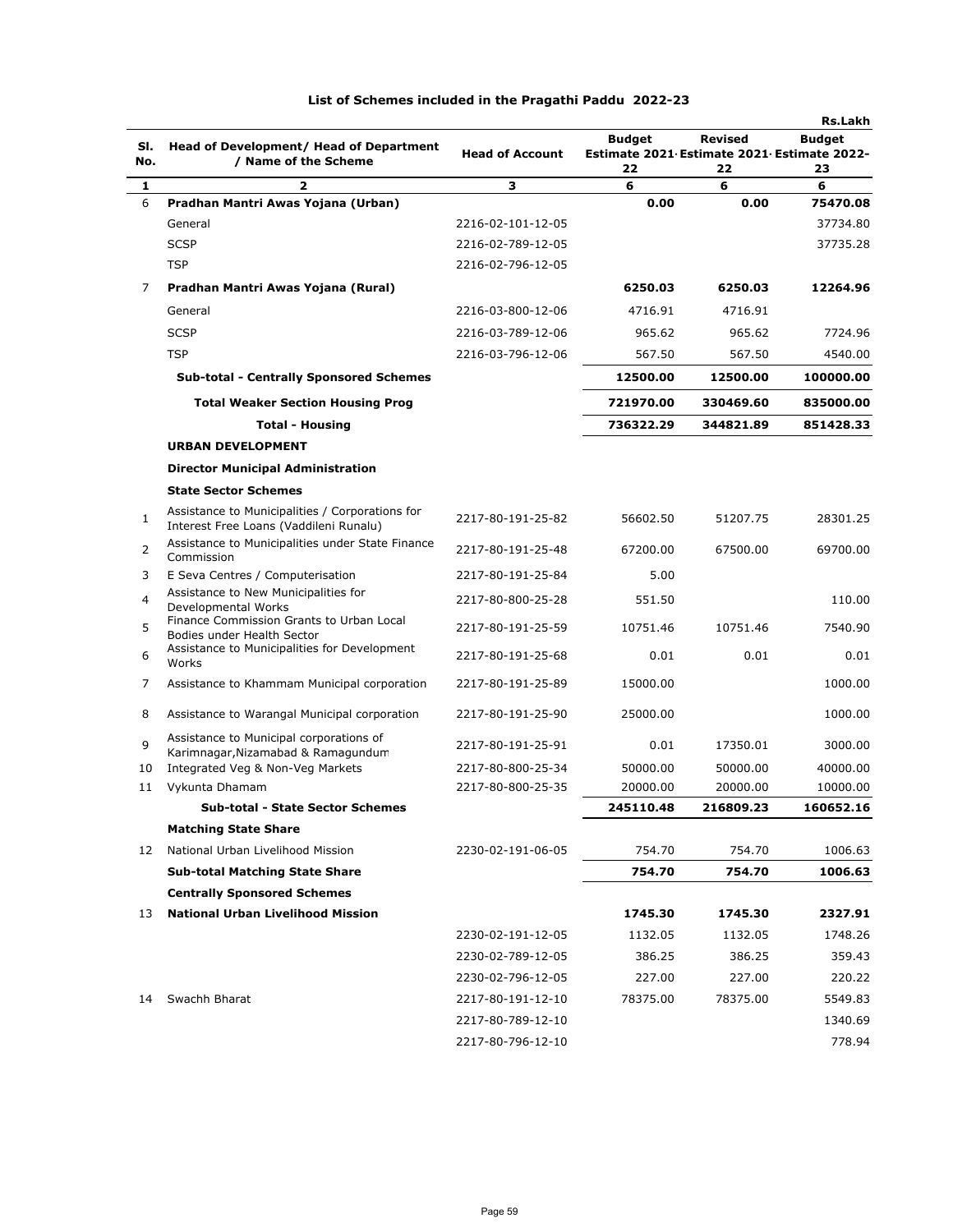## List of Schemes included in the Pragathi Paddu 2022-23

Rs.Lakh

| Sl. No. | Head of Development/ Head of Department / Name of the Scheme | Head of Account | Budget Estimate 2021-22 | Revised Estimate 2021-22 | Budget Estimate 2022-23 |
|---|---|---|---|---|---|
| 1 | 2 | 3 | 6 | 6 | 6 |
| 6 | **Pradhan Mantri Awas Yojana (Urban)** | | **0.00** | **0.00** | **75470.08** |
| | General | 2216-02-101-12-05 | | | 37734.80 |
| | SCSP | 2216-02-789-12-05 | | | 37735.28 |
| | TSP | 2216-02-796-12-05 | | | |
| 7 | **Pradhan Mantri Awas Yojana (Rural)** | | **6250.03** | **6250.03** | **12264.96** |
| | General | 2216-03-800-12-06 | 4716.91 | 4716.91 | |
| | SCSP | 2216-03-789-12-06 | 965.62 | 965.62 | 7724.96 |
| | TSP | 2216-03-796-12-06 | 567.50 | 567.50 | 4540.00 |
| | **Sub-total - Centrally Sponsored Schemes** | | **12500.00** | **12500.00** | **100000.00** |
| | **Total Weaker Section Housing Prog** | | **721970.00** | **330469.60** | **835000.00** |
| | **Total - Housing** | | **736322.29** | **344821.89** | **851428.33** |
| | **URBAN DEVELOPMENT** | | | | |
| | **Director Municipal Administration** | | | | |
| | **State Sector Schemes** | | | | |
| 1 | Assistance to Municipalities / Corporations for Interest Free Loans (Vaddileni Runalu) | 2217-80-191-25-82 | 56602.50 | 51207.75 | 28301.25 |
| 2 | Assistance to Municipalities under State Finance Commission | 2217-80-191-25-48 | 67200.00 | 67500.00 | 69700.00 |
| 3 | E Seva Centres / Computerisation | 2217-80-191-25-84 | 5.00 | | |
| 4 | Assistance to New Municipalities for Developmental Works | 2217-80-800-25-28 | 551.50 | | 110.00 |
| 5 | Finance Commission Grants to Urban Local Bodies under Health Sector | 2217-80-191-25-59 | 10751.46 | 10751.46 | 7540.90 |
| 6 | Assistance to Municipalities for Development Works | 2217-80-191-25-68 | 0.01 | 0.01 | 0.01 |
| 7 | Assistance to Khammam Municipal corporation | 2217-80-191-25-89 | 15000.00 | | 1000.00 |
| 8 | Assistance to Warangal Municipal corporation | 2217-80-191-25-90 | 25000.00 | | 1000.00 |
| 9 | Assistance to Municipal corporations of Karimnagar,Nizamabad & Ramagundum | 2217-80-191-25-91 | 0.01 | 17350.01 | 3000.00 |
| 10 | Integrated Veg & Non-Veg Markets | 2217-80-800-25-34 | 50000.00 | 50000.00 | 40000.00 |
| 11 | Vykunta Dhamam | 2217-80-800-25-35 | 20000.00 | 20000.00 | 10000.00 |
| | **Sub-total - State Sector Schemes** | | **245110.48** | **216809.23** | **160652.16** |
| | **Matching State Share** | | | | |
| 12 | National Urban Livelihood Mission | 2230-02-191-06-05 | 754.70 | 754.70 | 1006.63 |
| | **Sub-total Matching State Share** | | **754.70** | **754.70** | **1006.63** |
| | **Centrally Sponsored Schemes** | | | | |
| 13 | **National Urban Livelihood Mission** | | **1745.30** | **1745.30** | **2327.91** |
| | | 2230-02-191-12-05 | 1132.05 | 1132.05 | 1748.26 |
| | | 2230-02-789-12-05 | 386.25 | 386.25 | 359.43 |
| | | 2230-02-796-12-05 | 227.00 | 227.00 | 220.22 |
| 14 | Swachh Bharat | 2217-80-191-12-10 | 78375.00 | 78375.00 | 5549.83 |
| | | 2217-80-789-12-10 | | | 1340.69 |
| | | 2217-80-796-12-10 | | | 778.94 |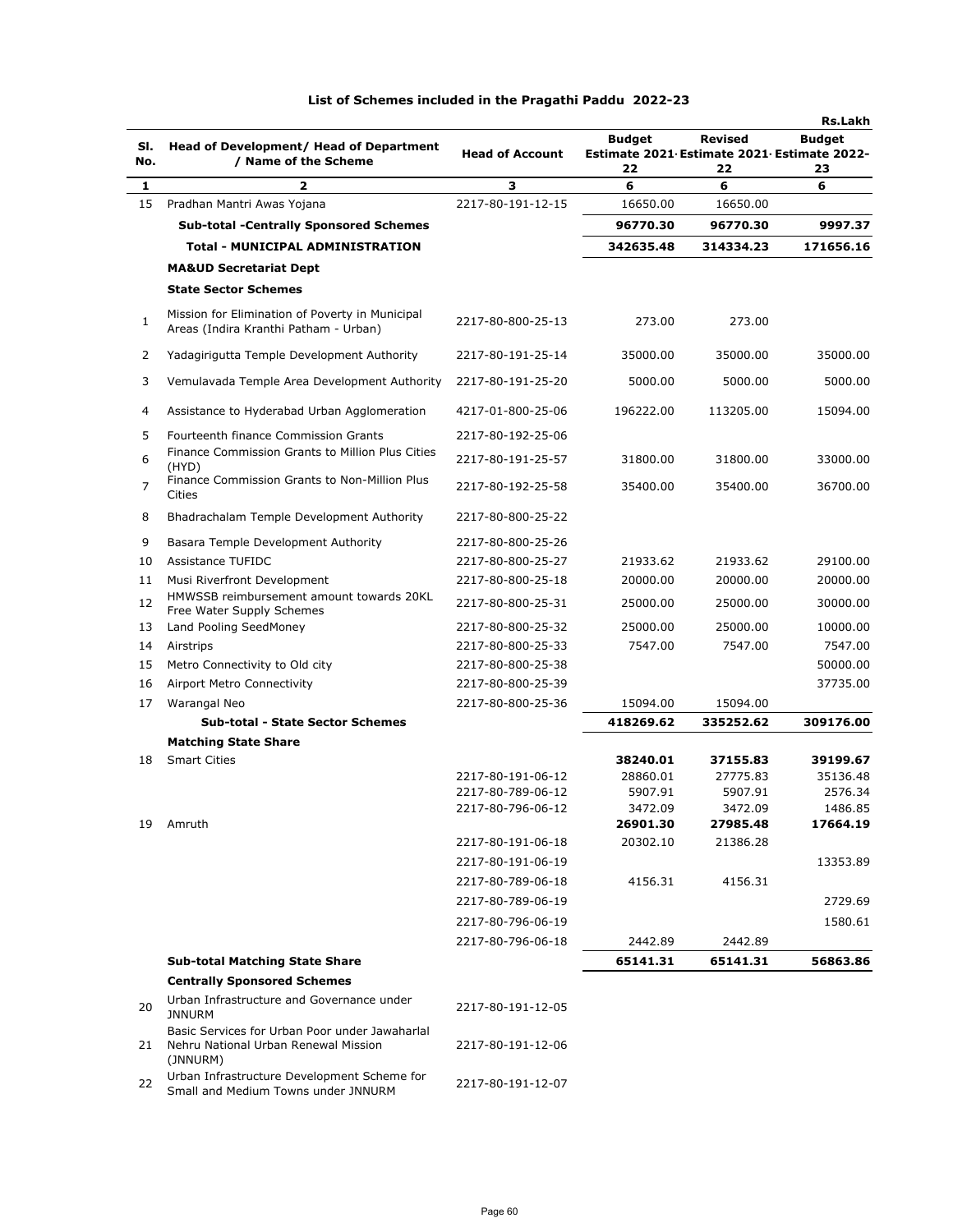## List of Schemes included in the Pragathi Paddu 2022-23

Rs.Lakh

| Sl. No. | Head of Development/ Head of Department / Name of the Scheme | Head of Account | Budget Estimate 2021-22 | Revised Estimate 2021-22 | Budget Estimate 2022-23 |
|---|---|---|---|---|---|
| 1 | 2 | 3 | 6 | 6 | 6 |
| 15 | Pradhan Mantri Awas Yojana | 2217-80-191-12-15 | 16650.00 | 16650.00 | |
| | **Sub-total -Centrally Sponsored Schemes** | | **96770.30** | **96770.30** | **9997.37** |
| | **Total - MUNICIPAL ADMINISTRATION** | | **342635.48** | **314334.23** | **171656.16** |
| | **MA&UD Secretariat Dept** | | | | |
| | **State Sector Schemes** | | | | |
| 1 | Mission for Elimination of Poverty in Municipal Areas (Indira Kranthi Patham - Urban) | 2217-80-800-25-13 | 273.00 | 273.00 | |
| 2 | Yadagirigutta Temple Development Authority | 2217-80-191-25-14 | 35000.00 | 35000.00 | 35000.00 |
| 3 | Vemulavada Temple Area Development Authority | 2217-80-191-25-20 | 5000.00 | 5000.00 | 5000.00 |
| 4 | Assistance to Hyderabad Urban Agglomeration | 4217-01-800-25-06 | 196222.00 | 113205.00 | 15094.00 |
| 5 | Fourteenth finance Commission Grants | 2217-80-192-25-06 | | | |
| 6 | Finance Commission Grants to Million Plus Cities (HYD) | 2217-80-191-25-57 | 31800.00 | 31800.00 | 33000.00 |
| 7 | Finance Commission Grants to Non-Million Plus Cities | 2217-80-192-25-58 | 35400.00 | 35400.00 | 36700.00 |
| 8 | Bhadrachalam Temple Development Authority | 2217-80-800-25-22 | | | |
| 9 | Basara Temple Development Authority | 2217-80-800-25-26 | | | |
| 10 | Assistance TUFIDC | 2217-80-800-25-27 | 21933.62 | 21933.62 | 29100.00 |
| 11 | Musi Riverfront Development | 2217-80-800-25-18 | 20000.00 | 20000.00 | 20000.00 |
| 12 | HMWSSB reimbursement amount towards 20KL Free Water Supply Schemes | 2217-80-800-25-31 | 25000.00 | 25000.00 | 30000.00 |
| 13 | Land Pooling SeedMoney | 2217-80-800-25-32 | 25000.00 | 25000.00 | 10000.00 |
| 14 | Airstrips | 2217-80-800-25-33 | 7547.00 | 7547.00 | 7547.00 |
| 15 | Metro Connectivity to Old city | 2217-80-800-25-38 | | | 50000.00 |
| 16 | Airport Metro Connectivity | 2217-80-800-25-39 | | | 37735.00 |
| 17 | Warangal Neo | 2217-80-800-25-36 | 15094.00 | 15094.00 | |
| | **Sub-total - State Sector Schemes** | | **418269.62** | **335252.62** | **309176.00** |
| | **Matching State Share** | | | | |
| 18 | Smart Cities | | **38240.01** | **37155.83** | **39199.67** |
| | | 2217-80-191-06-12 | 28860.01 | 27775.83 | 35136.48 |
| | | 2217-80-789-06-12 | 5907.91 | 5907.91 | 2576.34 |
| | | 2217-80-796-06-12 | 3472.09 | 3472.09 | 1486.85 |
| 19 | Amruth | | **26901.30** | **27985.48** | **17664.19** |
| | | 2217-80-191-06-18 | 20302.10 | 21386.28 | |
| | | 2217-80-191-06-19 | | | 13353.89 |
| | | 2217-80-789-06-18 | 4156.31 | 4156.31 | |
| | | 2217-80-789-06-19 | | | 2729.69 |
| | | 2217-80-796-06-19 | | | 1580.61 |
| | | 2217-80-796-06-18 | 2442.89 | 2442.89 | |
| | **Sub-total Matching State Share** | | **65141.31** | **65141.31** | **56863.86** |
| | **Centrally Sponsored Schemes** | | | | |
| 20 | Urban Infrastructure and Governance under JNNURM | 2217-80-191-12-05 | | | |
| 21 | Basic Services for Urban Poor under Jawaharlal Nehru National Urban Renewal Mission (JNNURM) | 2217-80-191-12-06 | | | |
| 22 | Urban Infrastructure Development Scheme for Small and Medium Towns under JNNURM | 2217-80-191-12-07 | | | |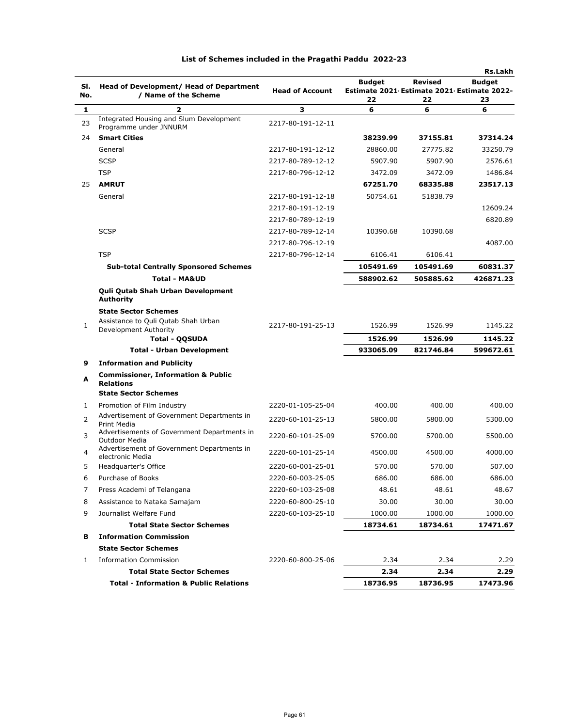## List of Schemes included in the Pragathi Paddu 2022-23

Rs.Lakh

| Sl. No. | Head of Development/ Head of Department / Name of the Scheme | Head of Account | Budget Estimate 2021-22 | Revised Estimate 2021-22 | Budget Estimate 2022-23 |
|---|---|---|---|---|---|
| 1 | 2 | 3 | 6 | 6 | 6 |
| 23 | Integrated Housing and Slum Development Programme under JNNURM | 2217-80-191-12-11 | | | |
| 24 | **Smart Cities** | | **38239.99** | **37155.81** | **37314.24** |
| | General | 2217-80-191-12-12 | 28860.00 | 27775.82 | 33250.79 |
| | SCSP | 2217-80-789-12-12 | 5907.90 | 5907.90 | 2576.61 |
| | TSP | 2217-80-796-12-12 | 3472.09 | 3472.09 | 1486.84 |
| 25 | **AMRUT** | | **67251.70** | **68335.88** | **23517.13** |
| | General | 2217-80-191-12-18 | 50754.61 | 51838.79 | |
| | | 2217-80-191-12-19 | | | 12609.24 |
| | | 2217-80-789-12-19 | | | 6820.89 |
| | SCSP | 2217-80-789-12-14 | 10390.68 | 10390.68 | |
| | | 2217-80-796-12-19 | | | 4087.00 |
| | TSP | 2217-80-796-12-14 | 6106.41 | 6106.41 | |
| | **Sub-total Centrally Sponsored Schemes** | | **105491.69** | **105491.69** | **60831.37** |
| | **Total - MA&UD** | | **588902.62** | **505885.62** | **426871.23** |
| | **Quli Qutab Shah Urban Development Authority** | | | | |
| | **State Sector Schemes** | | | | |
| 1 | Assistance to Quli Qutab Shah Urban Development Authority | 2217-80-191-25-13 | 1526.99 | 1526.99 | 1145.22 |
| | **Total - QQSUDA** | | **1526.99** | **1526.99** | **1145.22** |
| | **Total - Urban Development** | | **933065.09** | **821746.84** | **599672.61** |
| **9** | **Information and Publicity** | | | | |
| **A** | **Commissioner, Information & Public Relations** | | | | |
| | **State Sector Schemes** | | | | |
| 1 | Promotion of Film Industry | 2220-01-105-25-04 | 400.00 | 400.00 | 400.00 |
| 2 | Advertisement of Government Departments in Print Media | 2220-60-101-25-13 | 5800.00 | 5800.00 | 5300.00 |
| 3 | Advertisements of Government Departments in Outdoor Media | 2220-60-101-25-09 | 5700.00 | 5700.00 | 5500.00 |
| 4 | Advertisement of Government Departments in electronic Media | 2220-60-101-25-14 | 4500.00 | 4500.00 | 4000.00 |
| 5 | Headquarter's Office | 2220-60-001-25-01 | 570.00 | 570.00 | 507.00 |
| 6 | Purchase of Books | 2220-60-003-25-05 | 686.00 | 686.00 | 686.00 |
| 7 | Press Academi of Telangana | 2220-60-103-25-08 | 48.61 | 48.61 | 48.67 |
| 8 | Assistance to Nataka Samajam | 2220-60-800-25-10 | 30.00 | 30.00 | 30.00 |
| 9 | Journalist Welfare Fund | 2220-60-103-25-10 | 1000.00 | 1000.00 | 1000.00 |
| | **Total State Sector Schemes** | | **18734.61** | **18734.61** | **17471.67** |
| **B** | **Information Commission** | | | | |
| | **State Sector Schemes** | | | | |
| 1 | Information Commission | 2220-60-800-25-06 | 2.34 | 2.34 | 2.29 |
| | **Total State Sector Schemes** | | **2.34** | **2.34** | **2.29** |
| | **Total - Information & Public Relations** | | **18736.95** | **18736.95** | **17473.96** |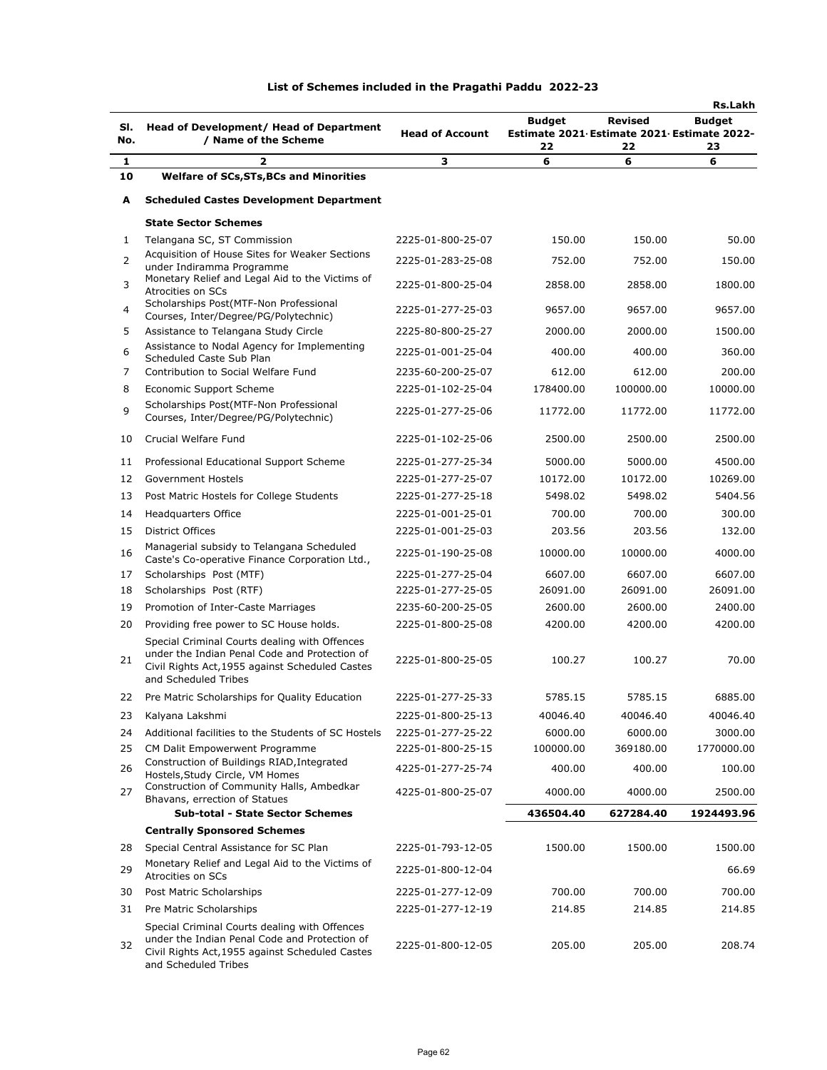# List of Schemes included in the Pragathi Paddu 2022-23

Rs.Lakh

| Sl. No. | Head of Development/ Head of Department / Name of the Scheme | Head of Account | Budget Estimate 2021-22 | Revised Estimate 2021-22 | Budget Estimate 2022-23 |
|---|---|---|---|---|---|
| 1 | 2 | 3 | 6 | 6 | 6 |
| 10 | **Welfare of SCs,STs,BCs and Minorities** | | | | |
| A | **Scheduled Castes Development Department** | | | | |
| | **State Sector Schemes** | | | | |
| 1 | Telangana SC, ST Commission | 2225-01-800-25-07 | 150.00 | 150.00 | 50.00 |
| 2 | Acquisition of House Sites for Weaker Sections under Indiramma Programme | 2225-01-283-25-08 | 752.00 | 752.00 | 150.00 |
| 3 | Monetary Relief and Legal Aid to the Victims of Atrocities on SCs | 2225-01-800-25-04 | 2858.00 | 2858.00 | 1800.00 |
| 4 | Scholarships Post(MTF-Non Professional Courses, Inter/Degree/PG/Polytechnic) | 2225-01-277-25-03 | 9657.00 | 9657.00 | 9657.00 |
| 5 | Assistance to Telangana Study Circle | 2225-80-800-25-27 | 2000.00 | 2000.00 | 1500.00 |
| 6 | Assistance to Nodal Agency for Implementing Scheduled Caste Sub Plan | 2225-01-001-25-04 | 400.00 | 400.00 | 360.00 |
| 7 | Contribution to Social Welfare Fund | 2235-60-200-25-07 | 612.00 | 612.00 | 200.00 |
| 8 | Economic Support Scheme | 2225-01-102-25-04 | 178400.00 | 100000.00 | 10000.00 |
| 9 | Scholarships Post(MTF-Non Professional Courses, Inter/Degree/PG/Polytechnic) | 2225-01-277-25-06 | 11772.00 | 11772.00 | 11772.00 |
| 10 | Crucial Welfare Fund | 2225-01-102-25-06 | 2500.00 | 2500.00 | 2500.00 |
| 11 | Professional Educational Support Scheme | 2225-01-277-25-34 | 5000.00 | 5000.00 | 4500.00 |
| 12 | Government Hostels | 2225-01-277-25-07 | 10172.00 | 10172.00 | 10269.00 |
| 13 | Post Matric Hostels for College Students | 2225-01-277-25-18 | 5498.02 | 5498.02 | 5404.56 |
| 14 | Headquarters Office | 2225-01-001-25-01 | 700.00 | 700.00 | 300.00 |
| 15 | District Offices | 2225-01-001-25-03 | 203.56 | 203.56 | 132.00 |
| 16 | Managerial subsidy to Telangana Scheduled Caste's Co-operative Finance Corporation Ltd., | 2225-01-190-25-08 | 10000.00 | 10000.00 | 4000.00 |
| 17 | Scholarships Post (MTF) | 2225-01-277-25-04 | 6607.00 | 6607.00 | 6607.00 |
| 18 | Scholarships Post (RTF) | 2225-01-277-25-05 | 26091.00 | 26091.00 | 26091.00 |
| 19 | Promotion of Inter-Caste Marriages | 2235-60-200-25-05 | 2600.00 | 2600.00 | 2400.00 |
| 20 | Providing free power to SC House holds. | 2225-01-800-25-08 | 4200.00 | 4200.00 | 4200.00 |
| 21 | Special Criminal Courts dealing with Offences under the Indian Penal Code and Protection of Civil Rights Act,1955 against Scheduled Castes and Scheduled Tribes | 2225-01-800-25-05 | 100.27 | 100.27 | 70.00 |
| 22 | Pre Matric Scholarships for Quality Education | 2225-01-277-25-33 | 5785.15 | 5785.15 | 6885.00 |
| 23 | Kalyana Lakshmi | 2225-01-800-25-13 | 40046.40 | 40046.40 | 40046.40 |
| 24 | Additional facilities to the Students of SC Hostels | 2225-01-277-25-22 | 6000.00 | 6000.00 | 3000.00 |
| 25 | CM Dalit Empowerwent Programme | 2225-01-800-25-15 | 100000.00 | 369180.00 | 1770000.00 |
| 26 | Construction of Buildings RIAD,Integrated Hostels,Study Circle, VM Homes | 4225-01-277-25-74 | 400.00 | 400.00 | 100.00 |
| 27 | Construction of Community Halls, Ambedkar Bhavans, errection of Statues | 4225-01-800-25-07 | 4000.00 | 4000.00 | 2500.00 |
| | **Sub-total - State Sector Schemes** | | **436504.40** | **627284.40** | **1924493.96** |
| | **Centrally Sponsored Schemes** | | | | |
| 28 | Special Central Assistance for SC Plan | 2225-01-793-12-05 | 1500.00 | 1500.00 | 1500.00 |
| 29 | Monetary Relief and Legal Aid to the Victims of Atrocities on SCs | 2225-01-800-12-04 | | | 66.69 |
| 30 | Post Matric Scholarships | 2225-01-277-12-09 | 700.00 | 700.00 | 700.00 |
| 31 | Pre Matric Scholarships | 2225-01-277-12-19 | 214.85 | 214.85 | 214.85 |
| 32 | Special Criminal Courts dealing with Offences under the Indian Penal Code and Protection of Civil Rights Act,1955 against Scheduled Castes and Scheduled Tribes | 2225-01-800-12-05 | 205.00 | 205.00 | 208.74 |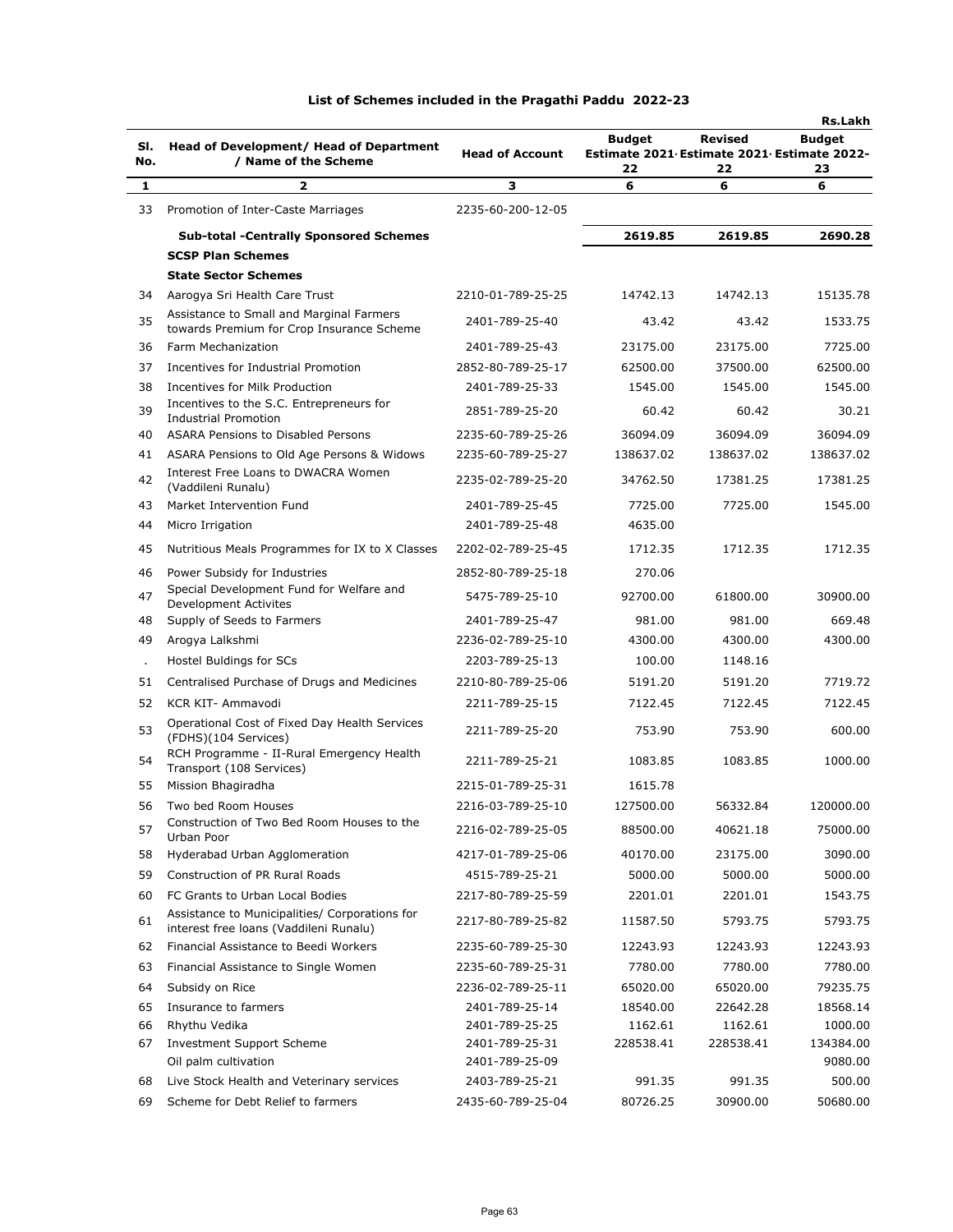# List of Schemes included in the Pragathi Paddu 2022-23

Rs.Lakh

| Sl. No. | Head of Development/ Head of Department / Name of the Scheme | Head of Account | Budget Estimate 2021-22 | Revised Estimate 2021-22 | Budget Estimate 2022-23 |
|---|---|---|---|---|---|
| 1 | 2 | 3 | 6 | 6 | 6 |
| 33 | Promotion of Inter-Caste Marriages | 2235-60-200-12-05 | | | |
| | **Sub-total -Centrally Sponsored Schemes** | | **2619.85** | **2619.85** | **2690.28** |
| | **SCSP Plan Schemes** | | | | |
| | **State Sector Schemes** | | | | |
| 34 | Aarogya Sri Health Care Trust | 2210-01-789-25-25 | 14742.13 | 14742.13 | 15135.78 |
| 35 | Assistance to Small and Marginal Farmers towards Premium for Crop Insurance Scheme | 2401-789-25-40 | 43.42 | 43.42 | 1533.75 |
| 36 | Farm Mechanization | 2401-789-25-43 | 23175.00 | 23175.00 | 7725.00 |
| 37 | Incentives for Industrial Promotion | 2852-80-789-25-17 | 62500.00 | 37500.00 | 62500.00 |
| 38 | Incentives for Milk Production | 2401-789-25-33 | 1545.00 | 1545.00 | 1545.00 |
| 39 | Incentives to the S.C. Entrepreneurs for Industrial Promotion | 2851-789-25-20 | 60.42 | 60.42 | 30.21 |
| 40 | ASARA Pensions to Disabled Persons | 2235-60-789-25-26 | 36094.09 | 36094.09 | 36094.09 |
| 41 | ASARA Pensions to Old Age Persons & Widows | 2235-60-789-25-27 | 138637.02 | 138637.02 | 138637.02 |
| 42 | Interest Free Loans to DWACRA Women (Vaddileni Runalu) | 2235-02-789-25-20 | 34762.50 | 17381.25 | 17381.25 |
| 43 | Market Intervention Fund | 2401-789-25-45 | 7725.00 | 7725.00 | 1545.00 |
| 44 | Micro Irrigation | 2401-789-25-48 | 4635.00 | | |
| 45 | Nutritious Meals Programmes for IX to X Classes | 2202-02-789-25-45 | 1712.35 | 1712.35 | 1712.35 |
| 46 | Power Subsidy for Industries | 2852-80-789-25-18 | 270.06 | | |
| 47 | Special Development Fund for Welfare and Development Activites | 5475-789-25-10 | 92700.00 | 61800.00 | 30900.00 |
| 48 | Supply of Seeds to Farmers | 2401-789-25-47 | 981.00 | 981.00 | 669.48 |
| 49 | Arogya Lalkshmi | 2236-02-789-25-10 | 4300.00 | 4300.00 | 4300.00 |
| . | Hostel Buldings for SCs | 2203-789-25-13 | 100.00 | 1148.16 | |
| 51 | Centralised Purchase of Drugs and Medicines | 2210-80-789-25-06 | 5191.20 | 5191.20 | 7719.72 |
| 52 | KCR KIT- Ammavodi | 2211-789-25-15 | 7122.45 | 7122.45 | 7122.45 |
| 53 | Operational Cost of Fixed Day Health Services (FDHS)(104 Services) | 2211-789-25-20 | 753.90 | 753.90 | 600.00 |
| 54 | RCH Programme - II-Rural Emergency Health Transport (108 Services) | 2211-789-25-21 | 1083.85 | 1083.85 | 1000.00 |
| 55 | Mission Bhagiradha | 2215-01-789-25-31 | 1615.78 | | |
| 56 | Two bed Room Houses | 2216-03-789-25-10 | 127500.00 | 56332.84 | 120000.00 |
| 57 | Construction of Two Bed Room Houses to the Urban Poor | 2216-02-789-25-05 | 88500.00 | 40621.18 | 75000.00 |
| 58 | Hyderabad Urban Agglomeration | 4217-01-789-25-06 | 40170.00 | 23175.00 | 3090.00 |
| 59 | Construction of PR Rural Roads | 4515-789-25-21 | 5000.00 | 5000.00 | 5000.00 |
| 60 | FC Grants to Urban Local Bodies | 2217-80-789-25-59 | 2201.01 | 2201.01 | 1543.75 |
| 61 | Assistance to Municipalities/ Corporations for interest free loans (Vaddileni Runalu) | 2217-80-789-25-82 | 11587.50 | 5793.75 | 5793.75 |
| 62 | Financial Assistance to Beedi Workers | 2235-60-789-25-30 | 12243.93 | 12243.93 | 12243.93 |
| 63 | Financial Assistance to Single Women | 2235-60-789-25-31 | 7780.00 | 7780.00 | 7780.00 |
| 64 | Subsidy on Rice | 2236-02-789-25-11 | 65020.00 | 65020.00 | 79235.75 |
| 65 | Insurance to farmers | 2401-789-25-14 | 18540.00 | 22642.28 | 18568.14 |
| 66 | Rhythu Vedika | 2401-789-25-25 | 1162.61 | 1162.61 | 1000.00 |
| 67 | Investment Support Scheme | 2401-789-25-31 | 228538.41 | 228538.41 | 134384.00 |
| | Oil palm cultivation | 2401-789-25-09 | | | 9080.00 |
| 68 | Live Stock Health and Veterinary services | 2403-789-25-21 | 991.35 | 991.35 | 500.00 |
| 69 | Scheme for Debt Relief to farmers | 2435-60-789-25-04 | 80726.25 | 30900.00 | 50680.00 |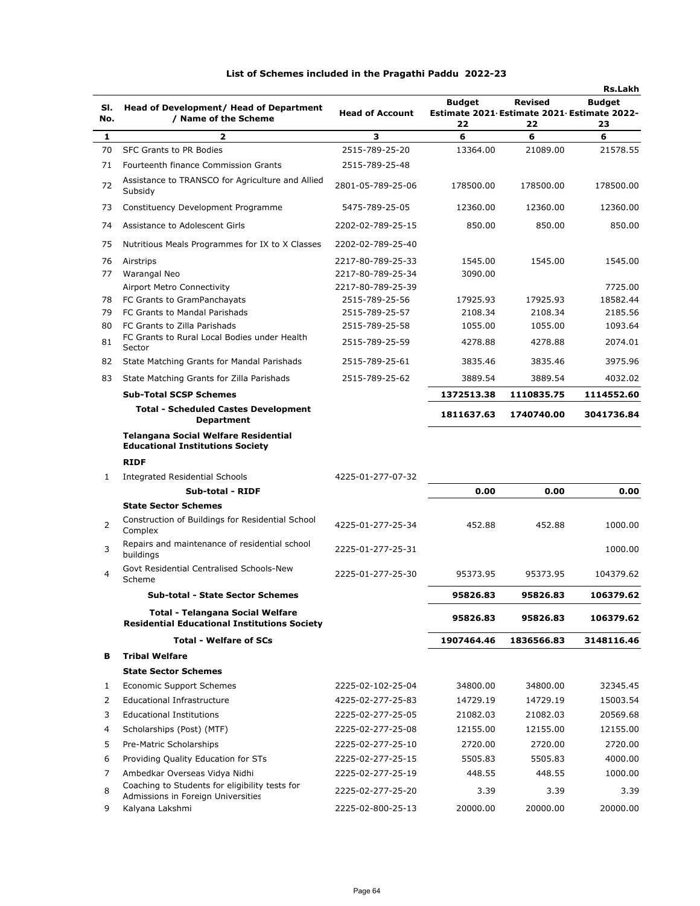## List of Schemes included in the Pragathi Paddu 2022-23

Rs.Lakh

| Sl. No. | Head of Development/ Head of Department / Name of the Scheme | Head of Account | Budget Estimate 2021-22 | Revised Estimate 2021-22 | Budget Estimate 2022-23 |
|---|---|---|---|---|---|
| 1 | 2 | 3 | 6 | 6 | 6 |
| 70 | SFC Grants to PR Bodies | 2515-789-25-20 | 13364.00 | 21089.00 | 21578.55 |
| 71 | Fourteenth finance Commission Grants | 2515-789-25-48 | | | |
| 72 | Assistance to TRANSCO for Agriculture and Allied Subsidy | 2801-05-789-25-06 | 178500.00 | 178500.00 | 178500.00 |
| 73 | Constituency Development Programme | 5475-789-25-05 | 12360.00 | 12360.00 | 12360.00 |
| 74 | Assistance to Adolescent Girls | 2202-02-789-25-15 | 850.00 | 850.00 | 850.00 |
| 75 | Nutritious Meals Programmes for IX to X Classes | 2202-02-789-25-40 | | | |
| 76 | Airstrips | 2217-80-789-25-33 | 1545.00 | 1545.00 | 1545.00 |
| 77 | Warangal Neo | 2217-80-789-25-34 | 3090.00 | | |
| | Airport Metro Connectivity | 2217-80-789-25-39 | | | 7725.00 |
| 78 | FC Grants to GramPanchayats | 2515-789-25-56 | 17925.93 | 17925.93 | 18582.44 |
| 79 | FC Grants to Mandal Parishads | 2515-789-25-57 | 2108.34 | 2108.34 | 2185.56 |
| 80 | FC Grants to Zilla Parishads | 2515-789-25-58 | 1055.00 | 1055.00 | 1093.64 |
| 81 | FC Grants to Rural Local Bodies under Health Sector | 2515-789-25-59 | 4278.88 | 4278.88 | 2074.01 |
| 82 | State Matching Grants for Mandal Parishads | 2515-789-25-61 | 3835.46 | 3835.46 | 3975.96 |
| 83 | State Matching Grants for Zilla Parishads | 2515-789-25-62 | 3889.54 | 3889.54 | 4032.02 |
| | **Sub-Total SCSP Schemes** | | **1372513.38** | **1110835.75** | **1114552.60** |
| | **Total - Scheduled Castes Development Department** | | **1811637.63** | **1740740.00** | **3041736.84** |
| | **Telangana Social Welfare Residential Educational Institutions Society** | | | | |
| | **RIDF** | | | | |
| 1 | Integrated Residential Schools | 4225-01-277-07-32 | | | |
| | **Sub-total - RIDF** | | **0.00** | **0.00** | **0.00** |
| | **State Sector Schemes** | | | | |
| 2 | Construction of Buildings for Residential School Complex | 4225-01-277-25-34 | 452.88 | 452.88 | 1000.00 |
| 3 | Repairs and maintenance of residential school buildings | 2225-01-277-25-31 | | | 1000.00 |
| 4 | Govt Residential Centralised Schools-New Scheme | 2225-01-277-25-30 | 95373.95 | 95373.95 | 104379.62 |
| | **Sub-total - State Sector Schemes** | | **95826.83** | **95826.83** | **106379.62** |
| | **Total - Telangana Social Welfare Residential Educational Institutions Society** | | **95826.83** | **95826.83** | **106379.62** |
| | **Total - Welfare of SCs** | | **1907464.46** | **1836566.83** | **3148116.46** |
| **B** | **Tribal Welfare** | | | | |
| | **State Sector Schemes** | | | | |
| 1 | Economic Support Schemes | 2225-02-102-25-04 | 34800.00 | 34800.00 | 32345.45 |
| 2 | Educational Infrastructure | 4225-02-277-25-83 | 14729.19 | 14729.19 | 15003.54 |
| 3 | Educational Institutions | 2225-02-277-25-05 | 21082.03 | 21082.03 | 20569.68 |
| 4 | Scholarships (Post) (MTF) | 2225-02-277-25-08 | 12155.00 | 12155.00 | 12155.00 |
| 5 | Pre-Matric Scholarships | 2225-02-277-25-10 | 2720.00 | 2720.00 | 2720.00 |
| 6 | Providing Quality Education for STs | 2225-02-277-25-15 | 5505.83 | 5505.83 | 4000.00 |
| 7 | Ambedkar Overseas Vidya Nidhi | 2225-02-277-25-19 | 448.55 | 448.55 | 1000.00 |
| 8 | Coaching to Students for eligibility tests for Admissions in Foreign Universities | 2225-02-277-25-20 | 3.39 | 3.39 | 3.39 |
| 9 | Kalyana Lakshmi | 2225-02-800-25-13 | 20000.00 | 20000.00 | 20000.00 |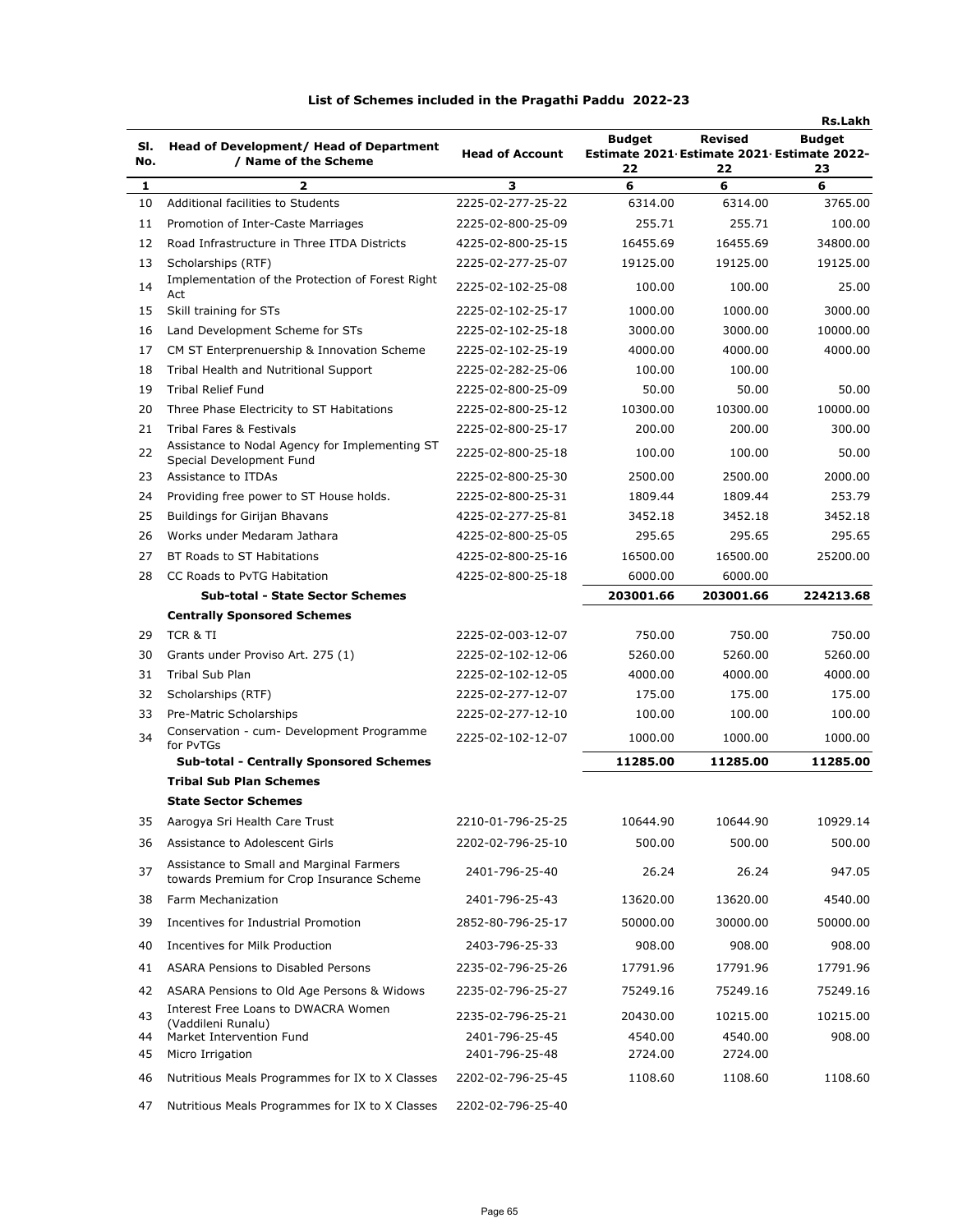## List of Schemes included in the Pragathi Paddu 2022-23

Rs.Lakh

| Sl. No. | Head of Development/ Head of Department / Name of the Scheme | Head of Account | Budget Estimate 2021-22 | Revised Estimate 2021-22 | Budget Estimate 2022-23 |
|---|---|---|---|---|---|
| 1 | 2 | 3 | 6 | 6 | 6 |
| 10 | Additional facilities to Students | 2225-02-277-25-22 | 6314.00 | 6314.00 | 3765.00 |
| 11 | Promotion of Inter-Caste Marriages | 2225-02-800-25-09 | 255.71 | 255.71 | 100.00 |
| 12 | Road Infrastructure in Three ITDA Districts | 4225-02-800-25-15 | 16455.69 | 16455.69 | 34800.00 |
| 13 | Scholarships (RTF) | 2225-02-277-25-07 | 19125.00 | 19125.00 | 19125.00 |
| 14 | Implementation of the Protection of Forest Right Act | 2225-02-102-25-08 | 100.00 | 100.00 | 25.00 |
| 15 | Skill training for STs | 2225-02-102-25-17 | 1000.00 | 1000.00 | 3000.00 |
| 16 | Land Development Scheme for STs | 2225-02-102-25-18 | 3000.00 | 3000.00 | 10000.00 |
| 17 | CM ST Enterprenuership & Innovation Scheme | 2225-02-102-25-19 | 4000.00 | 4000.00 | 4000.00 |
| 18 | Tribal Health and Nutritional Support | 2225-02-282-25-06 | 100.00 | 100.00 | |
| 19 | Tribal Relief Fund | 2225-02-800-25-09 | 50.00 | 50.00 | 50.00 |
| 20 | Three Phase Electricity to ST Habitations | 2225-02-800-25-12 | 10300.00 | 10300.00 | 10000.00 |
| 21 | Tribal Fares & Festivals | 2225-02-800-25-17 | 200.00 | 200.00 | 300.00 |
| 22 | Assistance to Nodal Agency for Implementing ST Special Development Fund | 2225-02-800-25-18 | 100.00 | 100.00 | 50.00 |
| 23 | Assistance to ITDAs | 2225-02-800-25-30 | 2500.00 | 2500.00 | 2000.00 |
| 24 | Providing free power to ST House holds. | 2225-02-800-25-31 | 1809.44 | 1809.44 | 253.79 |
| 25 | Buildings for Girijan Bhavans | 4225-02-277-25-81 | 3452.18 | 3452.18 | 3452.18 |
| 26 | Works under Medaram Jathara | 4225-02-800-25-05 | 295.65 | 295.65 | 295.65 |
| 27 | BT Roads to ST Habitations | 4225-02-800-25-16 | 16500.00 | 16500.00 | 25200.00 |
| 28 | CC Roads to PvTG Habitation | 4225-02-800-25-18 | 6000.00 | 6000.00 | |
| | **Sub-total - State Sector Schemes** | | **203001.66** | **203001.66** | **224213.68** |
| | **Centrally Sponsored Schemes** | | | | |
| 29 | TCR & TI | 2225-02-003-12-07 | 750.00 | 750.00 | 750.00 |
| 30 | Grants under Proviso Art. 275 (1) | 2225-02-102-12-06 | 5260.00 | 5260.00 | 5260.00 |
| 31 | Tribal Sub Plan | 2225-02-102-12-05 | 4000.00 | 4000.00 | 4000.00 |
| 32 | Scholarships (RTF) | 2225-02-277-12-07 | 175.00 | 175.00 | 175.00 |
| 33 | Pre-Matric Scholarships | 2225-02-277-12-10 | 100.00 | 100.00 | 100.00 |
| 34 | Conservation - cum- Development Programme for PvTGs | 2225-02-102-12-07 | 1000.00 | 1000.00 | 1000.00 |
| | **Sub-total - Centrally Sponsored Schemes** | | **11285.00** | **11285.00** | **11285.00** |
| | **Tribal Sub Plan Schemes** | | | | |
| | **State Sector Schemes** | | | | |
| 35 | Aarogya Sri Health Care Trust | 2210-01-796-25-25 | 10644.90 | 10644.90 | 10929.14 |
| 36 | Assistance to Adolescent Girls | 2202-02-796-25-10 | 500.00 | 500.00 | 500.00 |
| 37 | Assistance to Small and Marginal Farmers towards Premium for Crop Insurance Scheme | 2401-796-25-40 | 26.24 | 26.24 | 947.05 |
| 38 | Farm Mechanization | 2401-796-25-43 | 13620.00 | 13620.00 | 4540.00 |
| 39 | Incentives for Industrial Promotion | 2852-80-796-25-17 | 50000.00 | 30000.00 | 50000.00 |
| 40 | Incentives for Milk Production | 2403-796-25-33 | 908.00 | 908.00 | 908.00 |
| 41 | ASARA Pensions to Disabled Persons | 2235-02-796-25-26 | 17791.96 | 17791.96 | 17791.96 |
| 42 | ASARA Pensions to Old Age Persons & Widows | 2235-02-796-25-27 | 75249.16 | 75249.16 | 75249.16 |
| 43 | Interest Free Loans to DWACRA Women (Vaddileni Runalu) | 2235-02-796-25-21 | 20430.00 | 10215.00 | 10215.00 |
| 44 | Market Intervention Fund | 2401-796-25-45 | 4540.00 | 4540.00 | 908.00 |
| 45 | Micro Irrigation | 2401-796-25-48 | 2724.00 | 2724.00 | |
| 46 | Nutritious Meals Programmes for IX to X Classes | 2202-02-796-25-45 | 1108.60 | 1108.60 | 1108.60 |
| 47 | Nutritious Meals Programmes for IX to X Classes | 2202-02-796-25-40 | | | |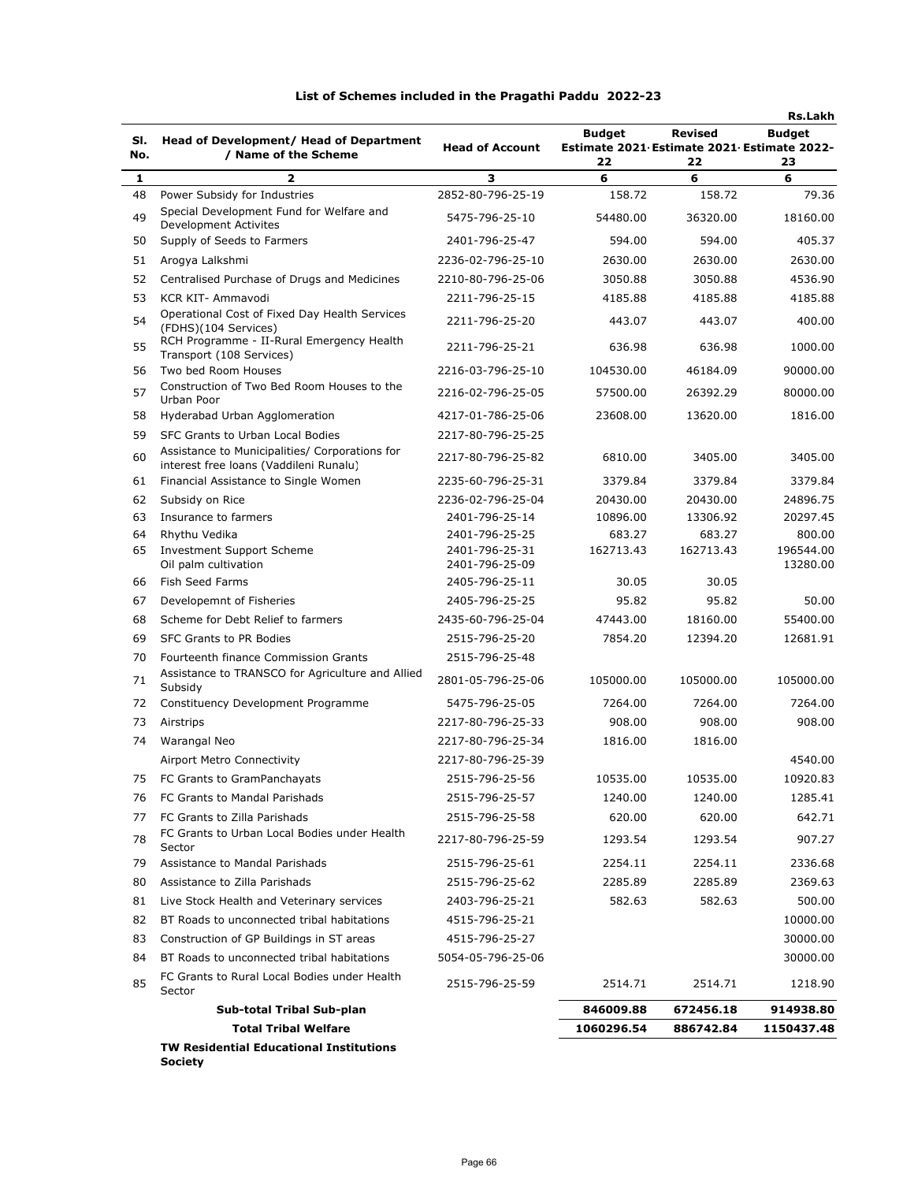## List of Schemes included in the Pragathi Paddu 2022-23

Rs.Lakh

| Sl. No. | Head of Development/ Head of Department / Name of the Scheme | Head of Account | Budget Estimate 2021-22 | Revised Estimate 2021-22 | Budget Estimate 2022-23 |
|---|---|---|---|---|---|
| 1 | 2 | 3 | 6 | 6 | 6 |
| 48 | Power Subsidy for Industries | 2852-80-796-25-19 | 158.72 | 158.72 | 79.36 |
| 49 | Special Development Fund for Welfare and Development Activites | 5475-796-25-10 | 54480.00 | 36320.00 | 18160.00 |
| 50 | Supply of Seeds to Farmers | 2401-796-25-47 | 594.00 | 594.00 | 405.37 |
| 51 | Arogya Lalkshmi | 2236-02-796-25-10 | 2630.00 | 2630.00 | 2630.00 |
| 52 | Centralised Purchase of Drugs and Medicines | 2210-80-796-25-06 | 3050.88 | 3050.88 | 4536.90 |
| 53 | KCR KIT- Ammavodi | 2211-796-25-15 | 4185.88 | 4185.88 | 4185.88 |
| 54 | Operational Cost of Fixed Day Health Services (FDHS)(104 Services) | 2211-796-25-20 | 443.07 | 443.07 | 400.00 |
| 55 | RCH Programme - II-Rural Emergency Health Transport (108 Services) | 2211-796-25-21 | 636.98 | 636.98 | 1000.00 |
| 56 | Two bed Room Houses | 2216-03-796-25-10 | 104530.00 | 46184.09 | 90000.00 |
| 57 | Construction of Two Bed Room Houses to the Urban Poor | 2216-02-796-25-05 | 57500.00 | 26392.29 | 80000.00 |
| 58 | Hyderabad Urban Agglomeration | 4217-01-786-25-06 | 23608.00 | 13620.00 | 1816.00 |
| 59 | SFC Grants to Urban Local Bodies | 2217-80-796-25-25 | | | |
| 60 | Assistance to Municipalities/ Corporations for interest free loans (Vaddileni Runalu) | 2217-80-796-25-82 | 6810.00 | 3405.00 | 3405.00 |
| 61 | Financial Assistance to Single Women | 2235-60-796-25-31 | 3379.84 | 3379.84 | 3379.84 |
| 62 | Subsidy on Rice | 2236-02-796-25-04 | 20430.00 | 20430.00 | 24896.75 |
| 63 | Insurance to farmers | 2401-796-25-14 | 10896.00 | 13306.92 | 20297.45 |
| 64 | Rhythu Vedika | 2401-796-25-25 | 683.27 | 683.27 | 800.00 |
| 65 | Investment Support Scheme | 2401-796-25-31 | 162713.43 | 162713.43 | 196544.00 |
| | Oil palm cultivation | 2401-796-25-09 | | | 13280.00 |
| 66 | Fish Seed Farms | 2405-796-25-11 | 30.05 | 30.05 | |
| 67 | Developemnt of Fisheries | 2405-796-25-25 | 95.82 | 95.82 | 50.00 |
| 68 | Scheme for Debt Relief to farmers | 2435-60-796-25-04 | 47443.00 | 18160.00 | 55400.00 |
| 69 | SFC Grants to PR Bodies | 2515-796-25-20 | 7854.20 | 12394.20 | 12681.91 |
| 70 | Fourteenth finance Commission Grants | 2515-796-25-48 | | | |
| 71 | Assistance to TRANSCO for Agriculture and Allied Subsidy | 2801-05-796-25-06 | 105000.00 | 105000.00 | 105000.00 |
| 72 | Constituency Development Programme | 5475-796-25-05 | 7264.00 | 7264.00 | 7264.00 |
| 73 | Airstrips | 2217-80-796-25-33 | 908.00 | 908.00 | 908.00 |
| 74 | Warangal Neo | 2217-80-796-25-34 | 1816.00 | 1816.00 | |
| | Airport Metro Connectivity | 2217-80-796-25-39 | | | 4540.00 |
| 75 | FC Grants to GramPanchayats | 2515-796-25-56 | 10535.00 | 10535.00 | 10920.83 |
| 76 | FC Grants to Mandal Parishads | 2515-796-25-57 | 1240.00 | 1240.00 | 1285.41 |
| 77 | FC Grants to Zilla Parishads | 2515-796-25-58 | 620.00 | 620.00 | 642.71 |
| 78 | FC Grants to Urban Local Bodies under Health Sector | 2217-80-796-25-59 | 1293.54 | 1293.54 | 907.27 |
| 79 | Assistance to Mandal Parishads | 2515-796-25-61 | 2254.11 | 2254.11 | 2336.68 |
| 80 | Assistance to Zilla Parishads | 2515-796-25-62 | 2285.89 | 2285.89 | 2369.63 |
| 81 | Live Stock Health and Veterinary services | 2403-796-25-21 | 582.63 | 582.63 | 500.00 |
| 82 | BT Roads to unconnected tribal habitations | 4515-796-25-21 | | | 10000.00 |
| 83 | Construction of GP Buildings in ST areas | 4515-796-25-27 | | | 30000.00 |
| 84 | BT Roads to unconnected tribal habitations | 5054-05-796-25-06 | | | 30000.00 |
| 85 | FC Grants to Rural Local Bodies under Health Sector | 2515-796-25-59 | 2514.71 | 2514.71 | 1218.90 |
| | **Sub-total Tribal Sub-plan** | | **846009.88** | **672456.18** | **914938.80** |
| | **Total Tribal Welfare** | | **1060296.54** | **886742.84** | **1150437.48** |
| | **TW Residential Educational Institutions Society** | | | | |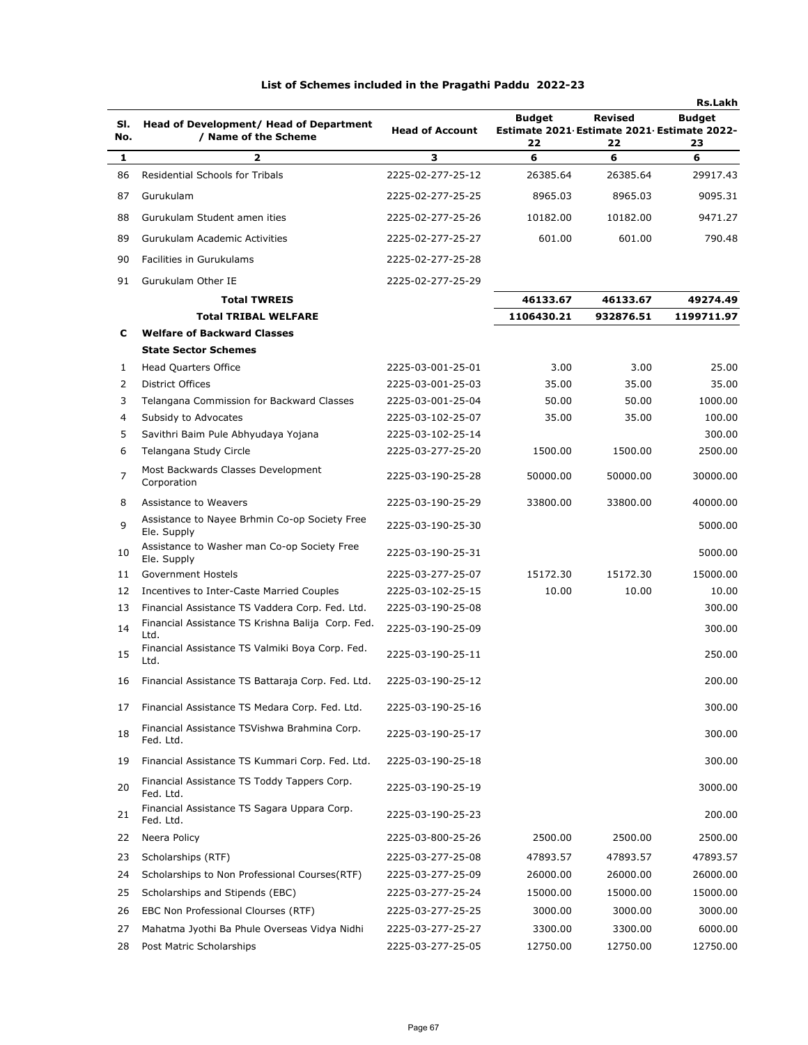# List of Schemes included in the Pragathi Paddu 2022-23

Rs.Lakh

| Sl. No. | Head of Development/ Head of Department / Name of the Scheme | Head of Account | Budget Estimate 2021-22 | Revised Estimate 2021-22 | Budget Estimate 2022-23 |
|---|---|---|---|---|---|
| 1 | 2 | 3 | 6 | 6 | 6 |
| 86 | Residential Schools for Tribals | 2225-02-277-25-12 | 26385.64 | 26385.64 | 29917.43 |
| 87 | Gurukulam | 2225-02-277-25-25 | 8965.03 | 8965.03 | 9095.31 |
| 88 | Gurukulam Student amen ities | 2225-02-277-25-26 | 10182.00 | 10182.00 | 9471.27 |
| 89 | Gurukulam Academic Activities | 2225-02-277-25-27 | 601.00 | 601.00 | 790.48 |
| 90 | Facilities in Gurukulams | 2225-02-277-25-28 | | | |
| 91 | Gurukulam Other IE | 2225-02-277-25-29 | | | |
| | **Total TWREIS** | | **46133.67** | **46133.67** | **49274.49** |
| | **Total TRIBAL WELFARE** | | **1106430.21** | **932876.51** | **1199711.97** |
| **C** | **Welfare of Backward Classes** | | | | |
| | **State Sector Schemes** | | | | |
| 1 | Head Quarters Office | 2225-03-001-25-01 | 3.00 | 3.00 | 25.00 |
| 2 | District Offices | 2225-03-001-25-03 | 35.00 | 35.00 | 35.00 |
| 3 | Telangana Commission for Backward Classes | 2225-03-001-25-04 | 50.00 | 50.00 | 1000.00 |
| 4 | Subsidy to Advocates | 2225-03-102-25-07 | 35.00 | 35.00 | 100.00 |
| 5 | Savithri Baim Pule Abhyudaya Yojana | 2225-03-102-25-14 | | | 300.00 |
| 6 | Telangana Study Circle | 2225-03-277-25-20 | 1500.00 | 1500.00 | 2500.00 |
| 7 | Most Backwards Classes Development Corporation | 2225-03-190-25-28 | 50000.00 | 50000.00 | 30000.00 |
| 8 | Assistance to Weavers | 2225-03-190-25-29 | 33800.00 | 33800.00 | 40000.00 |
| 9 | Assistance to Nayee Brhmin Co-op Society Free Ele. Supply | 2225-03-190-25-30 | | | 5000.00 |
| 10 | Assistance to Washer man Co-op Society Free Ele. Supply | 2225-03-190-25-31 | | | 5000.00 |
| 11 | Government Hostels | 2225-03-277-25-07 | 15172.30 | 15172.30 | 15000.00 |
| 12 | Incentives to Inter-Caste Married Couples | 2225-03-102-25-15 | 10.00 | 10.00 | 10.00 |
| 13 | Financial Assistance TS Vaddera Corp. Fed. Ltd. | 2225-03-190-25-08 | | | 300.00 |
| 14 | Financial Assistance TS Krishna Balija Corp. Fed. Ltd. | 2225-03-190-25-09 | | | 300.00 |
| 15 | Financial Assistance TS Valmiki Boya Corp. Fed. Ltd. | 2225-03-190-25-11 | | | 250.00 |
| 16 | Financial Assistance TS Battaraja Corp. Fed. Ltd. | 2225-03-190-25-12 | | | 200.00 |
| 17 | Financial Assistance TS Medara Corp. Fed. Ltd. | 2225-03-190-25-16 | | | 300.00 |
| 18 | Financial Assistance TSVishwa Brahmina Corp. Fed. Ltd. | 2225-03-190-25-17 | | | 300.00 |
| 19 | Financial Assistance TS Kummari Corp. Fed. Ltd. | 2225-03-190-25-18 | | | 300.00 |
| 20 | Financial Assistance TS Toddy Tappers Corp. Fed. Ltd. | 2225-03-190-25-19 | | | 3000.00 |
| 21 | Financial Assistance TS Sagara Uppara Corp. Fed. Ltd. | 2225-03-190-25-23 | | | 200.00 |
| 22 | Neera Policy | 2225-03-800-25-26 | 2500.00 | 2500.00 | 2500.00 |
| 23 | Scholarships (RTF) | 2225-03-277-25-08 | 47893.57 | 47893.57 | 47893.57 |
| 24 | Scholarships to Non Professional Courses(RTF) | 2225-03-277-25-09 | 26000.00 | 26000.00 | 26000.00 |
| 25 | Scholarships and Stipends (EBC) | 2225-03-277-25-24 | 15000.00 | 15000.00 | 15000.00 |
| 26 | EBC Non Professional Clourses (RTF) | 2225-03-277-25-25 | 3000.00 | 3000.00 | 3000.00 |
| 27 | Mahatma Jyothi Ba Phule Overseas Vidya Nidhi | 2225-03-277-25-27 | 3300.00 | 3300.00 | 6000.00 |
| 28 | Post Matric Scholarships | 2225-03-277-25-05 | 12750.00 | 12750.00 | 12750.00 |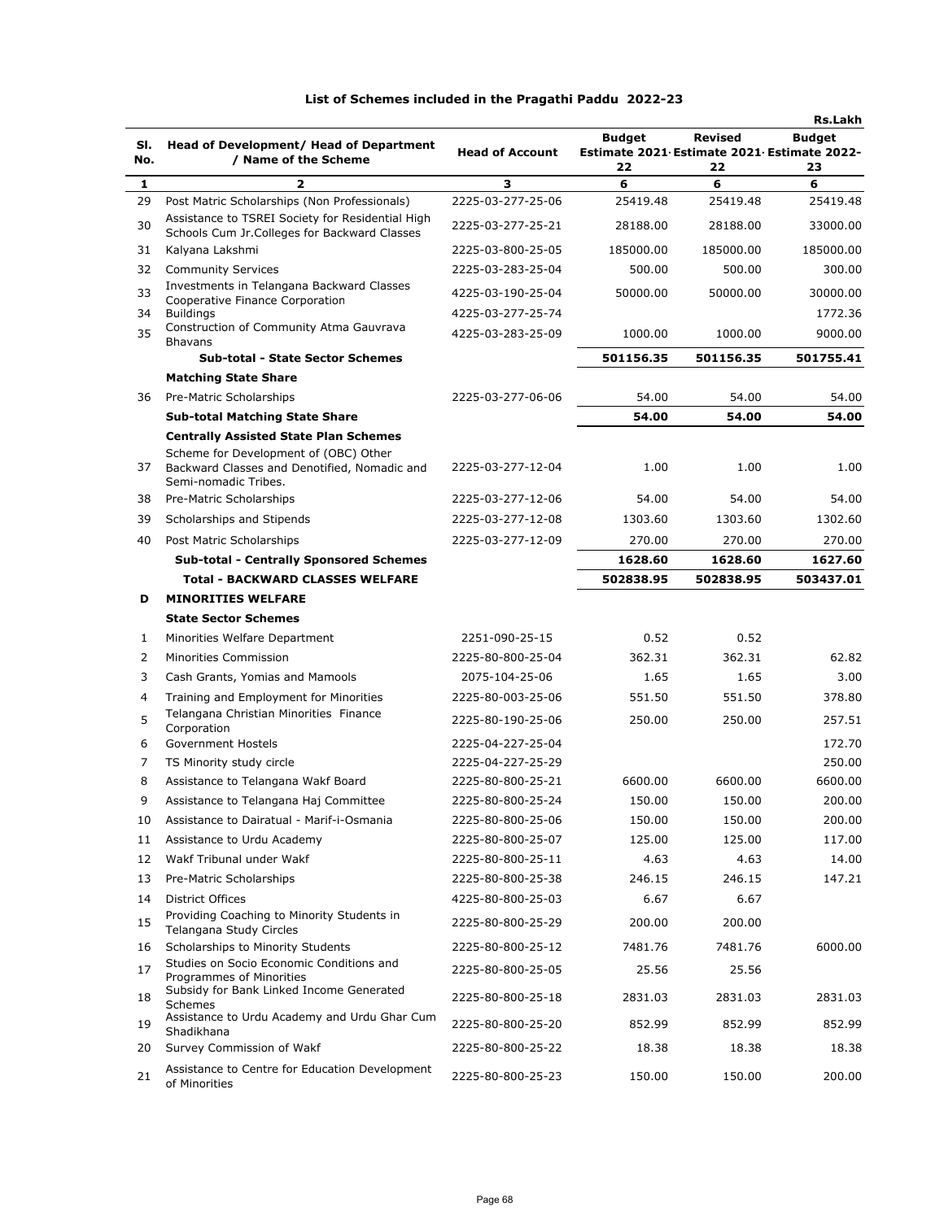## List of Schemes included in the Pragathi Paddu 2022-23

Rs.Lakh

| Sl. No. | Head of Development/ Head of Department / Name of the Scheme | Head of Account | Budget Estimate 2021-22 | Revised Estimate 2021-22 | Budget Estimate 2022-23 |
|---|---|---|---|---|---|
| 1 | 2 | 3 | 6 | 6 | 6 |
| 29 | Post Matric Scholarships (Non Professionals) | 2225-03-277-25-06 | 25419.48 | 25419.48 | 25419.48 |
| 30 | Assistance to TSREI Society for Residential High Schools Cum Jr.Colleges for Backward Classes | 2225-03-277-25-21 | 28188.00 | 28188.00 | 33000.00 |
| 31 | Kalyana Lakshmi | 2225-03-800-25-05 | 185000.00 | 185000.00 | 185000.00 |
| 32 | Community Services | 2225-03-283-25-04 | 500.00 | 500.00 | 300.00 |
| 33 | Investments in Telangana Backward Classes Cooperative Finance Corporation | 4225-03-190-25-04 | 50000.00 | 50000.00 | 30000.00 |
| 34 | Buildings | 4225-03-277-25-74 | | | 1772.36 |
| 35 | Construction of Community Atma Gauvrava Bhavans | 4225-03-283-25-09 | 1000.00 | 1000.00 | 9000.00 |
| | **Sub-total - State Sector Schemes** | | **501156.35** | **501156.35** | **501755.41** |
| | **Matching State Share** | | | | |
| 36 | Pre-Matric Scholarships | 2225-03-277-06-06 | 54.00 | 54.00 | 54.00 |
| | **Sub-total Matching State Share** | | **54.00** | **54.00** | **54.00** |
| | **Centrally Assisted State Plan Schemes** | | | | |
| 37 | Scheme for Development of (OBC) Other Backward Classes and Denotified, Nomadic and Semi-nomadic Tribes. | 2225-03-277-12-04 | 1.00 | 1.00 | 1.00 |
| 38 | Pre-Matric Scholarships | 2225-03-277-12-06 | 54.00 | 54.00 | 54.00 |
| 39 | Scholarships and Stipends | 2225-03-277-12-08 | 1303.60 | 1303.60 | 1302.60 |
| 40 | Post Matric Scholarships | 2225-03-277-12-09 | 270.00 | 270.00 | 270.00 |
| | **Sub-total - Centrally Sponsored Schemes** | | **1628.60** | **1628.60** | **1627.60** |
| | **Total - BACKWARD CLASSES WELFARE** | | **502838.95** | **502838.95** | **503437.01** |
| **D** | **MINORITIES WELFARE** | | | | |
| | **State Sector Schemes** | | | | |
| 1 | Minorities Welfare Department | 2251-090-25-15 | 0.52 | 0.52 | |
| 2 | Minorities Commission | 2225-80-800-25-04 | 362.31 | 362.31 | 62.82 |
| 3 | Cash Grants, Yomias and Mamools | 2075-104-25-06 | 1.65 | 1.65 | 3.00 |
| 4 | Training and Employment for Minorities | 2225-80-003-25-06 | 551.50 | 551.50 | 378.80 |
| 5 | Telangana Christian Minorities Finance Corporation | 2225-80-190-25-06 | 250.00 | 250.00 | 257.51 |
| 6 | Government Hostels | 2225-04-227-25-04 | | | 172.70 |
| 7 | TS Minority study circle | 2225-04-227-25-29 | | | 250.00 |
| 8 | Assistance to Telangana Wakf Board | 2225-80-800-25-21 | 6600.00 | 6600.00 | 6600.00 |
| 9 | Assistance to Telangana Haj Committee | 2225-80-800-25-24 | 150.00 | 150.00 | 200.00 |
| 10 | Assistance to Dairatual - Marif-i-Osmania | 2225-80-800-25-06 | 150.00 | 150.00 | 200.00 |
| 11 | Assistance to Urdu Academy | 2225-80-800-25-07 | 125.00 | 125.00 | 117.00 |
| 12 | Wakf Tribunal under Wakf | 2225-80-800-25-11 | 4.63 | 4.63 | 14.00 |
| 13 | Pre-Matric Scholarships | 2225-80-800-25-38 | 246.15 | 246.15 | 147.21 |
| 14 | District Offices | 4225-80-800-25-03 | 6.67 | 6.67 | |
| 15 | Providing Coaching to Minority Students in Telangana Study Circles | 2225-80-800-25-29 | 200.00 | 200.00 | |
| 16 | Scholarships to Minority Students | 2225-80-800-25-12 | 7481.76 | 7481.76 | 6000.00 |
| 17 | Studies on Socio Economic Conditions and Programmes of Minorities | 2225-80-800-25-05 | 25.56 | 25.56 | |
| 18 | Subsidy for Bank Linked Income Generated Schemes | 2225-80-800-25-18 | 2831.03 | 2831.03 | 2831.03 |
| 19 | Assistance to Urdu Academy and Urdu Ghar Cum Shadikhana | 2225-80-800-25-20 | 852.99 | 852.99 | 852.99 |
| 20 | Survey Commission of Wakf | 2225-80-800-25-22 | 18.38 | 18.38 | 18.38 |
| 21 | Assistance to Centre for Education Development of Minorities | 2225-80-800-25-23 | 150.00 | 150.00 | 200.00 |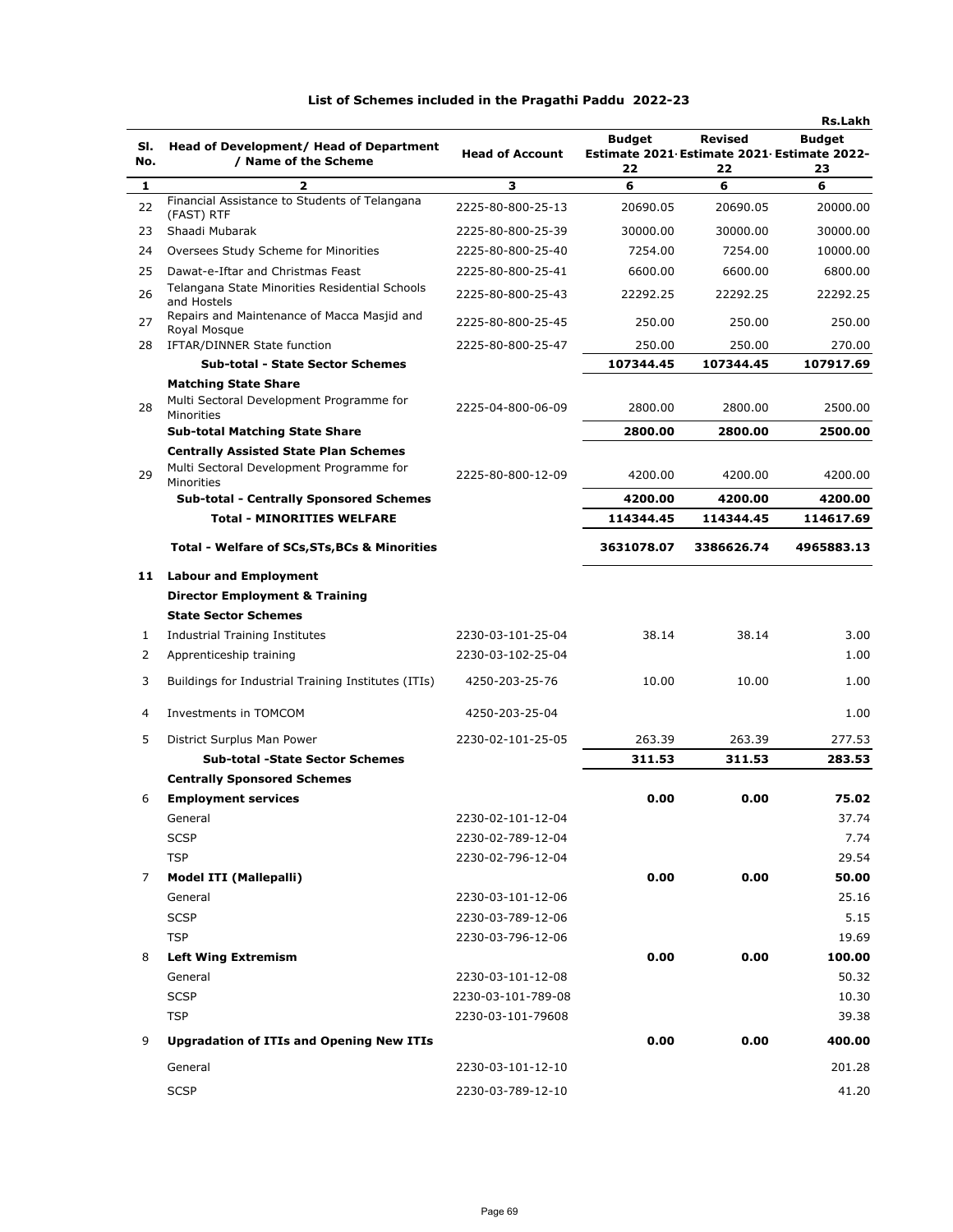## List of Schemes included in the Pragathi Paddu 2022-23

Rs.Lakh

| Sl. No. | Head of Development/ Head of Department / Name of the Scheme | Head of Account | Budget Estimate 2021-22 | Revised Estimate 2021-22 | Budget Estimate 2022-23 |
|---|---|---|---|---|---|
| 1 | 2 | 3 | 6 | 6 | 6 |
| 22 | Financial Assistance to Students of Telangana (FAST) RTF | 2225-80-800-25-13 | 20690.05 | 20690.05 | 20000.00 |
| 23 | Shaadi Mubarak | 2225-80-800-25-39 | 30000.00 | 30000.00 | 30000.00 |
| 24 | Oversees Study Scheme for Minorities | 2225-80-800-25-40 | 7254.00 | 7254.00 | 10000.00 |
| 25 | Dawat-e-Iftar and Christmas Feast | 2225-80-800-25-41 | 6600.00 | 6600.00 | 6800.00 |
| 26 | Telangana State Minorities Residential Schools and Hostels | 2225-80-800-25-43 | 22292.25 | 22292.25 | 22292.25 |
| 27 | Repairs and Maintenance of Macca Masjid and Royal Mosque | 2225-80-800-25-45 | 250.00 | 250.00 | 250.00 |
| 28 | IFTAR/DINNER State function | 2225-80-800-25-47 | 250.00 | 250.00 | 270.00 |
| | **Sub-total - State Sector Schemes** | | **107344.45** | **107344.45** | **107917.69** |
| | **Matching State Share** | | | | |
| 28 | Multi Sectoral Development Programme for Minorities | 2225-04-800-06-09 | 2800.00 | 2800.00 | 2500.00 |
| | **Sub-total Matching State Share** | | **2800.00** | **2800.00** | **2500.00** |
| | **Centrally Assisted State Plan Schemes** | | | | |
| 29 | Multi Sectoral Development Programme for Minorities | 2225-80-800-12-09 | 4200.00 | 4200.00 | 4200.00 |
| | **Sub-total - Centrally Sponsored Schemes** | | **4200.00** | **4200.00** | **4200.00** |
| | **Total - MINORITIES WELFARE** | | **114344.45** | **114344.45** | **114617.69** |
| | **Total - Welfare of SCs,STs,BCs & Minorities** | | **3631078.07** | **3386626.74** | **4965883.13** |
| **11** | **Labour and Employment** | | | | |
| | **Director Employment & Training** | | | | |
| | **State Sector Schemes** | | | | |
| 1 | Industrial Training Institutes | 2230-03-101-25-04 | 38.14 | 38.14 | 3.00 |
| 2 | Apprenticeship training | 2230-03-102-25-04 | | | 1.00 |
| 3 | Buildings for Industrial Training Institutes (ITIs) | 4250-203-25-76 | 10.00 | 10.00 | 1.00 |
| 4 | Investments in TOMCOM | 4250-203-25-04 | | | 1.00 |
| 5 | District Surplus Man Power | 2230-02-101-25-05 | 263.39 | 263.39 | 277.53 |
| | **Sub-total -State Sector Schemes** | | **311.53** | **311.53** | **283.53** |
| | **Centrally Sponsored Schemes** | | | | |
| 6 | **Employment services** | | **0.00** | **0.00** | **75.02** |
| | General | 2230-02-101-12-04 | | | 37.74 |
| | SCSP | 2230-02-789-12-04 | | | 7.74 |
| | TSP | 2230-02-796-12-04 | | | 29.54 |
| 7 | **Model ITI (Mallepalli)** | | **0.00** | **0.00** | **50.00** |
| | General | 2230-03-101-12-06 | | | 25.16 |
| | SCSP | 2230-03-789-12-06 | | | 5.15 |
| | TSP | 2230-03-796-12-06 | | | 19.69 |
| 8 | **Left Wing Extremism** | | **0.00** | **0.00** | **100.00** |
| | General | 2230-03-101-12-08 | | | 50.32 |
| | SCSP | 2230-03-101-789-08 | | | 10.30 |
| | TSP | 2230-03-101-79608 | | | 39.38 |
| 9 | **Upgradation of ITIs and Opening New ITIs** | | **0.00** | **0.00** | **400.00** |
| | General | 2230-03-101-12-10 | | | 201.28 |
| | SCSP | 2230-03-789-12-10 | | | 41.20 |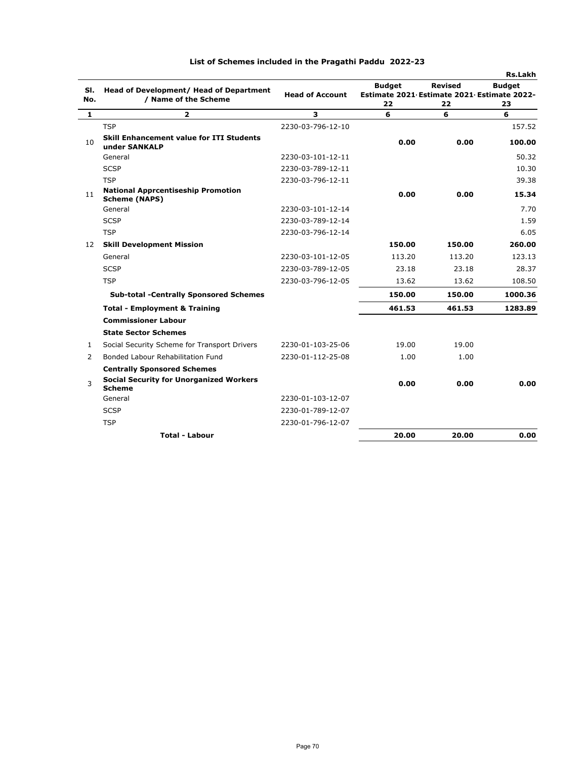## List of Schemes included in the Pragathi Paddu 2022-23

Rs.Lakh

| Sl. No. | Head of Development/ Head of Department / Name of the Scheme | Head of Account | Budget Estimate 2021-22 | Revised Estimate 2021-22 | Budget Estimate 2022-23 |
|---|---|---|---|---|---|
| 1 | 2 | 3 | 6 | 6 | 6 |
| | TSP | 2230-03-796-12-10 | | | 157.52 |
| 10 | **Skill Enhancement value for ITI Students under SANKALP** | | **0.00** | **0.00** | **100.00** |
| | General | 2230-03-101-12-11 | | | 50.32 |
| | SCSP | 2230-03-789-12-11 | | | 10.30 |
| | TSP | 2230-03-796-12-11 | | | 39.38 |
| 11 | **National Apprcentiseship Promotion Scheme (NAPS)** | | **0.00** | **0.00** | **15.34** |
| | General | 2230-03-101-12-14 | | | 7.70 |
| | SCSP | 2230-03-789-12-14 | | | 1.59 |
| | TSP | 2230-03-796-12-14 | | | 6.05 |
| 12 | **Skill Development Mission** | | **150.00** | **150.00** | **260.00** |
| | General | 2230-03-101-12-05 | 113.20 | 113.20 | 123.13 |
| | SCSP | 2230-03-789-12-05 | 23.18 | 23.18 | 28.37 |
| | TSP | 2230-03-796-12-05 | 13.62 | 13.62 | 108.50 |
| | **Sub-total -Centrally Sponsored Schemes** | | **150.00** | **150.00** | **1000.36** |
| | **Total - Employment & Training** | | **461.53** | **461.53** | **1283.89** |
| | **Commissioner Labour** | | | | |
| | **State Sector Schemes** | | | | |
| 1 | Social Security Scheme for Transport Drivers | 2230-01-103-25-06 | 19.00 | 19.00 | |
| 2 | Bonded Labour Rehabilitation Fund | 2230-01-112-25-08 | 1.00 | 1.00 | |
| | **Centrally Sponsored Schemes** | | | | |
| 3 | **Social Security for Unorganized Workers Scheme** | | **0.00** | **0.00** | **0.00** |
| | General | 2230-01-103-12-07 | | | |
| | SCSP | 2230-01-789-12-07 | | | |
| | TSP | 2230-01-796-12-07 | | | |
| | **Total - Labour** | | **20.00** | **20.00** | **0.00** |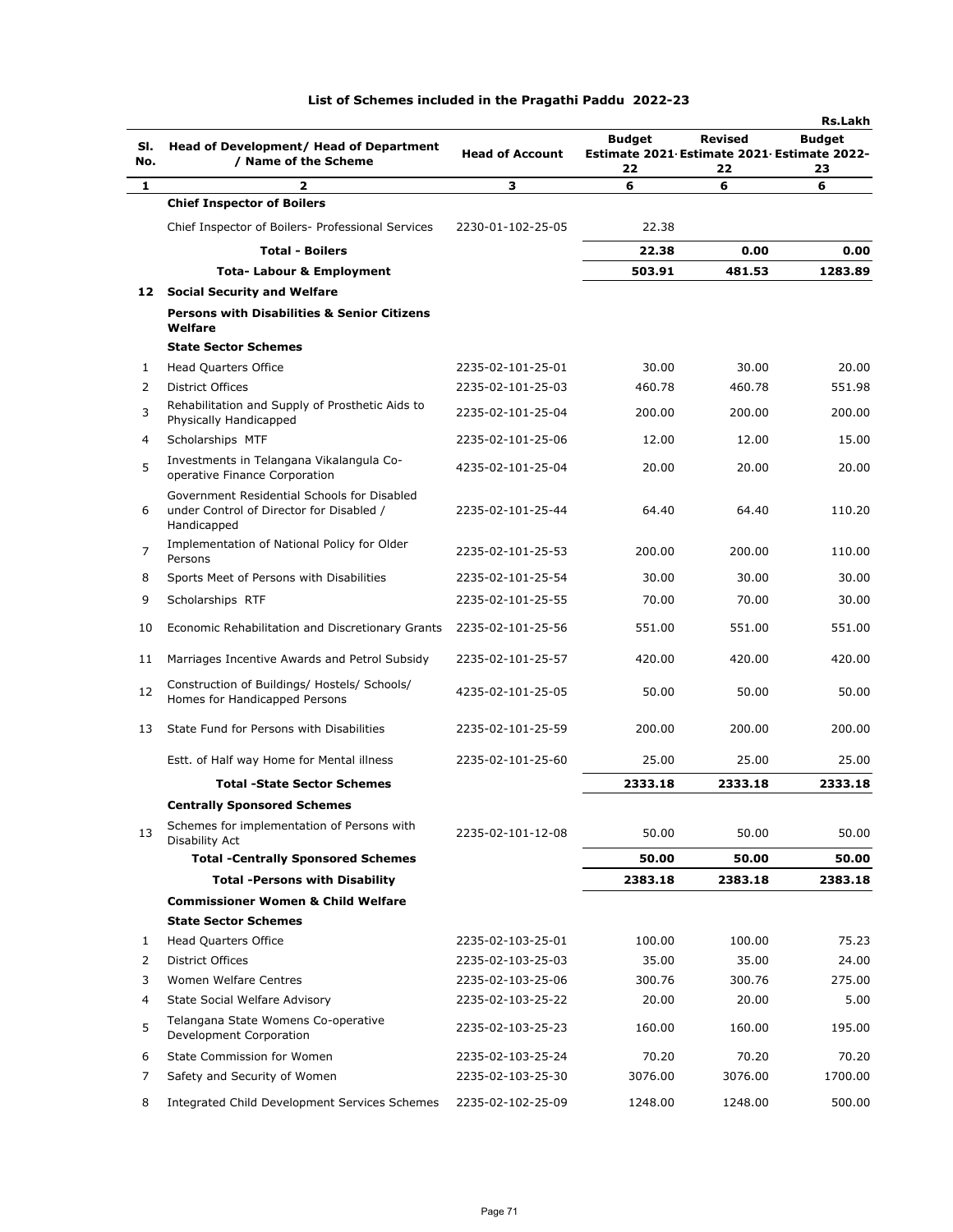# List of Schemes included in the Pragathi Paddu 2022-23

Rs.Lakh

| Sl. No. | Head of Development/ Head of Department / Name of the Scheme | Head of Account | Budget Estimate 2021-22 | Revised Estimate 2021-22 | Budget Estimate 2022-23 |
|---|---|---|---|---|---|
| 1 | 2 | 3 | 6 | 6 | 6 |
| | **Chief Inspector of Boilers** | | | | |
| | Chief Inspector of Boilers- Professional Services | 2230-01-102-25-05 | 22.38 | | |
| | **Total - Boilers** | | **22.38** | **0.00** | **0.00** |
| | **Tota- Labour & Employment** | | **503.91** | **481.53** | **1283.89** |
| **12** | **Social Security and Welfare** | | | | |
| | **Persons with Disabilities & Senior Citizens Welfare** | | | | |
| | **State Sector Schemes** | | | | |
| 1 | Head Quarters Office | 2235-02-101-25-01 | 30.00 | 30.00 | 20.00 |
| 2 | District Offices | 2235-02-101-25-03 | 460.78 | 460.78 | 551.98 |
| 3 | Rehabilitation and Supply of Prosthetic Aids to Physically Handicapped | 2235-02-101-25-04 | 200.00 | 200.00 | 200.00 |
| 4 | Scholarships MTF | 2235-02-101-25-06 | 12.00 | 12.00 | 15.00 |
| 5 | Investments in Telangana Vikalangula Co-operative Finance Corporation | 4235-02-101-25-04 | 20.00 | 20.00 | 20.00 |
| 6 | Government Residential Schools for Disabled under Control of Director for Disabled / Handicapped | 2235-02-101-25-44 | 64.40 | 64.40 | 110.20 |
| 7 | Implementation of National Policy for Older Persons | 2235-02-101-25-53 | 200.00 | 200.00 | 110.00 |
| 8 | Sports Meet of Persons with Disabilities | 2235-02-101-25-54 | 30.00 | 30.00 | 30.00 |
| 9 | Scholarships RTF | 2235-02-101-25-55 | 70.00 | 70.00 | 30.00 |
| 10 | Economic Rehabilitation and Discretionary Grants | 2235-02-101-25-56 | 551.00 | 551.00 | 551.00 |
| 11 | Marriages Incentive Awards and Petrol Subsidy | 2235-02-101-25-57 | 420.00 | 420.00 | 420.00 |
| 12 | Construction of Buildings/ Hostels/ Schools/ Homes for Handicapped Persons | 4235-02-101-25-05 | 50.00 | 50.00 | 50.00 |
| 13 | State Fund for Persons with Disabilities | 2235-02-101-25-59 | 200.00 | 200.00 | 200.00 |
| | Estt. of Half way Home for Mental illness | 2235-02-101-25-60 | 25.00 | 25.00 | 25.00 |
| | **Total -State Sector Schemes** | | **2333.18** | **2333.18** | **2333.18** |
| | **Centrally Sponsored Schemes** | | | | |
| 13 | Schemes for implementation of Persons with Disability Act | 2235-02-101-12-08 | 50.00 | 50.00 | 50.00 |
| | **Total -Centrally Sponsored Schemes** | | **50.00** | **50.00** | **50.00** |
| | **Total -Persons with Disability** | | **2383.18** | **2383.18** | **2383.18** |
| | **Commissioner Women & Child Welfare** | | | | |
| | **State Sector Schemes** | | | | |
| 1 | Head Quarters Office | 2235-02-103-25-01 | 100.00 | 100.00 | 75.23 |
| 2 | District Offices | 2235-02-103-25-03 | 35.00 | 35.00 | 24.00 |
| 3 | Women Welfare Centres | 2235-02-103-25-06 | 300.76 | 300.76 | 275.00 |
| 4 | State Social Welfare Advisory | 2235-02-103-25-22 | 20.00 | 20.00 | 5.00 |
| 5 | Telangana State Womens Co-operative Development Corporation | 2235-02-103-25-23 | 160.00 | 160.00 | 195.00 |
| 6 | State Commission for Women | 2235-02-103-25-24 | 70.20 | 70.20 | 70.20 |
| 7 | Safety and Security of Women | 2235-02-103-25-30 | 3076.00 | 3076.00 | 1700.00 |
| 8 | Integrated Child Development Services Schemes | 2235-02-102-25-09 | 1248.00 | 1248.00 | 500.00 |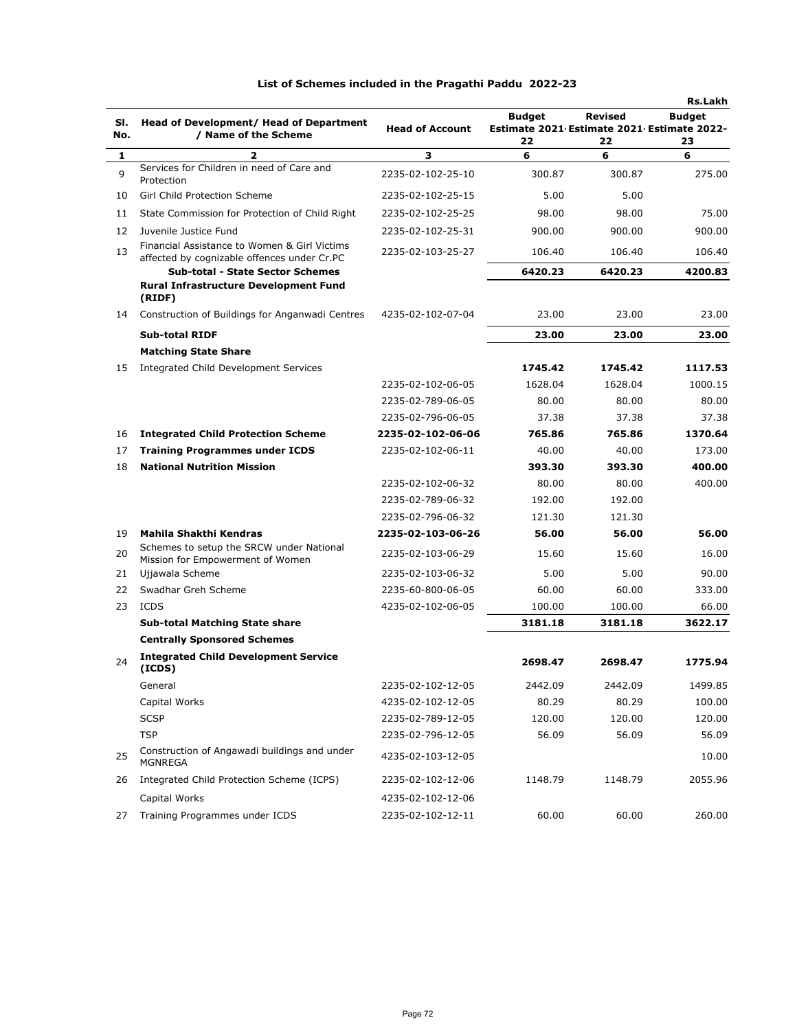## List of Schemes included in the Pragathi Paddu 2022-23

Rs.Lakh

| Sl. No. | Head of Development/ Head of Department / Name of the Scheme | Head of Account | Budget Estimate 2021-22 | Revised Estimate 2021-22 | Budget Estimate 2022-23 |
|---|---|---|---|---|---|
| 1 | 2 | 3 | 6 | 6 | 6 |
| 9 | Services for Children in need of Care and Protection | 2235-02-102-25-10 | 300.87 | 300.87 | 275.00 |
| 10 | Girl Child Protection Scheme | 2235-02-102-25-15 | 5.00 | 5.00 | |
| 11 | State Commission for Protection of Child Right | 2235-02-102-25-25 | 98.00 | 98.00 | 75.00 |
| 12 | Juvenile Justice Fund | 2235-02-102-25-31 | 900.00 | 900.00 | 900.00 |
| 13 | Financial Assistance to Women & Girl Victims affected by cognizable offences under Cr.PC | 2235-02-103-25-27 | 106.40 | 106.40 | 106.40 |
| | **Sub-total - State Sector Schemes** | | **6420.23** | **6420.23** | **4200.83** |
| | **Rural Infrastructure Development Fund (RIDF)** | | | | |
| 14 | Construction of Buildings for Anganwadi Centres | 4235-02-102-07-04 | 23.00 | 23.00 | 23.00 |
| | **Sub-total RIDF** | | **23.00** | **23.00** | **23.00** |
| | **Matching State Share** | | | | |
| 15 | Integrated Child Development Services | | **1745.42** | **1745.42** | **1117.53** |
| | | 2235-02-102-06-05 | 1628.04 | 1628.04 | 1000.15 |
| | | 2235-02-789-06-05 | 80.00 | 80.00 | 80.00 |
| | | 2235-02-796-06-05 | 37.38 | 37.38 | 37.38 |
| 16 | **Integrated Child Protection Scheme** | **2235-02-102-06-06** | **765.86** | **765.86** | **1370.64** |
| 17 | **Training Programmes under ICDS** | 2235-02-102-06-11 | 40.00 | 40.00 | 173.00 |
| 18 | **National Nutrition Mission** | | **393.30** | **393.30** | **400.00** |
| | | 2235-02-102-06-32 | 80.00 | 80.00 | 400.00 |
| | | 2235-02-789-06-32 | 192.00 | 192.00 | |
| | | 2235-02-796-06-32 | 121.30 | 121.30 | |
| 19 | **Mahila Shakthi Kendras** | **2235-02-103-06-26** | **56.00** | **56.00** | **56.00** |
| 20 | Schemes to setup the SRCW under National Mission for Empowerment of Women | 2235-02-103-06-29 | 15.60 | 15.60 | 16.00 |
| 21 | Ujjawala Scheme | 2235-02-103-06-32 | 5.00 | 5.00 | 90.00 |
| 22 | Swadhar Greh Scheme | 2235-60-800-06-05 | 60.00 | 60.00 | 333.00 |
| 23 | ICDS | 4235-02-102-06-05 | 100.00 | 100.00 | 66.00 |
| | **Sub-total Matching State share** | | **3181.18** | **3181.18** | **3622.17** |
| | **Centrally Sponsored Schemes** | | | | |
| 24 | **Integrated Child Development Service (ICDS)** | | **2698.47** | **2698.47** | **1775.94** |
| | General | 2235-02-102-12-05 | 2442.09 | 2442.09 | 1499.85 |
| | Capital Works | 4235-02-102-12-05 | 80.29 | 80.29 | 100.00 |
| | SCSP | 2235-02-789-12-05 | 120.00 | 120.00 | 120.00 |
| | TSP | 2235-02-796-12-05 | 56.09 | 56.09 | 56.09 |
| 25 | Construction of Angawadi buildings and under MGNREGA | 4235-02-103-12-05 | | | 10.00 |
| 26 | Integrated Child Protection Scheme (ICPS) | 2235-02-102-12-06 | 1148.79 | 1148.79 | 2055.96 |
| | Capital Works | 4235-02-102-12-06 | | | |
| 27 | Training Programmes under ICDS | 2235-02-102-12-11 | 60.00 | 60.00 | 260.00 |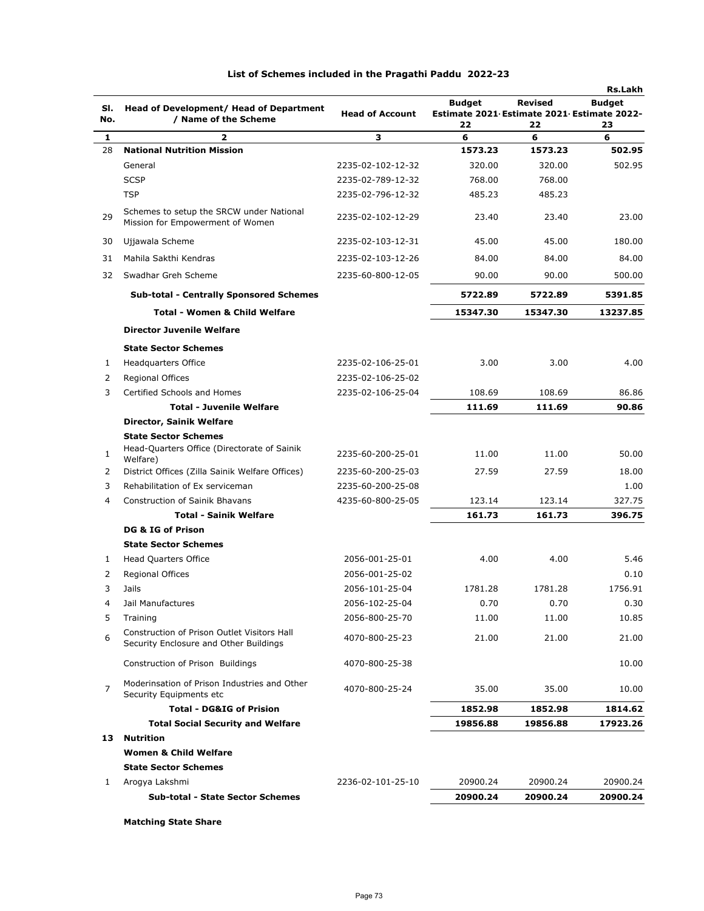## List of Schemes included in the Pragathi Paddu 2022-23

Rs.Lakh

| Sl. No. | Head of Development/ Head of Department / Name of the Scheme | Head of Account | Budget Estimate 2021-22 | Revised Estimate 2021-22 | Budget Estimate 2022-23 |
|---|---|---|---|---|---|
| 1 | 2 | 3 | 6 | 6 | 6 |
| 28 | **National Nutrition Mission** | | **1573.23** | **1573.23** | **502.95** |
| | General | 2235-02-102-12-32 | 320.00 | 320.00 | 502.95 |
| | SCSP | 2235-02-789-12-32 | 768.00 | 768.00 | |
| | TSP | 2235-02-796-12-32 | 485.23 | 485.23 | |
| 29 | Schemes to setup the SRCW under National Mission for Empowerment of Women | 2235-02-102-12-29 | 23.40 | 23.40 | 23.00 |
| 30 | Ujjawala Scheme | 2235-02-103-12-31 | 45.00 | 45.00 | 180.00 |
| 31 | Mahila Sakthi Kendras | 2235-02-103-12-26 | 84.00 | 84.00 | 84.00 |
| 32 | Swadhar Greh Scheme | 2235-60-800-12-05 | 90.00 | 90.00 | 500.00 |
| | **Sub-total - Centrally Sponsored Schemes** | | **5722.89** | **5722.89** | **5391.85** |
| | **Total - Women & Child Welfare** | | **15347.30** | **15347.30** | **13237.85** |
| | **Director Juvenile Welfare** | | | | |
| | **State Sector Schemes** | | | | |
| 1 | Headquarters Office | 2235-02-106-25-01 | 3.00 | 3.00 | 4.00 |
| 2 | Regional Offices | 2235-02-106-25-02 | | | |
| 3 | Certified Schools and Homes | 2235-02-106-25-04 | 108.69 | 108.69 | 86.86 |
| | **Total - Juvenile Welfare** | | **111.69** | **111.69** | **90.86** |
| | **Director, Sainik Welfare** | | | | |
| | **State Sector Schemes** | | | | |
| 1 | Head-Quarters Office (Directorate of Sainik Welfare) | 2235-60-200-25-01 | 11.00 | 11.00 | 50.00 |
| 2 | District Offices (Zilla Sainik Welfare Offices) | 2235-60-200-25-03 | 27.59 | 27.59 | 18.00 |
| 3 | Rehabilitation of Ex serviceman | 2235-60-200-25-08 | | | 1.00 |
| 4 | Construction of Sainik Bhavans | 4235-60-800-25-05 | 123.14 | 123.14 | 327.75 |
| | **Total - Sainik Welfare** | | **161.73** | **161.73** | **396.75** |
| | **DG & IG of Prison** | | | | |
| | **State Sector Schemes** | | | | |
| 1 | Head Quarters Office | 2056-001-25-01 | 4.00 | 4.00 | 5.46 |
| 2 | Regional Offices | 2056-001-25-02 | | | 0.10 |
| 3 | Jails | 2056-101-25-04 | 1781.28 | 1781.28 | 1756.91 |
| 4 | Jail Manufactures | 2056-102-25-04 | 0.70 | 0.70 | 0.30 |
| 5 | Training | 2056-800-25-70 | 11.00 | 11.00 | 10.85 |
| 6 | Construction of Prison Outlet Visitors Hall Security Enclosure and Other Buildings | 4070-800-25-23 | 21.00 | 21.00 | 21.00 |
| | Construction of Prison Buildings | 4070-800-25-38 | | | 10.00 |
| 7 | Moderinsation of Prison Industries and Other Security Equipments etc | 4070-800-25-24 | 35.00 | 35.00 | 10.00 |
| | **Total - DG&IG of Prision** | | **1852.98** | **1852.98** | **1814.62** |
| | **Total Social Security and Welfare** | | **19856.88** | **19856.88** | **17923.26** |
| **13** | **Nutrition** | | | | |
| | **Women & Child Welfare** | | | | |
| | **State Sector Schemes** | | | | |
| 1 | Arogya Lakshmi | 2236-02-101-25-10 | 20900.24 | 20900.24 | 20900.24 |
| | **Sub-total - State Sector Schemes** | | **20900.24** | **20900.24** | **20900.24** |

**Matching State Share**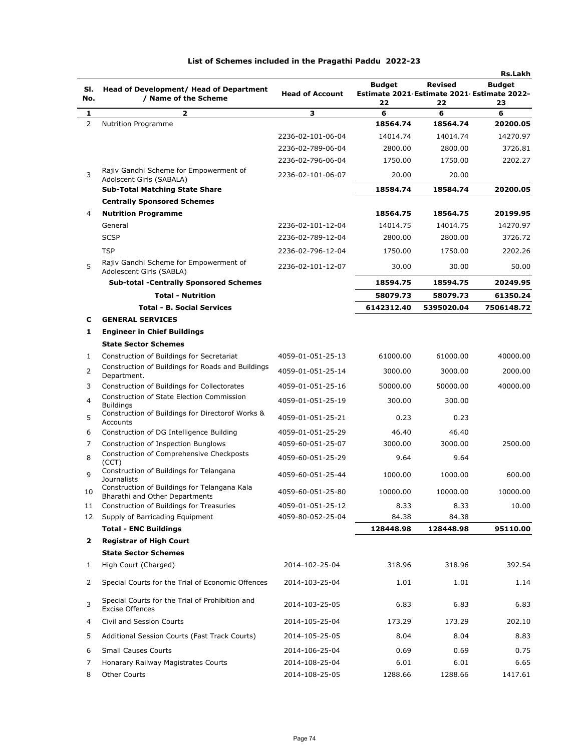# List of Schemes included in the Pragathi Paddu 2022-23

Rs.Lakh

| Sl. No. | Head of Development/ Head of Department / Name of the Scheme | Head of Account | Budget Estimate 2021-22 | Revised Estimate 2021-22 | Budget Estimate 2022-23 |
|---|---|---|---|---|---|
| 1 | 2 | 3 | 6 | 6 | 6 |
| 2 | Nutrition Programme | | **18564.74** | **18564.74** | **20200.05** |
| | | 2236-02-101-06-04 | 14014.74 | 14014.74 | 14270.97 |
| | | 2236-02-789-06-04 | 2800.00 | 2800.00 | 3726.81 |
| | | 2236-02-796-06-04 | 1750.00 | 1750.00 | 2202.27 |
| 3 | Rajiv Gandhi Scheme for Empowerment of Adolscent Girls (SABALA) | 2236-02-101-06-07 | 20.00 | 20.00 | |
| | **Sub-Total Matching State Share** | | **18584.74** | **18584.74** | **20200.05** |
| | **Centrally Sponsored Schemes** | | | | |
| 4 | **Nutrition Programme** | | **18564.75** | **18564.75** | **20199.95** |
| | General | 2236-02-101-12-04 | 14014.75 | 14014.75 | 14270.97 |
| | SCSP | 2236-02-789-12-04 | 2800.00 | 2800.00 | 3726.72 |
| | TSP | 2236-02-796-12-04 | 1750.00 | 1750.00 | 2202.26 |
| 5 | Rajiv Gandhi Scheme for Empowerment of Adolescent Girls (SABLA) | 2236-02-101-12-07 | 30.00 | 30.00 | 50.00 |
| | **Sub-total -Centrally Sponsored Schemes** | | **18594.75** | **18594.75** | **20249.95** |
| | **Total - Nutrition** | | **58079.73** | **58079.73** | **61350.24** |
| | **Total - B. Social Services** | | **6142312.40** | **5395020.04** | **7506148.72** |
| **C** | **GENERAL SERVICES** | | | | |
| **1** | **Engineer in Chief Buildings** | | | | |
| | **State Sector Schemes** | | | | |
| 1 | Construction of Buildings for Secretariat | 4059-01-051-25-13 | 61000.00 | 61000.00 | 40000.00 |
| 2 | Construction of Buildings for Roads and Buildings Department. | 4059-01-051-25-14 | 3000.00 | 3000.00 | 2000.00 |
| 3 | Construction of Buildings for Collectorates | 4059-01-051-25-16 | 50000.00 | 50000.00 | 40000.00 |
| 4 | Construction of State Election Commission Buildings | 4059-01-051-25-19 | 300.00 | 300.00 | |
| 5 | Construction of Buildings for Directorof Works & Accounts | 4059-01-051-25-21 | 0.23 | 0.23 | |
| 6 | Construction of DG Intelligence Building | 4059-01-051-25-29 | 46.40 | 46.40 | |
| 7 | Construction of Inspection Bunglows | 4059-60-051-25-07 | 3000.00 | 3000.00 | 2500.00 |
| 8 | Construction of Comprehensive Checkposts (CCT) | 4059-60-051-25-29 | 9.64 | 9.64 | |
| 9 | Construction of Buildings for Telangana Journalists | 4059-60-051-25-44 | 1000.00 | 1000.00 | 600.00 |
| 10 | Construction of Buildings for Telangana Kala Bharathi and Other Departments | 4059-60-051-25-80 | 10000.00 | 10000.00 | 10000.00 |
| 11 | Construction of Buildings for Treasuries | 4059-01-051-25-12 | 8.33 | 8.33 | 10.00 |
| 12 | Supply of Barricading Equipment | 4059-80-052-25-04 | 84.38 | 84.38 | |
| | **Total - ENC Buildings** | | **128448.98** | **128448.98** | **95110.00** |
| **2** | **Registrar of High Court** | | | | |
| | **State Sector Schemes** | | | | |
| 1 | High Court (Charged) | 2014-102-25-04 | 318.96 | 318.96 | 392.54 |
| 2 | Special Courts for the Trial of Economic Offences | 2014-103-25-04 | 1.01 | 1.01 | 1.14 |
| 3 | Special Courts for the Trial of Prohibition and Excise Offences | 2014-103-25-05 | 6.83 | 6.83 | 6.83 |
| 4 | Civil and Session Courts | 2014-105-25-04 | 173.29 | 173.29 | 202.10 |
| 5 | Additional Session Courts (Fast Track Courts) | 2014-105-25-05 | 8.04 | 8.04 | 8.83 |
| 6 | Small Causes Courts | 2014-106-25-04 | 0.69 | 0.69 | 0.75 |
| 7 | Honarary Railway Magistrates Courts | 2014-108-25-04 | 6.01 | 6.01 | 6.65 |
| 8 | Other Courts | 2014-108-25-05 | 1288.66 | 1288.66 | 1417.61 |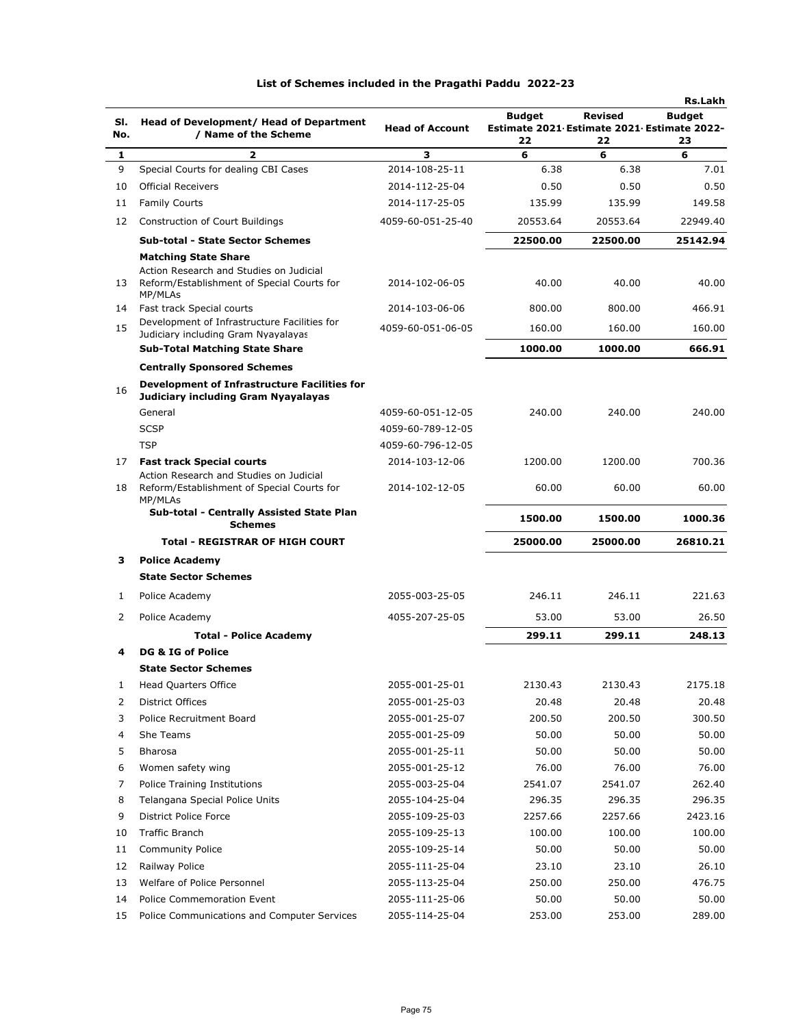## List of Schemes included in the Pragathi Paddu 2022-23

Rs.Lakh

| Sl. No. | Head of Development/ Head of Department / Name of the Scheme | Head of Account | Budget Estimate 2021-22 | Revised Estimate 2021-22 | Budget Estimate 2022-23 |
|---|---|---|---|---|---|
| 1 | 2 | 3 | 6 | 6 | 6 |
| 9 | Special Courts for dealing CBI Cases | 2014-108-25-11 | 6.38 | 6.38 | 7.01 |
| 10 | Official Receivers | 2014-112-25-04 | 0.50 | 0.50 | 0.50 |
| 11 | Family Courts | 2014-117-25-05 | 135.99 | 135.99 | 149.58 |
| 12 | Construction of Court Buildings | 4059-60-051-25-40 | 20553.64 | 20553.64 | 22949.40 |
| | **Sub-total - State Sector Schemes** | | **22500.00** | **22500.00** | **25142.94** |
| | **Matching State Share** | | | | |
| 13 | Action Research and Studies on Judicial Reform/Establishment of Special Courts for MP/MLAs | 2014-102-06-05 | 40.00 | 40.00 | 40.00 |
| 14 | Fast track Special courts | 2014-103-06-06 | 800.00 | 800.00 | 466.91 |
| 15 | Development of Infrastructure Facilities for Judiciary including Gram Nyayalayas | 4059-60-051-06-05 | 160.00 | 160.00 | 160.00 |
| | **Sub-Total Matching State Share** | | **1000.00** | **1000.00** | **666.91** |
| | **Centrally Sponsored Schemes** | | | | |
| 16 | **Development of Infrastructure Facilities for Judiciary including Gram Nyayalayas** | | | | |
| | General | 4059-60-051-12-05 | 240.00 | 240.00 | 240.00 |
| | SCSP | 4059-60-789-12-05 | | | |
| | TSP | 4059-60-796-12-05 | | | |
| 17 | **Fast track Special courts** | 2014-103-12-06 | 1200.00 | 1200.00 | 700.36 |
| 18 | Action Research and Studies on Judicial Reform/Establishment of Special Courts for MP/MLAs | 2014-102-12-05 | 60.00 | 60.00 | 60.00 |
| | **Sub-total - Centrally Assisted State Plan Schemes** | | **1500.00** | **1500.00** | **1000.36** |
| | **Total - REGISTRAR OF HIGH COURT** | | **25000.00** | **25000.00** | **26810.21** |
| **3** | **Police Academy** | | | | |
| | **State Sector Schemes** | | | | |
| 1 | Police Academy | 2055-003-25-05 | 246.11 | 246.11 | 221.63 |
| 2 | Police Academy | 4055-207-25-05 | 53.00 | 53.00 | 26.50 |
| | **Total - Police Academy** | | **299.11** | **299.11** | **248.13** |
| **4** | **DG & IG of Police** | | | | |
| | **State Sector Schemes** | | | | |
| 1 | Head Quarters Office | 2055-001-25-01 | 2130.43 | 2130.43 | 2175.18 |
| 2 | District Offices | 2055-001-25-03 | 20.48 | 20.48 | 20.48 |
| 3 | Police Recruitment Board | 2055-001-25-07 | 200.50 | 200.50 | 300.50 |
| 4 | She Teams | 2055-001-25-09 | 50.00 | 50.00 | 50.00 |
| 5 | Bharosa | 2055-001-25-11 | 50.00 | 50.00 | 50.00 |
| 6 | Women safety wing | 2055-001-25-12 | 76.00 | 76.00 | 76.00 |
| 7 | Police Training Institutions | 2055-003-25-04 | 2541.07 | 2541.07 | 262.40 |
| 8 | Telangana Special Police Units | 2055-104-25-04 | 296.35 | 296.35 | 296.35 |
| 9 | District Police Force | 2055-109-25-03 | 2257.66 | 2257.66 | 2423.16 |
| 10 | Traffic Branch | 2055-109-25-13 | 100.00 | 100.00 | 100.00 |
| 11 | Community Police | 2055-109-25-14 | 50.00 | 50.00 | 50.00 |
| 12 | Railway Police | 2055-111-25-04 | 23.10 | 23.10 | 26.10 |
| 13 | Welfare of Police Personnel | 2055-113-25-04 | 250.00 | 250.00 | 476.75 |
| 14 | Police Commemoration Event | 2055-111-25-06 | 50.00 | 50.00 | 50.00 |
| 15 | Police Communications and Computer Services | 2055-114-25-04 | 253.00 | 253.00 | 289.00 |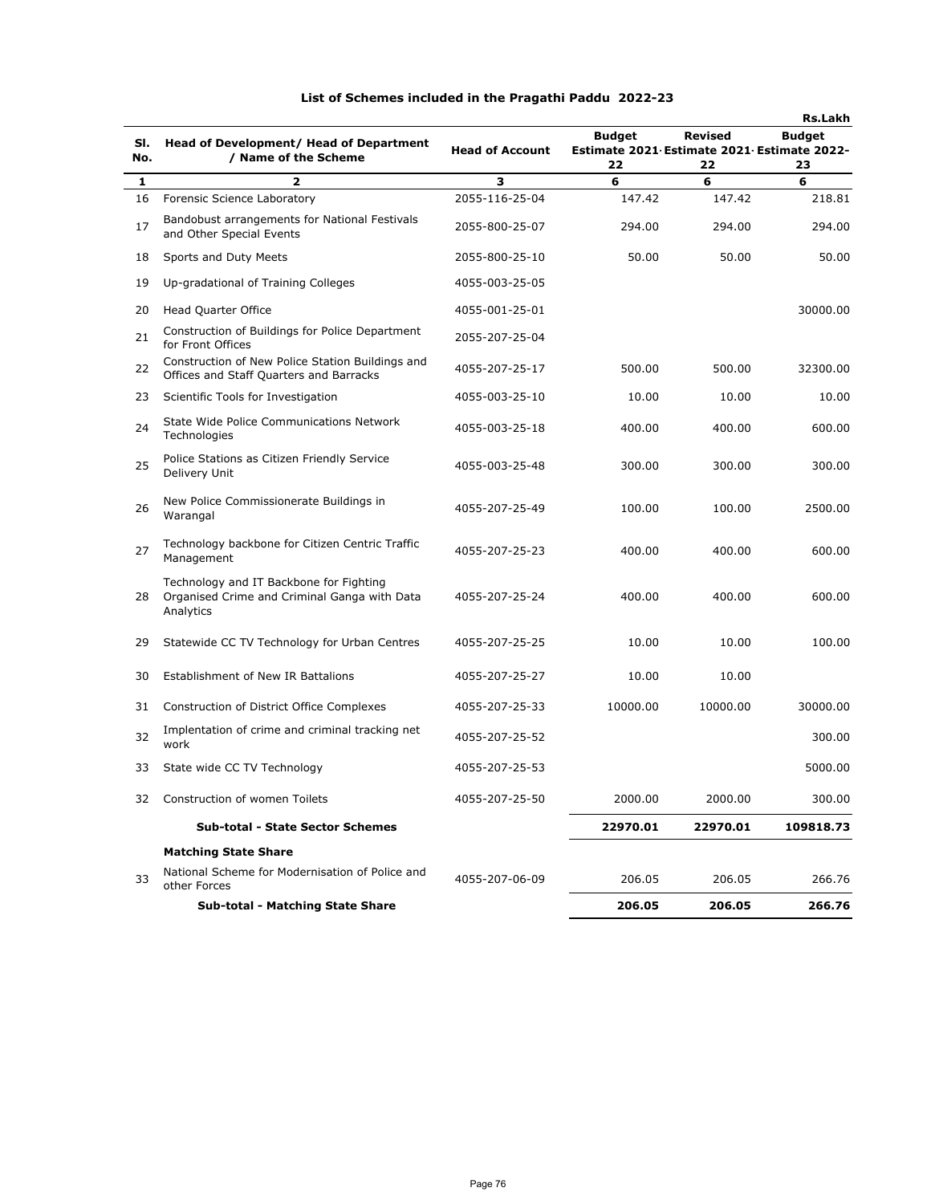# List of Schemes included in the Pragathi Paddu 2022-23

Rs.Lakh

| Sl. No. | Head of Development/ Head of Department / Name of the Scheme | Head of Account | Budget Estimate 2021-22 | Revised Estimate 2021-22 | Budget Estimate 2022-23 |
|---|---|---|---|---|---|
| 1 | 2 | 3 | 6 | 6 | 6 |
| 16 | Forensic Science Laboratory | 2055-116-25-04 | 147.42 | 147.42 | 218.81 |
| 17 | Bandobust arrangements for National Festivals and Other Special Events | 2055-800-25-07 | 294.00 | 294.00 | 294.00 |
| 18 | Sports and Duty Meets | 2055-800-25-10 | 50.00 | 50.00 | 50.00 |
| 19 | Up-gradational of Training Colleges | 4055-003-25-05 | | | |
| 20 | Head Quarter Office | 4055-001-25-01 | | | 30000.00 |
| 21 | Construction of Buildings for Police Department for Front Offices | 2055-207-25-04 | | | |
| 22 | Construction of New Police Station Buildings and Offices and Staff Quarters and Barracks | 4055-207-25-17 | 500.00 | 500.00 | 32300.00 |
| 23 | Scientific Tools for Investigation | 4055-003-25-10 | 10.00 | 10.00 | 10.00 |
| 24 | State Wide Police Communications Network Technologies | 4055-003-25-18 | 400.00 | 400.00 | 600.00 |
| 25 | Police Stations as Citizen Friendly Service Delivery Unit | 4055-003-25-48 | 300.00 | 300.00 | 300.00 |
| 26 | New Police Commissionerate Buildings in Warangal | 4055-207-25-49 | 100.00 | 100.00 | 2500.00 |
| 27 | Technology backbone for Citizen Centric Traffic Management | 4055-207-25-23 | 400.00 | 400.00 | 600.00 |
| 28 | Technology and IT Backbone for Fighting Organised Crime and Criminal Ganga with Data Analytics | 4055-207-25-24 | 400.00 | 400.00 | 600.00 |
| 29 | Statewide CC TV Technology for Urban Centres | 4055-207-25-25 | 10.00 | 10.00 | 100.00 |
| 30 | Establishment of New IR Battalions | 4055-207-25-27 | 10.00 | 10.00 | |
| 31 | Construction of District Office Complexes | 4055-207-25-33 | 10000.00 | 10000.00 | 30000.00 |
| 32 | Implentation of crime and criminal tracking net work | 4055-207-25-52 | | | 300.00 |
| 33 | State wide CC TV Technology | 4055-207-25-53 | | | 5000.00 |
| 32 | Construction of women Toilets | 4055-207-25-50 | 2000.00 | 2000.00 | 300.00 |
| | **Sub-total - State Sector Schemes** | | **22970.01** | **22970.01** | **109818.73** |
| | **Matching State Share** | | | | |
| 33 | National Scheme for Modernisation of Police and other Forces | 4055-207-06-09 | 206.05 | 206.05 | 266.76 |
| | **Sub-total - Matching State Share** | | **206.05** | **206.05** | **266.76** |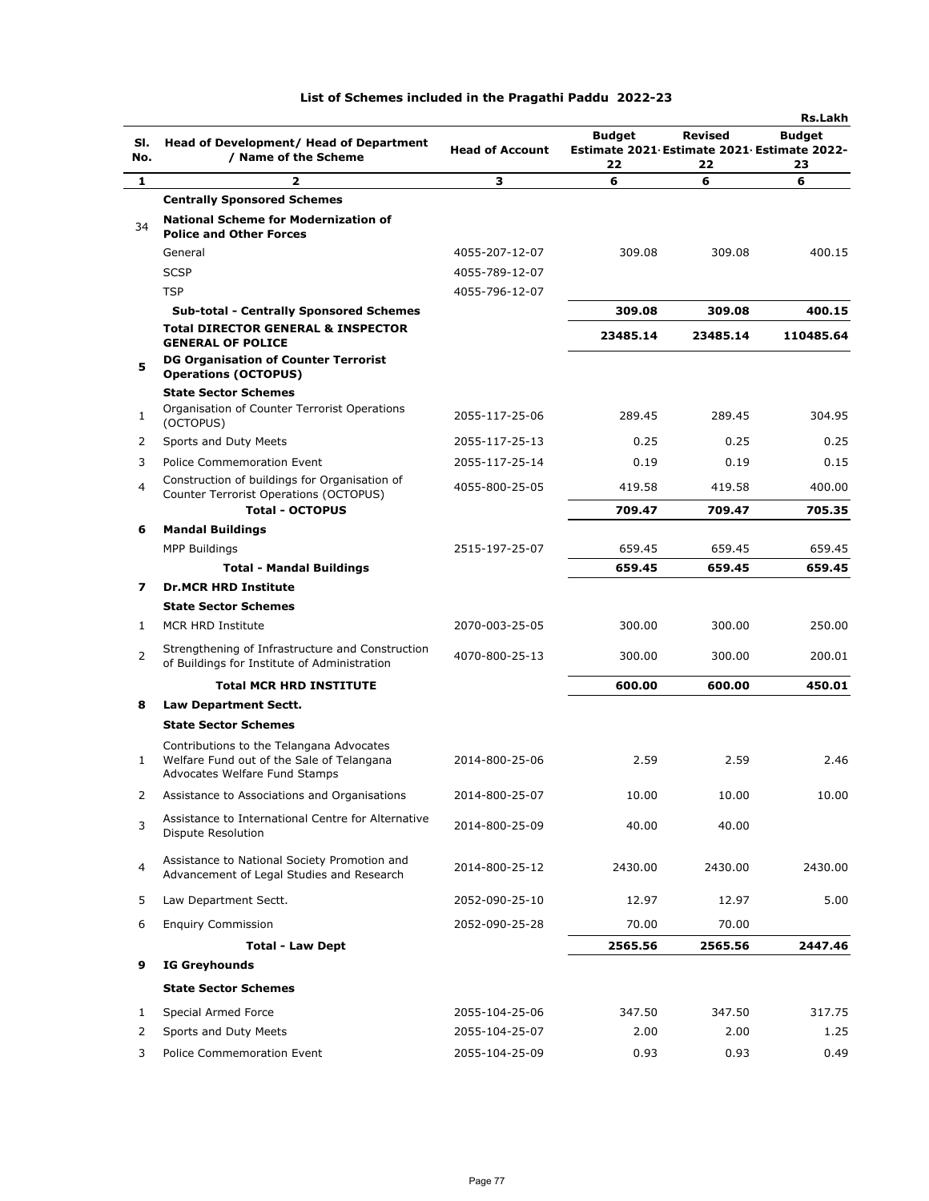## List of Schemes included in the Pragathi Paddu 2022-23

Rs.Lakh

| Sl. No. | Head of Development/ Head of Department / Name of the Scheme | Head of Account | Budget Estimate 2021-22 | Revised Estimate 2021-22 | Budget Estimate 2022-23 |
|---|---|---|---|---|---|
| 1 | 2 | 3 | 6 | 6 | 6 |
| | **Centrally Sponsored Schemes** | | | | |
| 34 | **National Scheme for Modernization of Police and Other Forces** | | | | |
| | General | 4055-207-12-07 | 309.08 | 309.08 | 400.15 |
| | SCSP | 4055-789-12-07 | | | |
| | TSP | 4055-796-12-07 | | | |
| | **Sub-total - Centrally Sponsored Schemes** | | **309.08** | **309.08** | **400.15** |
| | **Total DIRECTOR GENERAL & INSPECTOR GENERAL OF POLICE** | | **23485.14** | **23485.14** | **110485.64** |
| **5** | **DG Organisation of Counter Terrorist Operations (OCTOPUS)** | | | | |
| | **State Sector Schemes** | | | | |
| 1 | Organisation of Counter Terrorist Operations (OCTOPUS) | 2055-117-25-06 | 289.45 | 289.45 | 304.95 |
| 2 | Sports and Duty Meets | 2055-117-25-13 | 0.25 | 0.25 | 0.25 |
| 3 | Police Commemoration Event | 2055-117-25-14 | 0.19 | 0.19 | 0.15 |
| 4 | Construction of buildings for Organisation of Counter Terrorist Operations (OCTOPUS) | 4055-800-25-05 | 419.58 | 419.58 | 400.00 |
| | **Total - OCTOPUS** | | **709.47** | **709.47** | **705.35** |
| **6** | **Mandal Buildings** | | | | |
| | MPP Buildings | 2515-197-25-07 | 659.45 | 659.45 | 659.45 |
| | **Total - Mandal Buildings** | | **659.45** | **659.45** | **659.45** |
| **7** | **Dr.MCR HRD Institute** | | | | |
| | **State Sector Schemes** | | | | |
| 1 | MCR HRD Institute | 2070-003-25-05 | 300.00 | 300.00 | 250.00 |
| 2 | Strengthening of Infrastructure and Construction of Buildings for Institute of Administration | 4070-800-25-13 | 300.00 | 300.00 | 200.01 |
| | **Total MCR HRD INSTITUTE** | | **600.00** | **600.00** | **450.01** |
| **8** | **Law Department Sectt.** | | | | |
| | **State Sector Schemes** | | | | |
| 1 | Contributions to the Telangana Advocates Welfare Fund out of the Sale of Telangana Advocates Welfare Fund Stamps | 2014-800-25-06 | 2.59 | 2.59 | 2.46 |
| 2 | Assistance to Associations and Organisations | 2014-800-25-07 | 10.00 | 10.00 | 10.00 |
| 3 | Assistance to International Centre for Alternative Dispute Resolution | 2014-800-25-09 | 40.00 | 40.00 | |
| 4 | Assistance to National Society Promotion and Advancement of Legal Studies and Research | 2014-800-25-12 | 2430.00 | 2430.00 | 2430.00 |
| 5 | Law Department Sectt. | 2052-090-25-10 | 12.97 | 12.97 | 5.00 |
| 6 | Enquiry Commission | 2052-090-25-28 | 70.00 | 70.00 | |
| | **Total - Law Dept** | | **2565.56** | **2565.56** | **2447.46** |
| **9** | **IG Greyhounds** | | | | |
| | **State Sector Schemes** | | | | |
| 1 | Special Armed Force | 2055-104-25-06 | 347.50 | 347.50 | 317.75 |
| 2 | Sports and Duty Meets | 2055-104-25-07 | 2.00 | 2.00 | 1.25 |
| 3 | Police Commemoration Event | 2055-104-25-09 | 0.93 | 0.93 | 0.49 |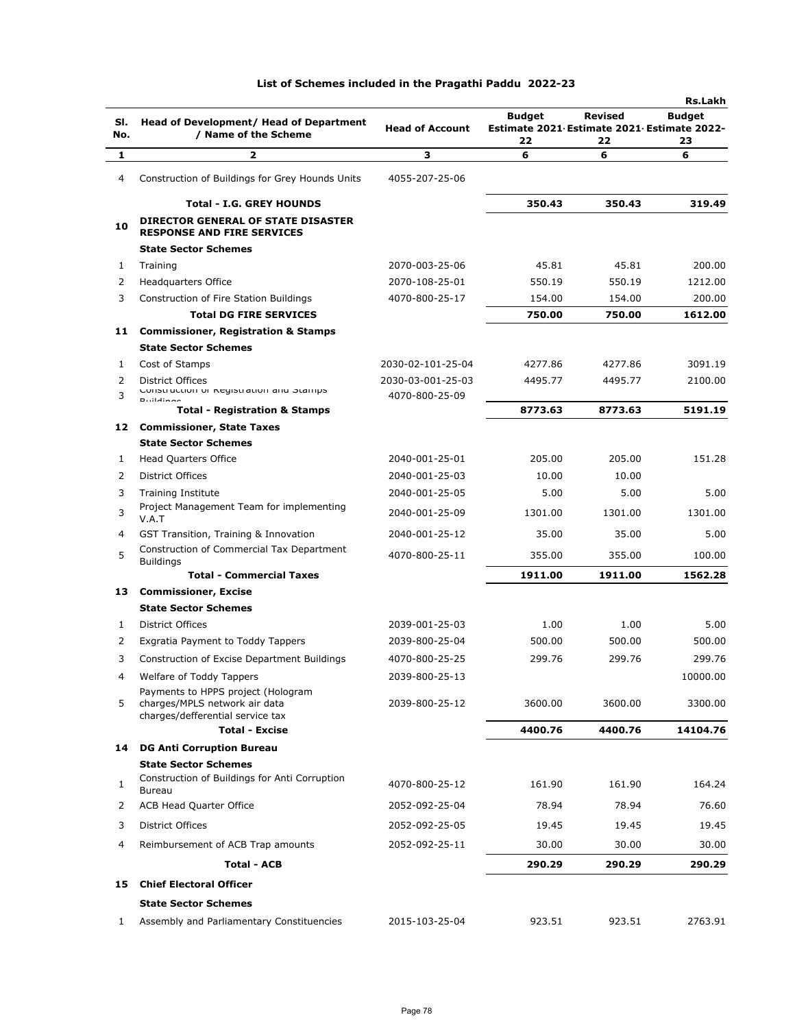# List of Schemes included in the Pragathi Paddu 2022-23

Rs.Lakh

| Sl. No. | Head of Development/ Head of Department / Name of the Scheme | Head of Account | Budget Estimate 2021-22 | Revised Estimate 2021-22 | Budget Estimate 2022-23 |
|---|---|---|---|---|---|
| 1 | 2 | 3 | 6 | 6 | 6 |
| 4 | Construction of Buildings for Grey Hounds Units | 4055-207-25-06 | | | |
| | **Total - I.G. GREY HOUNDS** | | **350.43** | **350.43** | **319.49** |
| **10** | **DIRECTOR GENERAL OF STATE DISASTER RESPONSE AND FIRE SERVICES** | | | | |
| | **State Sector Schemes** | | | | |
| 1 | Training | 2070-003-25-06 | 45.81 | 45.81 | 200.00 |
| 2 | Headquarters Office | 2070-108-25-01 | 550.19 | 550.19 | 1212.00 |
| 3 | Construction of Fire Station Buildings | 4070-800-25-17 | 154.00 | 154.00 | 200.00 |
| | **Total DG FIRE SERVICES** | | **750.00** | **750.00** | **1612.00** |
| **11** | **Commissioner, Registration & Stamps** | | | | |
| | **State Sector Schemes** | | | | |
| 1 | Cost of Stamps | 2030-02-101-25-04 | 4277.86 | 4277.86 | 3091.19 |
| 2 | District Offices | 2030-03-001-25-03 | 4495.77 | 4495.77 | 2100.00 |
| 3 | Construction of Registration and Stamps Buildings | 4070-800-25-09 | | | |
| | **Total - Registration & Stamps** | | **8773.63** | **8773.63** | **5191.19** |
| **12** | **Commissioner, State Taxes** | | | | |
| | **State Sector Schemes** | | | | |
| 1 | Head Quarters Office | 2040-001-25-01 | 205.00 | 205.00 | 151.28 |
| 2 | District Offices | 2040-001-25-03 | 10.00 | 10.00 | |
| 3 | Training Institute | 2040-001-25-05 | 5.00 | 5.00 | 5.00 |
| 3 | Project Management Team for implementing V.A.T | 2040-001-25-09 | 1301.00 | 1301.00 | 1301.00 |
| 4 | GST Transition, Training & Innovation | 2040-001-25-12 | 35.00 | 35.00 | 5.00 |
| 5 | Construction of Commercial Tax Department Buildings | 4070-800-25-11 | 355.00 | 355.00 | 100.00 |
| | **Total - Commercial Taxes** | | **1911.00** | **1911.00** | **1562.28** |
| **13** | **Commissioner, Excise** | | | | |
| | **State Sector Schemes** | | | | |
| 1 | District Offices | 2039-001-25-03 | 1.00 | 1.00 | 5.00 |
| 2 | Exgratia Payment to Toddy Tappers | 2039-800-25-04 | 500.00 | 500.00 | 500.00 |
| 3 | Construction of Excise Department Buildings | 4070-800-25-25 | 299.76 | 299.76 | 299.76 |
| 4 | Welfare of Toddy Tappers | 2039-800-25-13 | | | 10000.00 |
| 5 | Payments to HPPS project (Hologram charges/MPLS network air data charges/defferential service tax | 2039-800-25-12 | 3600.00 | 3600.00 | 3300.00 |
| | **Total - Excise** | | **4400.76** | **4400.76** | **14104.76** |
| **14** | **DG Anti Corruption Bureau** | | | | |
| | **State Sector Schemes** | | | | |
| 1 | Construction of Buildings for Anti Corruption Bureau | 4070-800-25-12 | 161.90 | 161.90 | 164.24 |
| 2 | ACB Head Quarter Office | 2052-092-25-04 | 78.94 | 78.94 | 76.60 |
| 3 | District Offices | 2052-092-25-05 | 19.45 | 19.45 | 19.45 |
| 4 | Reimbursement of ACB Trap amounts | 2052-092-25-11 | 30.00 | 30.00 | 30.00 |
| | **Total - ACB** | | **290.29** | **290.29** | **290.29** |
| **15** | **Chief Electoral Officer** | | | | |
| | **State Sector Schemes** | | | | |
| 1 | Assembly and Parliamentary Constituencies | 2015-103-25-04 | 923.51 | 923.51 | 2763.91 |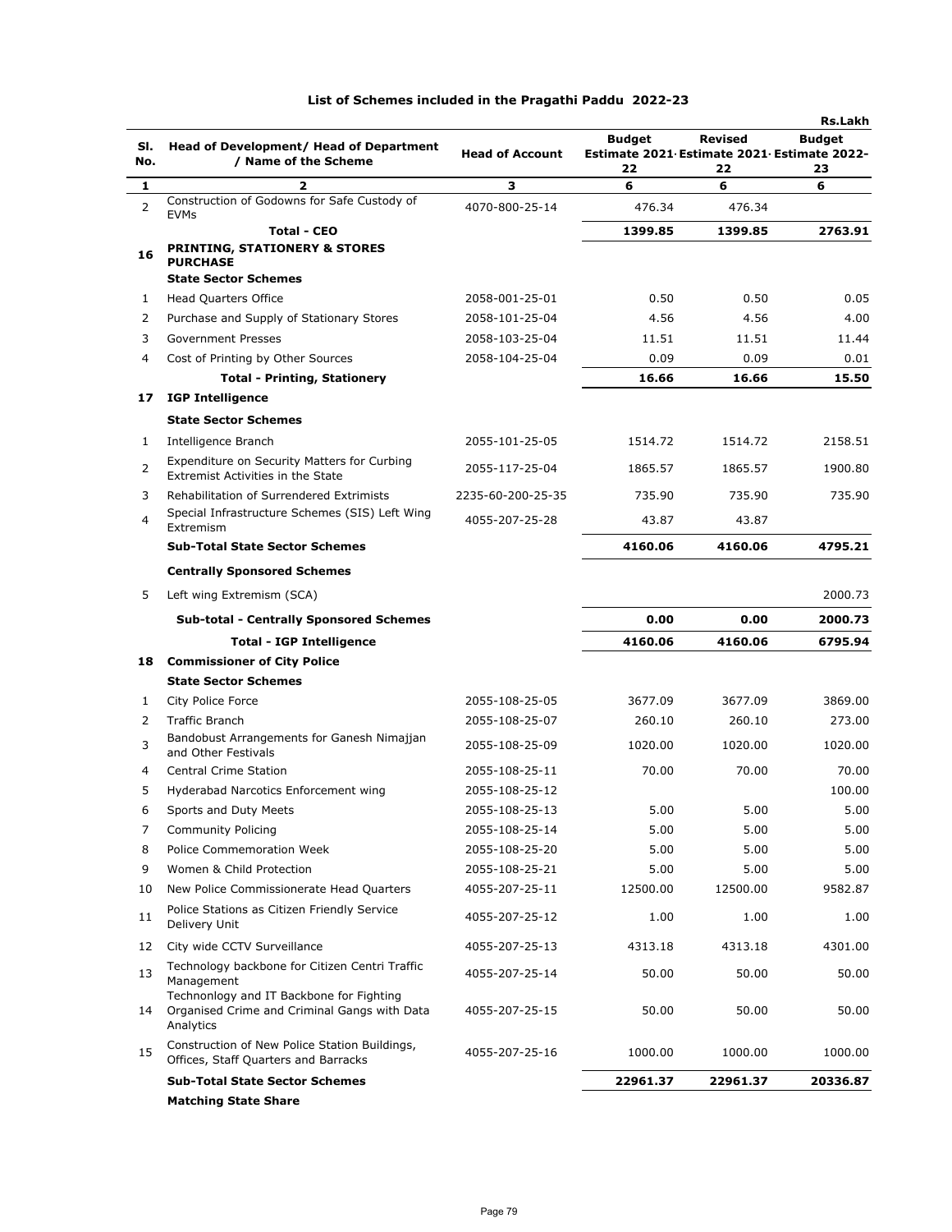## List of Schemes included in the Pragathi Paddu 2022-23

Rs.Lakh

| Sl. No. | Head of Development/ Head of Department / Name of the Scheme | Head of Account | Budget Estimate 2021-22 | Revised Estimate 2021-22 | Budget Estimate 2022-23 |
|---|---|---|---|---|---|
| 1 | 2 | 3 | 6 | 6 | 6 |
| 2 | Construction of Godowns for Safe Custody of EVMs | 4070-800-25-14 | 476.34 | 476.34 | |
| | **Total - CEO** | | **1399.85** | **1399.85** | **2763.91** |
| **16** | **PRINTING, STATIONERY & STORES PURCHASE** | | | | |
| | **State Sector Schemes** | | | | |
| 1 | Head Quarters Office | 2058-001-25-01 | 0.50 | 0.50 | 0.05 |
| 2 | Purchase and Supply of Stationary Stores | 2058-101-25-04 | 4.56 | 4.56 | 4.00 |
| 3 | Government Presses | 2058-103-25-04 | 11.51 | 11.51 | 11.44 |
| 4 | Cost of Printing by Other Sources | 2058-104-25-04 | 0.09 | 0.09 | 0.01 |
| | **Total - Printing, Stationery** | | **16.66** | **16.66** | **15.50** |
| **17** | **IGP Intelligence** | | | | |
| | **State Sector Schemes** | | | | |
| 1 | Intelligence Branch | 2055-101-25-05 | 1514.72 | 1514.72 | 2158.51 |
| 2 | Expenditure on Security Matters for Curbing Extremist Activities in the State | 2055-117-25-04 | 1865.57 | 1865.57 | 1900.80 |
| 3 | Rehabilitation of Surrendered Extrimists | 2235-60-200-25-35 | 735.90 | 735.90 | 735.90 |
| 4 | Special Infrastructure Schemes (SIS) Left Wing Extremism | 4055-207-25-28 | 43.87 | 43.87 | |
| | **Sub-Total State Sector Schemes** | | **4160.06** | **4160.06** | **4795.21** |
| | **Centrally Sponsored Schemes** | | | | |
| 5 | Left wing Extremism (SCA) | | | | 2000.73 |
| | **Sub-total - Centrally Sponsored Schemes** | | **0.00** | **0.00** | **2000.73** |
| | **Total - IGP Intelligence** | | **4160.06** | **4160.06** | **6795.94** |
| **18** | **Commissioner of City Police** | | | | |
| | **State Sector Schemes** | | | | |
| 1 | City Police Force | 2055-108-25-05 | 3677.09 | 3677.09 | 3869.00 |
| 2 | Traffic Branch | 2055-108-25-07 | 260.10 | 260.10 | 273.00 |
| 3 | Bandobust Arrangements for Ganesh Nimajjan and Other Festivals | 2055-108-25-09 | 1020.00 | 1020.00 | 1020.00 |
| 4 | Central Crime Station | 2055-108-25-11 | 70.00 | 70.00 | 70.00 |
| 5 | Hyderabad Narcotics Enforcement wing | 2055-108-25-12 | | | 100.00 |
| 6 | Sports and Duty Meets | 2055-108-25-13 | 5.00 | 5.00 | 5.00 |
| 7 | Community Policing | 2055-108-25-14 | 5.00 | 5.00 | 5.00 |
| 8 | Police Commemoration Week | 2055-108-25-20 | 5.00 | 5.00 | 5.00 |
| 9 | Women & Child Protection | 2055-108-25-21 | 5.00 | 5.00 | 5.00 |
| 10 | New Police Commissionerate Head Quarters | 4055-207-25-11 | 12500.00 | 12500.00 | 9582.87 |
| 11 | Police Stations as Citizen Friendly Service Delivery Unit | 4055-207-25-12 | 1.00 | 1.00 | 1.00 |
| 12 | City wide CCTV Surveillance | 4055-207-25-13 | 4313.18 | 4313.18 | 4301.00 |
| 13 | Technology backbone for Citizen Centri Traffic Management | 4055-207-25-14 | 50.00 | 50.00 | 50.00 |
| 14 | Technonlogy and IT Backbone for Fighting Organised Crime and Criminal Gangs with Data Analytics | 4055-207-25-15 | 50.00 | 50.00 | 50.00 |
| 15 | Construction of New Police Station Buildings, Offices, Staff Quarters and Barracks | 4055-207-25-16 | 1000.00 | 1000.00 | 1000.00 |
| | **Sub-Total State Sector Schemes** | | **22961.37** | **22961.37** | **20336.87** |
| | **Matching State Share** | | | | |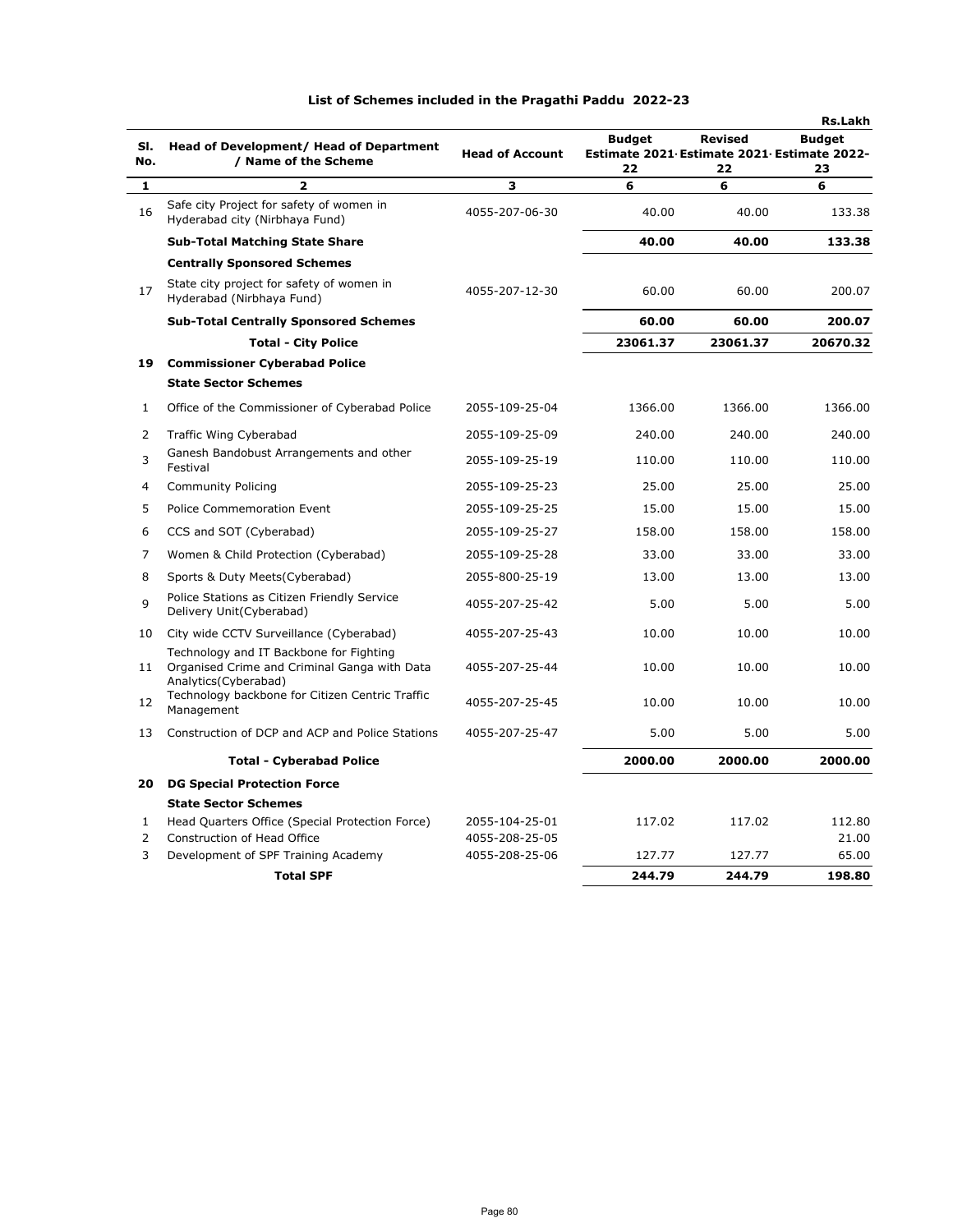# List of Schemes included in the Pragathi Paddu 2022-23

Rs.Lakh

| Sl. No. | Head of Development/ Head of Department / Name of the Scheme | Head of Account | Budget Estimate 2021-22 | Revised Estimate 2021-22 | Budget Estimate 2022-23 |
|---|---|---|---|---|---|
| 1 | 2 | 3 | 6 | 6 | 6 |
| 16 | Safe city Project for safety of women in Hyderabad city (Nirbhaya Fund) | 4055-207-06-30 | 40.00 | 40.00 | 133.38 |
| | **Sub-Total Matching State Share** | | **40.00** | **40.00** | **133.38** |
| | **Centrally Sponsored Schemes** | | | | |
| 17 | State city project for safety of women in Hyderabad (Nirbhaya Fund) | 4055-207-12-30 | 60.00 | 60.00 | 200.07 |
| | **Sub-Total Centrally Sponsored Schemes** | | **60.00** | **60.00** | **200.07** |
| | **Total - City Police** | | **23061.37** | **23061.37** | **20670.32** |
| **19** | **Commissioner Cyberabad Police** | | | | |
| | **State Sector Schemes** | | | | |
| 1 | Office of the Commissioner of Cyberabad Police | 2055-109-25-04 | 1366.00 | 1366.00 | 1366.00 |
| 2 | Traffic Wing Cyberabad | 2055-109-25-09 | 240.00 | 240.00 | 240.00 |
| 3 | Ganesh Bandobust Arrangements and other Festival | 2055-109-25-19 | 110.00 | 110.00 | 110.00 |
| 4 | Community Policing | 2055-109-25-23 | 25.00 | 25.00 | 25.00 |
| 5 | Police Commemoration Event | 2055-109-25-25 | 15.00 | 15.00 | 15.00 |
| 6 | CCS and SOT (Cyberabad) | 2055-109-25-27 | 158.00 | 158.00 | 158.00 |
| 7 | Women & Child Protection (Cyberabad) | 2055-109-25-28 | 33.00 | 33.00 | 33.00 |
| 8 | Sports & Duty Meets(Cyberabad) | 2055-800-25-19 | 13.00 | 13.00 | 13.00 |
| 9 | Police Stations as Citizen Friendly Service Delivery Unit(Cyberabad) | 4055-207-25-42 | 5.00 | 5.00 | 5.00 |
| 10 | City wide CCTV Surveillance (Cyberabad) | 4055-207-25-43 | 10.00 | 10.00 | 10.00 |
| 11 | Technology and IT Backbone for Fighting Organised Crime and Criminal Ganga with Data Analytics(Cyberabad) | 4055-207-25-44 | 10.00 | 10.00 | 10.00 |
| 12 | Technology backbone for Citizen Centric Traffic Management | 4055-207-25-45 | 10.00 | 10.00 | 10.00 |
| 13 | Construction of DCP and ACP and Police Stations | 4055-207-25-47 | 5.00 | 5.00 | 5.00 |
| | **Total - Cyberabad Police** | | **2000.00** | **2000.00** | **2000.00** |
| **20** | **DG Special Protection Force** | | | | |
| | **State Sector Schemes** | | | | |
| 1 | Head Quarters Office (Special Protection Force) | 2055-104-25-01 | 117.02 | 117.02 | 112.80 |
| 2 | Construction of Head Office | 4055-208-25-05 | | | 21.00 |
| 3 | Development of SPF Training Academy | 4055-208-25-06 | 127.77 | 127.77 | 65.00 |
| | **Total SPF** | | **244.79** | **244.79** | **198.80** |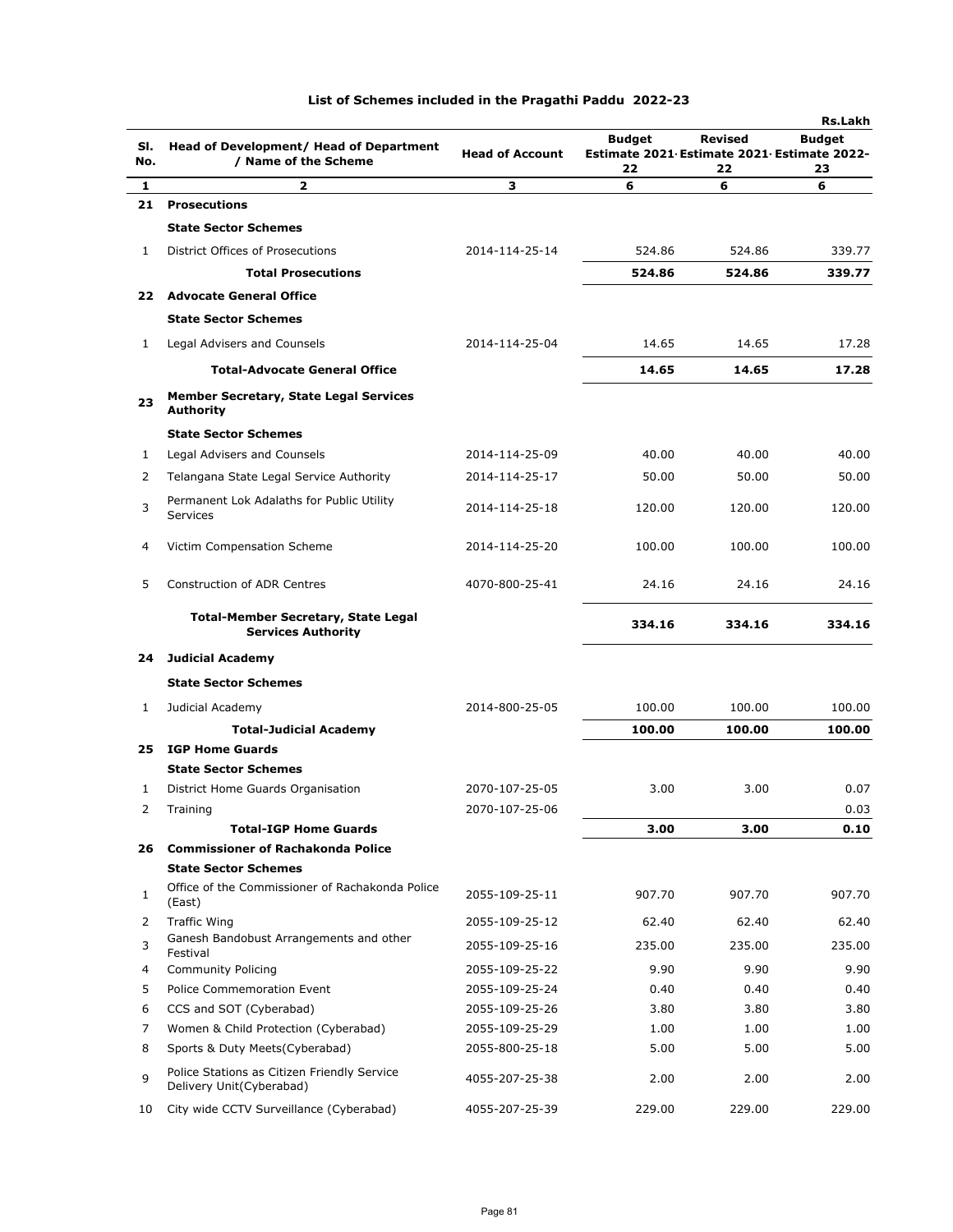## List of Schemes included in the Pragathi Paddu 2022-23

Rs.Lakh

| Sl. No. | Head of Development/ Head of Department / Name of the Scheme | Head of Account | Budget Estimate 2021-22 | Revised Estimate 2021-22 | Budget Estimate 2022-23 |
|---|---|---|---|---|---|
| 1 | 2 | 3 | 6 | 6 | 6 |
| **21** | **Prosecutions** | | | | |
| | **State Sector Schemes** | | | | |
| 1 | District Offices of Prosecutions | 2014-114-25-14 | 524.86 | 524.86 | 339.77 |
| | **Total Prosecutions** | | **524.86** | **524.86** | **339.77** |
| **22** | **Advocate General Office** | | | | |
| | **State Sector Schemes** | | | | |
| 1 | Legal Advisers and Counsels | 2014-114-25-04 | 14.65 | 14.65 | 17.28 |
| | **Total-Advocate General Office** | | **14.65** | **14.65** | **17.28** |
| **23** | **Member Secretary, State Legal Services Authority** | | | | |
| | **State Sector Schemes** | | | | |
| 1 | Legal Advisers and Counsels | 2014-114-25-09 | 40.00 | 40.00 | 40.00 |
| 2 | Telangana State Legal Service Authority | 2014-114-25-17 | 50.00 | 50.00 | 50.00 |
| 3 | Permanent Lok Adalaths for Public Utility Services | 2014-114-25-18 | 120.00 | 120.00 | 120.00 |
| 4 | Victim Compensation Scheme | 2014-114-25-20 | 100.00 | 100.00 | 100.00 |
| 5 | Construction of ADR Centres | 4070-800-25-41 | 24.16 | 24.16 | 24.16 |
| | **Total-Member Secretary, State Legal Services Authority** | | **334.16** | **334.16** | **334.16** |
| **24** | **Judicial Academy** | | | | |
| | **State Sector Schemes** | | | | |
| 1 | Judicial Academy | 2014-800-25-05 | 100.00 | 100.00 | 100.00 |
| | **Total-Judicial Academy** | | **100.00** | **100.00** | **100.00** |
| **25** | **IGP Home Guards** | | | | |
| | **State Sector Schemes** | | | | |
| 1 | District Home Guards Organisation | 2070-107-25-05 | 3.00 | 3.00 | 0.07 |
| 2 | Training | 2070-107-25-06 | | | 0.03 |
| | **Total-IGP Home Guards** | | **3.00** | **3.00** | **0.10** |
| **26** | **Commissioner of Rachakonda Police** | | | | |
| | **State Sector Schemes** | | | | |
| 1 | Office of the Commissioner of Rachakonda Police (East) | 2055-109-25-11 | 907.70 | 907.70 | 907.70 |
| 2 | Traffic Wing | 2055-109-25-12 | 62.40 | 62.40 | 62.40 |
| 3 | Ganesh Bandobust Arrangements and other Festival | 2055-109-25-16 | 235.00 | 235.00 | 235.00 |
| 4 | Community Policing | 2055-109-25-22 | 9.90 | 9.90 | 9.90 |
| 5 | Police Commemoration Event | 2055-109-25-24 | 0.40 | 0.40 | 0.40 |
| 6 | CCS and SOT (Cyberabad) | 2055-109-25-26 | 3.80 | 3.80 | 3.80 |
| 7 | Women & Child Protection (Cyberabad) | 2055-109-25-29 | 1.00 | 1.00 | 1.00 |
| 8 | Sports & Duty Meets(Cyberabad) | 2055-800-25-18 | 5.00 | 5.00 | 5.00 |
| 9 | Police Stations as Citizen Friendly Service Delivery Unit(Cyberabad) | 4055-207-25-38 | 2.00 | 2.00 | 2.00 |
| 10 | City wide CCTV Surveillance (Cyberabad) | 4055-207-25-39 | 229.00 | 229.00 | 229.00 |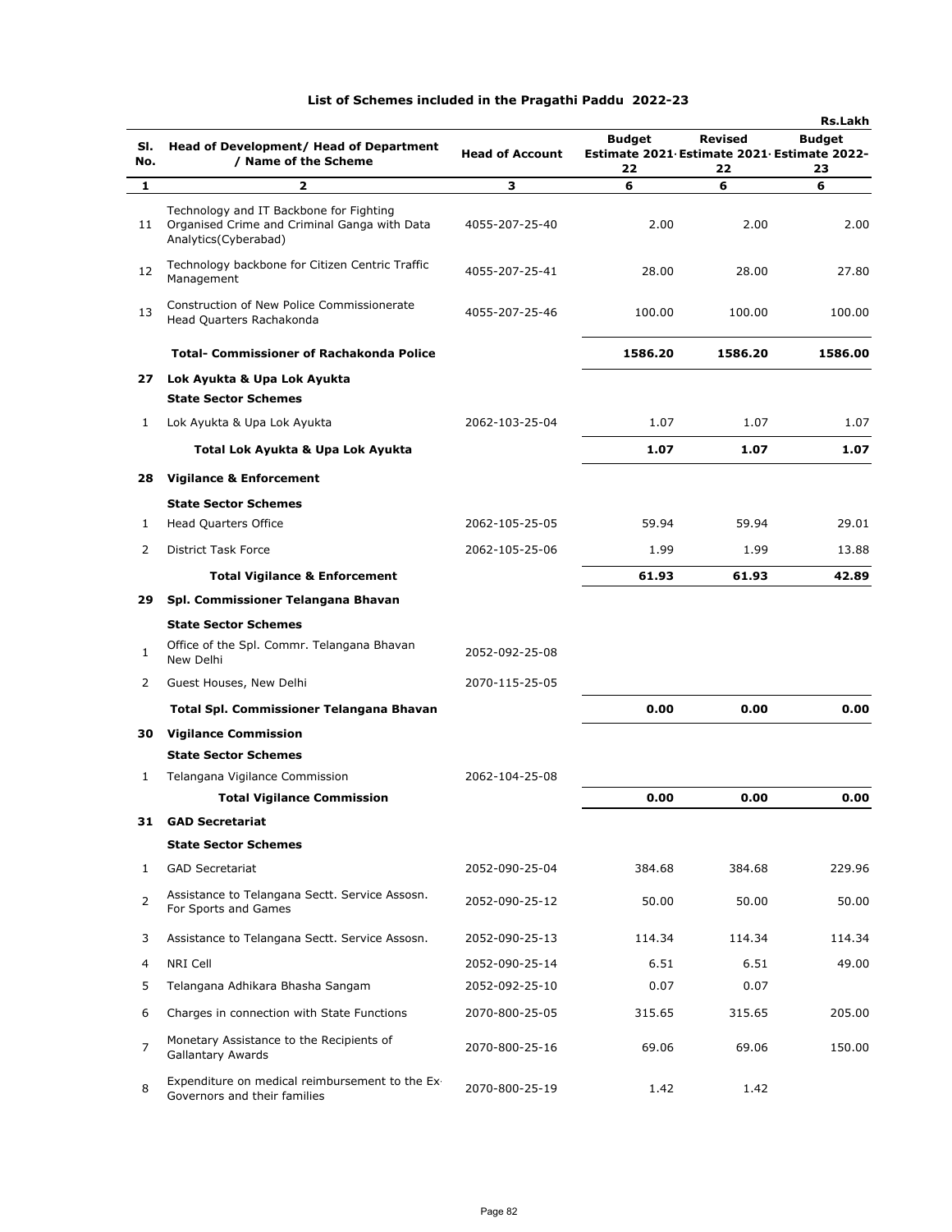# List of Schemes included in the Pragathi Paddu 2022-23

Rs.Lakh

| Sl. No. | Head of Development/ Head of Department / Name of the Scheme | Head of Account | Budget Estimate 2021-22 | Revised Estimate 2021-22 | Budget Estimate 2022-23 |
|---|---|---|---|---|---|
| 1 | 2 | 3 | 6 | 6 | 6 |
| 11 | Technology and IT Backbone for Fighting Organised Crime and Criminal Ganga with Data Analytics(Cyberabad) | 4055-207-25-40 | 2.00 | 2.00 | 2.00 |
| 12 | Technology backbone for Citizen Centric Traffic Management | 4055-207-25-41 | 28.00 | 28.00 | 27.80 |
| 13 | Construction of New Police Commissionerate Head Quarters Rachakonda | 4055-207-25-46 | 100.00 | 100.00 | 100.00 |
| | **Total- Commissioner of Rachakonda Police** | | **1586.20** | **1586.20** | **1586.00** |
| **27** | **Lok Ayukta & Upa Lok Ayukta** | | | | |
| | **State Sector Schemes** | | | | |
| 1 | Lok Ayukta & Upa Lok Ayukta | 2062-103-25-04 | 1.07 | 1.07 | 1.07 |
| | **Total Lok Ayukta & Upa Lok Ayukta** | | **1.07** | **1.07** | **1.07** |
| **28** | **Vigilance & Enforcement** | | | | |
| | **State Sector Schemes** | | | | |
| 1 | Head Quarters Office | 2062-105-25-05 | 59.94 | 59.94 | 29.01 |
| 2 | District Task Force | 2062-105-25-06 | 1.99 | 1.99 | 13.88 |
| | **Total Vigilance & Enforcement** | | **61.93** | **61.93** | **42.89** |
| **29** | **Spl. Commissioner Telangana Bhavan** | | | | |
| | **State Sector Schemes** | | | | |
| 1 | Office of the Spl. Commr. Telangana Bhavan New Delhi | 2052-092-25-08 | | | |
| 2 | Guest Houses, New Delhi | 2070-115-25-05 | | | |
| | **Total Spl. Commissioner Telangana Bhavan** | | **0.00** | **0.00** | **0.00** |
| **30** | **Vigilance Commission** | | | | |
| | **State Sector Schemes** | | | | |
| 1 | Telangana Vigilance Commission | 2062-104-25-08 | | | |
| | **Total Vigilance Commission** | | **0.00** | **0.00** | **0.00** |
| **31** | **GAD Secretariat** | | | | |
| | **State Sector Schemes** | | | | |
| 1 | GAD Secretariat | 2052-090-25-04 | 384.68 | 384.68 | 229.96 |
| 2 | Assistance to Telangana Sectt. Service Assosn. For Sports and Games | 2052-090-25-12 | 50.00 | 50.00 | 50.00 |
| 3 | Assistance to Telangana Sectt. Service Assosn. | 2052-090-25-13 | 114.34 | 114.34 | 114.34 |
| 4 | NRI Cell | 2052-090-25-14 | 6.51 | 6.51 | 49.00 |
| 5 | Telangana Adhikara Bhasha Sangam | 2052-092-25-10 | 0.07 | 0.07 | |
| 6 | Charges in connection with State Functions | 2070-800-25-05 | 315.65 | 315.65 | 205.00 |
| 7 | Monetary Assistance to the Recipients of Gallantary Awards | 2070-800-25-16 | 69.06 | 69.06 | 150.00 |
| 8 | Expenditure on medical reimbursement to the Ex-Governors and their families | 2070-800-25-19 | 1.42 | 1.42 | |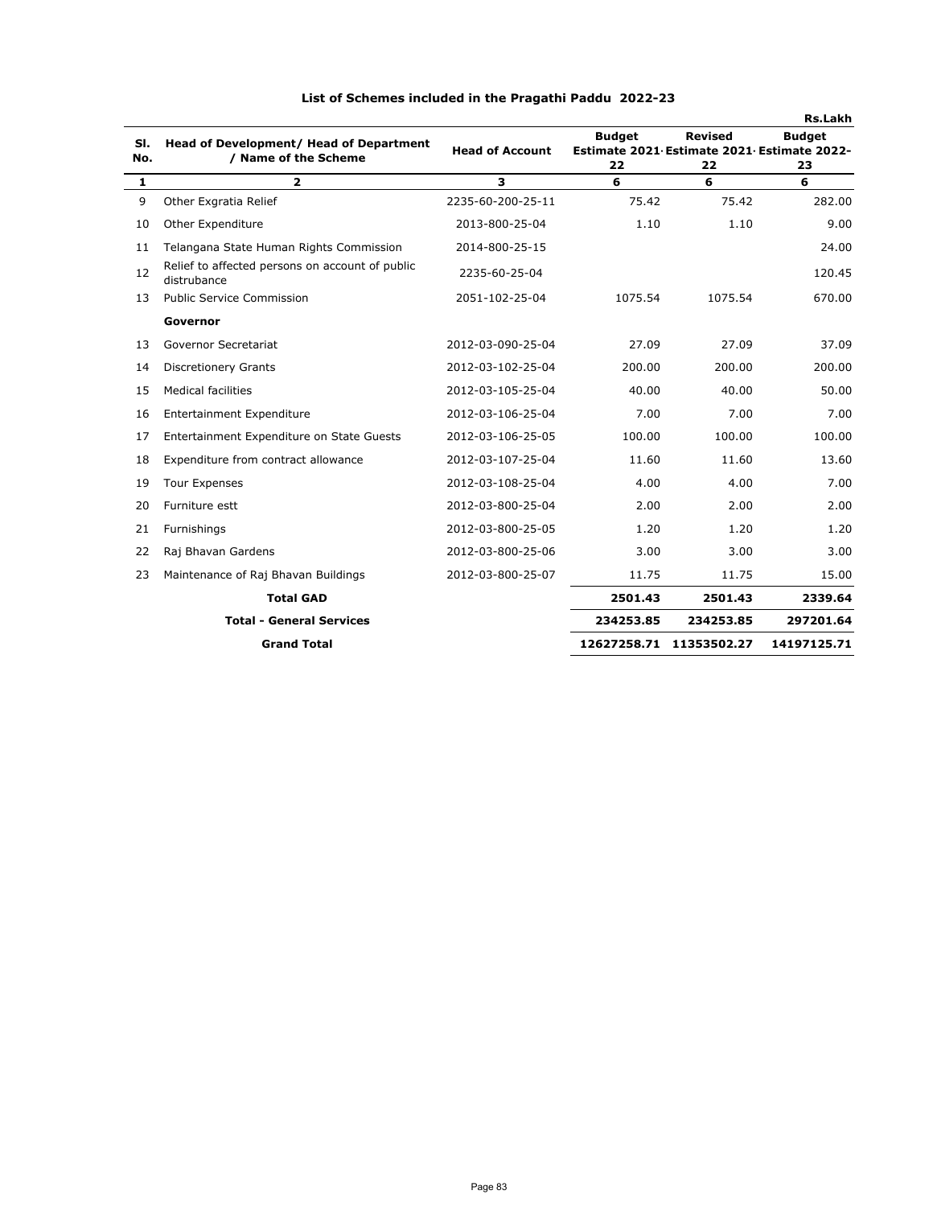## List of Schemes included in the Pragathi Paddu 2022-23

Rs.Lakh

| Sl. No. | Head of Development/ Head of Department / Name of the Scheme | Head of Account | Budget Estimate 2021-22 | Revised Estimate 2021-22 | Budget Estimate 2022-23 |
|---|---|---|---|---|---|
| 1 | 2 | 3 | 6 | 6 | 6 |
| 9 | Other Exgratia Relief | 2235-60-200-25-11 | 75.42 | 75.42 | 282.00 |
| 10 | Other Expenditure | 2013-800-25-04 | 1.10 | 1.10 | 9.00 |
| 11 | Telangana State Human Rights Commission | 2014-800-25-15 | | | 24.00 |
| 12 | Relief to affected persons on account of public distrubance | 2235-60-25-04 | | | 120.45 |
| 13 | Public Service Commission | 2051-102-25-04 | 1075.54 | 1075.54 | 670.00 |
| | **Governor** | | | | |
| 13 | Governor Secretariat | 2012-03-090-25-04 | 27.09 | 27.09 | 37.09 |
| 14 | Discretionery Grants | 2012-03-102-25-04 | 200.00 | 200.00 | 200.00 |
| 15 | Medical facilities | 2012-03-105-25-04 | 40.00 | 40.00 | 50.00 |
| 16 | Entertainment Expenditure | 2012-03-106-25-04 | 7.00 | 7.00 | 7.00 |
| 17 | Entertainment Expenditure on State Guests | 2012-03-106-25-05 | 100.00 | 100.00 | 100.00 |
| 18 | Expenditure from contract allowance | 2012-03-107-25-04 | 11.60 | 11.60 | 13.60 |
| 19 | Tour Expenses | 2012-03-108-25-04 | 4.00 | 4.00 | 7.00 |
| 20 | Furniture estt | 2012-03-800-25-04 | 2.00 | 2.00 | 2.00 |
| 21 | Furnishings | 2012-03-800-25-05 | 1.20 | 1.20 | 1.20 |
| 22 | Raj Bhavan Gardens | 2012-03-800-25-06 | 3.00 | 3.00 | 3.00 |
| 23 | Maintenance of Raj Bhavan Buildings | 2012-03-800-25-07 | 11.75 | 11.75 | 15.00 |
| | **Total GAD** | | **2501.43** | **2501.43** | **2339.64** |
| | **Total - General Services** | | **234253.85** | **234253.85** | **297201.64** |
| | **Grand Total** | | **12627258.71** | **11353502.27** | **14197125.71** |